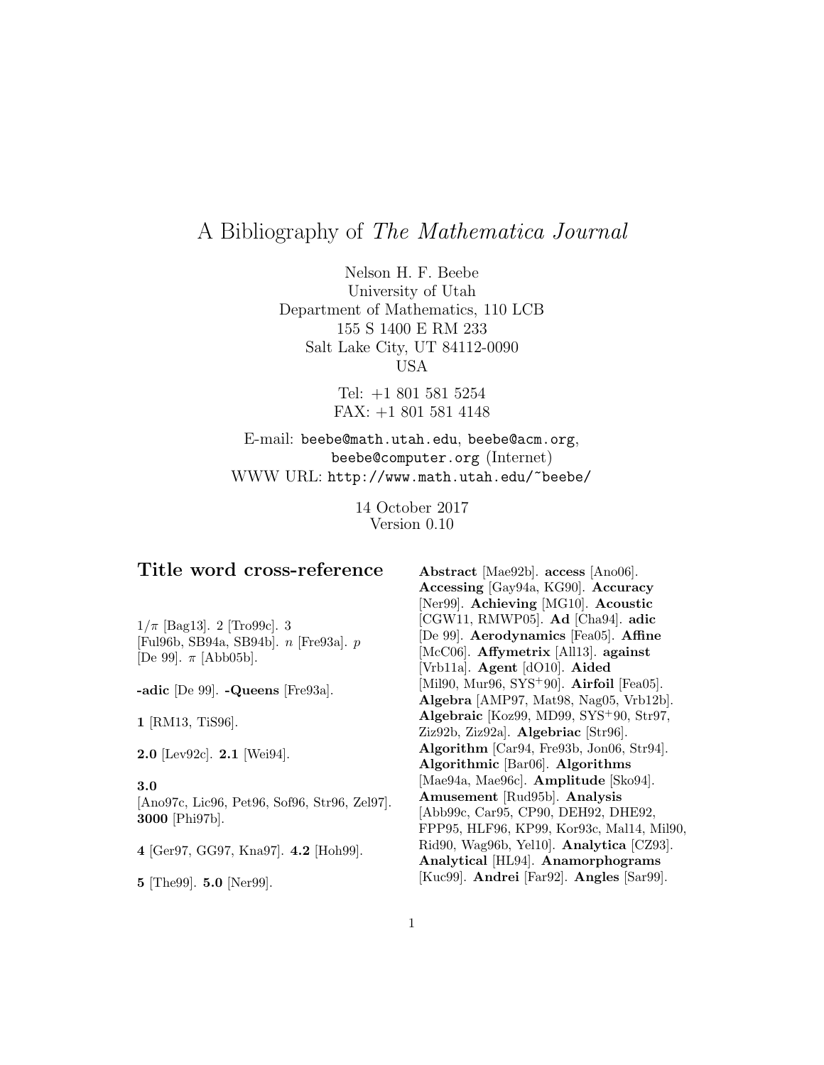# A Bibliography of *The Mathematica Journal*

Nelson H. F. Beebe
University of Utah
Department of Mathematics, 110 LCB
155 S 1400 E RM 233
Salt Lake City, UT 84112-0090
USA

Tel: +1 801 581 5254
FAX: +1 801 581 4148

E-mail: `beebe@math.utah.edu`, `beebe@acm.org`, `beebe@computer.org` (Internet)
WWW URL: `http://www.math.utah.edu/~beebe/`

14 October 2017
Version 0.10

## Title word cross-reference

$1/\pi$ [Bag13]. 2 [Tro99c]. 3 [Ful96b, SB94a, SB94b]. $n$ [Fre93a]. $p$ [De 99]. $\pi$ [Abb05b].

**-adic** [De 99]. **-Queens** [Fre93a].

**1** [RM13, TiS96].

**2.0** [Lev92c]. **2.1** [Wei94].

**3.0** [Ano97c, Lic96, Pet96, Sof96, Str96, Zel97]. **3000** [Phi97b].

**4** [Ger97, GG97, Kna97]. **4.2** [Hoh99].

**5** [The99]. **5.0** [Ner99].

**Abstract** [Mae92b]. **access** [Ano06]. **Accessing** [Gay94a, KG90]. **Accuracy** [Ner99]. **Achieving** [MG10]. **Acoustic** [CGW11, RMWP05]. **Ad** [Cha94]. **adic** [De 99]. **Aerodynamics** [Fea05]. **Affine** [McC06]. **Affymetrix** [All13]. **against** [Vrb11a]. **Agent** [dO10]. **Aided** [Mil90, Mur96, SYS+90]. **Airfoil** [Fea05]. **Algebra** [AMP97, Mat98, Nag05, Vrb12b]. **Algebraic** [Koz99, MD99, SYS+90, Str97, Ziz92b, Ziz92a]. **Algebriac** [Str96]. **Algorithm** [Car94, Fre93b, Jon06, Str94]. **Algorithmic** [Bar06]. **Algorithms** [Mae94a, Mae96c]. **Amplitude** [Sko94]. **Amusement** [Rud95b]. **Analysis** [Abb99c, Car95, CP90, DEH92, DHE92, FPP95, HLF96, KP99, Kor93c, Mal14, Mil90, Rid90, Wag96b, Yel10]. **Analytica** [CZ93]. **Analytical** [HL94]. **Anamorphograms** [Kuc99]. **Andrei** [Far92]. **Angles** [Sar99].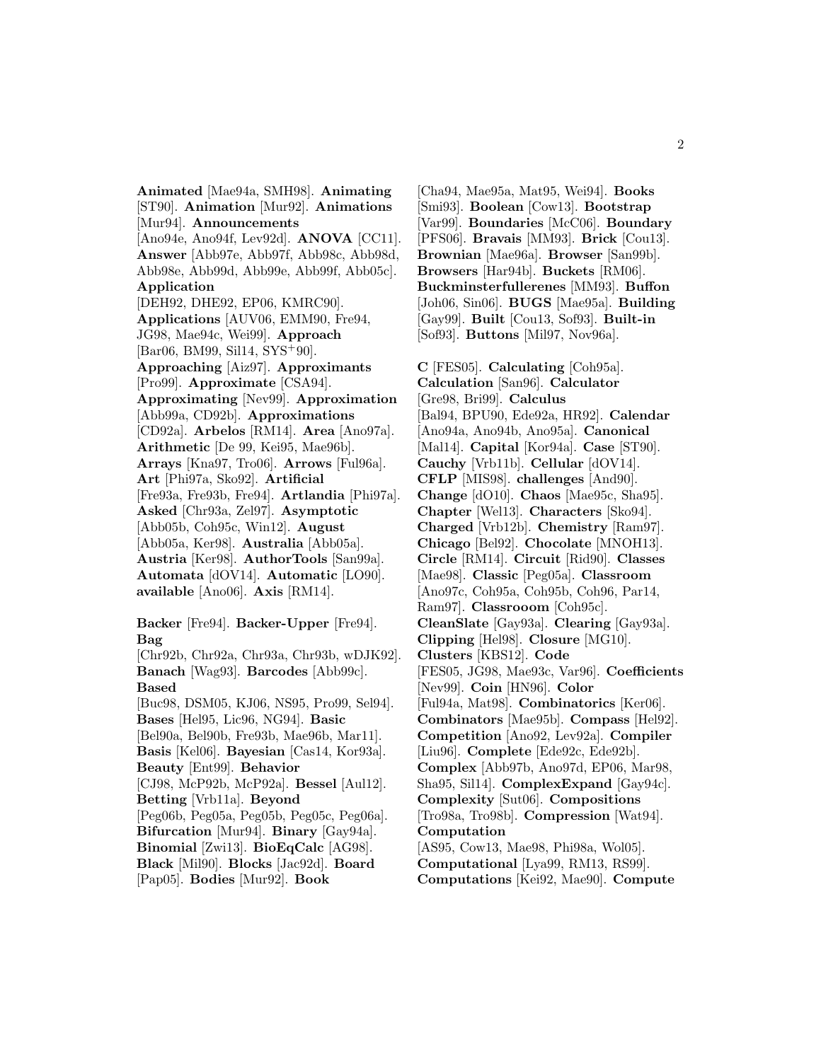**Animated** [Mae94a, SMH98]. **Animating** [ST90]. **Animation** [Mur92]. **Animations** [Mur94]. **Announcements** [Ano94e, Ano94f, Lev92d]. **ANOVA** [CC11]. **Answer** [Abb97e, Abb97f, Abb98c, Abb98d, Abb98e, Abb99d, Abb99e, Abb99f, Abb05c]. **Application** [DEH92, DHE92, EP06, KMRC90]. **Applications** [AUV06, EMM90, Fre94, JG98, Mae94c, Wei99]. **Approach** [Bar06, BM99, Sil14, SYS+90]. **Approaching** [Aiz97]. **Approximants** [Pro99]. **Approximate** [CSA94]. **Approximating** [Nev99]. **Approximation** [Abb99a, CD92b]. **Approximations** [CD92a]. **Arbelos** [RM14]. **Area** [Ano97a]. **Arithmetic** [De 99, Kei95, Mae96b]. **Arrays** [Kna97, Tro06]. **Arrows** [Ful96a]. **Art** [Phi97a, Sko92]. **Artificial** [Fre93a, Fre93b, Fre94]. **Artlandia** [Phi97a]. **Asked** [Chr93a, Zel97]. **Asymptotic** [Abb05b, Coh95c, Win12]. **August** [Abb05a, Ker98]. **Australia** [Abb05a]. **Austria** [Ker98]. **AuthorTools** [San99a]. **Automata** [dOV14]. **Automatic** [LO90]. **available** [Ano06]. **Axis** [RM14].

**Backer** [Fre94]. **Backer-Upper** [Fre94]. **Bag** [Chr92b, Chr92a, Chr93a, Chr93b, wDJK92]. **Banach** [Wag93]. **Barcodes** [Abb99c]. **Based** [Buc98, DSM05, KJ06, NS95, Pro99, Sel94]. **Bases** [Hel95, Lic96, NG94]. **Basic** [Bel90a, Bel90b, Fre93b, Mae96b, Mar11]. **Basis** [Kel06]. **Bayesian** [Cas14, Kor93a]. **Beauty** [Ent99]. **Behavior** [CJ98, McP92b, McP92a]. **Bessel** [Aul12]. **Betting** [Vrb11a]. **Beyond** [Peg06b, Peg05a, Peg05b, Peg05c, Peg06a]. **Bifurcation** [Mur94]. **Binary** [Gay94a]. **Binomial** [Zwi13]. **BioEqCalc** [AG98]. **Black** [Mil90]. **Blocks** [Jac92d]. **Board** [Pap05]. **Bodies** [Mur92]. **Book** [Cha94, Mae95a, Mat95, Wei94]. **Books** [Smi93]. **Boolean** [Cow13]. **Bootstrap** [Var99]. **Boundaries** [McC06]. **Boundary** [PFS06]. **Bravais** [MM93]. **Brick** [Cou13]. **Brownian** [Mae96a]. **Browser** [San99b]. **Browsers** [Har94b]. **Buckets** [RM06]. **Buckminsterfullerenes** [MM93]. **Buffon** [Joh06, Sin06]. **BUGS** [Mae95a]. **Building** [Gay99]. **Built** [Cou13, Sof93]. **Built-in** [Sof93]. **Buttons** [Mil97, Nov96a].

**C** [FES05]. **Calculating** [Coh95a]. **Calculation** [San96]. **Calculator** [Gre98, Bri99]. **Calculus** [Bal94, BPU90, Ede92a, HR92]. **Calendar** [Ano94a, Ano94b, Ano95a]. **Canonical** [Mal14]. **Capital** [Kor94a]. **Case** [ST90]. **Cauchy** [Vrb11b]. **Cellular** [dOV14]. **CFLP** [MIS98]. **challenges** [And90]. **Change** [dO10]. **Chaos** [Mae95c, Sha95]. **Chapter** [Wel13]. **Characters** [Sko94]. **Charged** [Vrb12b]. **Chemistry** [Ram97]. **Chicago** [Bel92]. **Chocolate** [MNOH13]. **Circle** [RM14]. **Circuit** [Rid90]. **Classes** [Mae98]. **Classic** [Peg05a]. **Classroom** [Ano97c, Coh95a, Coh95b, Coh96, Par14, Ram97]. **Classrooom** [Coh95c]. **CleanSlate** [Gay93a]. **Clearing** [Gay93a]. **Clipping** [Hel98]. **Closure** [MG10]. **Clusters** [KBS12]. **Code** [FES05, JG98, Mae93c, Var96]. **Coefficients** [Nev99]. **Coin** [HN96]. **Color** [Ful94a, Mat98]. **Combinatorics** [Ker06]. **Combinators** [Mae95b]. **Compass** [Hel92]. **Competition** [Ano92, Lev92a]. **Compiler** [Liu96]. **Complete** [Ede92c, Ede92b]. **Complex** [Abb97b, Ano97d, EP06, Mar98, Sha95, Sil14]. **ComplexExpand** [Gay94c]. **Complexity** [Sut06]. **Compositions** [Tro98a, Tro98b]. **Compression** [Wat94]. **Computation** [AS95, Cow13, Mae98, Phi98a, Wol05]. **Computational** [Lya99, RM13, RS99]. **Computations** [Kei92, Mae90]. **Compute**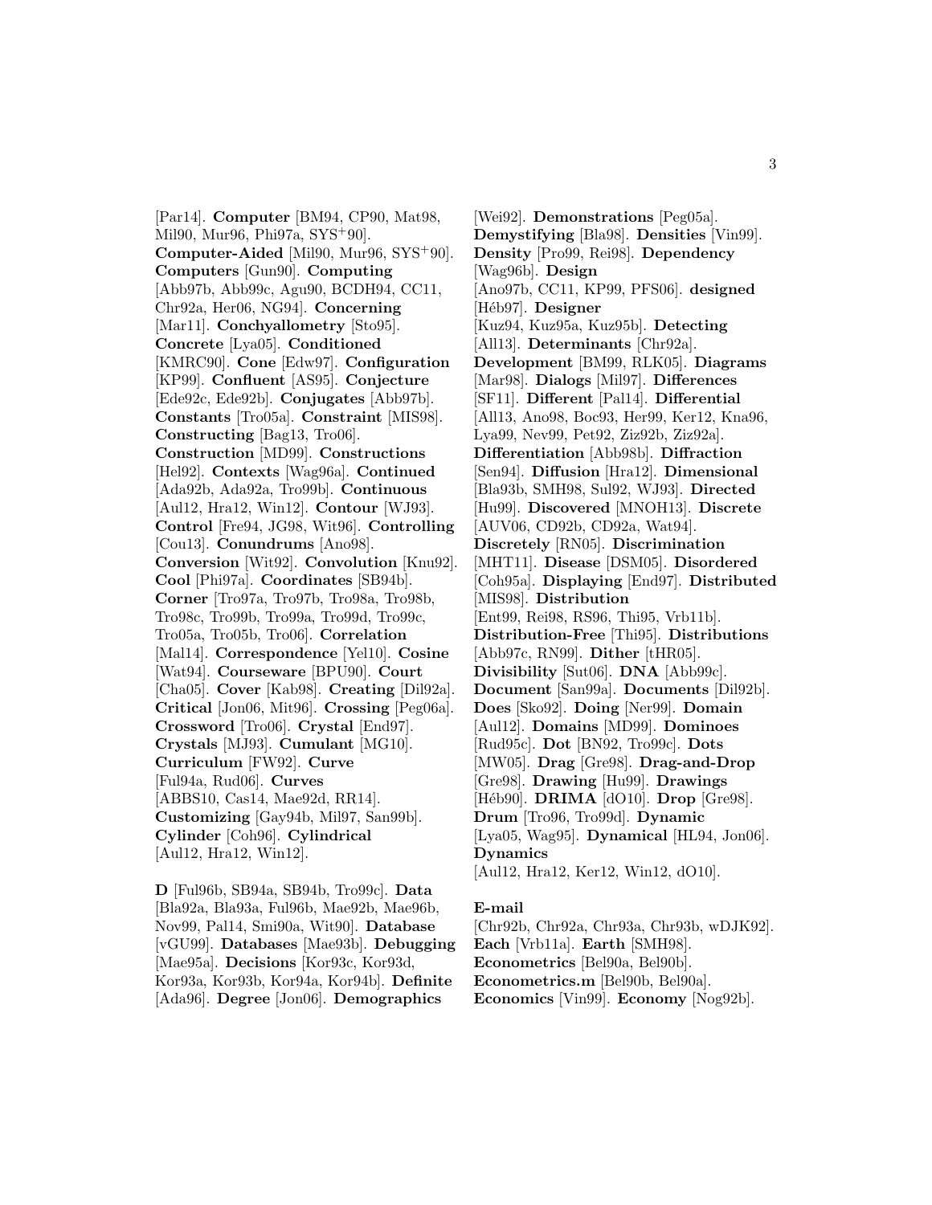[Par14]. **Computer** [BM94, CP90, Mat98, Mil90, Mur96, Phi97a, SYS+90]. **Computer-Aided** [Mil90, Mur96, SYS+90]. **Computers** [Gun90]. **Computing** [Abb97b, Abb99c, Agu90, BCDH94, CC11, Chr92a, Her06, NG94]. **Concerning** [Mar11]. **Conchyallometry** [Sto95]. **Concrete** [Lya05]. **Conditioned** [KMRC90]. **Cone** [Edw97]. **Configuration** [KP99]. **Confluent** [AS95]. **Conjecture** [Ede92c, Ede92b]. **Conjugates** [Abb97b]. **Constants** [Tro05a]. **Constraint** [MIS98]. **Constructing** [Bag13, Tro06]. **Construction** [MD99]. **Constructions** [Hel92]. **Contexts** [Wag96a]. **Continued** [Ada92b, Ada92a, Tro99b]. **Continuous** [Aul12, Hra12, Win12]. **Contour** [WJ93]. **Control** [Fre94, JG98, Wit96]. **Controlling** [Cou13]. **Conundrums** [Ano98]. **Conversion** [Wit92]. **Convolution** [Knu92]. **Cool** [Phi97a]. **Coordinates** [SB94b]. **Corner** [Tro97a, Tro97b, Tro98a, Tro98b, Tro98c, Tro99b, Tro99a, Tro99d, Tro99c, Tro05a, Tro05b, Tro06]. **Correlation** [Mal14]. **Correspondence** [Yel10]. **Cosine** [Wat94]. **Courseware** [BPU90]. **Court** [Cha05]. **Cover** [Kab98]. **Creating** [Dil92a]. **Critical** [Jon06, Mit96]. **Crossing** [Peg06a]. **Crossword** [Tro06]. **Crystal** [End97]. **Crystals** [MJ93]. **Cumulant** [MG10]. **Curriculum** [FW92]. **Curve** [Ful94a, Rud06]. **Curves** [ABBS10, Cas14, Mae92d, RR14]. **Customizing** [Gay94b, Mil97, San99b]. **Cylinder** [Coh96]. **Cylindrical** [Aul12, Hra12, Win12].

**D** [Ful96b, SB94a, SB94b, Tro99c]. **Data** [Bla92a, Bla93a, Ful96b, Mae92b, Mae96b, Nov99, Pal14, Smi90a, Wit90]. **Database** [vGU99]. **Databases** [Mae93b]. **Debugging** [Mae95a]. **Decisions** [Kor93c, Kor93d, Kor93a, Kor93b, Kor94a, Kor94b]. **Definite** [Ada96]. **Degree** [Jon06]. **Demographics** [Wei92]. **Demonstrations** [Peg05a]. **Demystifying** [Bla98]. **Densities** [Vin99]. **Density** [Pro99, Rei98]. **Dependency** [Wag96b]. **Design** [Ano97b, CC11, KP99, PFS06]. **designed** [Héb97]. **Designer** [Kuz94, Kuz95a, Kuz95b]. **Detecting** [All13]. **Determinants** [Chr92a]. **Development** [BM99, RLK05]. **Diagrams** [Mar98]. **Dialogs** [Mil97]. **Differences** [SF11]. **Different** [Pal14]. **Differential** [All13, Ano98, Boc93, Her99, Ker12, Kna96, Lya99, Nev99, Pet92, Ziz92b, Ziz92a]. **Differentiation** [Abb98b]. **Diffraction** [Sen94]. **Diffusion** [Hra12]. **Dimensional** [Bla93b, SMH98, Sul92, WJ93]. **Directed** [Hu99]. **Discovered** [MNOH13]. **Discrete** [AUV06, CD92b, CD92a, Wat94]. **Discretely** [RN05]. **Discrimination** [MHT11]. **Disease** [DSM05]. **Disordered** [Coh95a]. **Displaying** [End97]. **Distributed** [MIS98]. **Distribution** [Ent99, Rei98, RS96, Thi95, Vrb11b]. **Distribution-Free** [Thi95]. **Distributions** [Abb97c, RN99]. **Dither** [tHR05]. **Divisibility** [Sut06]. **DNA** [Abb99c]. **Document** [San99a]. **Documents** [Dil92b]. **Does** [Sko92]. **Doing** [Ner99]. **Domain** [Aul12]. **Domains** [MD99]. **Dominoes** [Rud95c]. **Dot** [BN92, Tro99c]. **Dots** [MW05]. **Drag** [Gre98]. **Drag-and-Drop** [Gre98]. **Drawing** [Hu99]. **Drawings** [Héb90]. **DRIMA** [dO10]. **Drop** [Gre98]. **Drum** [Tro96, Tro99d]. **Dynamic** [Lya05, Wag95]. **Dynamical** [HL94, Jon06]. **Dynamics** [Aul12, Hra12, Ker12, Win12, dO10].

**E-mail** [Chr92b, Chr92a, Chr93a, Chr93b, wDJK92]. **Each** [Vrb11a]. **Earth** [SMH98]. **Econometrics** [Bel90a, Bel90b]. **Econometrics.m** [Bel90b, Bel90a]. **Economics** [Vin99]. **Economy** [Nog92b].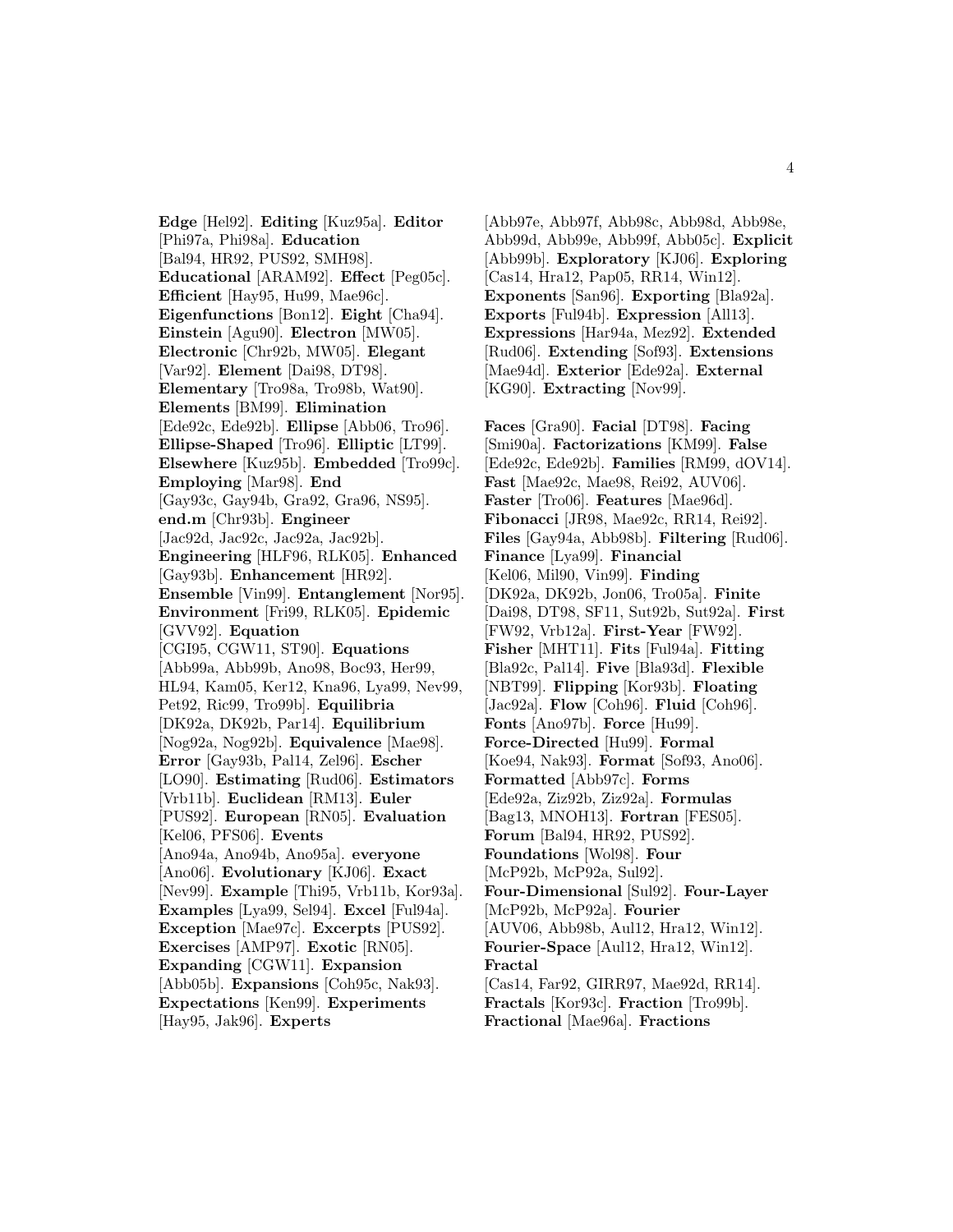**Edge** [Hel92]. **Editing** [Kuz95a]. **Editor** [Phi97a, Phi98a]. **Education** [Bal94, HR92, PUS92, SMH98]. **Educational** [ARAM92]. **Effect** [Peg05c]. **Efficient** [Hay95, Hu99, Mae96c]. **Eigenfunctions** [Bon12]. **Eight** [Cha94]. **Einstein** [Agu90]. **Electron** [MW05]. **Electronic** [Chr92b, MW05]. **Elegant** [Var92]. **Element** [Dai98, DT98]. **Elementary** [Tro98a, Tro98b, Wat90]. **Elements** [BM99]. **Elimination** [Ede92c, Ede92b]. **Ellipse** [Abb06, Tro96]. **Ellipse-Shaped** [Tro96]. **Elliptic** [LT99]. **Elsewhere** [Kuz95b]. **Embedded** [Tro99c]. **Employing** [Mar98]. **End** [Gay93c, Gay94b, Gra92, Gra96, NS95]. **end.m** [Chr93b]. **Engineer** [Jac92d, Jac92c, Jac92a, Jac92b]. **Engineering** [HLF96, RLK05]. **Enhanced** [Gay93b]. **Enhancement** [HR92]. **Ensemble** [Vin99]. **Entanglement** [Nor95]. **Environment** [Fri99, RLK05]. **Epidemic** [GVV92]. **Equation** [CGI95, CGW11, ST90]. **Equations** [Abb99a, Abb99b, Ano98, Boc93, Her99, HL94, Kam05, Ker12, Kna96, Lya99, Nev99, Pet92, Ric99, Tro99b]. **Equilibria** [DK92a, DK92b, Par14]. **Equilibrium** [Nog92a, Nog92b]. **Equivalence** [Mae98]. **Error** [Gay93b, Pal14, Zel96]. **Escher** [LO90]. **Estimating** [Rud06]. **Estimators** [Vrb11b]. **Euclidean** [RM13]. **Euler** [PUS92]. **European** [RN05]. **Evaluation** [Kel06, PFS06]. **Events** [Ano94a, Ano94b, Ano95a]. **everyone** [Ano06]. **Evolutionary** [KJ06]. **Exact** [Nev99]. **Example** [Thi95, Vrb11b, Kor93a]. **Examples** [Lya99, Sel94]. **Excel** [Ful94a]. **Exception** [Mae97c]. **Excerpts** [PUS92]. **Exercises** [AMP97]. **Exotic** [RN05]. **Expanding** [CGW11]. **Expansion** [Abb05b]. **Expansions** [Coh95c, Nak93]. **Expectations** [Ken99]. **Experiments** [Hay95, Jak96]. **Experts** [Abb97e, Abb97f, Abb98c, Abb98d, Abb98e, Abb99d, Abb99e, Abb99f, Abb05c]. **Explicit** [Abb99b]. **Exploratory** [KJ06]. **Exploring** [Cas14, Hra12, Pap05, RR14, Win12]. **Exponents** [San96]. **Exporting** [Bla92a]. **Exports** [Ful94b]. **Expression** [All13]. **Expressions** [Har94a, Mez92]. **Extended** [Rud06]. **Extending** [Sof93]. **Extensions** [Mae94d]. **Exterior** [Ede92a]. **External** [KG90]. **Extracting** [Nov99].

**Faces** [Gra90]. **Facial** [DT98]. **Facing** [Smi90a]. **Factorizations** [KM99]. **False** [Ede92c, Ede92b]. **Families** [RM99, dOV14]. **Fast** [Mae92c, Mae98, Rei92, AUV06]. **Faster** [Tro06]. **Features** [Mae96d]. **Fibonacci** [JR98, Mae92c, RR14, Rei92]. **Files** [Gay94a, Abb98b]. **Filtering** [Rud06]. **Finance** [Lya99]. **Financial** [Kel06, Mil90, Vin99]. **Finding** [DK92a, DK92b, Jon06, Tro05a]. **Finite** [Dai98, DT98, SF11, Sut92b, Sut92a]. **First** [FW92, Vrb12a]. **First-Year** [FW92]. **Fisher** [MHT11]. **Fits** [Ful94a]. **Fitting** [Bla92c, Pal14]. **Five** [Bla93d]. **Flexible** [NBT99]. **Flipping** [Kor93b]. **Floating** [Jac92a]. **Flow** [Coh96]. **Fluid** [Coh96]. **Fonts** [Ano97b]. **Force** [Hu99]. **Force-Directed** [Hu99]. **Formal** [Koe94, Nak93]. **Format** [Sof93, Ano06]. **Formatted** [Abb97c]. **Forms** [Ede92a, Ziz92b, Ziz92a]. **Formulas** [Bag13, MNOH13]. **Fortran** [FES05]. **Forum** [Bal94, HR92, PUS92]. **Foundations** [Wol98]. **Four** [McP92b, McP92a, Sul92]. **Four-Dimensional** [Sul92]. **Four-Layer** [McP92b, McP92a]. **Fourier** [AUV06, Abb98b, Aul12, Hra12, Win12]. **Fourier-Space** [Aul12, Hra12, Win12]. **Fractal** [Cas14, Far92, GIRR97, Mae92d, RR14]. **Fractals** [Kor93c]. **Fraction** [Tro99b]. **Fractional** [Mae96a]. **Fractions**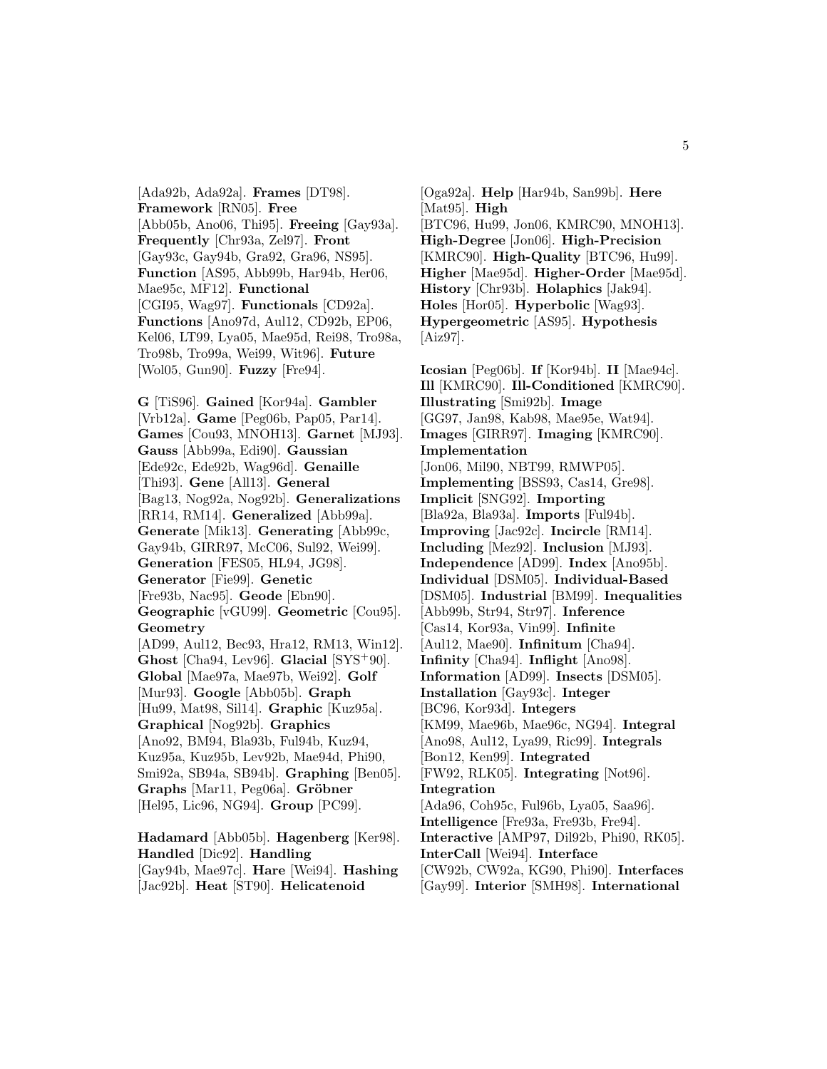[Ada92b, Ada92a]. **Frames** [DT98]. **Framework** [RN05]. **Free** [Abb05b, Ano06, Thi95]. **Freeing** [Gay93a]. **Frequently** [Chr93a, Zel97]. **Front** [Gay93c, Gay94b, Gra92, Gra96, NS95]. **Function** [AS95, Abb99b, Har94b, Her06, Mae95c, MF12]. **Functional** [CGI95, Wag97]. **Functionals** [CD92a]. **Functions** [Ano97d, Aul12, CD92b, EP06, Kel06, LT99, Lya05, Mae95d, Rei98, Tro98a, Tro98b, Tro99a, Wei99, Wit96]. **Future** [Wol05, Gun90]. **Fuzzy** [Fre94].

**G** [TiS96]. **Gained** [Kor94a]. **Gambler** [Vrb12a]. **Game** [Peg06b, Pap05, Par14]. **Games** [Cou93, MNOH13]. **Garnet** [MJ93]. **Gauss** [Abb99a, Edi90]. **Gaussian** [Ede92c, Ede92b, Wag96d]. **Genaille** [Thi93]. **Gene** [All13]. **General** [Bag13, Nog92a, Nog92b]. **Generalizations** [RR14, RM14]. **Generalized** [Abb99a]. **Generate** [Mik13]. **Generating** [Abb99c, Gay94b, GIRR97, McC06, Sul92, Wei99]. **Generation** [FES05, HL94, JG98]. **Generator** [Fie99]. **Genetic** [Fre93b, Nac95]. **Geode** [Ebn90]. **Geographic** [vGU99]. **Geometric** [Cou95]. **Geometry** [AD99, Aul12, Bec93, Hra12, RM13, Win12]. **Ghost** [Cha94, Lev96]. **Glacial** [SYS[+]90]. **Global** [Mae97a, Mae97b, Wei92]. **Golf** [Mur93]. **Google** [Abb05b]. **Graph** [Hu99, Mat98, Sil14]. **Graphic** [Kuz95a]. **Graphical** [Nog92b]. **Graphics** [Ano92, BM94, Bla93b, Ful94b, Kuz94, Kuz95a, Kuz95b, Lev92b, Mae94d, Phi90, Smi92a, SB94a, SB94b]. **Graphing** [Ben05]. **Graphs** [Mar11, Peg06a]. **Gröbner** [Hel95, Lic96, NG94]. **Group** [PC99].

**Hadamard** [Abb05b]. **Hagenberg** [Ker98]. **Handled** [Dic92]. **Handling** [Gay94b, Mae97c]. **Hare** [Wei94]. **Hashing** [Jac92b]. **Heat** [ST90]. **Helicatenoid** [Oga92a]. **Help** [Har94b, San99b]. **Here** [Mat95]. **High** [BTC96, Hu99, Jon06, KMRC90, MNOH13]. **High-Degree** [Jon06]. **High-Precision** [KMRC90]. **High-Quality** [BTC96, Hu99]. **Higher** [Mae95d]. **Higher-Order** [Mae95d]. **History** [Chr93b]. **Holaphics** [Jak94]. **Holes** [Hor05]. **Hyperbolic** [Wag93]. **Hypergeometric** [AS95]. **Hypothesis** [Aiz97].

**Icosian** [Peg06b]. **If** [Kor94b]. **II** [Mae94c]. **Ill** [KMRC90]. **Ill-Conditioned** [KMRC90]. **Illustrating** [Smi92b]. **Image** [GG97, Jan98, Kab98, Mae95e, Wat94]. **Images** [GIRR97]. **Imaging** [KMRC90]. **Implementation** [Jon06, Mil90, NBT99, RMWP05]. **Implementing** [BSS93, Cas14, Gre98]. **Implicit** [SNG92]. **Importing** [Bla92a, Bla93a]. **Imports** [Ful94b]. **Improving** [Jac92c]. **Incircle** [RM14]. **Including** [Mez92]. **Inclusion** [MJ93]. **Independence** [AD99]. **Index** [Ano95b]. **Individual** [DSM05]. **Individual-Based** [DSM05]. **Industrial** [BM99]. **Inequalities** [Abb99b, Str94, Str97]. **Inference** [Cas14, Kor93a, Vin99]. **Infinite** [Aul12, Mae90]. **Infinitum** [Cha94]. **Infinity** [Cha94]. **Inflight** [Ano98]. **Information** [AD99]. **Insects** [DSM05]. **Installation** [Gay93c]. **Integer** [BC96, Kor93d]. **Integers** [KM99, Mae96b, Mae96c, NG94]. **Integral** [Ano98, Aul12, Lya99, Ric99]. **Integrals** [Bon12, Ken99]. **Integrated** [FW92, RLK05]. **Integrating** [Not96]. **Integration** [Ada96, Coh95c, Ful96b, Lya05, Saa96]. **Intelligence** [Fre93a, Fre93b, Fre94]. **Interactive** [AMP97, Dil92b, Phi90, RK05]. **InterCall** [Wei94]. **Interface** [CW92b, CW92a, KG90, Phi90]. **Interfaces** [Gay99]. **Interior** [SMH98]. **International**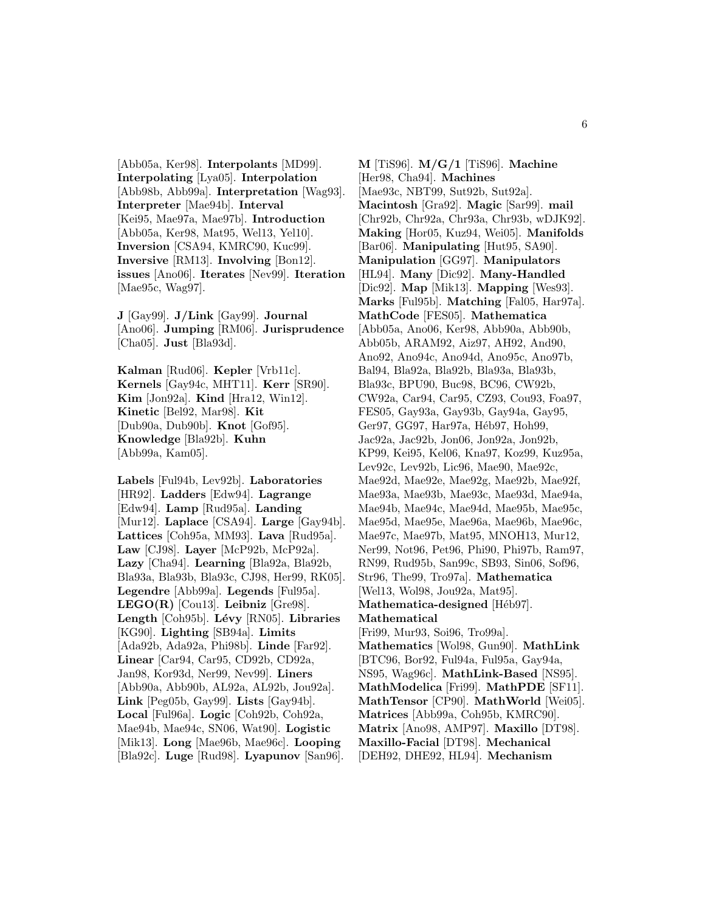[Abb05a, Ker98]. **Interpolants** [MD99]. **Interpolating** [Lya05]. **Interpolation** [Abb98b, Abb99a]. **Interpretation** [Wag93]. **Interpreter** [Mae94b]. **Interval** [Kei95, Mae97a, Mae97b]. **Introduction** [Abb05a, Ker98, Mat95, Wel13, Yel10]. **Inversion** [CSA94, KMRC90, Kuc99]. **Inversive** [RM13]. **Involving** [Bon12]. **issues** [Ano06]. **Iterates** [Nev99]. **Iteration** [Mae95c, Wag97].

**J** [Gay99]. **J/Link** [Gay99]. **Journal** [Ano06]. **Jumping** [RM06]. **Jurisprudence** [Cha05]. **Just** [Bla93d].

**Kalman** [Rud06]. **Kepler** [Vrb11c]. **Kernels** [Gay94c, MHT11]. **Kerr** [SR90]. **Kim** [Jon92a]. **Kind** [Hra12, Win12]. **Kinetic** [Bel92, Mar98]. **Kit** [Dub90a, Dub90b]. **Knot** [Gof95]. **Knowledge** [Bla92b]. **Kuhn** [Abb99a, Kam05].

**Labels** [Ful94b, Lev92b]. **Laboratories** [HR92]. **Ladders** [Edw94]. **Lagrange** [Edw94]. **Lamp** [Rud95a]. **Landing** [Mur12]. **Laplace** [CSA94]. **Large** [Gay94b]. **Lattices** [Coh95a, MM93]. **Lava** [Rud95a]. **Law** [CJ98]. **Layer** [McP92b, McP92a]. **Lazy** [Cha94]. **Learning** [Bla92a, Bla92b, Bla93a, Bla93b, Bla93c, CJ98, Her99, RK05]. **Legendre** [Abb99a]. **Legends** [Ful95a]. **LEGO(R)** [Cou13]. **Leibniz** [Gre98]. **Length** [Coh95b]. **Lévy** [RN05]. **Libraries** [KG90]. **Lighting** [SB94a]. **Limits** [Ada92b, Ada92a, Phi98b]. **Linde** [Far92]. **Linear** [Car94, Car95, CD92b, CD92a, Jan98, Kor93d, Ner99, Nev99]. **Liners** [Abb90a, Abb90b, AL92a, AL92b, Jou92a]. **Link** [Peg05b, Gay99]. **Lists** [Gay94b]. **Local** [Ful96a]. **Logic** [Coh92b, Coh92a, Mae94b, Mae94c, SN06, Wat90]. **Logistic** [Mik13]. **Long** [Mae96b, Mae96c]. **Looping** [Bla92c]. **Luge** [Rud98]. **Lyapunov** [San96].

**M** [TiS96]. **M/G/1** [TiS96]. **Machine** [Her98, Cha94]. **Machines** [Mae93c, NBT99, Sut92b, Sut92a]. **Macintosh** [Gra92]. **Magic** [Sar99]. **mail** [Chr92b, Chr92a, Chr93a, Chr93b, wDJK92]. **Making** [Hor05, Kuz94, Wei05]. **Manifolds** [Bar06]. **Manipulating** [Hut95, SA90]. **Manipulation** [GG97]. **Manipulators** [HL94]. **Many** [Dic92]. **Many-Handled** [Dic92]. **Map** [Mik13]. **Mapping** [Wes93]. **Marks** [Ful95b]. **Matching** [Fal05, Har97a]. **MathCode** [FES05]. **Mathematica** [Abb05a, Ano06, Ker98, Abb90a, Abb90b, Abb05b, ARAM92, Aiz97, AH92, And90, Ano92, Ano94c, Ano94d, Ano95c, Ano97b, Bal94, Bla92a, Bla92b, Bla93a, Bla93b, Bla93c, BPU90, Buc98, BC96, CW92b, CW92a, Car94, Car95, CZ93, Cou93, Foa97, FES05, Gay93a, Gay93b, Gay94a, Gay95, Ger97, GG97, Har97a, Héb97, Hoh99, Jac92a, Jac92b, Jon06, Jon92a, Jon92b, KP99, Kei95, Kel06, Kna97, Koz99, Kuz95a, Lev92c, Lev92b, Lic96, Mae90, Mae92c, Mae92d, Mae92e, Mae92g, Mae92b, Mae92f, Mae93a, Mae93b, Mae93c, Mae93d, Mae94a, Mae94b, Mae94c, Mae94d, Mae95b, Mae95c, Mae95d, Mae95e, Mae96a, Mae96b, Mae96c, Mae97c, Mae97b, Mat95, MNOH13, Mur12, Ner99, Not96, Pet96, Phi90, Phi97b, Ram97, RN99, Rud95b, San99c, SB93, Sin06, Sof96, Str96, The99, Tro97a]. **Mathematica** [Wel13, Wol98, Jou92a, Mat95]. **Mathematica-designed** [Héb97]. **Mathematical** [Fri99, Mur93, Soi96, Tro99a]. **Mathematics** [Wol98, Gun90]. **MathLink** [BTC96, Bor92, Ful94a, Ful95a, Gay94a, NS95, Wag96c]. **MathLink-Based** [NS95]. **MathModelica** [Fri99]. **MathPDE** [SF11]. **MathTensor** [CP90]. **MathWorld** [Wei05]. **Matrices** [Abb99a, Coh95b, KMRC90]. **Matrix** [Ano98, AMP97]. **Maxillo** [DT98]. **Maxillo-Facial** [DT98]. **Mechanical** [DEH92, DHE92, HL94]. **Mechanism**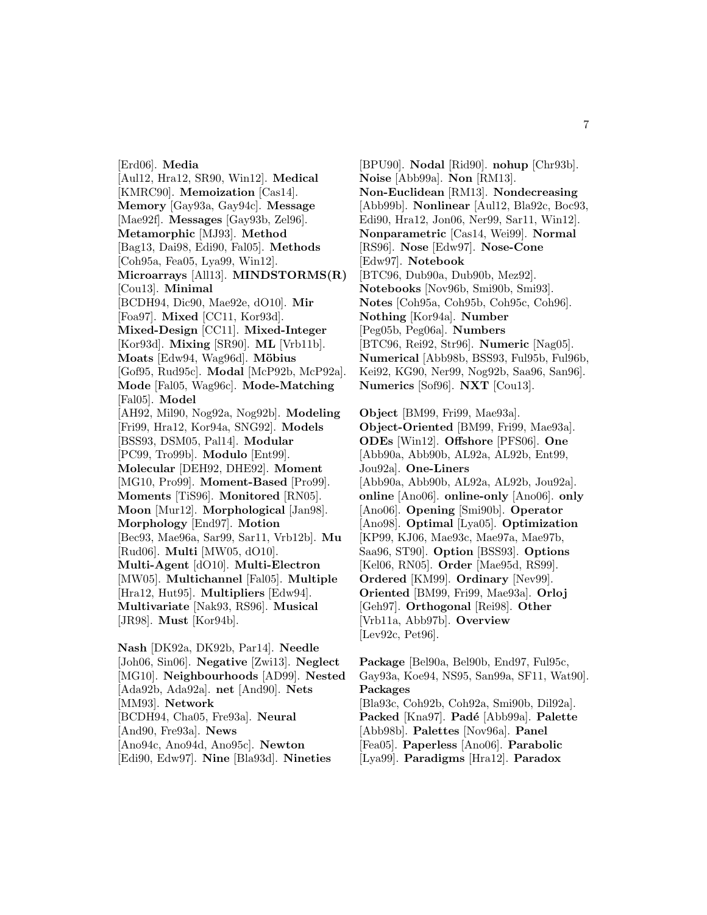[Erd06]. **Media** [Aul12, Hra12, SR90, Win12]. **Medical** [KMRC90]. **Memoization** [Cas14]. **Memory** [Gay93a, Gay94c]. **Message** [Mae92f]. **Messages** [Gay93b, Zel96]. **Metamorphic** [MJ93]. **Method** [Bag13, Dai98, Edi90, Fal05]. **Methods** [Coh95a, Fea05, Lya99, Win12]. **Microarrays** [All13]. **MINDSTORMS(R)** [Cou13]. **Minimal** [BCDH94, Dic90, Mae92e, dO10]. **Mir** [Foa97]. **Mixed** [CC11, Kor93d]. **Mixed-Design** [CC11]. **Mixed-Integer** [Kor93d]. **Mixing** [SR90]. **ML** [Vrb11b]. **Moats** [Edw94, Wag96d]. **Möbius** [Gof95, Rud95c]. **Modal** [McP92b, McP92a]. **Mode** [Fal05, Wag96c]. **Mode-Matching** [Fal05]. **Model** [AH92, Mil90, Nog92a, Nog92b]. **Modeling** [Fri99, Hra12, Kor94a, SNG92]. **Models** [BSS93, DSM05, Pal14]. **Modular** [PC99, Tro99b]. **Modulo** [Ent99]. **Molecular** [DEH92, DHE92]. **Moment** [MG10, Pro99]. **Moment-Based** [Pro99]. **Moments** [TiS96]. **Monitored** [RN05]. **Moon** [Mur12]. **Morphological** [Jan98]. **Morphology** [End97]. **Motion** [Bec93, Mae96a, Sar99, Sar11, Vrb12b]. **Mu** [Rud06]. **Multi** [MW05, dO10]. **Multi-Agent** [dO10]. **Multi-Electron** [MW05]. **Multichannel** [Fal05]. **Multiple** [Hra12, Hut95]. **Multipliers** [Edw94]. **Multivariate** [Nak93, RS96]. **Musical** [JR98]. **Must** [Kor94b].

**Nash** [DK92a, DK92b, Par14]. **Needle** [Joh06, Sin06]. **Negative** [Zwi13]. **Neglect** [MG10]. **Neighbourhoods** [AD99]. **Nested** [Ada92b, Ada92a]. **net** [And90]. **Nets** [MM93]. **Network** [BCDH94, Cha05, Fre93a]. **Neural** [And90, Fre93a]. **News** [Ano94c, Ano94d, Ano95c]. **Newton** [Edi90, Edw97]. **Nine** [Bla93d]. **Nineties** [BPU90]. **Nodal** [Rid90]. **nohup** [Chr93b]. **Noise** [Abb99a]. **Non** [RM13]. **Non-Euclidean** [RM13]. **Nondecreasing** [Abb99b]. **Nonlinear** [Aul12, Bla92c, Boc93, Edi90, Hra12, Jon06, Ner99, Sar11, Win12]. **Nonparametric** [Cas14, Wei99]. **Normal** [RS96]. **Nose** [Edw97]. **Nose-Cone** [Edw97]. **Notebook** [BTC96, Dub90a, Dub90b, Mez92]. **Notebooks** [Nov96b, Smi90b, Smi93]. **Notes** [Coh95a, Coh95b, Coh95c, Coh96]. **Nothing** [Kor94a]. **Number** [Peg05b, Peg06a]. **Numbers** [BTC96, Rei92, Str96]. **Numeric** [Nag05]. **Numerical** [Abb98b, BSS93, Ful95b, Ful96b, Kei92, KG90, Ner99, Nog92b, Saa96, San96]. **Numerics** [Sof96]. **NXT** [Cou13].

**Object** [BM99, Fri99, Mae93a]. **Object-Oriented** [BM99, Fri99, Mae93a]. **ODEs** [Win12]. **Offshore** [PFS06]. **One** [Abb90a, Abb90b, AL92a, AL92b, Ent99, Jou92a]. **One-Liners** [Abb90a, Abb90b, AL92a, AL92b, Jou92a]. **online** [Ano06]. **online-only** [Ano06]. **only** [Ano06]. **Opening** [Smi90b]. **Operator** [Ano98]. **Optimal** [Lya05]. **Optimization** [KP99, KJ06, Mae93c, Mae97a, Mae97b, Saa96, ST90]. **Option** [BSS93]. **Options** [Kel06, RN05]. **Order** [Mae95d, RS99]. **Ordered** [KM99]. **Ordinary** [Nev99]. **Oriented** [BM99, Fri99, Mae93a]. **Orloj** [Geh97]. **Orthogonal** [Rei98]. **Other** [Vrb11a, Abb97b]. **Overview** [Lev92c, Pet96].

**Package** [Bel90a, Bel90b, End97, Ful95c, Gay93a, Koe94, NS95, San99a, SF11, Wat90]. **Packages** [Bla93c, Coh92b, Coh92a, Smi90b, Dil92a]. **Packed** [Kna97]. **Padé** [Abb99a]. **Palette** [Abb98b]. **Palettes** [Nov96a]. **Panel** [Fea05]. **Paperless** [Ano06]. **Parabolic** [Lya99]. **Paradigms** [Hra12]. **Paradox**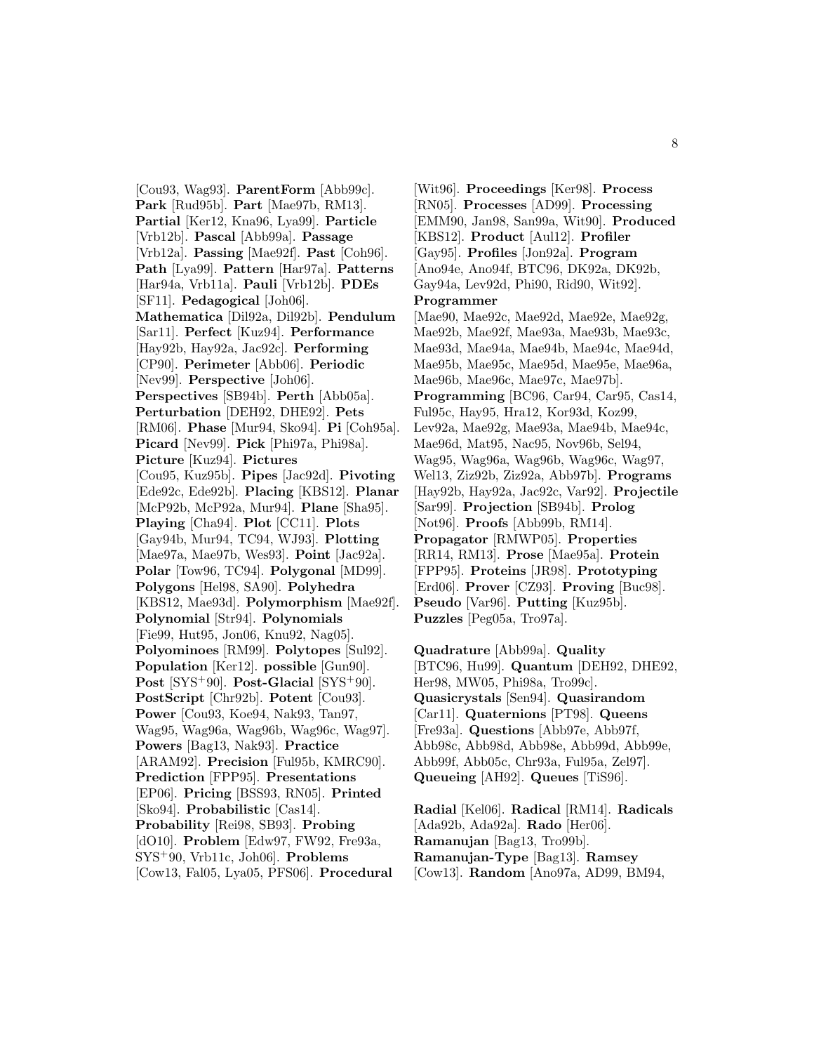[Cou93, Wag93]. **ParentForm** [Abb99c]. **Park** [Rud95b]. **Part** [Mae97b, RM13]. **Partial** [Ker12, Kna96, Lya99]. **Particle** [Vrb12b]. **Pascal** [Abb99a]. **Passage** [Vrb12a]. **Passing** [Mae92f]. **Past** [Coh96]. **Path** [Lya99]. **Pattern** [Har97a]. **Patterns** [Har94a, Vrb11a]. **Pauli** [Vrb12b]. **PDEs** [SF11]. **Pedagogical** [Joh06]. **Mathematica** [Dil92a, Dil92b]. **Pendulum** [Sar11]. **Perfect** [Kuz94]. **Performance** [Hay92b, Hay92a, Jac92c]. **Performing** [CP90]. **Perimeter** [Abb06]. **Periodic** [Nev99]. **Perspective** [Joh06]. **Perspectives** [SB94b]. **Perth** [Abb05a]. **Perturbation** [DEH92, DHE92]. **Pets** [RM06]. **Phase** [Mur94, Sko94]. **Pi** [Coh95a]. **Picard** [Nev99]. **Pick** [Phi97a, Phi98a]. **Picture** [Kuz94]. **Pictures** [Cou95, Kuz95b]. **Pipes** [Jac92d]. **Pivoting** [Ede92c, Ede92b]. **Placing** [KBS12]. **Planar** [McP92b, McP92a, Mur94]. **Plane** [Sha95]. **Playing** [Cha94]. **Plot** [CC11]. **Plots** [Gay94b, Mur94, TC94, WJ93]. **Plotting** [Mae97a, Mae97b, Wes93]. **Point** [Jac92a]. **Polar** [Tow96, TC94]. **Polygonal** [MD99]. **Polygons** [Hel98, SA90]. **Polyhedra** [KBS12, Mae93d]. **Polymorphism** [Mae92f]. **Polynomial** [Str94]. **Polynomials** [Fie99, Hut95, Jon06, Knu92, Nag05]. **Polyominoes** [RM99]. **Polytopes** [Sul92]. **Population** [Ker12]. **possible** [Gun90]. **Post** [SYS+90]. **Post-Glacial** [SYS+90]. **PostScript** [Chr92b]. **Potent** [Cou93]. **Power** [Cou93, Koe94, Nak93, Tan97, Wag95, Wag96a, Wag96b, Wag96c, Wag97]. **Powers** [Bag13, Nak93]. **Practice** [ARAM92]. **Precision** [Ful95b, KMRC90]. **Prediction** [FPP95]. **Presentations** [EP06]. **Pricing** [BSS93, RN05]. **Printed** [Sko94]. **Probabilistic** [Cas14]. **Probability** [Rei98, SB93]. **Probing** [dO10]. **Problem** [Edw97, FW92, Fre93a, SYS+90, Vrb11c, Joh06]. **Problems** [Cow13, Fal05, Lya05, PFS06]. **Procedural** [Wit96]. **Proceedings** [Ker98]. **Process** [RN05]. **Processes** [AD99]. **Processing** [EMM90, Jan98, San99a, Wit90]. **Produced** [KBS12]. **Product** [Aul12]. **Profiler** [Gay95]. **Profiles** [Jon92a]. **Program** [Ano94e, Ano94f, BTC96, DK92a, DK92b, Gay94a, Lev92d, Phi90, Rid90, Wit92]. **Programmer** [Mae90, Mae92c, Mae92d, Mae92e, Mae92g, Mae92b, Mae92f, Mae93a, Mae93b, Mae93c, Mae93d, Mae94a, Mae94b, Mae94c, Mae94d, Mae95b, Mae95c, Mae95d, Mae95e, Mae96a, Mae96b, Mae96c, Mae97c, Mae97b]. **Programming** [BC96, Car94, Car95, Cas14, Ful95c, Hay95, Hra12, Kor93d, Koz99, Lev92a, Mae92g, Mae93a, Mae94b, Mae94c, Mae96d, Mat95, Nac95, Nov96b, Sel94, Wag95, Wag96a, Wag96b, Wag96c, Wag97, Wel13, Ziz92b, Ziz92a, Abb97b]. **Programs** [Hay92b, Hay92a, Jac92c, Var92]. **Projectile** [Sar99]. **Projection** [SB94b]. **Prolog** [Not96]. **Proofs** [Abb99b, RM14]. **Propagator** [RMWP05]. **Properties** [RR14, RM13]. **Prose** [Mae95a]. **Protein** [FPP95]. **Proteins** [JR98]. **Prototyping** [Erd06]. **Prover** [CZ93]. **Proving** [Buc98]. **Pseudo** [Var96]. **Putting** [Kuz95b]. **Puzzles** [Peg05a, Tro97a].

**Quadrature** [Abb99a]. **Quality** [BTC96, Hu99]. **Quantum** [DEH92, DHE92, Her98, MW05, Phi98a, Tro99c]. **Quasicrystals** [Sen94]. **Quasirandom** [Car11]. **Quaternions** [PT98]. **Queens** [Fre93a]. **Questions** [Abb97e, Abb97f, Abb98c, Abb98d, Abb98e, Abb99d, Abb99e, Abb99f, Abb05c, Chr93a, Ful95a, Zel97]. **Queueing** [AH92]. **Queues** [TiS96].

**Radial** [Kel06]. **Radical** [RM14]. **Radicals** [Ada92b, Ada92a]. **Rado** [Her06]. **Ramanujan** [Bag13, Tro99b]. **Ramanujan-Type** [Bag13]. **Ramsey** [Cow13]. **Random** [Ano97a, AD99, BM94,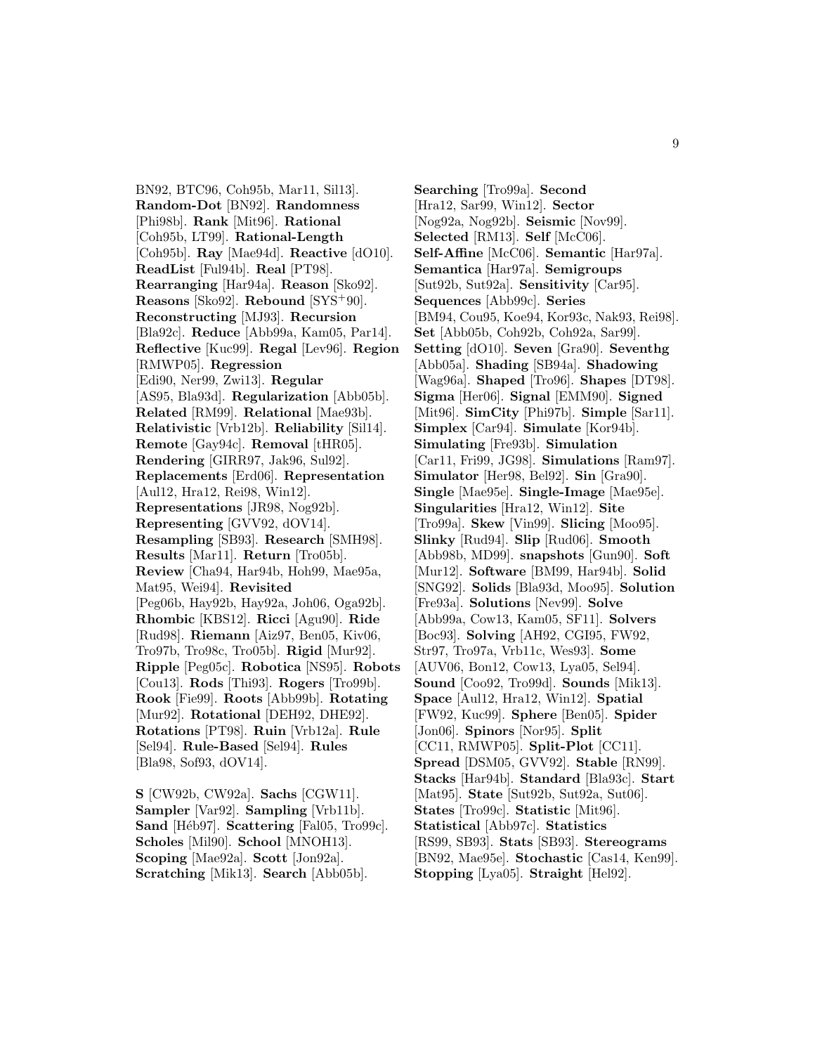BN92, BTC96, Coh95b, Mar11, Sil13]. **Random-Dot** [BN92]. **Randomness** [Phi98b]. **Rank** [Mit96]. **Rational** [Coh95b, LT99]. **Rational-Length** [Coh95b]. **Ray** [Mae94d]. **Reactive** [dO10]. **ReadList** [Ful94b]. **Real** [PT98]. **Rearranging** [Har94a]. **Reason** [Sko92]. **Reasons** [Sko92]. **Rebound** [SYS+90]. **Reconstructing** [MJ93]. **Recursion** [Bla92c]. **Reduce** [Abb99a, Kam05, Par14]. **Reflective** [Kuc99]. **Regal** [Lev96]. **Region** [RMWP05]. **Regression** [Edi90, Ner99, Zwi13]. **Regular** [AS95, Bla93d]. **Regularization** [Abb05b]. **Related** [RM99]. **Relational** [Mae93b]. **Relativistic** [Vrb12b]. **Reliability** [Sil14]. **Remote** [Gay94c]. **Removal** [tHR05]. **Rendering** [GIRR97, Jak96, Sul92]. **Replacements** [Erd06]. **Representation** [Aul12, Hra12, Rei98, Win12]. **Representations** [JR98, Nog92b]. **Representing** [GVV92, dOV14]. **Resampling** [SB93]. **Research** [SMH98]. **Results** [Mar11]. **Return** [Tro05b]. **Review** [Cha94, Har94b, Hoh99, Mae95a, Mat95, Wei94]. **Revisited** [Peg06b, Hay92b, Hay92a, Joh06, Oga92b]. **Rhombic** [KBS12]. **Ricci** [Agu90]. **Ride** [Rud98]. **Riemann** [Aiz97, Ben05, Kiv06, Tro97b, Tro98c, Tro05b]. **Rigid** [Mur92]. **Ripple** [Peg05c]. **Robotica** [NS95]. **Robots** [Cou13]. **Rods** [Thi93]. **Rogers** [Tro99b]. **Rook** [Fie99]. **Roots** [Abb99b]. **Rotating** [Mur92]. **Rotational** [DEH92, DHE92]. **Rotations** [PT98]. **Ruin** [Vrb12a]. **Rule** [Sel94]. **Rule-Based** [Sel94]. **Rules** [Bla98, Sof93, dOV14].

**S** [CW92b, CW92a]. **Sachs** [CGW11]. **Sampler** [Var92]. **Sampling** [Vrb11b]. **Sand** [Héb97]. **Scattering** [Fal05, Tro99c]. **Scholes** [Mil90]. **School** [MNOH13]. **Scoping** [Mae92a]. **Scott** [Jon92a]. **Scratching** [Mik13]. **Search** [Abb05b]. **Searching** [Tro99a]. **Second** [Hra12, Sar99, Win12]. **Sector** [Nog92a, Nog92b]. **Seismic** [Nov99]. **Selected** [RM13]. **Self** [McC06]. **Self-Affine** [McC06]. **Semantic** [Har97a]. **Semantica** [Har97a]. **Semigroups** [Sut92b, Sut92a]. **Sensitivity** [Car95]. **Sequences** [Abb99c]. **Series** [BM94, Cou95, Koe94, Kor93c, Nak93, Rei98]. **Set** [Abb05b, Coh92b, Coh92a, Sar99]. **Setting** [dO10]. **Seven** [Gra90]. **Seventhg** [Abb05a]. **Shading** [SB94a]. **Shadowing** [Wag96a]. **Shaped** [Tro96]. **Shapes** [DT98]. **Sigma** [Her06]. **Signal** [EMM90]. **Signed** [Mit96]. **SimCity** [Phi97b]. **Simple** [Sar11]. **Simplex** [Car94]. **Simulate** [Kor94b]. **Simulating** [Fre93b]. **Simulation** [Car11, Fri99, JG98]. **Simulations** [Ram97]. **Simulator** [Her98, Bel92]. **Sin** [Gra90]. **Single** [Mae95e]. **Single-Image** [Mae95e]. **Singularities** [Hra12, Win12]. **Site** [Tro99a]. **Skew** [Vin99]. **Slicing** [Moo95]. **Slinky** [Rud94]. **Slip** [Rud06]. **Smooth** [Abb98b, MD99]. **snapshots** [Gun90]. **Soft** [Mur12]. **Software** [BM99, Har94b]. **Solid** [SNG92]. **Solids** [Bla93d, Moo95]. **Solution** [Fre93a]. **Solutions** [Nev99]. **Solve** [Abb99a, Cow13, Kam05, SF11]. **Solvers** [Boc93]. **Solving** [AH92, CGI95, FW92, Str97, Tro97a, Vrb11c, Wes93]. **Some** [AUV06, Bon12, Cow13, Lya05, Sel94]. **Sound** [Coo92, Tro99d]. **Sounds** [Mik13]. **Space** [Aul12, Hra12, Win12]. **Spatial** [FW92, Kuc99]. **Sphere** [Ben05]. **Spider** [Jon06]. **Spinors** [Nor95]. **Split** [CC11, RMWP05]. **Split-Plot** [CC11]. **Spread** [DSM05, GVV92]. **Stable** [RN99]. **Stacks** [Har94b]. **Standard** [Bla93c]. **Start** [Mat95]. **State** [Sut92b, Sut92a, Sut06]. **States** [Tro99c]. **Statistic** [Mit96]. **Statistical** [Abb97c]. **Statistics** [RS99, SB93]. **Stats** [SB93]. **Stereograms** [BN92, Mae95e]. **Stochastic** [Cas14, Ken99]. **Stopping** [Lya05]. **Straight** [Hel92].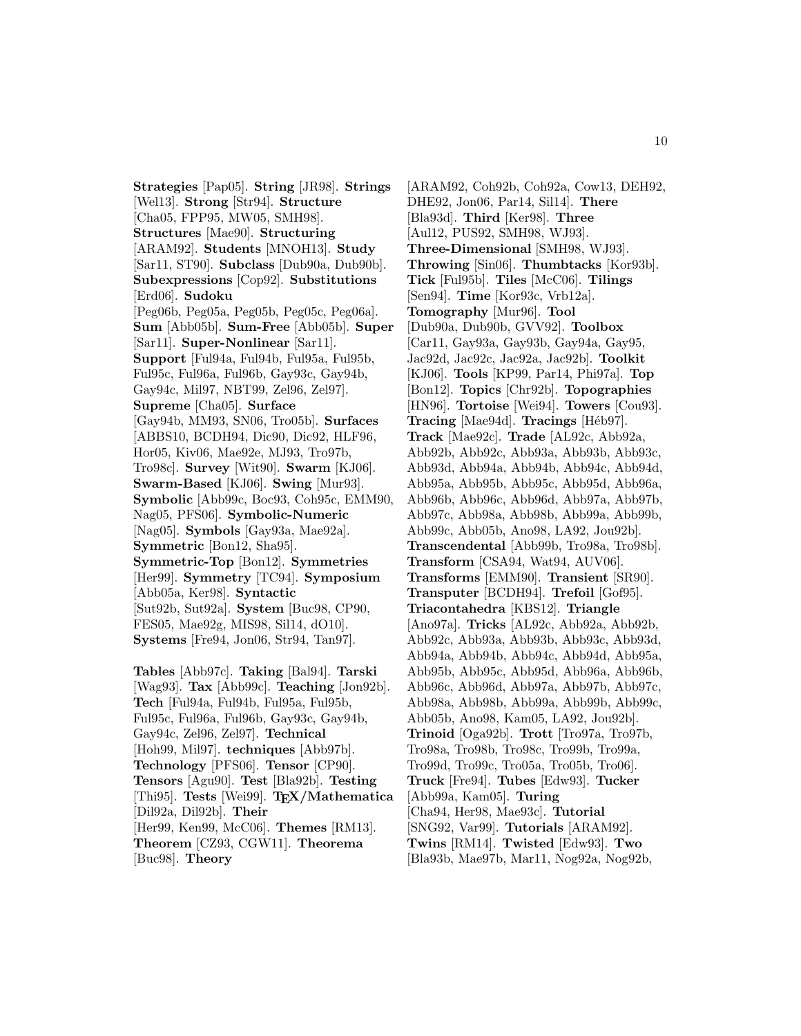**Strategies** [Pap05]. **String** [JR98]. **Strings** [Wel13]. **Strong** [Str94]. **Structure** [Cha05, FPP95, MW05, SMH98]. **Structures** [Mae90]. **Structuring** [ARAM92]. **Students** [MNOH13]. **Study** [Sar11, ST90]. **Subclass** [Dub90a, Dub90b]. **Subexpressions** [Cop92]. **Substitutions** [Erd06]. **Sudoku** [Peg06b, Peg05a, Peg05b, Peg05c, Peg06a]. **Sum** [Abb05b]. **Sum-Free** [Abb05b]. **Super** [Sar11]. **Super-Nonlinear** [Sar11]. **Support** [Ful94a, Ful94b, Ful95a, Ful95b, Ful95c, Ful96a, Ful96b, Gay93c, Gay94b, Gay94c, Mil97, NBT99, Zel96, Zel97]. **Supreme** [Cha05]. **Surface** [Gay94b, MM93, SN06, Tro05b]. **Surfaces** [ABBS10, BCDH94, Dic90, Dic92, HLF96, Hor05, Kiv06, Mae92e, MJ93, Tro97b, Tro98c]. **Survey** [Wit90]. **Swarm** [KJ06]. **Swarm-Based** [KJ06]. **Swing** [Mur93]. **Symbolic** [Abb99c, Boc93, Coh95c, EMM90, Nag05, PFS06]. **Symbolic-Numeric** [Nag05]. **Symbols** [Gay93a, Mae92a]. **Symmetric** [Bon12, Sha95]. **Symmetric-Top** [Bon12]. **Symmetries** [Her99]. **Symmetry** [TC94]. **Symposium** [Abb05a, Ker98]. **Syntactic** [Sut92b, Sut92a]. **System** [Buc98, CP90, FES05, Mae92g, MIS98, Sil14, dO10]. **Systems** [Fre94, Jon06, Str94, Tan97].

**Tables** [Abb97c]. **Taking** [Bal94]. **Tarski** [Wag93]. **Tax** [Abb99c]. **Teaching** [Jon92b]. **Tech** [Ful94a, Ful94b, Ful95a, Ful95b, Ful95c, Ful96a, Ful96b, Gay93c, Gay94b, Gay94c, Zel96, Zel97]. **Technical** [Hoh99, Mil97]. **techniques** [Abb97b]. **Technology** [PFS06]. **Tensor** [CP90]. **Tensors** [Agu90]. **Test** [Bla92b]. **Testing** [Thi95]. **Tests** [Wei99]. **TEX/Mathematica** [Dil92a, Dil92b]. **Their** [Her99, Ken99, McC06]. **Themes** [RM13]. **Theorem** [CZ93, CGW11]. **Theorema** [Buc98]. **Theory** [ARAM92, Coh92b, Coh92a, Cow13, DEH92, DHE92, Jon06, Par14, Sil14]. **There** [Bla93d]. **Third** [Ker98]. **Three** [Aul12, PUS92, SMH98, WJ93]. **Three-Dimensional** [SMH98, WJ93]. **Throwing** [Sin06]. **Thumbtacks** [Kor93b]. **Tick** [Ful95b]. **Tiles** [McC06]. **Tilings** [Sen94]. **Time** [Kor93c, Vrb12a]. **Tomography** [Mur96]. **Tool** [Dub90a, Dub90b, GVV92]. **Toolbox** [Car11, Gay93a, Gay93b, Gay94a, Gay95, Jac92d, Jac92c, Jac92a, Jac92b]. **Toolkit** [KJ06]. **Tools** [KP99, Par14, Phi97a]. **Top** [Bon12]. **Topics** [Chr92b]. **Topographies** [HN96]. **Tortoise** [Wei94]. **Towers** [Cou93]. **Tracing** [Mae94d]. **Tracings** [Héb97]. **Track** [Mae92c]. **Trade** [AL92c, Abb92a, Abb92b, Abb92c, Abb93a, Abb93b, Abb93c, Abb93d, Abb94a, Abb94b, Abb94c, Abb94d, Abb95a, Abb95b, Abb95c, Abb95d, Abb96a, Abb96b, Abb96c, Abb96d, Abb97a, Abb97b, Abb97c, Abb98a, Abb98b, Abb99a, Abb99b, Abb99c, Abb05b, Ano98, LA92, Jou92b]. **Transcendental** [Abb99b, Tro98a, Tro98b]. **Transform** [CSA94, Wat94, AUV06]. **Transforms** [EMM90]. **Transient** [SR90]. **Transputer** [BCDH94]. **Trefoil** [Gof95]. **Triacontahedra** [KBS12]. **Triangle** [Ano97a]. **Tricks** [AL92c, Abb92a, Abb92b, Abb92c, Abb93a, Abb93b, Abb93c, Abb93d, Abb94a, Abb94b, Abb94c, Abb94d, Abb95a, Abb95b, Abb95c, Abb95d, Abb96a, Abb96b, Abb96c, Abb96d, Abb97a, Abb97b, Abb97c, Abb98a, Abb98b, Abb99a, Abb99b, Abb99c, Abb05b, Ano98, Kam05, LA92, Jou92b]. **Trinoid** [Oga92b]. **Trott** [Tro97a, Tro97b, Tro98a, Tro98b, Tro98c, Tro99b, Tro99a, Tro99d, Tro99c, Tro05a, Tro05b, Tro06]. **Truck** [Fre94]. **Tubes** [Edw93]. **Tucker** [Abb99a, Kam05]. **Turing** [Cha94, Her98, Mae93c]. **Tutorial** [SNG92, Var99]. **Tutorials** [ARAM92]. **Twins** [RM14]. **Twisted** [Edw93]. **Two** [Bla93b, Mae97b, Mar11, Nog92a, Nog92b,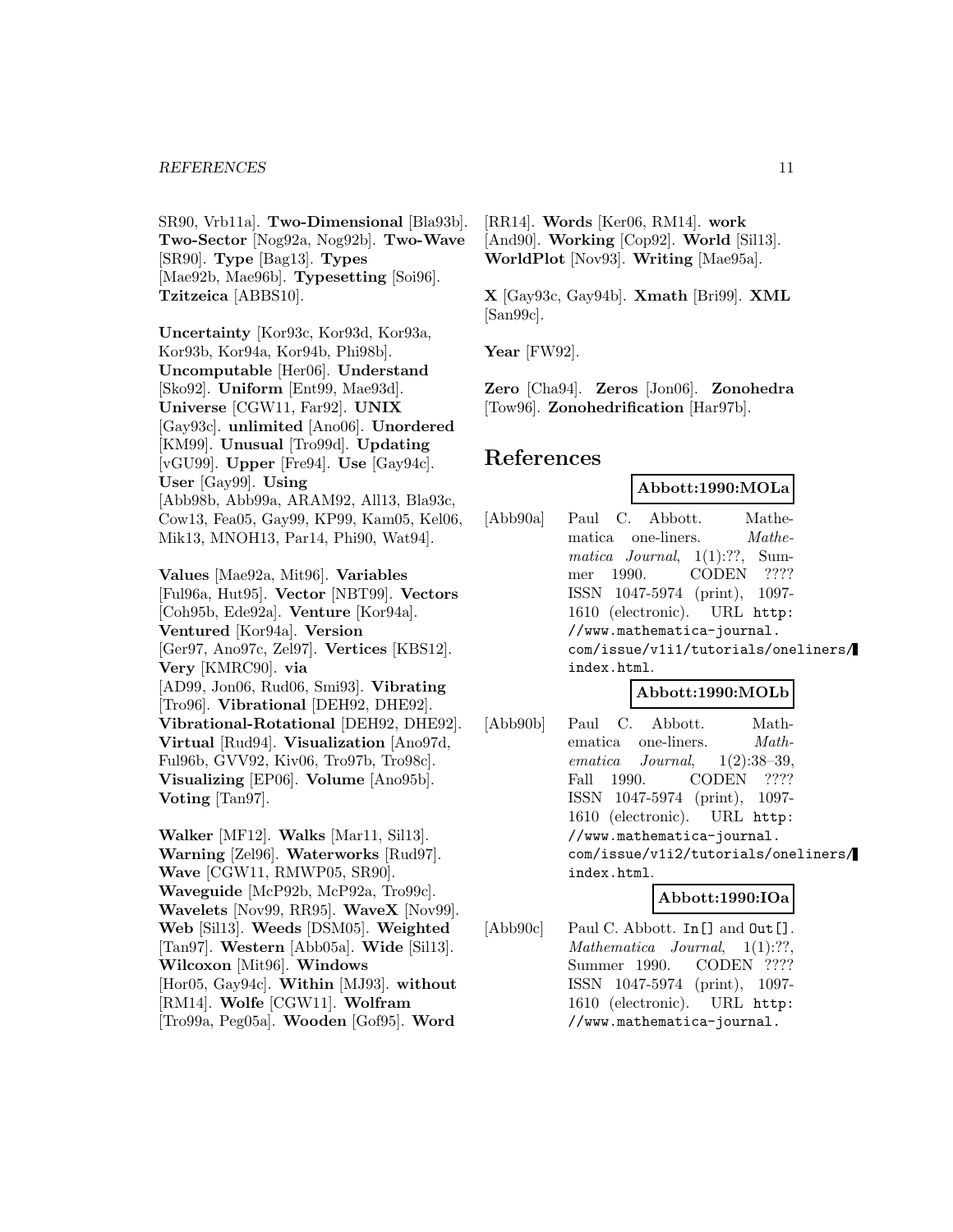SR90, Vrb11a]. **Two-Dimensional** [Bla93b]. **Two-Sector** [Nog92a, Nog92b]. **Two-Wave** [SR90]. **Type** [Bag13]. **Types** [Mae92b, Mae96b]. **Typesetting** [Soi96]. **Tzitzeica** [ABBS10].

**Uncertainty** [Kor93c, Kor93d, Kor93a, Kor93b, Kor94a, Kor94b, Phi98b]. **Uncomputable** [Her06]. **Understand** [Sko92]. **Uniform** [Ent99, Mae93d]. **Universe** [CGW11, Far92]. **UNIX** [Gay93c]. **unlimited** [Ano06]. **Unordered** [KM99]. **Unusual** [Tro99d]. **Updating** [vGU99]. **Upper** [Fre94]. **Use** [Gay94c]. **User** [Gay99]. **Using** [Abb98b, Abb99a, ARAM92, All13, Bla93c, Cow13, Fea05, Gay99, KP99, Kam05, Kel06, Mik13, MNOH13, Par14, Phi90, Wat94].

**Values** [Mae92a, Mit96]. **Variables** [Ful96a, Hut95]. **Vector** [NBT99]. **Vectors** [Coh95b, Ede92a]. **Venture** [Kor94a]. **Ventured** [Kor94a]. **Version** [Ger97, Ano97c, Zel97]. **Vertices** [KBS12]. **Very** [KMRC90]. **via** [AD99, Jon06, Rud06, Smi93]. **Vibrating** [Tro96]. **Vibrational** [DEH92, DHE92]. **Vibrational-Rotational** [DEH92, DHE92]. **Virtual** [Rud94]. **Visualization** [Ano97d, Ful96b, GVV92, Kiv06, Tro97b, Tro98c]. **Visualizing** [EP06]. **Volume** [Ano95b]. **Voting** [Tan97].

**Walker** [MF12]. **Walks** [Mar11, Sil13]. **Warning** [Zel96]. **Waterworks** [Rud97]. **Wave** [CGW11, RMWP05, SR90]. **Waveguide** [McP92b, McP92a, Tro99c]. **Wavelets** [Nov99, RR95]. **WaveX** [Nov99]. **Web** [Sil13]. **Weeds** [DSM05]. **Weighted** [Tan97]. **Western** [Abb05a]. **Wide** [Sil13]. **Wilcoxon** [Mit96]. **Windows** [Hor05, Gay94c]. **Within** [MJ93]. **without** [RM14]. **Wolfe** [CGW11]. **Wolfram** [Tro99a, Peg05a]. **Wooden** [Gof95]. **Word** [RR14]. **Words** [Ker06, RM14]. **work** [And90]. **Working** [Cop92]. **World** [Sil13]. **WorldPlot** [Nov93]. **Writing** [Mae95a].

**X** [Gay93c, Gay94b]. **Xmath** [Bri99]. **XML** [San99c].

**Year** [FW92].

**Zero** [Cha94]. **Zeros** [Jon06]. **Zonohedra** [Tow96]. **Zonohedrification** [Har97b].

# References

**Abbott:1990:MOLa**

[Abb90a] Paul C. Abbott. Mathematica one-liners. *Mathematica Journal*, 1(1):??, Summer 1990. CODEN ???? ISSN 1047-5974 (print), 1097-1610 (electronic). URL http://www.mathematica-journal.com/issue/v1i1/tutorials/oneliners/index.html.

**Abbott:1990:MOLb**

[Abb90b] Paul C. Abbott. Mathematica one-liners. *Mathematica Journal*, 1(2):38–39, Fall 1990. CODEN ???? ISSN 1047-5974 (print), 1097-1610 (electronic). URL http://www.mathematica-journal.com/issue/v1i2/tutorials/oneliners/index.html.

**Abbott:1990:IOa**

[Abb90c] Paul C. Abbott. In[] and Out[]. *Mathematica Journal*, 1(1):??, Summer 1990. CODEN ???? ISSN 1047-5974 (print), 1097-1610 (electronic). URL http://www.mathematica-journal.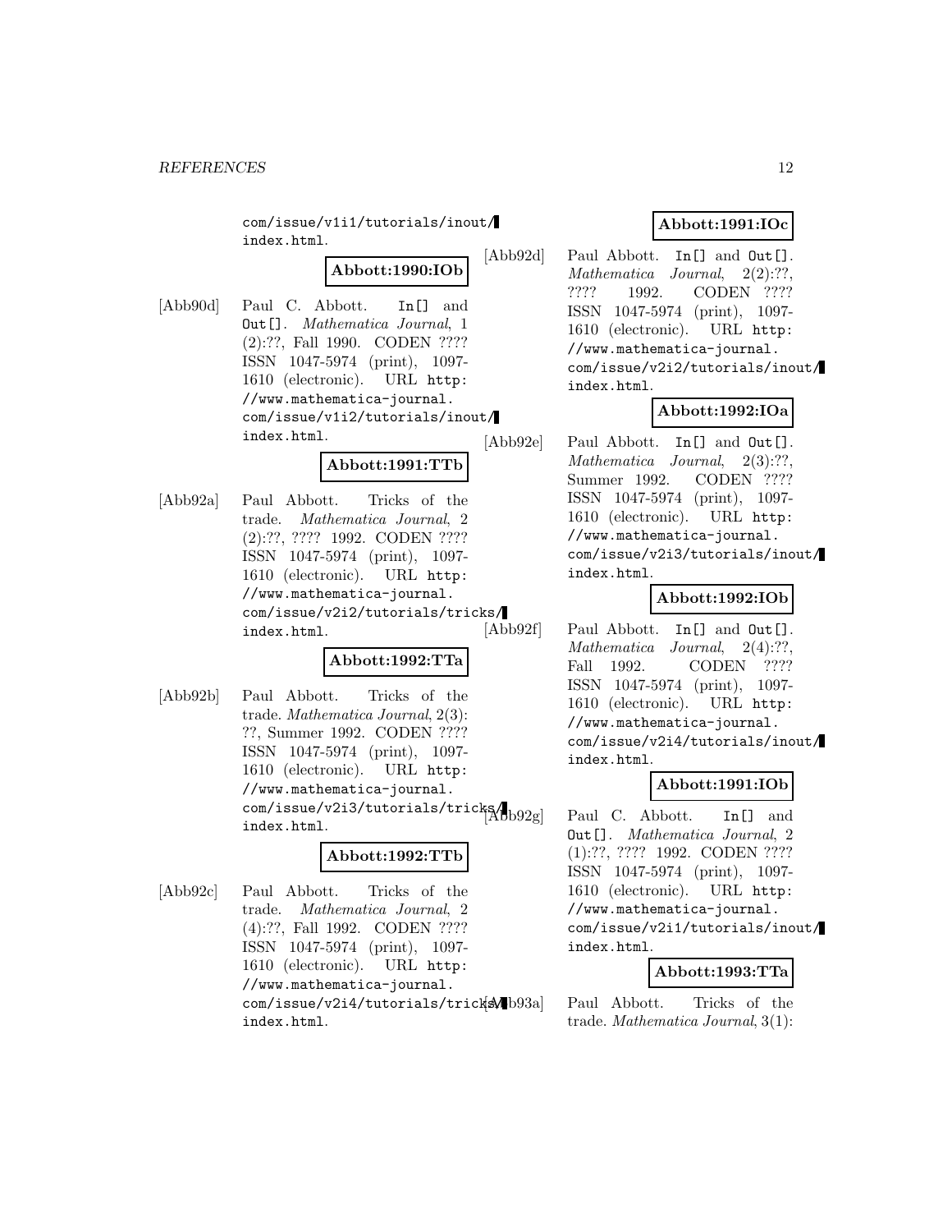com/issue/v1i1/tutorials/inout/index.html.

**Abbott:1990:IOb**

[Abb90d] Paul C. Abbott. `In[]` and `Out[]`. *Mathematica Journal*, 1 (2):??, Fall 1990. CODEN ???? ISSN 1047-5974 (print), 1097-1610 (electronic). URL `http://www.mathematica-journal.com/issue/v1i2/tutorials/inout/index.html`.

**Abbott:1991:TTb**

[Abb92a] Paul Abbott. Tricks of the trade. *Mathematica Journal*, 2 (2):??, ???? 1992. CODEN ???? ISSN 1047-5974 (print), 1097-1610 (electronic). URL `http://www.mathematica-journal.com/issue/v2i2/tutorials/tricks/index.html`.

**Abbott:1992:TTa**

[Abb92b] Paul Abbott. Tricks of the trade. *Mathematica Journal*, 2(3): ??, Summer 1992. CODEN ???? ISSN 1047-5974 (print), 1097-1610 (electronic). URL `http://www.mathematica-journal.com/issue/v2i3/tutorials/tricks/index.html`.

**Abbott:1992:TTb**

[Abb92c] Paul Abbott. Tricks of the trade. *Mathematica Journal*, 2 (4):??, Fall 1992. CODEN ???? ISSN 1047-5974 (print), 1097-1610 (electronic). URL `http://www.mathematica-journal.com/issue/v2i4/tutorials/tricks/index.html`.

**Abbott:1991:IOc**

[Abb92d] Paul Abbott. `In[]` and `Out[]`. *Mathematica Journal*, 2(2):??, ???? 1992. CODEN ???? ISSN 1047-5974 (print), 1097-1610 (electronic). URL `http://www.mathematica-journal.com/issue/v2i2/tutorials/inout/index.html`.

**Abbott:1992:IOa**

[Abb92e] Paul Abbott. `In[]` and `Out[]`. *Mathematica Journal*, 2(3):??, Summer 1992. CODEN ???? ISSN 1047-5974 (print), 1097-1610 (electronic). URL `http://www.mathematica-journal.com/issue/v2i3/tutorials/inout/index.html`.

**Abbott:1992:IOb**

[Abb92f] Paul Abbott. `In[]` and `Out[]`. *Mathematica Journal*, 2(4):??, Fall 1992. CODEN ???? ISSN 1047-5974 (print), 1097-1610 (electronic). URL `http://www.mathematica-journal.com/issue/v2i4/tutorials/inout/index.html`.

**Abbott:1991:IOb**

[Abb92g] Paul C. Abbott. `In[]` and `Out[]`. *Mathematica Journal*, 2 (1):??, ???? 1992. CODEN ???? ISSN 1047-5974 (print), 1097-1610 (electronic). URL `http://www.mathematica-journal.com/issue/v2i1/tutorials/inout/index.html`.

**Abbott:1993:TTa**

[Abb93a] Paul Abbott. Tricks of the trade. *Mathematica Journal*, 3(1):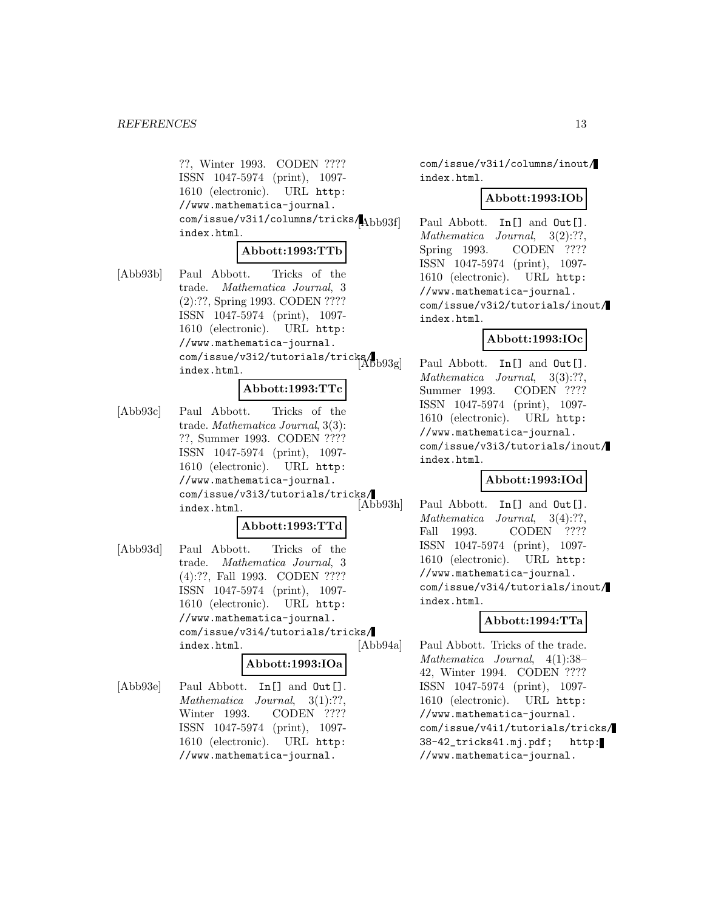??, Winter 1993. CODEN ???? ISSN 1047-5974 (print), 1097-1610 (electronic). URL http://www.mathematica-journal.com/issue/v3i1/columns/tricks/index.html.

**Abbott:1993:TTb**

[Abb93b] Paul Abbott. Tricks of the trade. *Mathematica Journal*, 3 (2):??, Spring 1993. CODEN ???? ISSN 1047-5974 (print), 1097-1610 (electronic). URL http://www.mathematica-journal.com/issue/v3i2/tutorials/tricks/index.html.

**Abbott:1993:TTc**

[Abb93c] Paul Abbott. Tricks of the trade. *Mathematica Journal*, 3(3): ??, Summer 1993. CODEN ???? ISSN 1047-5974 (print), 1097-1610 (electronic). URL http://www.mathematica-journal.com/issue/v3i3/tutorials/tricks/index.html.

**Abbott:1993:TTd**

[Abb93d] Paul Abbott. Tricks of the trade. *Mathematica Journal*, 3 (4):??, Fall 1993. CODEN ???? ISSN 1047-5974 (print), 1097-1610 (electronic). URL http://www.mathematica-journal.com/issue/v3i4/tutorials/tricks/index.html.

**Abbott:1993:IOa**

[Abb93e] Paul Abbott. In[] and Out[]. *Mathematica Journal*, 3(1):??, Winter 1993. CODEN ???? ISSN 1047-5974 (print), 1097-1610 (electronic). URL http://www.mathematica-journal.com/issue/v3i1/columns/inout/index.html.

**Abbott:1993:IOb**

[Abb93f] Paul Abbott. In[] and Out[]. *Mathematica Journal*, 3(2):??, Spring 1993. CODEN ???? ISSN 1047-5974 (print), 1097-1610 (electronic). URL http://www.mathematica-journal.com/issue/v3i2/tutorials/inout/index.html.

**Abbott:1993:IOc**

[Abb93g] Paul Abbott. In[] and Out[]. *Mathematica Journal*, 3(3):??, Summer 1993. CODEN ???? ISSN 1047-5974 (print), 1097-1610 (electronic). URL http://www.mathematica-journal.com/issue/v3i3/tutorials/inout/index.html.

**Abbott:1993:IOd**

[Abb93h] Paul Abbott. In[] and Out[]. *Mathematica Journal*, 3(4):??, Fall 1993. CODEN ???? ISSN 1047-5974 (print), 1097-1610 (electronic). URL http://www.mathematica-journal.com/issue/v3i4/tutorials/inout/index.html.

**Abbott:1994:TTa**

[Abb94a] Paul Abbott. Tricks of the trade. *Mathematica Journal*, 4(1):38–42, Winter 1994. CODEN ???? ISSN 1047-5974 (print), 1097-1610 (electronic). URL http://www.mathematica-journal.com/issue/v4i1/tutorials/tricks/38-42_tricks41.mj.pdf; http://www.mathematica-journal.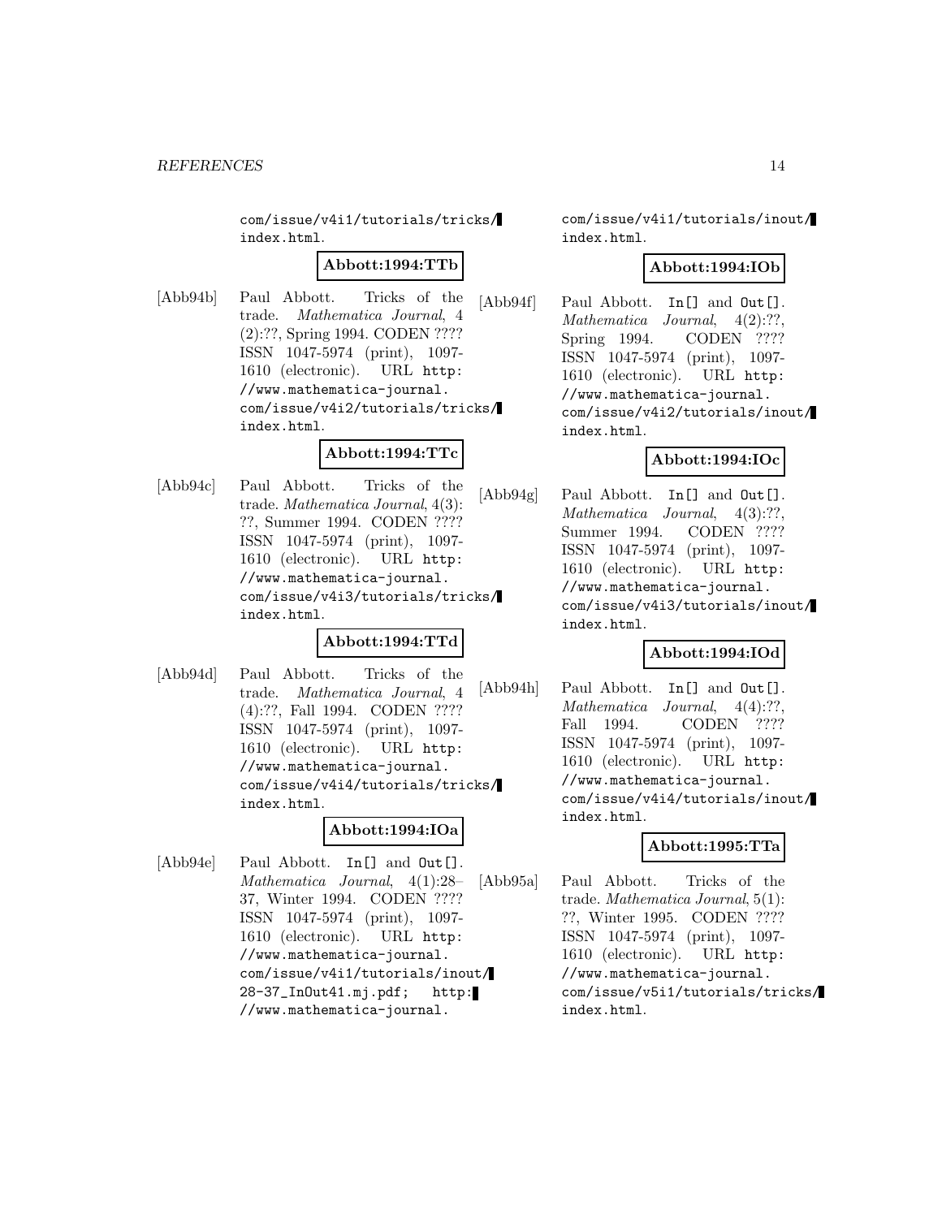com/issue/v4i1/tutorials/tricks/index.html.

**Abbott:1994:TTb**

[Abb94b] Paul Abbott. Tricks of the trade. *Mathematica Journal*, 4 (2):??, Spring 1994. CODEN ???? ISSN 1047-5974 (print), 1097-1610 (electronic). URL `http://www.mathematica-journal.com/issue/v4i2/tutorials/tricks/index.html`.

**Abbott:1994:TTc**

[Abb94c] Paul Abbott. Tricks of the trade. *Mathematica Journal*, 4(3): ??, Summer 1994. CODEN ???? ISSN 1047-5974 (print), 1097-1610 (electronic). URL `http://www.mathematica-journal.com/issue/v4i3/tutorials/tricks/index.html`.

**Abbott:1994:TTd**

[Abb94d] Paul Abbott. Tricks of the trade. *Mathematica Journal*, 4 (4):??, Fall 1994. CODEN ???? ISSN 1047-5974 (print), 1097-1610 (electronic). URL `http://www.mathematica-journal.com/issue/v4i4/tutorials/tricks/index.html`.

**Abbott:1994:IOa**

[Abb94e] Paul Abbott. `In[]` and `Out[]`. *Mathematica Journal*, 4(1):28–37, Winter 1994. CODEN ???? ISSN 1047-5974 (print), 1097-1610 (electronic). URL `http://www.mathematica-journal.com/issue/v4i1/tutorials/inout/28-37_InOut41.mj.pdf`; `http://www.mathematica-journal.com/issue/v4i1/tutorials/inout/index.html`.

**Abbott:1994:IOb**

[Abb94f] Paul Abbott. `In[]` and `Out[]`. *Mathematica Journal*, 4(2):??, Spring 1994. CODEN ???? ISSN 1047-5974 (print), 1097-1610 (electronic). URL `http://www.mathematica-journal.com/issue/v4i2/tutorials/inout/index.html`.

**Abbott:1994:IOc**

[Abb94g] Paul Abbott. `In[]` and `Out[]`. *Mathematica Journal*, 4(3):??, Summer 1994. CODEN ???? ISSN 1047-5974 (print), 1097-1610 (electronic). URL `http://www.mathematica-journal.com/issue/v4i3/tutorials/inout/index.html`.

**Abbott:1994:IOd**

[Abb94h] Paul Abbott. `In[]` and `Out[]`. *Mathematica Journal*, 4(4):??, Fall 1994. CODEN ???? ISSN 1047-5974 (print), 1097-1610 (electronic). URL `http://www.mathematica-journal.com/issue/v4i4/tutorials/inout/index.html`.

**Abbott:1995:TTa**

[Abb95a] Paul Abbott. Tricks of the trade. *Mathematica Journal*, 5(1): ??, Winter 1995. CODEN ???? ISSN 1047-5974 (print), 1097-1610 (electronic). URL `http://www.mathematica-journal.com/issue/v5i1/tutorials/tricks/index.html`.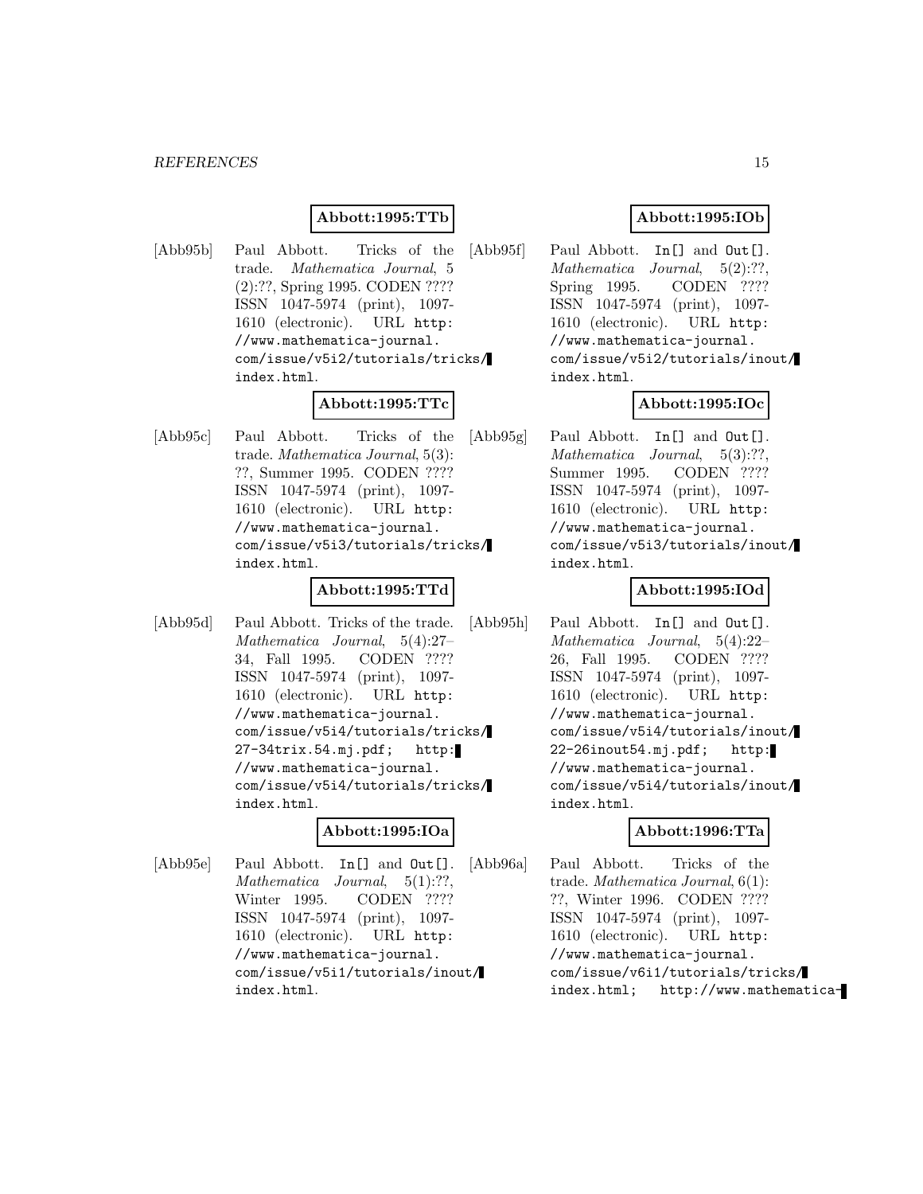**Abbott:1995:TTb**

[Abb95b] Paul Abbott. Tricks of the trade. *Mathematica Journal*, 5 (2):??, Spring 1995. CODEN ???? ISSN 1047-5974 (print), 1097-1610 (electronic). URL `http://www.mathematica-journal.com/issue/v5i2/tutorials/tricks/index.html`.

**Abbott:1995:TTc**

[Abb95c] Paul Abbott. Tricks of the trade. *Mathematica Journal*, 5(3): ??, Summer 1995. CODEN ???? ISSN 1047-5974 (print), 1097-1610 (electronic). URL `http://www.mathematica-journal.com/issue/v5i3/tutorials/tricks/index.html`.

**Abbott:1995:TTd**

[Abb95d] Paul Abbott. Tricks of the trade. *Mathematica Journal*, 5(4):27–34, Fall 1995. CODEN ???? ISSN 1047-5974 (print), 1097-1610 (electronic). URL `http://www.mathematica-journal.com/issue/v5i4/tutorials/tricks/27-34trix.54.mj.pdf`; `http://www.mathematica-journal.com/issue/v5i4/tutorials/tricks/index.html`.

**Abbott:1995:IOa**

[Abb95e] Paul Abbott. `In[]` and `Out[]`. *Mathematica Journal*, 5(1):??, Winter 1995. CODEN ???? ISSN 1047-5974 (print), 1097-1610 (electronic). URL `http://www.mathematica-journal.com/issue/v5i1/tutorials/inout/index.html`.

**Abbott:1995:IOb**

[Abb95f] Paul Abbott. `In[]` and `Out[]`. *Mathematica Journal*, 5(2):??, Spring 1995. CODEN ???? ISSN 1047-5974 (print), 1097-1610 (electronic). URL `http://www.mathematica-journal.com/issue/v5i2/tutorials/inout/index.html`.

**Abbott:1995:IOc**

[Abb95g] Paul Abbott. `In[]` and `Out[]`. *Mathematica Journal*, 5(3):??, Summer 1995. CODEN ???? ISSN 1047-5974 (print), 1097-1610 (electronic). URL `http://www.mathematica-journal.com/issue/v5i3/tutorials/inout/index.html`.

**Abbott:1995:IOd**

[Abb95h] Paul Abbott. `In[]` and `Out[]`. *Mathematica Journal*, 5(4):22–26, Fall 1995. CODEN ???? ISSN 1047-5974 (print), 1097-1610 (electronic). URL `http://www.mathematica-journal.com/issue/v5i4/tutorials/inout/22-26inout54.mj.pdf`; `http://www.mathematica-journal.com/issue/v5i4/tutorials/inout/index.html`.

**Abbott:1996:TTa**

[Abb96a] Paul Abbott. Tricks of the trade. *Mathematica Journal*, 6(1): ??, Winter 1996. CODEN ???? ISSN 1047-5974 (print), 1097-1610 (electronic). URL `http://www.mathematica-journal.com/issue/v6i1/tutorials/tricks/index.html`; `http://www.mathematica-`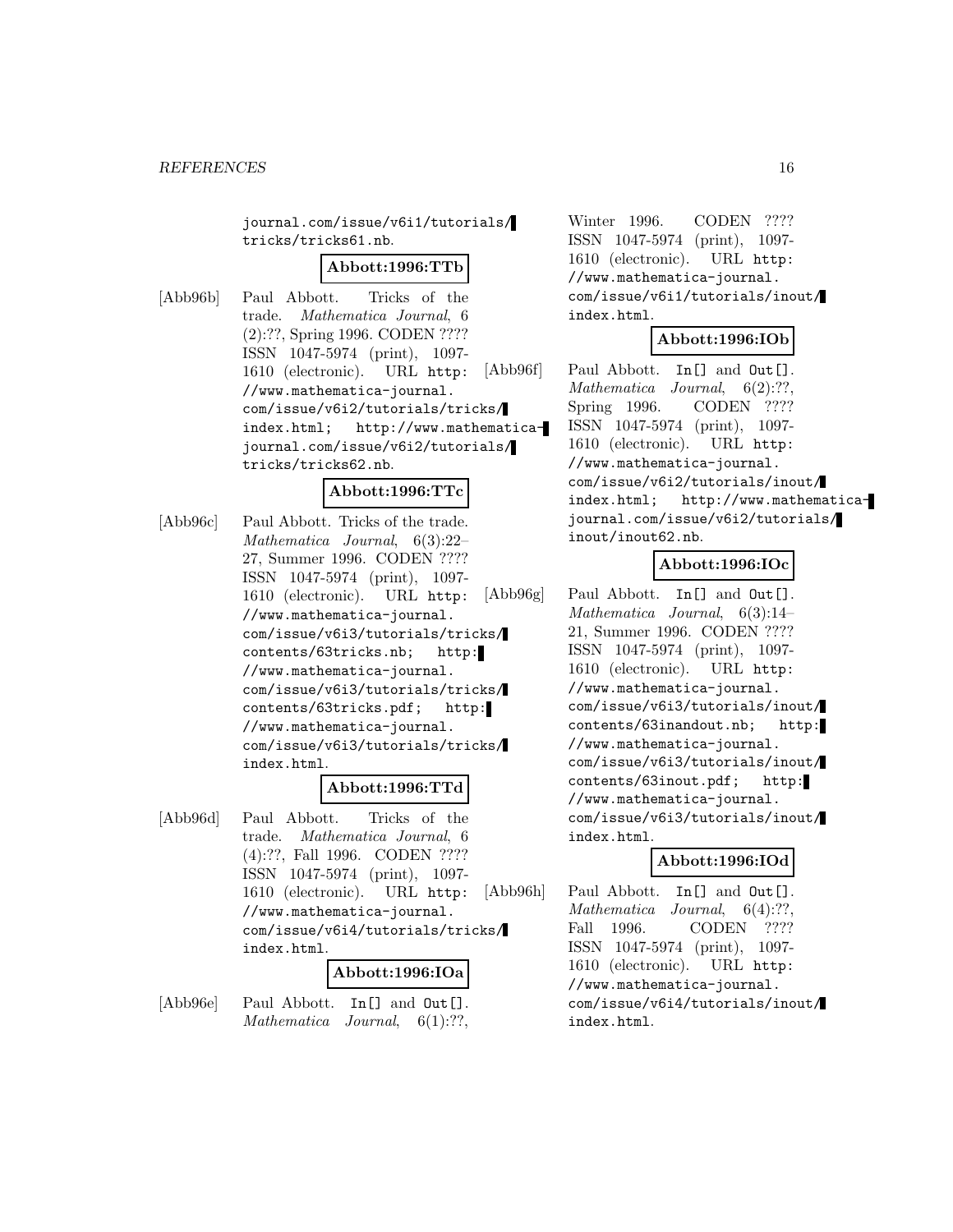journal.com/issue/v6i1/tutorials/tricks/tricks61.nb.

**Abbott:1996:TTb**

[Abb96b] Paul Abbott. Tricks of the trade. *Mathematica Journal*, 6 (2):??, Spring 1996. CODEN ???? ISSN 1047-5974 (print), 1097-1610 (electronic). URL http://www.mathematica-journal.com/issue/v6i2/tutorials/tricks/index.html; http://www.mathematica-journal.com/issue/v6i2/tutorials/tricks/tricks62.nb.

**Abbott:1996:TTc**

[Abb96c] Paul Abbott. Tricks of the trade. *Mathematica Journal*, 6(3):22–27, Summer 1996. CODEN ???? ISSN 1047-5974 (print), 1097-1610 (electronic). URL http://www.mathematica-journal.com/issue/v6i3/tutorials/tricks/contents/63tricks.nb; http://www.mathematica-journal.com/issue/v6i3/tutorials/tricks/contents/63tricks.pdf; http://www.mathematica-journal.com/issue/v6i3/tutorials/tricks/index.html.

**Abbott:1996:TTd**

[Abb96d] Paul Abbott. Tricks of the trade. *Mathematica Journal*, 6 (4):??, Fall 1996. CODEN ???? ISSN 1047-5974 (print), 1097-1610 (electronic). URL http://www.mathematica-journal.com/issue/v6i4/tutorials/tricks/index.html.

**Abbott:1996:IOa**

[Abb96e] Paul Abbott. In[] and Out[]. *Mathematica Journal*, 6(1):??, Winter 1996. CODEN ???? ISSN 1047-5974 (print), 1097-1610 (electronic). URL http://www.mathematica-journal.com/issue/v6i1/tutorials/inout/index.html.

**Abbott:1996:IOb**

[Abb96f] Paul Abbott. In[] and Out[]. *Mathematica Journal*, 6(2):??, Spring 1996. CODEN ???? ISSN 1047-5974 (print), 1097-1610 (electronic). URL http://www.mathematica-journal.com/issue/v6i2/tutorials/inout/index.html; http://www.mathematica-journal.com/issue/v6i2/tutorials/inout/inout62.nb.

**Abbott:1996:IOc**

[Abb96g] Paul Abbott. In[] and Out[]. *Mathematica Journal*, 6(3):14–21, Summer 1996. CODEN ???? ISSN 1047-5974 (print), 1097-1610 (electronic). URL http://www.mathematica-journal.com/issue/v6i3/tutorials/inout/contents/63inandout.nb; http://www.mathematica-journal.com/issue/v6i3/tutorials/inout/contents/63inout.pdf; http://www.mathematica-journal.com/issue/v6i3/tutorials/inout/index.html.

**Abbott:1996:IOd**

[Abb96h] Paul Abbott. In[] and Out[]. *Mathematica Journal*, 6(4):??, Fall 1996. CODEN ???? ISSN 1047-5974 (print), 1097-1610 (electronic). URL http://www.mathematica-journal.com/issue/v6i4/tutorials/inout/index.html.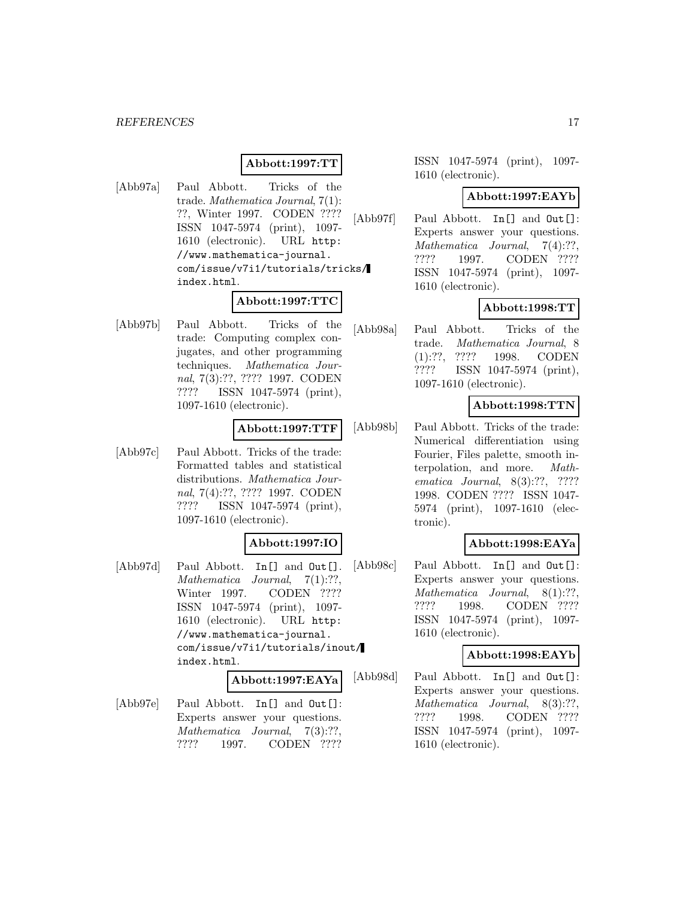**Abbott:1997:TT**

[Abb97a] Paul Abbott. Tricks of the trade. *Mathematica Journal*, 7(1): ??, Winter 1997. CODEN ???? ISSN 1047-5974 (print), 1097-1610 (electronic). URL `http://www.mathematica-journal.com/issue/v7i1/tutorials/tricks/index.html`.

**Abbott:1997:TTC**

[Abb97b] Paul Abbott. Tricks of the trade: Computing complex conjugates, and other programming techniques. *Mathematica Journal*, 7(3):??, ???? 1997. CODEN ???? ISSN 1047-5974 (print), 1097-1610 (electronic).

**Abbott:1997:TTF**

[Abb97c] Paul Abbott. Tricks of the trade: Formatted tables and statistical distributions. *Mathematica Journal*, 7(4):??, ???? 1997. CODEN ???? ISSN 1047-5974 (print), 1097-1610 (electronic).

**Abbott:1997:IO**

[Abb97d] Paul Abbott. `In[]` and `Out[]`. *Mathematica Journal*, 7(1):??, Winter 1997. CODEN ???? ISSN 1047-5974 (print), 1097-1610 (electronic). URL `http://www.mathematica-journal.com/issue/v7i1/tutorials/inout/index.html`.

**Abbott:1997:EAYa**

[Abb97e] Paul Abbott. `In[]` and `Out[]`: Experts answer your questions. *Mathematica Journal*, 7(3):??, ???? 1997. CODEN ???? ISSN 1047-5974 (print), 1097-1610 (electronic).

**Abbott:1997:EAYb**

[Abb97f] Paul Abbott. `In[]` and `Out[]`: Experts answer your questions. *Mathematica Journal*, 7(4):??, ???? 1997. CODEN ???? ISSN 1047-5974 (print), 1097-1610 (electronic).

**Abbott:1998:TT**

[Abb98a] Paul Abbott. Tricks of the trade. *Mathematica Journal*, 8 (1):??, ???? 1998. CODEN ???? ISSN 1047-5974 (print), 1097-1610 (electronic).

**Abbott:1998:TTN**

[Abb98b] Paul Abbott. Tricks of the trade: Numerical differentiation using Fourier, Files palette, smooth interpolation, and more. *Mathematica Journal*, 8(3):??, ???? 1998. CODEN ???? ISSN 1047-5974 (print), 1097-1610 (electronic).

**Abbott:1998:EAYa**

[Abb98c] Paul Abbott. `In[]` and `Out[]`: Experts answer your questions. *Mathematica Journal*, 8(1):??, ???? 1998. CODEN ???? ISSN 1047-5974 (print), 1097-1610 (electronic).

**Abbott:1998:EAYb**

[Abb98d] Paul Abbott. `In[]` and `Out[]`: Experts answer your questions. *Mathematica Journal*, 8(3):??, ???? 1998. CODEN ???? ISSN 1047-5974 (print), 1097-1610 (electronic).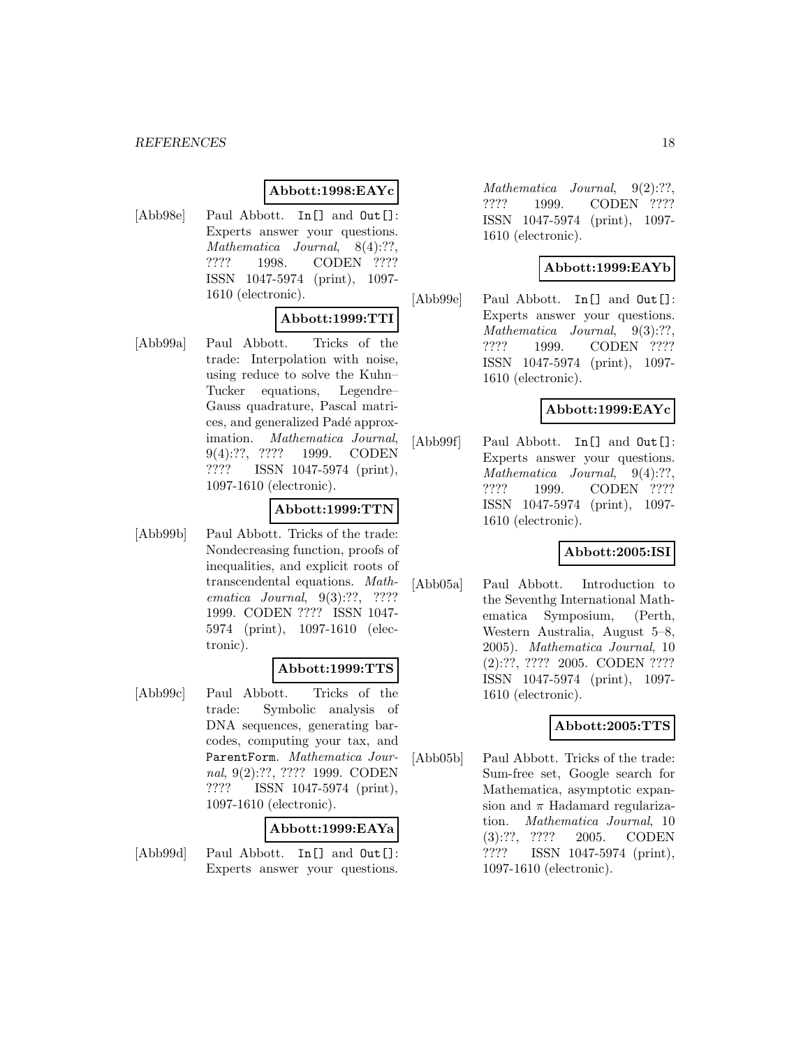**Abbott:1998:EAYc**

[Abb98e] Paul Abbott. In[] and Out[]: Experts answer your questions. *Mathematica Journal*, 8(4):??, ???? 1998. CODEN ???? ISSN 1047-5974 (print), 1097-1610 (electronic).

**Abbott:1999:TTI**

[Abb99a] Paul Abbott. Tricks of the trade: Interpolation with noise, using reduce to solve the Kuhn–Tucker equations, Legendre–Gauss quadrature, Pascal matrices, and generalized Padé approximation. *Mathematica Journal*, 9(4):??, ???? 1999. CODEN ???? ISSN 1047-5974 (print), 1097-1610 (electronic).

**Abbott:1999:TTN**

[Abb99b] Paul Abbott. Tricks of the trade: Nondecreasing function, proofs of inequalities, and explicit roots of transcendental equations. *Mathematica Journal*, 9(3):??, ???? 1999. CODEN ???? ISSN 1047-5974 (print), 1097-1610 (electronic).

**Abbott:1999:TTS**

[Abb99c] Paul Abbott. Tricks of the trade: Symbolic analysis of DNA sequences, generating barcodes, computing your tax, and ParentForm. *Mathematica Journal*, 9(2):??, ???? 1999. CODEN ???? ISSN 1047-5974 (print), 1097-1610 (electronic).

**Abbott:1999:EAYa**

[Abb99d] Paul Abbott. In[] and Out[]: Experts answer your questions. *Mathematica Journal*, 9(2):??, ???? 1999. CODEN ???? ISSN 1047-5974 (print), 1097-1610 (electronic).

**Abbott:1999:EAYb**

[Abb99e] Paul Abbott. In[] and Out[]: Experts answer your questions. *Mathematica Journal*, 9(3):??, ???? 1999. CODEN ???? ISSN 1047-5974 (print), 1097-1610 (electronic).

**Abbott:1999:EAYc**

[Abb99f] Paul Abbott. In[] and Out[]: Experts answer your questions. *Mathematica Journal*, 9(4):??, ???? 1999. CODEN ???? ISSN 1047-5974 (print), 1097-1610 (electronic).

**Abbott:2005:ISI**

[Abb05a] Paul Abbott. Introduction to the Seventhg International Mathematica Symposium, (Perth, Western Australia, August 5–8, 2005). *Mathematica Journal*, 10 (2):??, ???? 2005. CODEN ???? ISSN 1047-5974 (print), 1097-1610 (electronic).

**Abbott:2005:TTS**

[Abb05b] Paul Abbott. Tricks of the trade: Sum-free set, Google search for Mathematica, asymptotic expansion and $\pi$ Hadamard regularization. *Mathematica Journal*, 10 (3):??, ???? 2005. CODEN ???? ISSN 1047-5974 (print), 1097-1610 (electronic).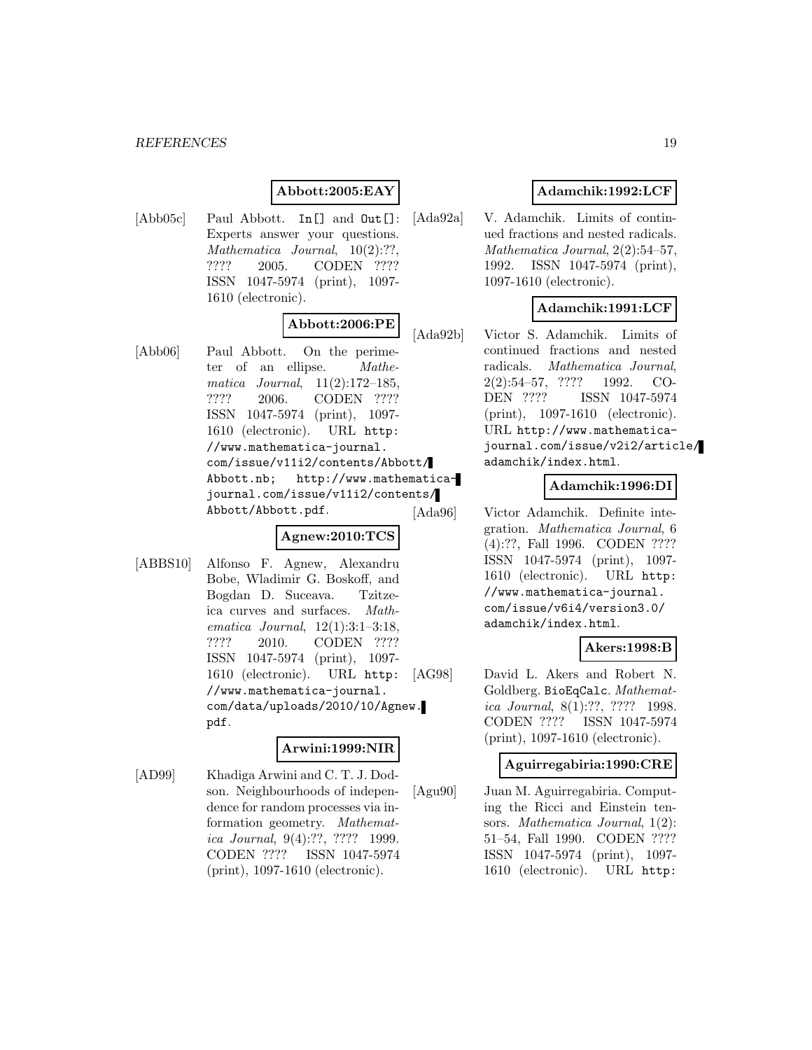**Abbott:2005:EAY**

[Abb05c] Paul Abbott. `In[]` and `Out[]`: Experts answer your questions. *Mathematica Journal*, 10(2):??, ???? 2005. CODEN ???? ISSN 1047-5974 (print), 1097-1610 (electronic).

**Abbott:2006:PE**

[Abb06] Paul Abbott. On the perimeter of an ellipse. *Mathematica Journal*, 11(2):172–185, ???? 2006. CODEN ???? ISSN 1047-5974 (print), 1097-1610 (electronic). URL `http://www.mathematica-journal.com/issue/v11i2/contents/Abbott/Abbott.nb`; `http://www.mathematica-journal.com/issue/v11i2/contents/Abbott/Abbott.pdf`.

**Agnew:2010:TCS**

[ABBS10] Alfonso F. Agnew, Alexandru Bobe, Wladimir G. Boskoff, and Bogdan D. Suceava. Tzitzeica curves and surfaces. *Mathematica Journal*, 12(1):3:1–3:18, ???? 2010. CODEN ???? ISSN 1047-5974 (print), 1097-1610 (electronic). URL `http://www.mathematica-journal.com/data/uploads/2010/10/Agnew.pdf`.

**Arwini:1999:NIR**

[AD99] Khadiga Arwini and C. T. J. Dodson. Neighbourhoods of independence for random processes via information geometry. *Mathematica Journal*, 9(4):??, ???? 1999. CODEN ???? ISSN 1047-5974 (print), 1097-1610 (electronic).

**Adamchik:1992:LCF**

[Ada92a] V. Adamchik. Limits of continued fractions and nested radicals. *Mathematica Journal*, 2(2):54–57, 1992. ISSN 1047-5974 (print), 1097-1610 (electronic).

**Adamchik:1991:LCF**

[Ada92b] Victor S. Adamchik. Limits of continued fractions and nested radicals. *Mathematica Journal*, 2(2):54–57, ???? 1992. CODEN ???? ISSN 1047-5974 (print), 1097-1610 (electronic). URL `http://www.mathematica-journal.com/issue/v2i2/article/adamchik/index.html`.

**Adamchik:1996:DI**

[Ada96] Victor Adamchik. Definite integration. *Mathematica Journal*, 6 (4):??, Fall 1996. CODEN ???? ISSN 1047-5974 (print), 1097-1610 (electronic). URL `http://www.mathematica-journal.com/issue/v6i4/version3.0/adamchik/index.html`.

**Akers:1998:B**

[AG98] David L. Akers and Robert N. Goldberg. `BioEqCalc`. *Mathematica Journal*, 8(1):??, ???? 1998. CODEN ???? ISSN 1047-5974 (print), 1097-1610 (electronic).

**Aguirregabiria:1990:CRE**

[Agu90] Juan M. Aguirregabiria. Computing the Ricci and Einstein tensors. *Mathematica Journal*, 1(2): 51–54, Fall 1990. CODEN ???? ISSN 1047-5974 (print), 1097-1610 (electronic). URL `http:`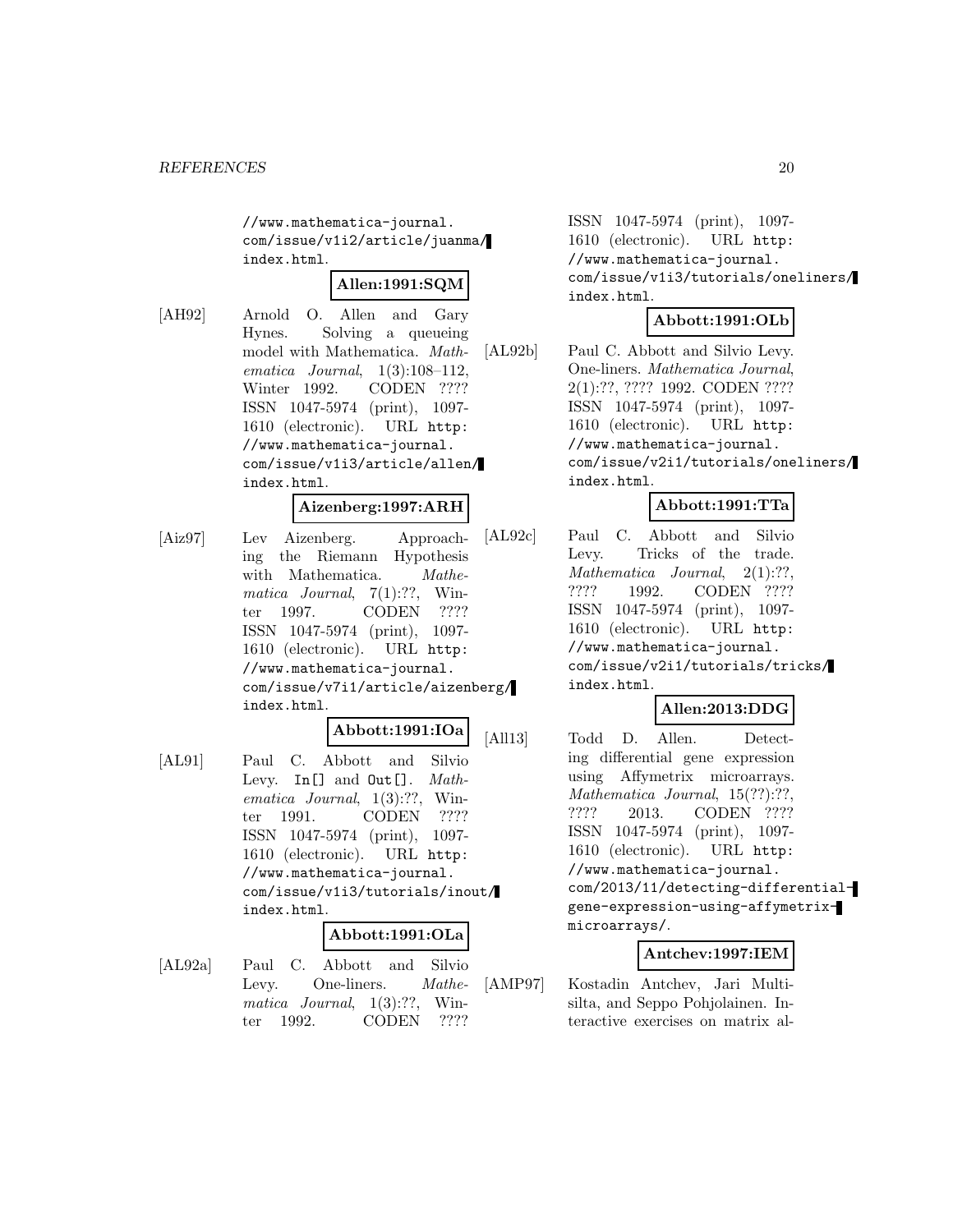//www.mathematica-journal.com/issue/v1i2/article/juanma/index.html.

**Allen:1991:SQM**

[AH92] Arnold O. Allen and Gary Hynes. Solving a queueing model with Mathematica. *Mathematica Journal*, 1(3):108–112, Winter 1992. CODEN ???? ISSN 1047-5974 (print), 1097-1610 (electronic). URL `http://www.mathematica-journal.com/issue/v1i3/article/allen/index.html`.

**Aizenberg:1997:ARH**

[Aiz97] Lev Aizenberg. Approaching the Riemann Hypothesis with Mathematica. *Mathematica Journal*, 7(1):??, Winter 1997. CODEN ???? ISSN 1047-5974 (print), 1097-1610 (electronic). URL `http://www.mathematica-journal.com/issue/v7i1/article/aizenberg/index.html`.

**Abbott:1991:IOa**

[AL91] Paul C. Abbott and Silvio Levy. `In[]` and `Out[]`. *Mathematica Journal*, 1(3):??, Winter 1991. CODEN ???? ISSN 1047-5974 (print), 1097-1610 (electronic). URL `http://www.mathematica-journal.com/issue/v1i3/tutorials/inout/index.html`.

**Abbott:1991:OLa**

[AL92a] Paul C. Abbott and Silvio Levy. One-liners. *Mathematica Journal*, 1(3):??, Winter 1992. CODEN ???? ISSN 1047-5974 (print), 1097-1610 (electronic). URL `http://www.mathematica-journal.com/issue/v1i3/tutorials/oneliners/index.html`.

**Abbott:1991:OLb**

[AL92b] Paul C. Abbott and Silvio Levy. One-liners. *Mathematica Journal*, 2(1):??, ???? 1992. CODEN ???? ISSN 1047-5974 (print), 1097-1610 (electronic). URL `http://www.mathematica-journal.com/issue/v2i1/tutorials/oneliners/index.html`.

**Abbott:1991:TTa**

[AL92c] Paul C. Abbott and Silvio Levy. Tricks of the trade. *Mathematica Journal*, 2(1):??, ???? 1992. CODEN ???? ISSN 1047-5974 (print), 1097-1610 (electronic). URL `http://www.mathematica-journal.com/issue/v2i1/tutorials/tricks/index.html`.

**Allen:2013:DDG**

[All13] Todd D. Allen. Detecting differential gene expression using Affymetrix microarrays. *Mathematica Journal*, 15(??):??, ???? 2013. CODEN ???? ISSN 1047-5974 (print), 1097-1610 (electronic). URL `http://www.mathematica-journal.com/2013/11/detecting-differential-gene-expression-using-affymetrix-microarrays/`.

**Antchev:1997:IEM**

[AMP97] Kostadin Antchev, Jari Multisilta, and Seppo Pohjolainen. Interactive exercises on matrix al-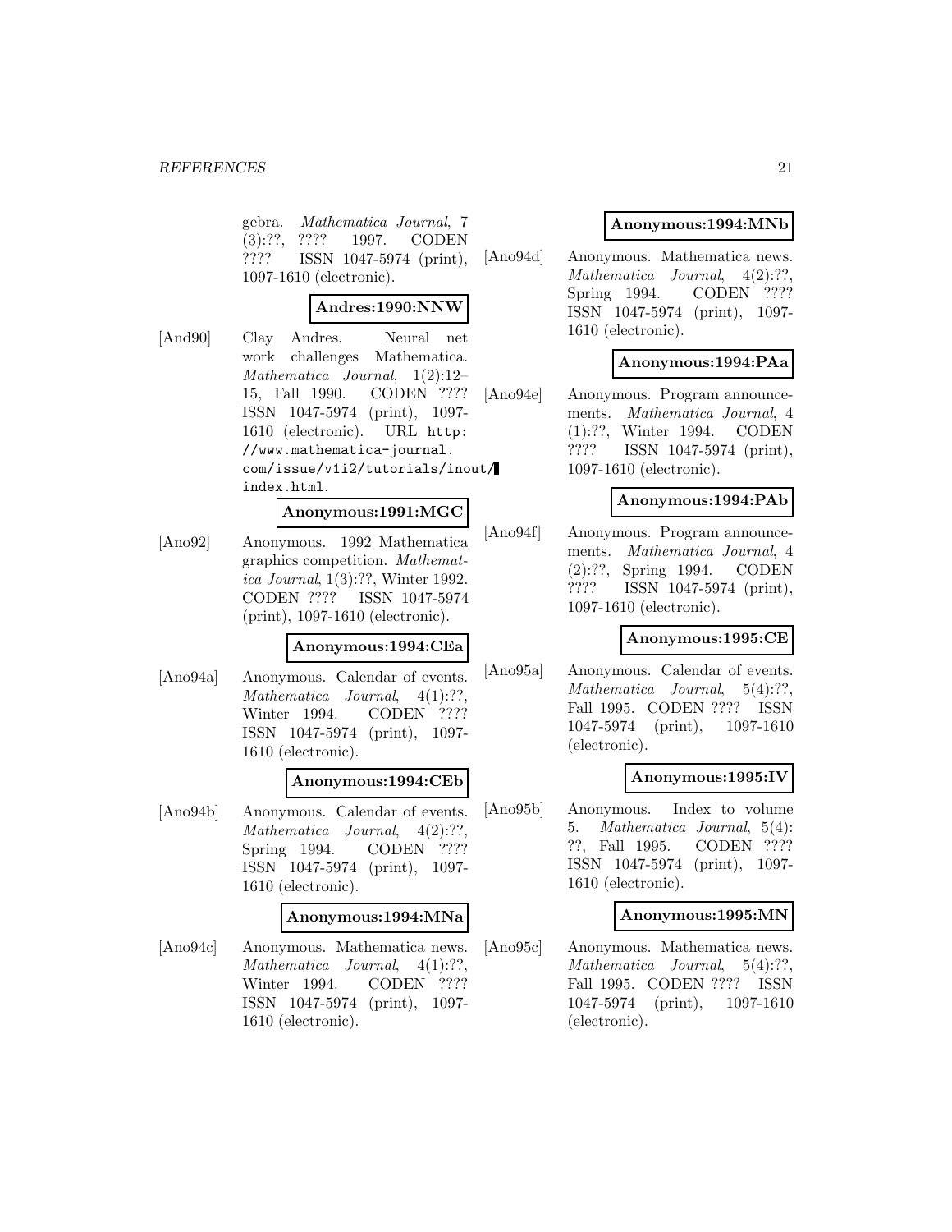gebra. *Mathematica Journal*, 7 (3):??, ???? 1997. CODEN ???? ISSN 1047-5974 (print), 1097-1610 (electronic).

**Andres:1990:NNW**

[And90] Clay Andres. Neural net work challenges Mathematica. *Mathematica Journal*, 1(2):12–15, Fall 1990. CODEN ???? ISSN 1047-5974 (print), 1097-1610 (electronic). URL `http://www.mathematica-journal.com/issue/v1i2/tutorials/inout/index.html`.

**Anonymous:1991:MGC**

[Ano92] Anonymous. 1992 Mathematica graphics competition. *Mathematica Journal*, 1(3):??, Winter 1992. CODEN ???? ISSN 1047-5974 (print), 1097-1610 (electronic).

**Anonymous:1994:CEa**

[Ano94a] Anonymous. Calendar of events. *Mathematica Journal*, 4(1):??, Winter 1994. CODEN ???? ISSN 1047-5974 (print), 1097-1610 (electronic).

**Anonymous:1994:CEb**

[Ano94b] Anonymous. Calendar of events. *Mathematica Journal*, 4(2):??, Spring 1994. CODEN ???? ISSN 1047-5974 (print), 1097-1610 (electronic).

**Anonymous:1994:MNa**

[Ano94c] Anonymous. Mathematica news. *Mathematica Journal*, 4(1):??, Winter 1994. CODEN ???? ISSN 1047-5974 (print), 1097-1610 (electronic).

**Anonymous:1994:MNb**

[Ano94d] Anonymous. Mathematica news. *Mathematica Journal*, 4(2):??, Spring 1994. CODEN ???? ISSN 1047-5974 (print), 1097-1610 (electronic).

**Anonymous:1994:PAa**

[Ano94e] Anonymous. Program announcements. *Mathematica Journal*, 4 (1):??, Winter 1994. CODEN ???? ISSN 1047-5974 (print), 1097-1610 (electronic).

**Anonymous:1994:PAb**

[Ano94f] Anonymous. Program announcements. *Mathematica Journal*, 4 (2):??, Spring 1994. CODEN ???? ISSN 1047-5974 (print), 1097-1610 (electronic).

**Anonymous:1995:CE**

[Ano95a] Anonymous. Calendar of events. *Mathematica Journal*, 5(4):??, Fall 1995. CODEN ???? ISSN 1047-5974 (print), 1097-1610 (electronic).

**Anonymous:1995:IV**

[Ano95b] Anonymous. Index to volume 5. *Mathematica Journal*, 5(4): ??, Fall 1995. CODEN ???? ISSN 1047-5974 (print), 1097-1610 (electronic).

**Anonymous:1995:MN**

[Ano95c] Anonymous. Mathematica news. *Mathematica Journal*, 5(4):??, Fall 1995. CODEN ???? ISSN 1047-5974 (print), 1097-1610 (electronic).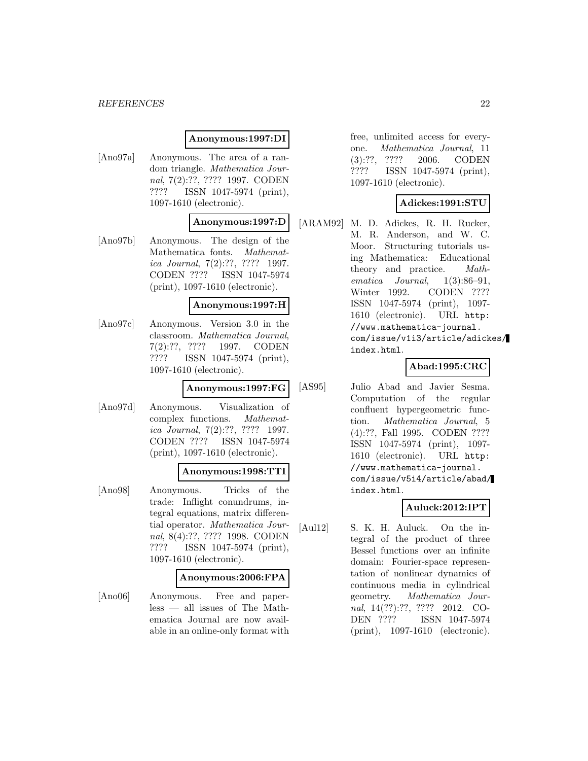**Anonymous:1997:DI**

[Ano97a] Anonymous. The area of a random triangle. *Mathematica Journal*, 7(2):??, ???? 1997. CODEN ???? ISSN 1047-5974 (print), 1097-1610 (electronic).

**Anonymous:1997:D**

[Ano97b] Anonymous. The design of the Mathematica fonts. *Mathematica Journal*, 7(2):??, ???? 1997. CODEN ???? ISSN 1047-5974 (print), 1097-1610 (electronic).

**Anonymous:1997:H**

[Ano97c] Anonymous. Version 3.0 in the classroom. *Mathematica Journal*, 7(2):??, ???? 1997. CODEN ???? ISSN 1047-5974 (print), 1097-1610 (electronic).

**Anonymous:1997:FG**

[Ano97d] Anonymous. Visualization of complex functions. *Mathematica Journal*, 7(2):??, ???? 1997. CODEN ???? ISSN 1047-5974 (print), 1097-1610 (electronic).

**Anonymous:1998:TTI**

[Ano98] Anonymous. Tricks of the trade: Inflight conundrums, integral equations, matrix differential operator. *Mathematica Journal*, 8(4):??, ???? 1998. CODEN ???? ISSN 1047-5974 (print), 1097-1610 (electronic).

**Anonymous:2006:FPA**

[Ano06] Anonymous. Free and paperless — all issues of The Mathematica Journal are now available in an online-only format with free, unlimited access for everyone. *Mathematica Journal*, 11 (3):??, ???? 2006. CODEN ???? ISSN 1047-5974 (print), 1097-1610 (electronic).

**Adickes:1991:STU**

[ARAM92] M. D. Adickes, R. H. Rucker, M. R. Anderson, and W. C. Moor. Structuring tutorials using Mathematica: Educational theory and practice. *Mathematica Journal*, 1(3):86–91, Winter 1992. CODEN ???? ISSN 1047-5974 (print), 1097-1610 (electronic). URL `http://www.mathematica-journal.com/issue/v1i3/article/adickes/index.html`.

**Abad:1995:CRC**

[AS95] Julio Abad and Javier Sesma. Computation of the regular confluent hypergeometric function. *Mathematica Journal*, 5 (4):??, Fall 1995. CODEN ???? ISSN 1047-5974 (print), 1097-1610 (electronic). URL `http://www.mathematica-journal.com/issue/v5i4/article/abad/index.html`.

**Auluck:2012:IPT**

[Aul12] S. K. H. Auluck. On the integral of the product of three Bessel functions over an infinite domain: Fourier-space representation of nonlinear dynamics of continuous media in cylindrical geometry. *Mathematica Journal*, 14(??):??, ???? 2012. CODEN ???? ISSN 1047-5974 (print), 1097-1610 (electronic).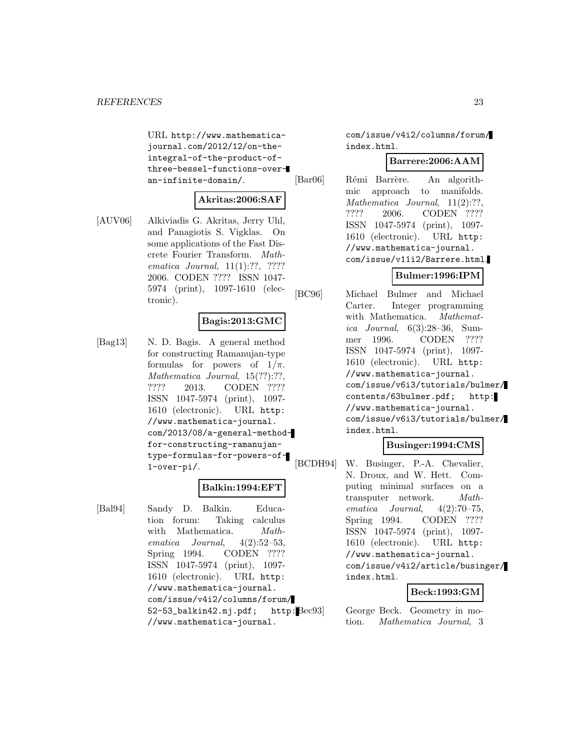URL http://www.mathematica-journal.com/2012/12/on-the-integral-of-the-product-of-three-bessel-functions-over-an-infinite-domain/.

**Akritas:2006:SAF**

[AUV06] Alkiviadis G. Akritas, Jerry Uhl, and Panagiotis S. Vigklas. On some applications of the Fast Discrete Fourier Transform. *Mathematica Journal*, 11(1):??, ???? 2006. CODEN ???? ISSN 1047-5974 (print), 1097-1610 (electronic).

**Bagis:2013:GMC**

[Bag13] N. D. Bagis. A general method for constructing Ramanujan-type formulas for powers of $1/\pi$. *Mathematica Journal*, 15(??):??, ???? 2013. CODEN ???? ISSN 1047-5974 (print), 1097-1610 (electronic). URL http://www.mathematica-journal.com/2013/08/a-general-method-for-constructing-ramanujan-type-formulas-for-powers-of-1-over-pi/.

**Balkin:1994:EFT**

[Bal94] Sandy D. Balkin. Education forum: Taking calculus with Mathematica. *Mathematica Journal*, 4(2):52–53, Spring 1994. CODEN ???? ISSN 1047-5974 (print), 1097-1610 (electronic). URL http://www.mathematica-journal.com/issue/v4i2/columns/forum/52-53_balkin42.mj.pdf; http://www.mathematica-journal.com/issue/v4i2/columns/forum/index.html.

**Barrere:2006:AAM**

[Bar06] Rémi Barrère. An algorithmic approach to manifolds. *Mathematica Journal*, 11(2):??, ???? 2006. CODEN ???? ISSN 1047-5974 (print), 1097-1610 (electronic). URL http://www.mathematica-journal.com/issue/v11i2/Barrere.html.

**Bulmer:1996:IPM**

[BC96] Michael Bulmer and Michael Carter. Integer programming with Mathematica. *Mathematica Journal*, 6(3):28–36, Summer 1996. CODEN ???? ISSN 1047-5974 (print), 1097-1610 (electronic). URL http://www.mathematica-journal.com/issue/v6i3/tutorials/bulmer/contents/63bulmer.pdf; http://www.mathematica-journal.com/issue/v6i3/tutorials/bulmer/index.html.

**Businger:1994:CMS**

[BCDH94] W. Businger, P.-A. Chevalier, N. Droux, and W. Hett. Computing minimal surfaces on a transputer network. *Mathematica Journal*, 4(2):70–75, Spring 1994. CODEN ???? ISSN 1047-5974 (print), 1097-1610 (electronic). URL http://www.mathematica-journal.com/issue/v4i2/article/businger/index.html.

**Beck:1993:GM**

[Bec93] George Beck. Geometry in motion. *Mathematica Journal*, 3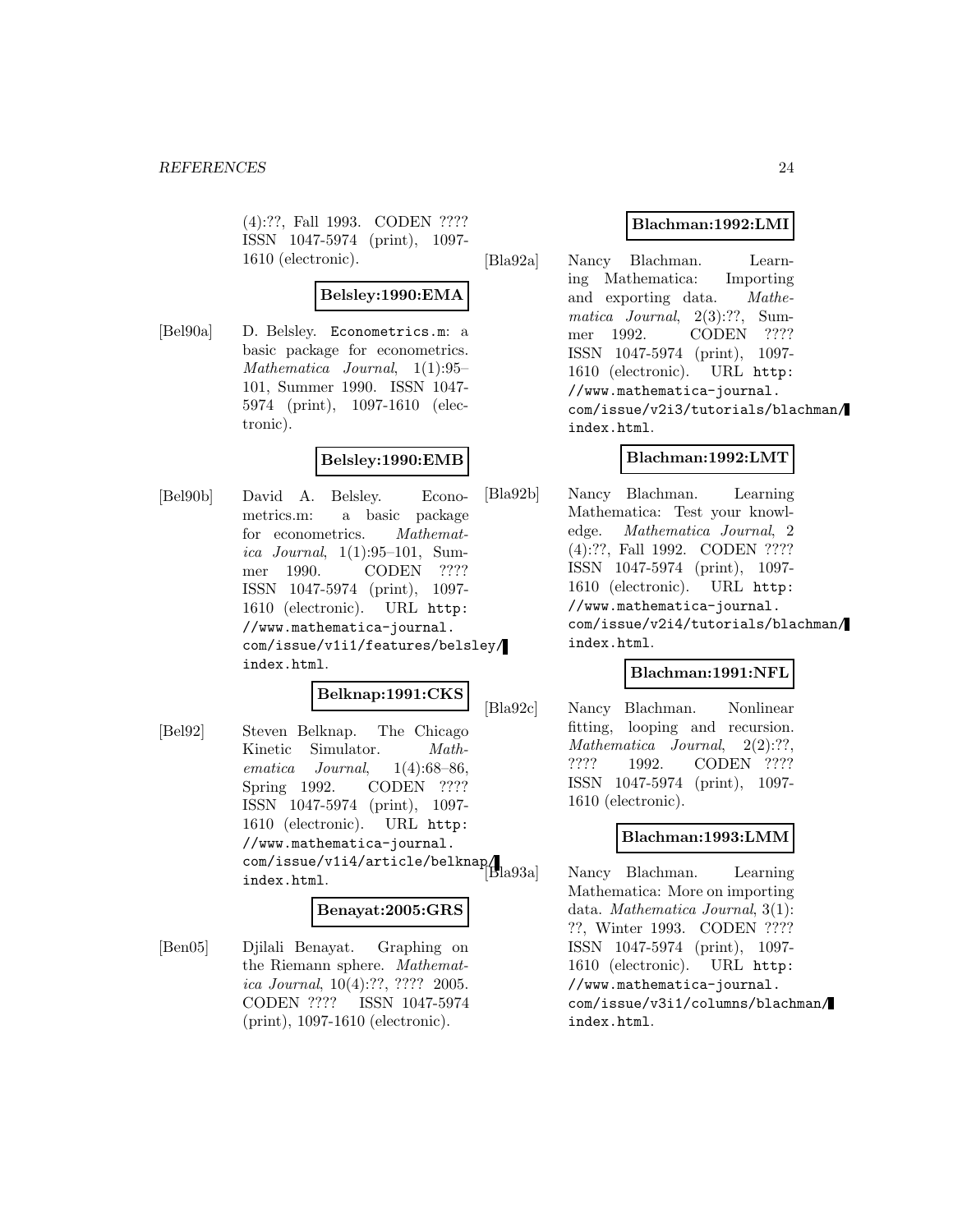(4):??, Fall 1993. CODEN ???? ISSN 1047-5974 (print), 1097-1610 (electronic).

**Belsley:1990:EMA**

[Bel90a] D. Belsley. `Econometrics.m`: a basic package for econometrics. *Mathematica Journal*, 1(1):95–101, Summer 1990. ISSN 1047-5974 (print), 1097-1610 (electronic).

**Belsley:1990:EMB**

[Bel90b] David A. Belsley. Econometrics.m: a basic package for econometrics. *Mathematica Journal*, 1(1):95–101, Summer 1990. CODEN ???? ISSN 1047-5974 (print), 1097-1610 (electronic). URL `http://www.mathematica-journal.com/issue/v1i1/features/belsley/index.html`.

**Belknap:1991:CKS**

[Bel92] Steven Belknap. The Chicago Kinetic Simulator. *Mathematica Journal*, 1(4):68–86, Spring 1992. CODEN ???? ISSN 1047-5974 (print), 1097-1610 (electronic). URL `http://www.mathematica-journal.com/issue/v1i4/article/belknap/index.html`.

**Benayat:2005:GRS**

[Ben05] Djilali Benayat. Graphing on the Riemann sphere. *Mathematica Journal*, 10(4):??, ???? 2005. CODEN ???? ISSN 1047-5974 (print), 1097-1610 (electronic).

**Blachman:1992:LMI**

[Bla92a] Nancy Blachman. Learning Mathematica: Importing and exporting data. *Mathematica Journal*, 2(3):??, Summer 1992. CODEN ???? ISSN 1047-5974 (print), 1097-1610 (electronic). URL `http://www.mathematica-journal.com/issue/v2i3/tutorials/blachman/index.html`.

**Blachman:1992:LMT**

[Bla92b] Nancy Blachman. Learning Mathematica: Test your knowledge. *Mathematica Journal*, 2(4):??, Fall 1992. CODEN ???? ISSN 1047-5974 (print), 1097-1610 (electronic). URL `http://www.mathematica-journal.com/issue/v2i4/tutorials/blachman/index.html`.

**Blachman:1991:NFL**

[Bla92c] Nancy Blachman. Nonlinear fitting, looping and recursion. *Mathematica Journal*, 2(2):??, ???? 1992. CODEN ???? ISSN 1047-5974 (print), 1097-1610 (electronic).

**Blachman:1993:LMM**

[Bla93a] Nancy Blachman. Learning Mathematica: More on importing data. *Mathematica Journal*, 3(1):??, Winter 1993. CODEN ???? ISSN 1047-5974 (print), 1097-1610 (electronic). URL `http://www.mathematica-journal.com/issue/v3i1/columns/blachman/index.html`.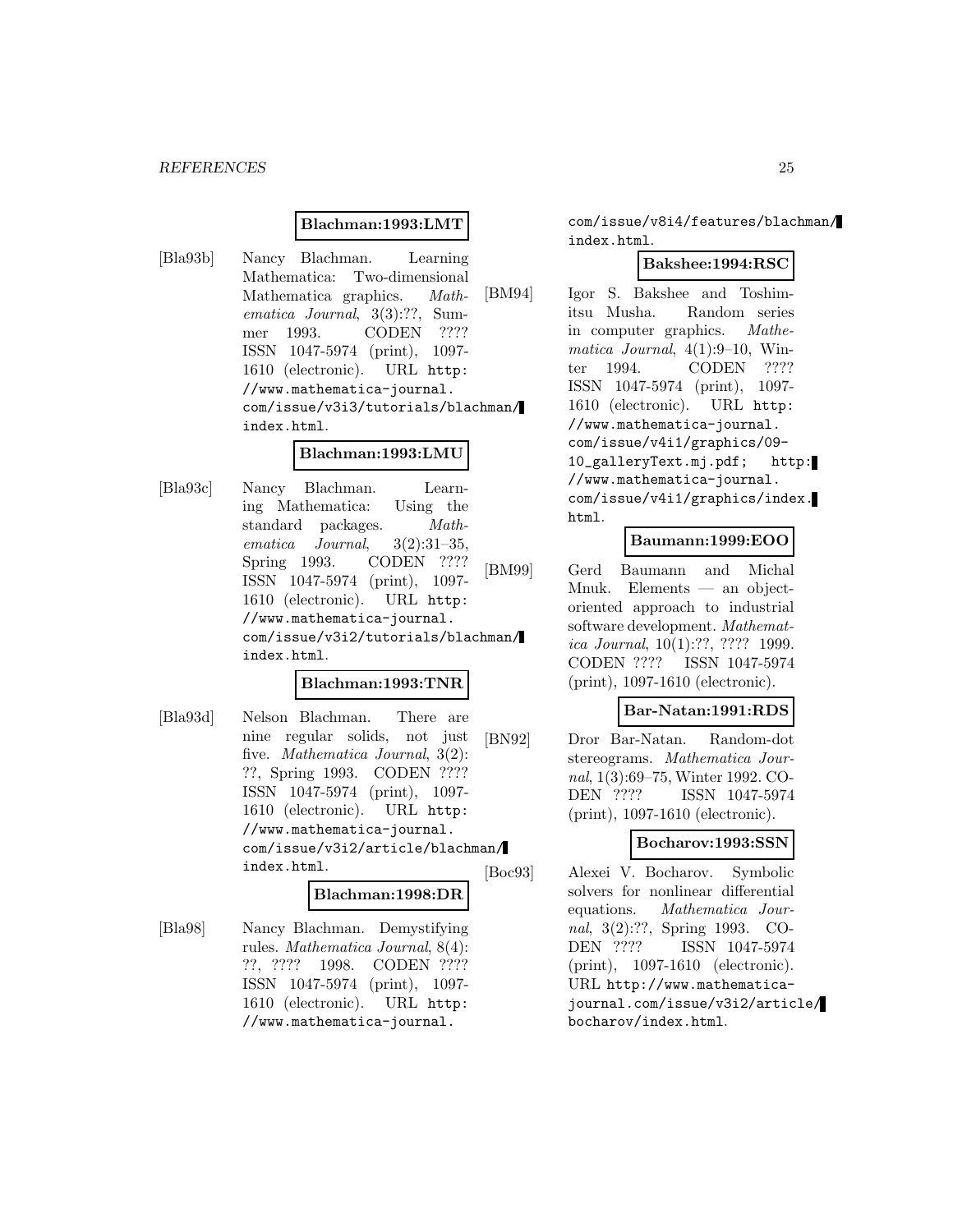**Blachman:1993:LMT**

[Bla93b] Nancy Blachman. Learning Mathematica: Two-dimensional Mathematica graphics. *Mathematica Journal*, 3(3):??, Summer 1993. CODEN ???? ISSN 1047-5974 (print), 1097-1610 (electronic). URL `http://www.mathematica-journal.com/issue/v3i3/tutorials/blachman/index.html`.

**Blachman:1993:LMU**

[Bla93c] Nancy Blachman. Learning Mathematica: Using the standard packages. *Mathematica Journal*, 3(2):31–35, Spring 1993. CODEN ???? ISSN 1047-5974 (print), 1097-1610 (electronic). URL `http://www.mathematica-journal.com/issue/v3i2/tutorials/blachman/index.html`.

**Blachman:1993:TNR**

[Bla93d] Nelson Blachman. There are nine regular solids, not just five. *Mathematica Journal*, 3(2):??, Spring 1993. CODEN ???? ISSN 1047-5974 (print), 1097-1610 (electronic). URL `http://www.mathematica-journal.com/issue/v3i2/article/blachman/index.html`.

**Blachman:1998:DR**

[Bla98] Nancy Blachman. Demystifying rules. *Mathematica Journal*, 8(4):??, ???? 1998. CODEN ???? ISSN 1047-5974 (print), 1097-1610 (electronic). URL `http://www.mathematica-journal.com/issue/v8i4/features/blachman/index.html`.

**Bakshee:1994:RSC**

[BM94] Igor S. Bakshee and Toshimitsu Musha. Random series in computer graphics. *Mathematica Journal*, 4(1):9–10, Winter 1994. CODEN ???? ISSN 1047-5974 (print), 1097-1610 (electronic). URL `http://www.mathematica-journal.com/issue/v4i1/graphics/09-10_galleryText.mj.pdf`; `http://www.mathematica-journal.com/issue/v4i1/graphics/index.html`.

**Baumann:1999:EOO**

[BM99] Gerd Baumann and Michal Mnuk. Elements — an object-oriented approach to industrial software development. *Mathematica Journal*, 10(1):??, ???? 1999. CODEN ???? ISSN 1047-5974 (print), 1097-1610 (electronic).

**Bar-Natan:1991:RDS**

[BN92] Dror Bar-Natan. Random-dot stereograms. *Mathematica Journal*, 1(3):69–75, Winter 1992. CODEN ???? ISSN 1047-5974 (print), 1097-1610 (electronic).

**Bocharov:1993:SSN**

[Boc93] Alexei V. Bocharov. Symbolic solvers for nonlinear differential equations. *Mathematica Journal*, 3(2):??, Spring 1993. CODEN ???? ISSN 1047-5974 (print), 1097-1610 (electronic). URL `http://www.mathematica-journal.com/issue/v3i2/article/bocharov/index.html`.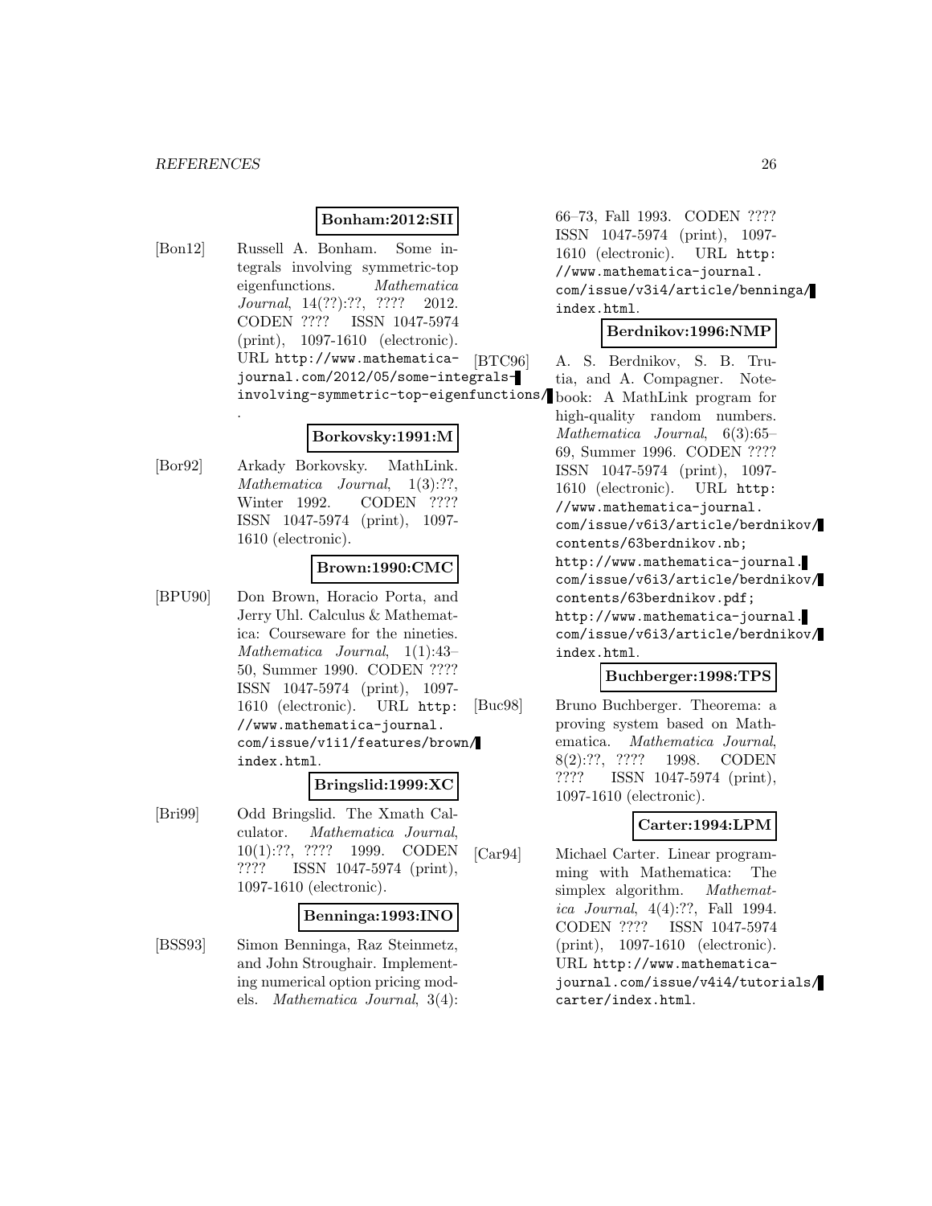**Bonham:2012:SII**

[Bon12] Russell A. Bonham. Some integrals involving symmetric-top eigenfunctions. *Mathematica Journal*, 14(??):??, ???? 2012. CODEN ???? ISSN 1047-5974 (print), 1097-1610 (electronic). URL http://www.mathematica-journal.com/2012/05/some-integrals-involving-symmetric-top-eigenfunctions/.

**Borkovsky:1991:M**

[Bor92] Arkady Borkovsky. MathLink. *Mathematica Journal*, 1(3):??, Winter 1992. CODEN ???? ISSN 1047-5974 (print), 1097-1610 (electronic).

**Brown:1990:CMC**

[BPU90] Don Brown, Horacio Porta, and Jerry Uhl. Calculus & Mathematica: Courseware for the nineties. *Mathematica Journal*, 1(1):43–50, Summer 1990. CODEN ???? ISSN 1047-5974 (print), 1097-1610 (electronic). URL http://www.mathematica-journal.com/issue/v1i1/features/brown/index.html.

**Bringslid:1999:XC**

[Bri99] Odd Bringslid. The Xmath Calculator. *Mathematica Journal*, 10(1):??, ???? 1999. CODEN ???? ISSN 1047-5974 (print), 1097-1610 (electronic).

**Benninga:1993:INO**

[BSS93] Simon Benninga, Raz Steinmetz, and John Stroughair. Implementing numerical option pricing models. *Mathematica Journal*, 3(4):66–73, Fall 1993. CODEN ???? ISSN 1047-5974 (print), 1097-1610 (electronic). URL http://www.mathematica-journal.com/issue/v3i4/article/benninga/index.html.

**Berdnikov:1996:NMP**

[BTC96] A. S. Berdnikov, S. B. Trutia, and A. Compagner. Notebook: A MathLink program for high-quality random numbers. *Mathematica Journal*, 6(3):65–69, Summer 1996. CODEN ???? ISSN 1047-5974 (print), 1097-1610 (electronic). URL http://www.mathematica-journal.com/issue/v6i3/article/berdnikov/contents/63berdnikov.nb; http://www.mathematica-journal.com/issue/v6i3/article/berdnikov/contents/63berdnikov.pdf; http://www.mathematica-journal.com/issue/v6i3/article/berdnikov/index.html.

**Buchberger:1998:TPS**

[Buc98] Bruno Buchberger. Theorema: a proving system based on Mathematica. *Mathematica Journal*, 8(2):??, ???? 1998. CODEN ???? ISSN 1047-5974 (print), 1097-1610 (electronic).

**Carter:1994:LPM**

[Car94] Michael Carter. Linear programming with Mathematica: The simplex algorithm. *Mathematica Journal*, 4(4):??, Fall 1994. CODEN ???? ISSN 1047-5974 (print), 1097-1610 (electronic). URL http://www.mathematica-journal.com/issue/v4i4/tutorials/carter/index.html.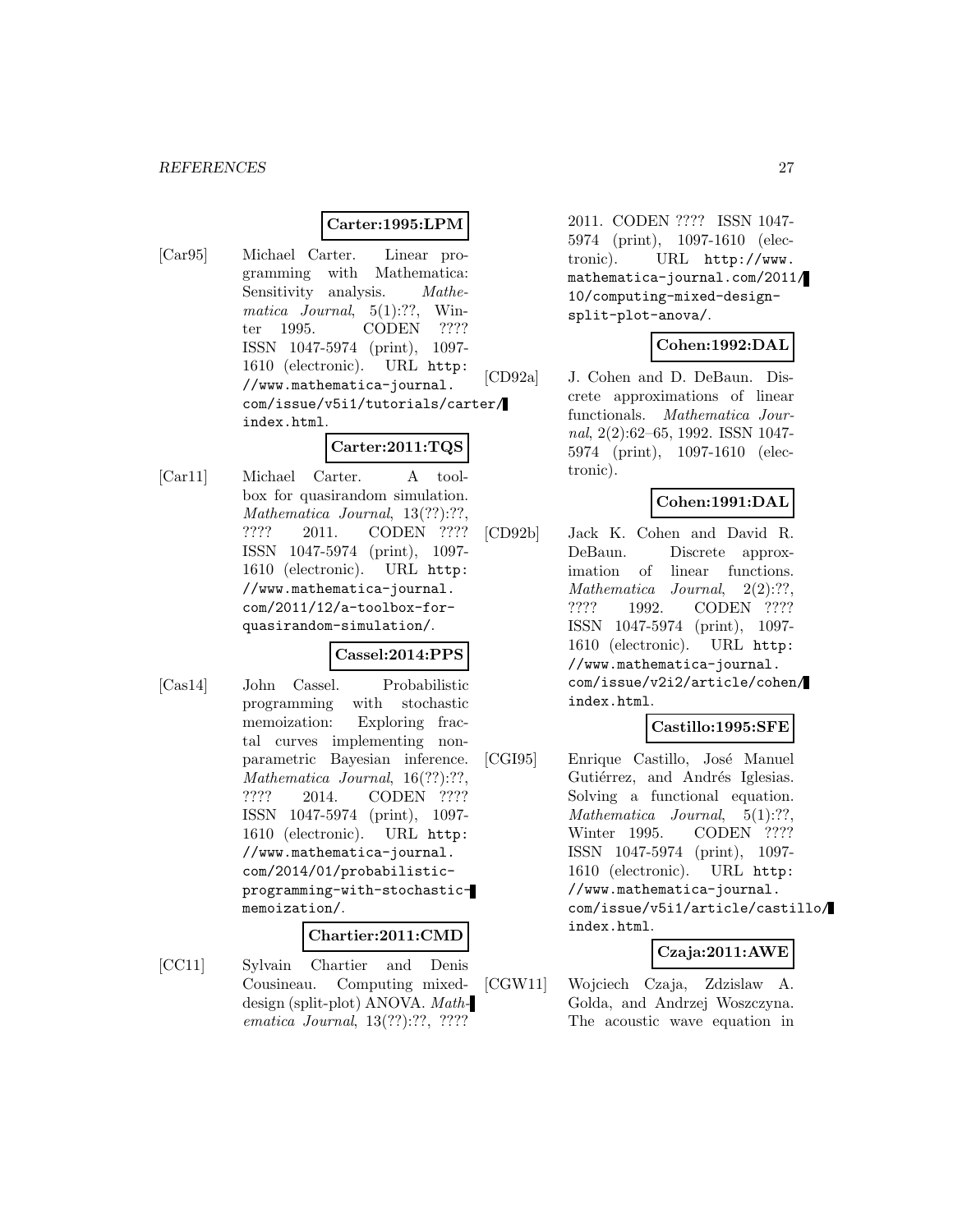**Carter:1995:LPM**

[Car95] Michael Carter. Linear programming with Mathematica: Sensitivity analysis. *Mathematica Journal*, 5(1):??, Winter 1995. CODEN ???? ISSN 1047-5974 (print), 1097-1610 (electronic). URL `http://www.mathematica-journal.com/issue/v5i1/tutorials/carter/index.html`.

**Carter:2011:TQS**

[Car11] Michael Carter. A toolbox for quasirandom simulation. *Mathematica Journal*, 13(??):??, ???? 2011. CODEN ???? ISSN 1047-5974 (print), 1097-1610 (electronic). URL `http://www.mathematica-journal.com/2011/12/a-toolbox-for-quasirandom-simulation/`.

**Cassel:2014:PPS**

[Cas14] John Cassel. Probabilistic programming with stochastic memoization: Exploring fractal curves implementing nonparametric Bayesian inference. *Mathematica Journal*, 16(??):??, ???? 2014. CODEN ???? ISSN 1047-5974 (print), 1097-1610 (electronic). URL `http://www.mathematica-journal.com/2014/01/probabilistic-programming-with-stochastic-memoization/`.

**Chartier:2011:CMD**

[CC11] Sylvain Chartier and Denis Cousineau. Computing mixed-design (split-plot) ANOVA. *Mathematica Journal*, 13(??):??, ???? 2011. CODEN ???? ISSN 1047-5974 (print), 1097-1610 (electronic). URL `http://www.mathematica-journal.com/2011/10/computing-mixed-design-split-plot-anova/`.

**Cohen:1992:DAL**

[CD92a] J. Cohen and D. DeBaun. Discrete approximations of linear functionals. *Mathematica Journal*, 2(2):62–65, 1992. ISSN 1047-5974 (print), 1097-1610 (electronic).

**Cohen:1991:DAL**

[CD92b] Jack K. Cohen and David R. DeBaun. Discrete approximation of linear functions. *Mathematica Journal*, 2(2):??, ???? 1992. CODEN ???? ISSN 1047-5974 (print), 1097-1610 (electronic). URL `http://www.mathematica-journal.com/issue/v2i2/article/cohen/index.html`.

**Castillo:1995:SFE**

[CGI95] Enrique Castillo, José Manuel Gutiérrez, and Andrés Iglesias. Solving a functional equation. *Mathematica Journal*, 5(1):??, Winter 1995. CODEN ???? ISSN 1047-5974 (print), 1097-1610 (electronic). URL `http://www.mathematica-journal.com/issue/v5i1/article/castillo/index.html`.

**Czaja:2011:AWE**

[CGW11] Wojciech Czaja, Zdzislaw A. Golda, and Andrzej Woszczyna. The acoustic wave equation in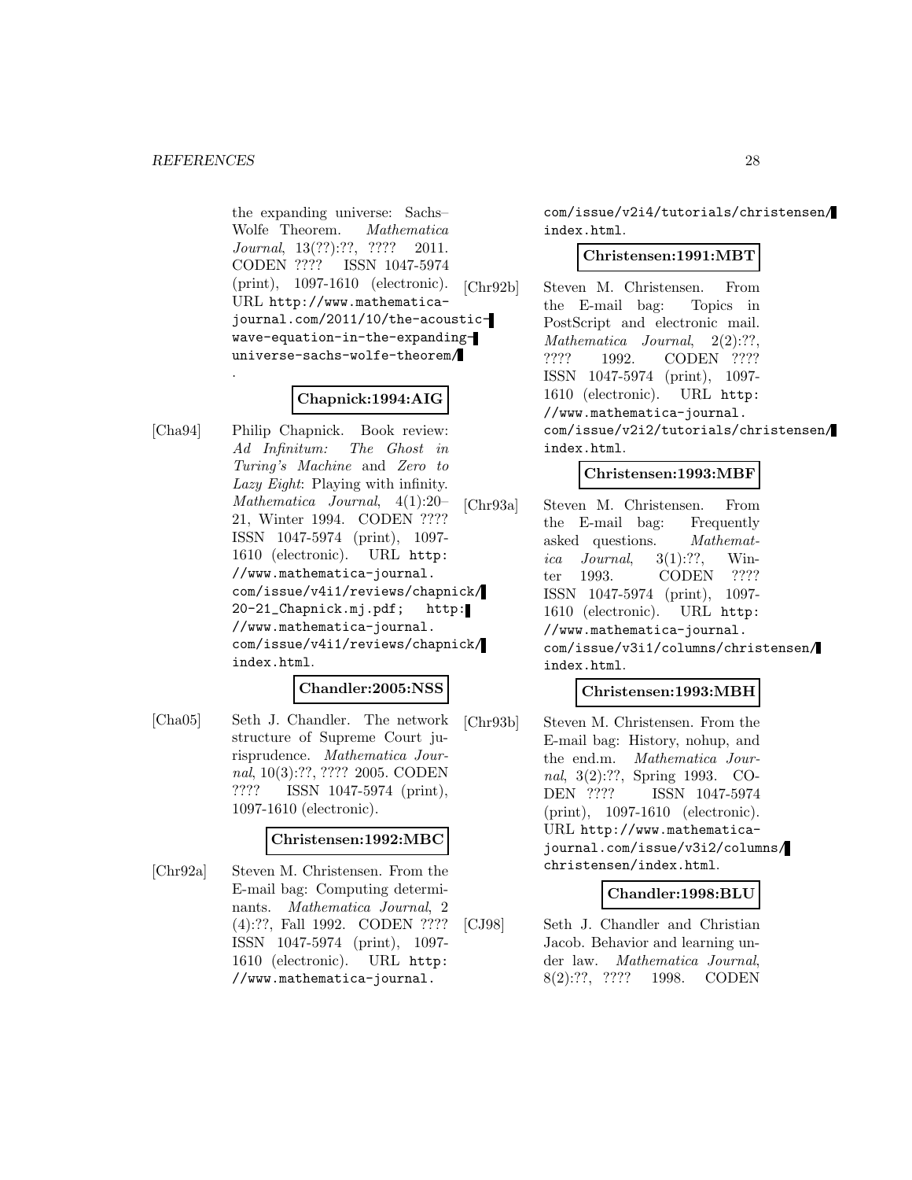the expanding universe: Sachs–Wolfe Theorem. *Mathematica Journal*, 13(??):??, ???? 2011. CODEN ???? ISSN 1047-5974 (print), 1097-1610 (electronic). URL http://www.mathematica-journal.com/2011/10/the-acoustic-wave-equation-in-the-expanding-universe-sachs-wolfe-theorem/.

**Chapnick:1994:AIG**

[Cha94] Philip Chapnick. Book review: *Ad Infinitum: The Ghost in Turing's Machine* and *Zero to Lazy Eight*: Playing with infinity. *Mathematica Journal*, 4(1):20–21, Winter 1994. CODEN ???? ISSN 1047-5974 (print), 1097-1610 (electronic). URL http://www.mathematica-journal.com/issue/v4i1/reviews/chapnick/20-21_Chapnick.mj.pdf; http://www.mathematica-journal.com/issue/v4i1/reviews/chapnick/index.html.

**Chandler:2005:NSS**

[Cha05] Seth J. Chandler. The network structure of Supreme Court jurisprudence. *Mathematica Journal*, 10(3):??, ???? 2005. CODEN ???? ISSN 1047-5974 (print), 1097-1610 (electronic).

**Christensen:1992:MBC**

[Chr92a] Steven M. Christensen. From the E-mail bag: Computing determinants. *Mathematica Journal*, 2 (4):??, Fall 1992. CODEN ???? ISSN 1047-5974 (print), 1097-1610 (electronic). URL http://www.mathematica-journal.com/issue/v2i4/tutorials/christensen/index.html.

**Christensen:1991:MBT**

[Chr92b] Steven M. Christensen. From the E-mail bag: Topics in PostScript and electronic mail. *Mathematica Journal*, 2(2):??, ???? 1992. CODEN ???? ISSN 1047-5974 (print), 1097-1610 (electronic). URL http://www.mathematica-journal.com/issue/v2i2/tutorials/christensen/index.html.

**Christensen:1993:MBF**

[Chr93a] Steven M. Christensen. From the E-mail bag: Frequently asked questions. *Mathematica Journal*, 3(1):??, Winter 1993. CODEN ???? ISSN 1047-5974 (print), 1097-1610 (electronic). URL http://www.mathematica-journal.com/issue/v3i1/columns/christensen/index.html.

**Christensen:1993:MBH**

[Chr93b] Steven M. Christensen. From the E-mail bag: History, nohup, and the end.m. *Mathematica Journal*, 3(2):??, Spring 1993. CODEN ???? ISSN 1047-5974 (print), 1097-1610 (electronic). URL http://www.mathematica-journal.com/issue/v3i2/columns/christensen/index.html.

**Chandler:1998:BLU**

[CJ98] Seth J. Chandler and Christian Jacob. Behavior and learning under law. *Mathematica Journal*, 8(2):??, ???? 1998. CODEN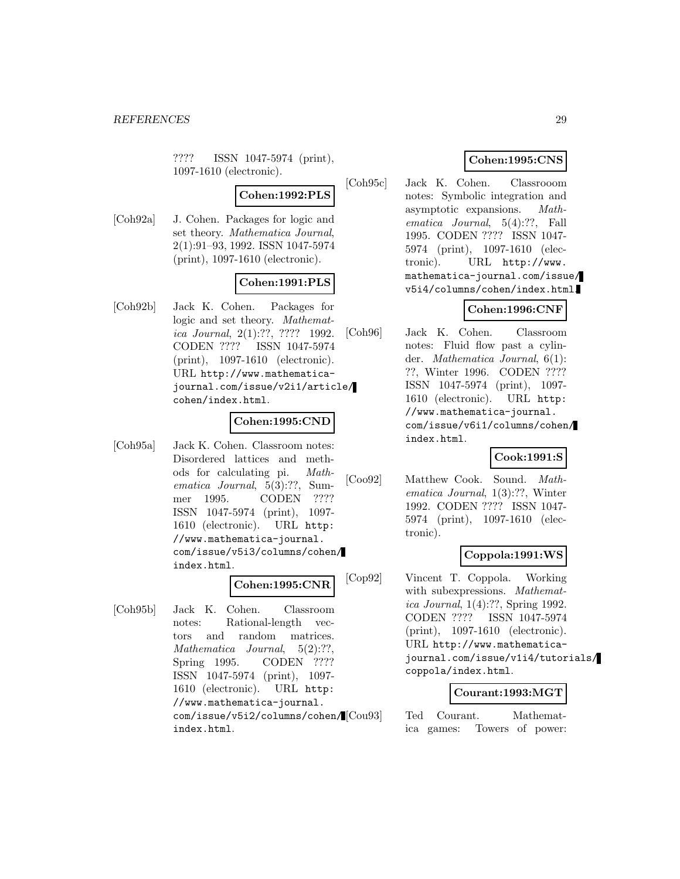???? ISSN 1047-5974 (print), 1097-1610 (electronic).

**Cohen:1992:PLS**

[Coh92a] J. Cohen. Packages for logic and set theory. *Mathematica Journal*, 2(1):91–93, 1992. ISSN 1047-5974 (print), 1097-1610 (electronic).

**Cohen:1991:PLS**

[Coh92b] Jack K. Cohen. Packages for logic and set theory. *Mathematica Journal*, 2(1):??, ???? 1992. CODEN ???? ISSN 1047-5974 (print), 1097-1610 (electronic). URL http://www.mathematica-journal.com/issue/v2i1/article/cohen/index.html.

**Cohen:1995:CND**

[Coh95a] Jack K. Cohen. Classroom notes: Disordered lattices and methods for calculating pi. *Mathematica Journal*, 5(3):??, Summer 1995. CODEN ???? ISSN 1047-5974 (print), 1097-1610 (electronic). URL http://www.mathematica-journal.com/issue/v5i3/columns/cohen/index.html.

**Cohen:1995:CNR**

[Coh95b] Jack K. Cohen. Classroom notes: Rational-length vectors and random matrices. *Mathematica Journal*, 5(2):??, Spring 1995. CODEN ???? ISSN 1047-5974 (print), 1097-1610 (electronic). URL http://www.mathematica-journal.com/issue/v5i2/columns/cohen/index.html.

**Cohen:1995:CNS**

[Coh95c] Jack K. Cohen. Classrooom notes: Symbolic integration and asymptotic expansions. *Mathematica Journal*, 5(4):??, Fall 1995. CODEN ???? ISSN 1047-5974 (print), 1097-1610 (electronic). URL http://www.mathematica-journal.com/issue/v5i4/columns/cohen/index.html.

**Cohen:1996:CNF**

[Coh96] Jack K. Cohen. Classroom notes: Fluid flow past a cylinder. *Mathematica Journal*, 6(1):??, Winter 1996. CODEN ???? ISSN 1047-5974 (print), 1097-1610 (electronic). URL http://www.mathematica-journal.com/issue/v6i1/columns/cohen/index.html.

**Cook:1991:S**

[Coo92] Matthew Cook. Sound. *Mathematica Journal*, 1(3):??, Winter 1992. CODEN ???? ISSN 1047-5974 (print), 1097-1610 (electronic).

**Coppola:1991:WS**

[Cop92] Vincent T. Coppola. Working with subexpressions. *Mathematica Journal*, 1(4):??, Spring 1992. CODEN ???? ISSN 1047-5974 (print), 1097-1610 (electronic). URL http://www.mathematica-journal.com/issue/v1i4/tutorials/coppola/index.html.

**Courant:1993:MGT**

[Cou93] Ted Courant. Mathematica games: Towers of power: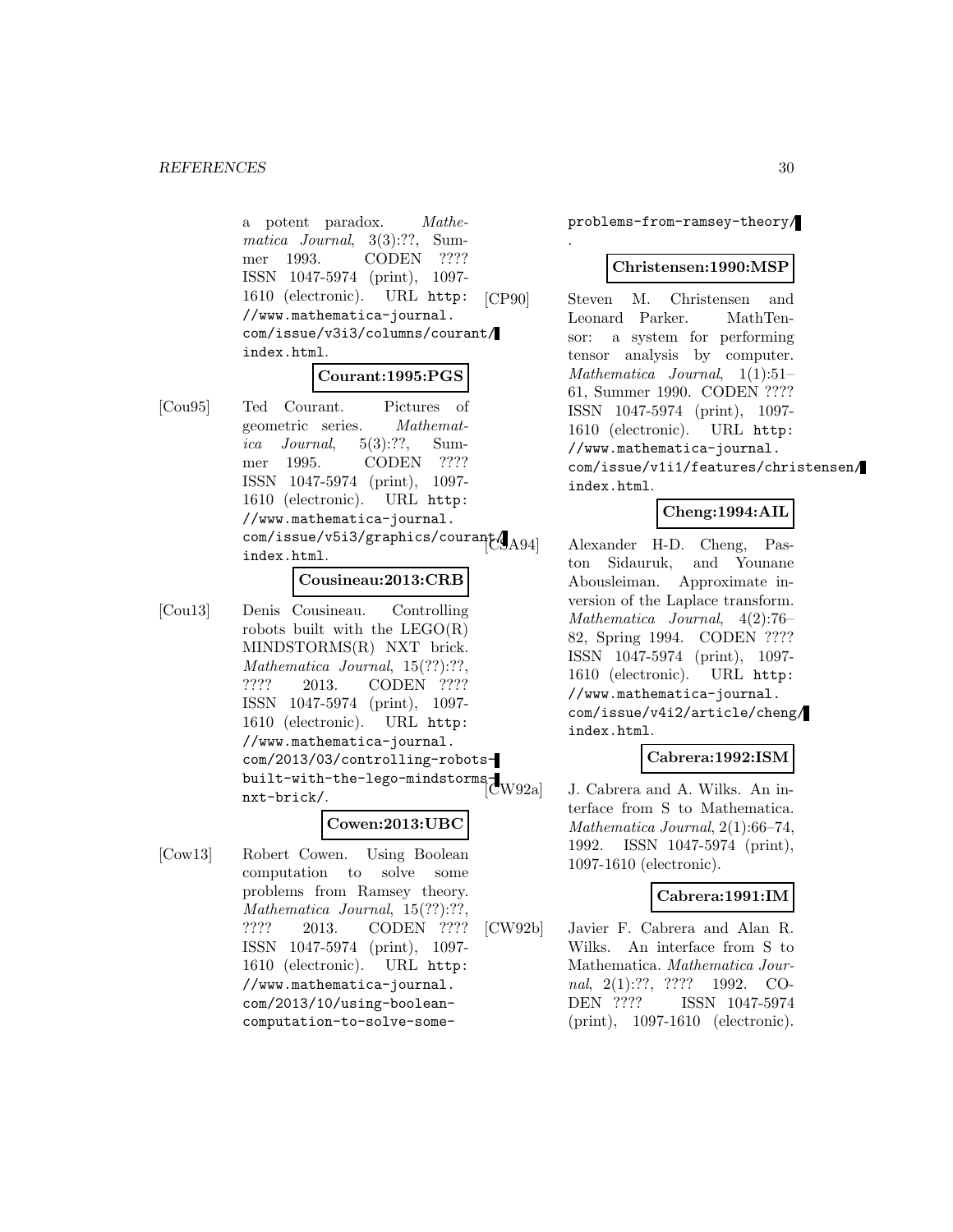a potent paradox. *Mathematica Journal*, 3(3):??, Summer 1993. CODEN ???? ISSN 1047-5974 (print), 1097-1610 (electronic). URL http://www.mathematica-journal.com/issue/v3i3/columns/courant/index.html.

**Courant:1995:PGS**

[Cou95] Ted Courant. Pictures of geometric series. *Mathematica Journal*, 5(3):??, Summer 1995. CODEN ???? ISSN 1047-5974 (print), 1097-1610 (electronic). URL http://www.mathematica-journal.com/issue/v5i3/graphics/courant/index.html.

**Cousineau:2013:CRB**

[Cou13] Denis Cousineau. Controlling robots built with the LEGO(R) MINDSTORMS(R) NXT brick. *Mathematica Journal*, 15(??):??, ???? 2013. CODEN ???? ISSN 1047-5974 (print), 1097-1610 (electronic). URL http://www.mathematica-journal.com/2013/03/controlling-robots-built-with-the-lego-mindstorms-nxt-brick/.

**Cowen:2013:UBC**

[Cow13] Robert Cowen. Using Boolean computation to solve some problems from Ramsey theory. *Mathematica Journal*, 15(??):??, ???? 2013. CODEN ???? ISSN 1047-5974 (print), 1097-1610 (electronic). URL http://www.mathematica-journal.com/2013/10/using-boolean-computation-to-solve-some-problems-from-ramsey-theory/.

**Christensen:1990:MSP**

[CP90] Steven M. Christensen and Leonard Parker. MathTensor: a system for performing tensor analysis by computer. *Mathematica Journal*, 1(1):51–61, Summer 1990. CODEN ???? ISSN 1047-5974 (print), 1097-1610 (electronic). URL http://www.mathematica-journal.com/issue/v1i1/features/christensen/index.html.

**Cheng:1994:AIL**

[CSA94] Alexander H-D. Cheng, Paston Sidauruk, and Younane Abousleiman. Approximate inversion of the Laplace transform. *Mathematica Journal*, 4(2):76–82, Spring 1994. CODEN ???? ISSN 1047-5974 (print), 1097-1610 (electronic). URL http://www.mathematica-journal.com/issue/v4i2/article/cheng/index.html.

**Cabrera:1992:ISM**

[CW92a] J. Cabrera and A. Wilks. An interface from S to Mathematica. *Mathematica Journal*, 2(1):66–74, 1992. ISSN 1047-5974 (print), 1097-1610 (electronic).

**Cabrera:1991:IM**

[CW92b] Javier F. Cabrera and Alan R. Wilks. An interface from S to Mathematica. *Mathematica Journal*, 2(1):??, ???? 1992. CODEN ???? ISSN 1047-5974 (print), 1097-1610 (electronic).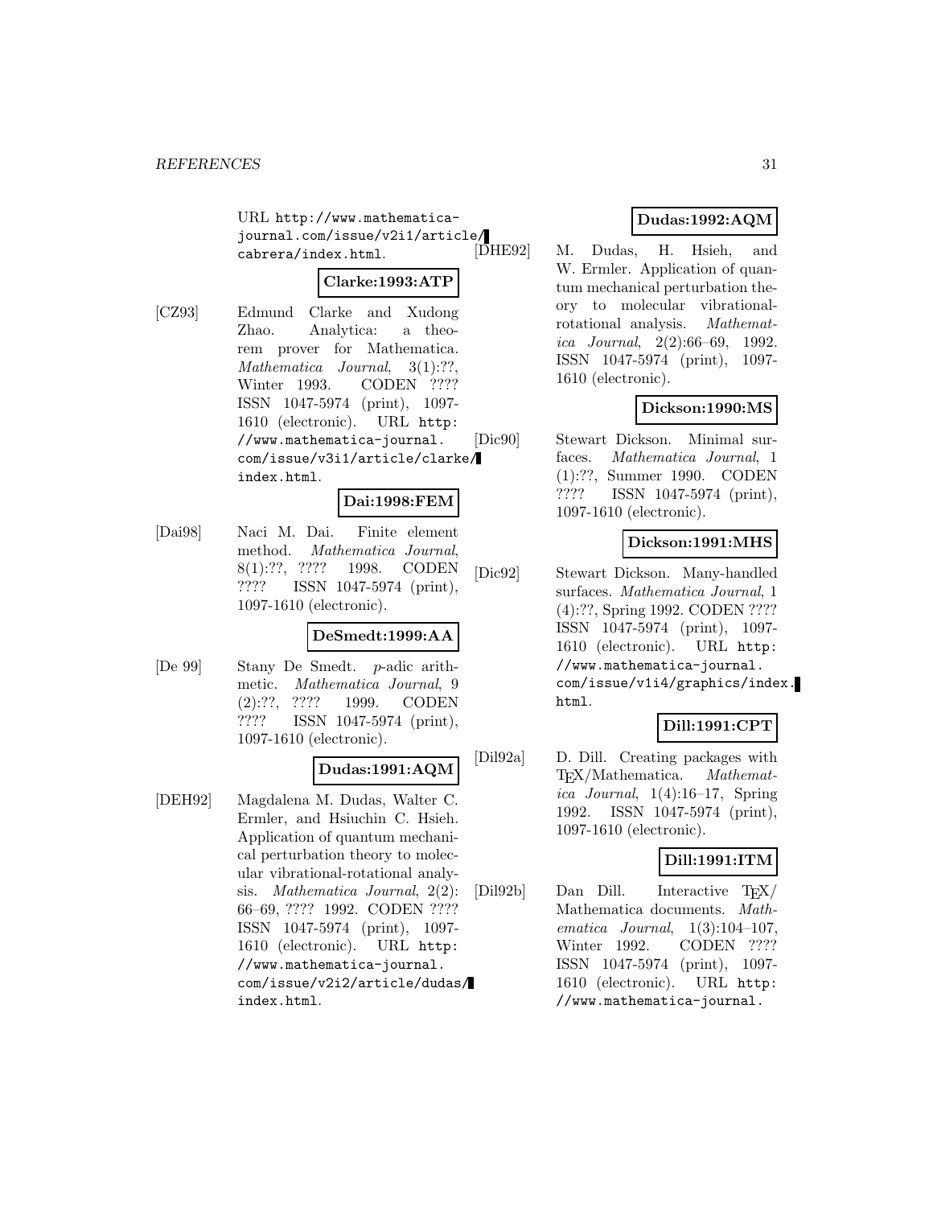URL http://www.mathematica-journal.com/issue/v2i1/article/cabrera/index.html.

**Clarke:1993:ATP**

[CZ93] Edmund Clarke and Xudong Zhao. Analytica: a theorem prover for Mathematica. *Mathematica Journal*, 3(1):??, Winter 1993. CODEN ???? ISSN 1047-5974 (print), 1097-1610 (electronic). URL http://www.mathematica-journal.com/issue/v3i1/article/clarke/index.html.

**Dai:1998:FEM**

[Dai98] Naci M. Dai. Finite element method. *Mathematica Journal*, 8(1):??, ???? 1998. CODEN ???? ISSN 1047-5974 (print), 1097-1610 (electronic).

**DeSmedt:1999:AA**

[De 99] Stany De Smedt. $p$-adic arithmetic. *Mathematica Journal*, 9 (2):??, ???? 1999. CODEN ???? ISSN 1047-5974 (print), 1097-1610 (electronic).

**Dudas:1991:AQM**

[DEH92] Magdalena M. Dudas, Walter C. Ermler, and Hsiuchin C. Hsieh. Application of quantum mechanical perturbation theory to molecular vibrational-rotational analysis. *Mathematica Journal*, 2(2): 66–69, ???? 1992. CODEN ???? ISSN 1047-5974 (print), 1097-1610 (electronic). URL http://www.mathematica-journal.com/issue/v2i2/article/dudas/index.html.

**Dudas:1992:AQM**

[DHE92] M. Dudas, H. Hsieh, and W. Ermler. Application of quantum mechanical perturbation theory to molecular vibrational-rotational analysis. *Mathematica Journal*, 2(2):66–69, 1992. ISSN 1047-5974 (print), 1097-1610 (electronic).

**Dickson:1990:MS**

[Dic90] Stewart Dickson. Minimal surfaces. *Mathematica Journal*, 1 (1):??, Summer 1990. CODEN ???? ISSN 1047-5974 (print), 1097-1610 (electronic).

**Dickson:1991:MHS**

[Dic92] Stewart Dickson. Many-handled surfaces. *Mathematica Journal*, 1 (4):??, Spring 1992. CODEN ???? ISSN 1047-5974 (print), 1097-1610 (electronic). URL http://www.mathematica-journal.com/issue/v1i4/graphics/index.html.

**Dill:1991:CPT**

[Dil92a] D. Dill. Creating packages with TEX/Mathematica. *Mathematica Journal*, 1(4):16–17, Spring 1992. ISSN 1047-5974 (print), 1097-1610 (electronic).

**Dill:1991:ITM**

[Dil92b] Dan Dill. Interactive TEX/ Mathematica documents. *Mathematica Journal*, 1(3):104–107, Winter 1992. CODEN ???? ISSN 1047-5974 (print), 1097-1610 (electronic). URL http://www.mathematica-journal.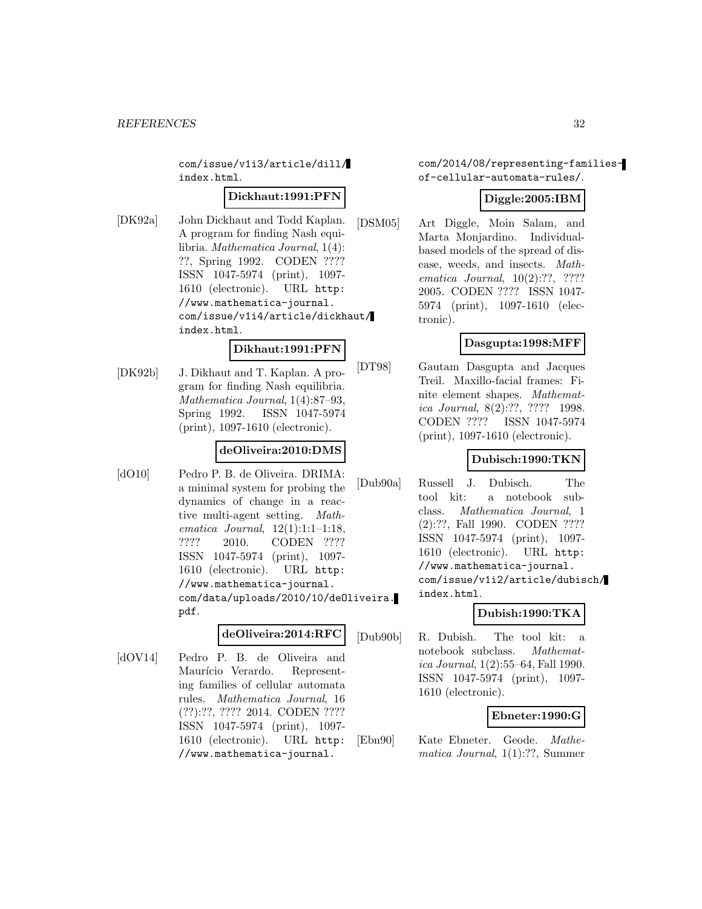com/issue/v1i3/article/dill/index.html.

**Dickhaut:1991:PFN**

[DK92a] John Dickhaut and Todd Kaplan. A program for finding Nash equilibria. *Mathematica Journal*, 1(4): ??, Spring 1992. CODEN ???? ISSN 1047-5974 (print), 1097-1610 (electronic). URL http://www.mathematica-journal.com/issue/v1i4/article/dickhaut/index.html.

**Dikhaut:1991:PFN**

[DK92b] J. Dikhaut and T. Kaplan. A program for finding Nash equilibria. *Mathematica Journal*, 1(4):87–93, Spring 1992. ISSN 1047-5974 (print), 1097-1610 (electronic).

**deOliveira:2010:DMS**

[dO10] Pedro P. B. de Oliveira. DRIMA: a minimal system for probing the dynamics of change in a reactive multi-agent setting. *Mathematica Journal*, 12(1):1:1–1:18, ???? 2010. CODEN ???? ISSN 1047-5974 (print), 1097-1610 (electronic). URL http://www.mathematica-journal.com/data/uploads/2010/10/deOliveira.pdf.

**deOliveira:2014:RFC**

[dOV14] Pedro P. B. de Oliveira and Maurício Verardo. Representing families of cellular automata rules. *Mathematica Journal*, 16 (??):??, ???? 2014. CODEN ???? ISSN 1047-5974 (print), 1097-1610 (electronic). URL http://www.mathematica-journal.com/2014/08/representing-families-of-cellular-automata-rules/.

**Diggle:2005:IBM**

[DSM05] Art Diggle, Moin Salam, and Marta Monjardino. Individual-based models of the spread of disease, weeds, and insects. *Mathematica Journal*, 10(2):??, ???? 2005. CODEN ???? ISSN 1047-5974 (print), 1097-1610 (electronic).

**Dasgupta:1998:MFF**

[DT98] Gautam Dasgupta and Jacques Treil. Maxillo-facial frames: Finite element shapes. *Mathematica Journal*, 8(2):??, ???? 1998. CODEN ???? ISSN 1047-5974 (print), 1097-1610 (electronic).

**Dubisch:1990:TKN**

[Dub90a] Russell J. Dubisch. The tool kit: a notebook subclass. *Mathematica Journal*, 1 (2):??, Fall 1990. CODEN ???? ISSN 1047-5974 (print), 1097-1610 (electronic). URL http://www.mathematica-journal.com/issue/v1i2/article/dubisch/index.html.

**Dubish:1990:TKA**

[Dub90b] R. Dubish. The tool kit: a notebook subclass. *Mathematica Journal*, 1(2):55–64, Fall 1990. ISSN 1047-5974 (print), 1097-1610 (electronic).

**Ebneter:1990:G**

[Ebn90] Kate Ebneter. Geode. *Mathematica Journal*, 1(1):??, Summer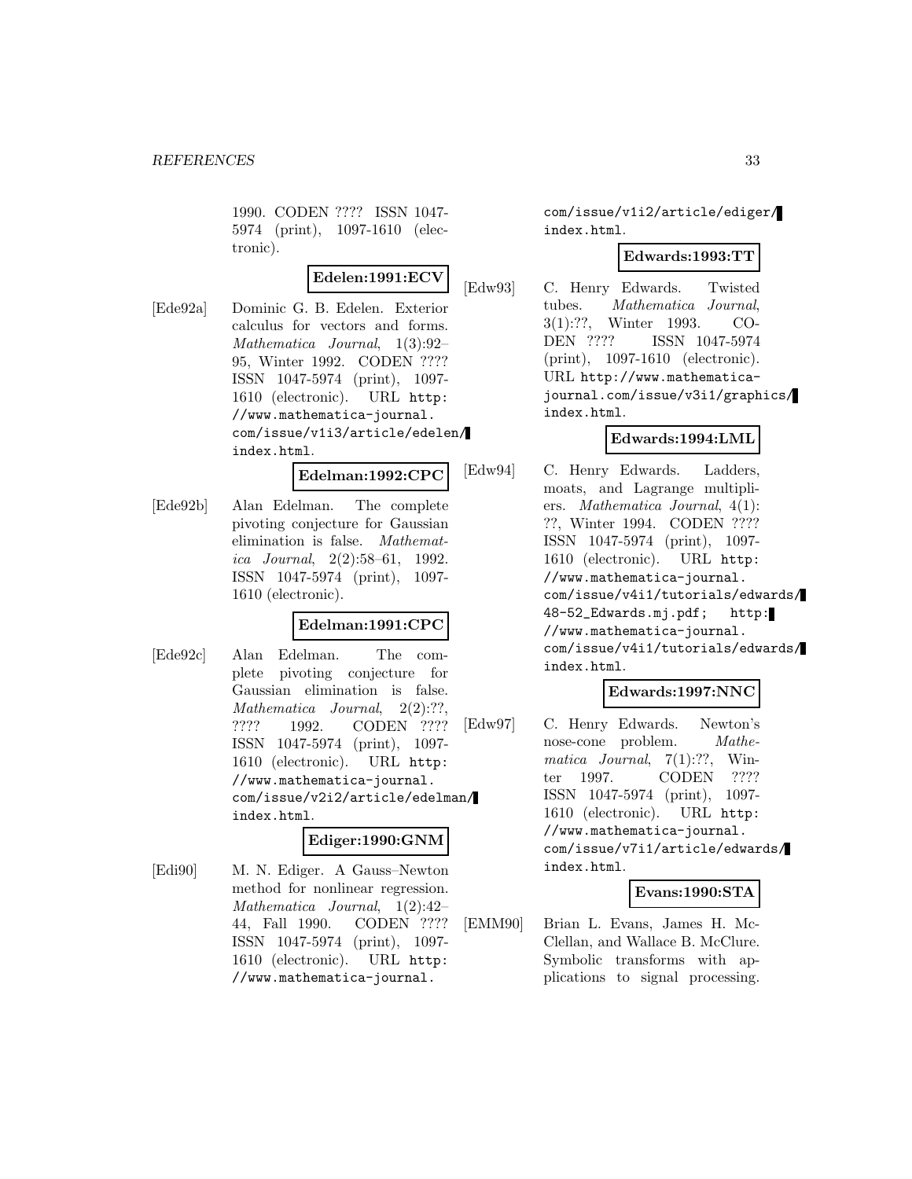1990. CODEN ???? ISSN 1047-5974 (print), 1097-1610 (electronic).

**Edelen:1991:ECV**

[Ede92a] Dominic G. B. Edelen. Exterior calculus for vectors and forms. *Mathematica Journal*, 1(3):92–95, Winter 1992. CODEN ???? ISSN 1047-5974 (print), 1097-1610 (electronic). URL `http://www.mathematica-journal.com/issue/v1i3/article/edelen/index.html`.

**Edelman:1992:CPC**

[Ede92b] Alan Edelman. The complete pivoting conjecture for Gaussian elimination is false. *Mathematica Journal*, 2(2):58–61, 1992. ISSN 1047-5974 (print), 1097-1610 (electronic).

**Edelman:1991:CPC**

[Ede92c] Alan Edelman. The complete pivoting conjecture for Gaussian elimination is false. *Mathematica Journal*, 2(2):??, ???? 1992. CODEN ???? ISSN 1047-5974 (print), 1097-1610 (electronic). URL `http://www.mathematica-journal.com/issue/v2i2/article/edelman/index.html`.

**Ediger:1990:GNM**

[Edi90] M. N. Ediger. A Gauss–Newton method for nonlinear regression. *Mathematica Journal*, 1(2):42–44, Fall 1990. CODEN ???? ISSN 1047-5974 (print), 1097-1610 (electronic). URL `http://www.mathematica-journal.com/issue/v1i2/article/ediger/index.html`.

**Edwards:1993:TT**

[Edw93] C. Henry Edwards. Twisted tubes. *Mathematica Journal*, 3(1):??, Winter 1993. CODEN ???? ISSN 1047-5974 (print), 1097-1610 (electronic). URL `http://www.mathematica-journal.com/issue/v3i1/graphics/index.html`.

**Edwards:1994:LML**

[Edw94] C. Henry Edwards. Ladders, moats, and Lagrange multipliers. *Mathematica Journal*, 4(1):??, Winter 1994. CODEN ???? ISSN 1047-5974 (print), 1097-1610 (electronic). URL `http://www.mathematica-journal.com/issue/v4i1/tutorials/edwards/48-52_Edwards.mj.pdf`; `http://www.mathematica-journal.com/issue/v4i1/tutorials/edwards/index.html`.

**Edwards:1997:NNC**

[Edw97] C. Henry Edwards. Newton's nose-cone problem. *Mathematica Journal*, 7(1):??, Winter 1997. CODEN ???? ISSN 1047-5974 (print), 1097-1610 (electronic). URL `http://www.mathematica-journal.com/issue/v7i1/article/edwards/index.html`.

**Evans:1990:STA**

[EMM90] Brian L. Evans, James H. McClellan, and Wallace B. McClure. Symbolic transforms with applications to signal processing.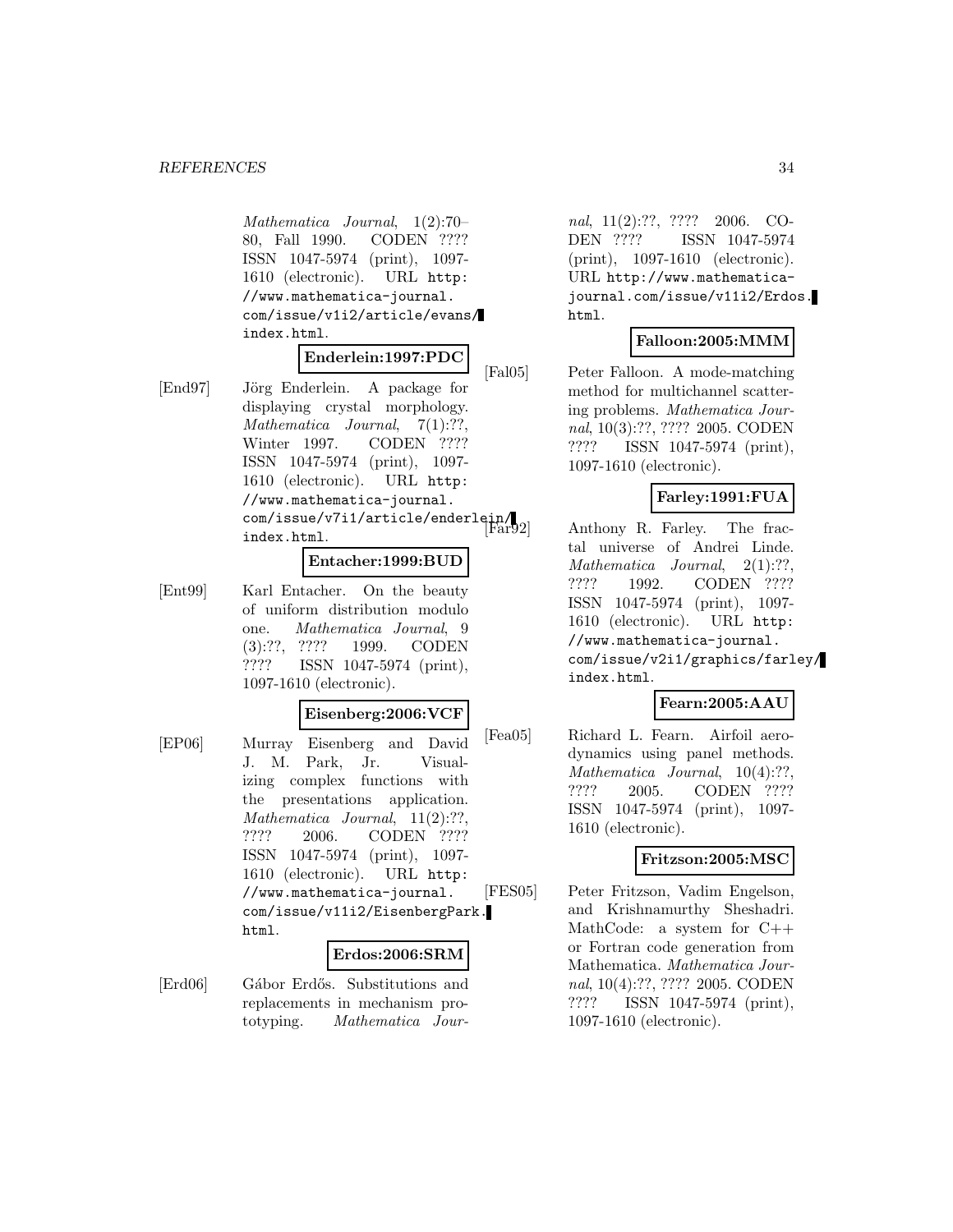*Mathematica Journal*, 1(2):70–80, Fall 1990. CODEN ???? ISSN 1047-5974 (print), 1097-1610 (electronic). URL `http://www.mathematica-journal.com/issue/v1i2/article/evans/index.html`.

**Enderlein:1997:PDC**

[End97] Jörg Enderlein. A package for displaying crystal morphology. *Mathematica Journal*, 7(1):??, Winter 1997. CODEN ???? ISSN 1047-5974 (print), 1097-1610 (electronic). URL `http://www.mathematica-journal.com/issue/v7i1/article/enderlein/index.html`.

**Entacher:1999:BUD**

[Ent99] Karl Entacher. On the beauty of uniform distribution modulo one. *Mathematica Journal*, 9 (3):??, ???? 1999. CODEN ???? ISSN 1047-5974 (print), 1097-1610 (electronic).

**Eisenberg:2006:VCF**

[EP06] Murray Eisenberg and David J. M. Park, Jr. Visualizing complex functions with the presentations application. *Mathematica Journal*, 11(2):??, ???? 2006. CODEN ???? ISSN 1047-5974 (print), 1097-1610 (electronic). URL `http://www.mathematica-journal.com/issue/v11i2/EisenbergPark.html`.

**Erdos:2006:SRM**

[Erd06] Gábor Erdős. Substitutions and replacements in mechanism prototyping. *Mathematica Journal*, 11(2):??, ???? 2006. CODEN ???? ISSN 1047-5974 (print), 1097-1610 (electronic). URL `http://www.mathematica-journal.com/issue/v11i2/Erdos.html`.

**Falloon:2005:MMM**

[Fal05] Peter Falloon. A mode-matching method for multichannel scattering problems. *Mathematica Journal*, 10(3):??, ???? 2005. CODEN ???? ISSN 1047-5974 (print), 1097-1610 (electronic).

**Farley:1991:FUA**

[Far92] Anthony R. Farley. The fractal universe of Andrei Linde. *Mathematica Journal*, 2(1):??, ???? 1992. CODEN ???? ISSN 1047-5974 (print), 1097-1610 (electronic). URL `http://www.mathematica-journal.com/issue/v2i1/graphics/farley/index.html`.

**Fearn:2005:AAU**

[Fea05] Richard L. Fearn. Airfoil aerodynamics using panel methods. *Mathematica Journal*, 10(4):??, ???? 2005. CODEN ???? ISSN 1047-5974 (print), 1097-1610 (electronic).

**Fritzson:2005:MSC**

[FES05] Peter Fritzson, Vadim Engelson, and Krishnamurthy Sheshadri. MathCode: a system for C++ or Fortran code generation from Mathematica. *Mathematica Journal*, 10(4):??, ???? 2005. CODEN ???? ISSN 1047-5974 (print), 1097-1610 (electronic).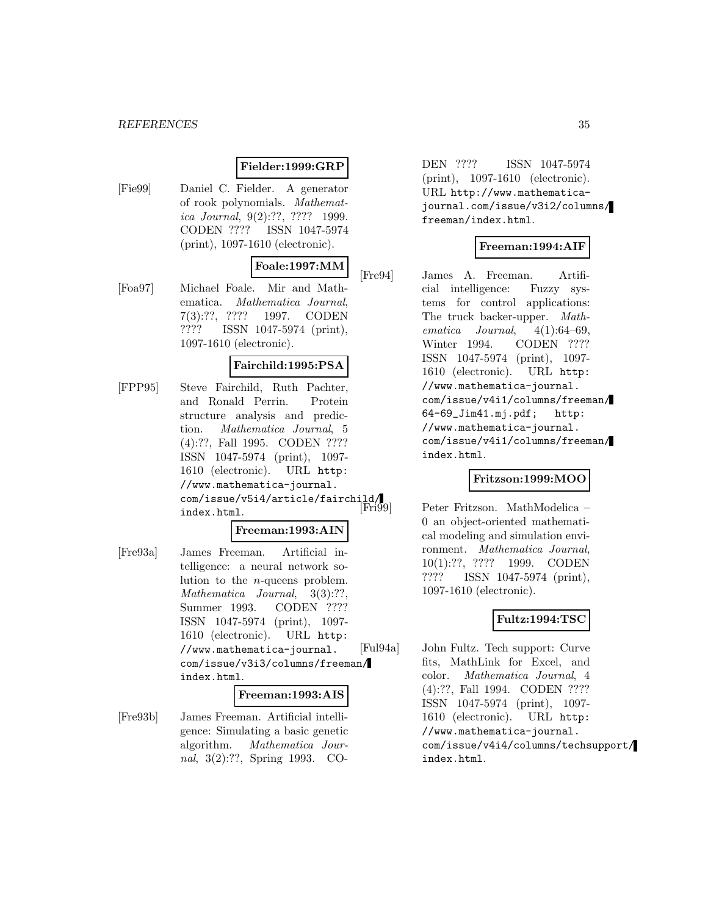**Fielder:1999:GRP**

[Fie99] Daniel C. Fielder. A generator of rook polynomials. *Mathematica Journal*, 9(2):??, ???? 1999. CODEN ???? ISSN 1047-5974 (print), 1097-1610 (electronic).

**Foale:1997:MM**

[Foa97] Michael Foale. Mir and Mathematica. *Mathematica Journal*, 7(3):??, ???? 1997. CODEN ???? ISSN 1047-5974 (print), 1097-1610 (electronic).

**Fairchild:1995:PSA**

[FPP95] Steve Fairchild, Ruth Pachter, and Ronald Perrin. Protein structure analysis and prediction. *Mathematica Journal*, 5 (4):??, Fall 1995. CODEN ???? ISSN 1047-5974 (print), 1097-1610 (electronic). URL http://www.mathematica-journal.com/issue/v5i4/article/fairchild/index.html.

**Freeman:1993:AIN**

[Fre93a] James Freeman. Artificial intelligence: a neural network solution to the $n$-queens problem. *Mathematica Journal*, 3(3):??, Summer 1993. CODEN ???? ISSN 1047-5974 (print), 1097-1610 (electronic). URL http://www.mathematica-journal.com/issue/v3i3/columns/freeman/index.html.

**Freeman:1993:AIS**

[Fre93b] James Freeman. Artificial intelligence: Simulating a basic genetic algorithm. *Mathematica Journal*, 3(2):??, Spring 1993. CODEN ???? ISSN 1047-5974 (print), 1097-1610 (electronic). URL http://www.mathematica-journal.com/issue/v3i2/columns/freeman/index.html.

**Freeman:1994:AIF**

[Fre94] James A. Freeman. Artificial intelligence: Fuzzy systems for control applications: The truck backer-upper. *Mathematica Journal*, 4(1):64–69, Winter 1994. CODEN ???? ISSN 1047-5974 (print), 1097-1610 (electronic). URL http://www.mathematica-journal.com/issue/v4i1/columns/freeman/64-69_Jim41.mj.pdf; http://www.mathematica-journal.com/issue/v4i1/columns/freeman/index.html.

**Fritzson:1999:MOO**

[Fri99] Peter Fritzson. MathModelica – 0 an object-oriented mathematical modeling and simulation environment. *Mathematica Journal*, 10(1):??, ???? 1999. CODEN ???? ISSN 1047-5974 (print), 1097-1610 (electronic).

**Fultz:1994:TSC**

[Ful94a] John Fultz. Tech support: Curve fits, MathLink for Excel, and color. *Mathematica Journal*, 4 (4):??, Fall 1994. CODEN ???? ISSN 1047-5974 (print), 1097-1610 (electronic). URL http://www.mathematica-journal.com/issue/v4i4/columns/techsupport/index.html.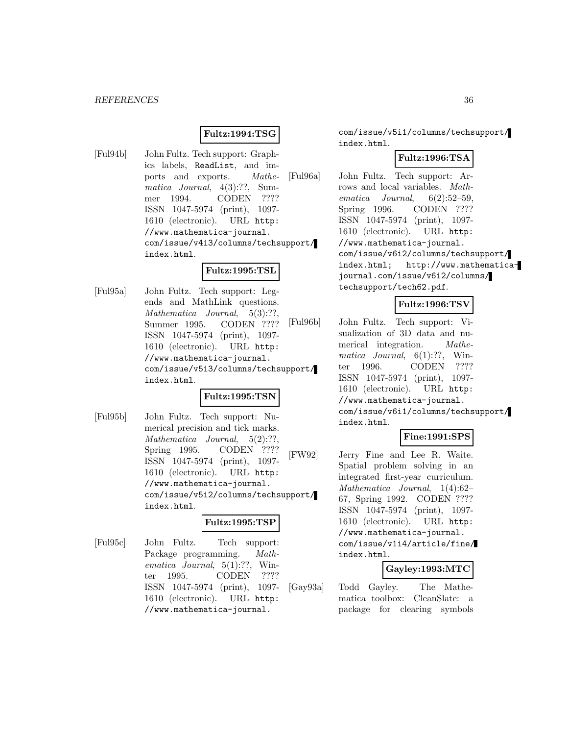**Fultz:1994:TSG**

[Ful94b] John Fultz. Tech support: Graphics labels, ReadList, and imports and exports. *Mathematica Journal*, 4(3):??, Summer 1994. CODEN ???? ISSN 1047-5974 (print), 1097-1610 (electronic). URL http://www.mathematica-journal.com/issue/v4i3/columns/techsupport/index.html.

**Fultz:1995:TSL**

[Ful95a] John Fultz. Tech support: Legends and MathLink questions. *Mathematica Journal*, 5(3):??, Summer 1995. CODEN ???? ISSN 1047-5974 (print), 1097-1610 (electronic). URL http://www.mathematica-journal.com/issue/v5i3/columns/techsupport/index.html.

**Fultz:1995:TSN**

[Ful95b] John Fultz. Tech support: Numerical precision and tick marks. *Mathematica Journal*, 5(2):??, Spring 1995. CODEN ???? ISSN 1047-5974 (print), 1097-1610 (electronic). URL http://www.mathematica-journal.com/issue/v5i2/columns/techsupport/index.html.

**Fultz:1995:TSP**

[Ful95c] John Fultz. Tech support: Package programming. *Mathematica Journal*, 5(1):??, Winter 1995. CODEN ???? ISSN 1047-5974 (print), 1097-1610 (electronic). URL http://www.mathematica-journal.com/issue/v5i1/columns/techsupport/index.html.

**Fultz:1996:TSA**

[Ful96a] John Fultz. Tech support: Arrows and local variables. *Mathematica Journal*, 6(2):52–59, Spring 1996. CODEN ???? ISSN 1047-5974 (print), 1097-1610 (electronic). URL http://www.mathematica-journal.com/issue/v6i2/columns/techsupport/index.html; http://www.mathematica-journal.com/issue/v6i2/columns/techsupport/tech62.pdf.

**Fultz:1996:TSV**

[Ful96b] John Fultz. Tech support: Visualization of 3D data and numerical integration. *Mathematica Journal*, 6(1):??, Winter 1996. CODEN ???? ISSN 1047-5974 (print), 1097-1610 (electronic). URL http://www.mathematica-journal.com/issue/v6i1/columns/techsupport/index.html.

**Fine:1991:SPS**

[FW92] Jerry Fine and Lee R. Waite. Spatial problem solving in an integrated first-year curriculum. *Mathematica Journal*, 1(4):62–67, Spring 1992. CODEN ???? ISSN 1047-5974 (print), 1097-1610 (electronic). URL http://www.mathematica-journal.com/issue/v1i4/article/fine/index.html.

**Gayley:1993:MTC**

[Gay93a] Todd Gayley. The Mathematica toolbox: CleanSlate: a package for clearing symbols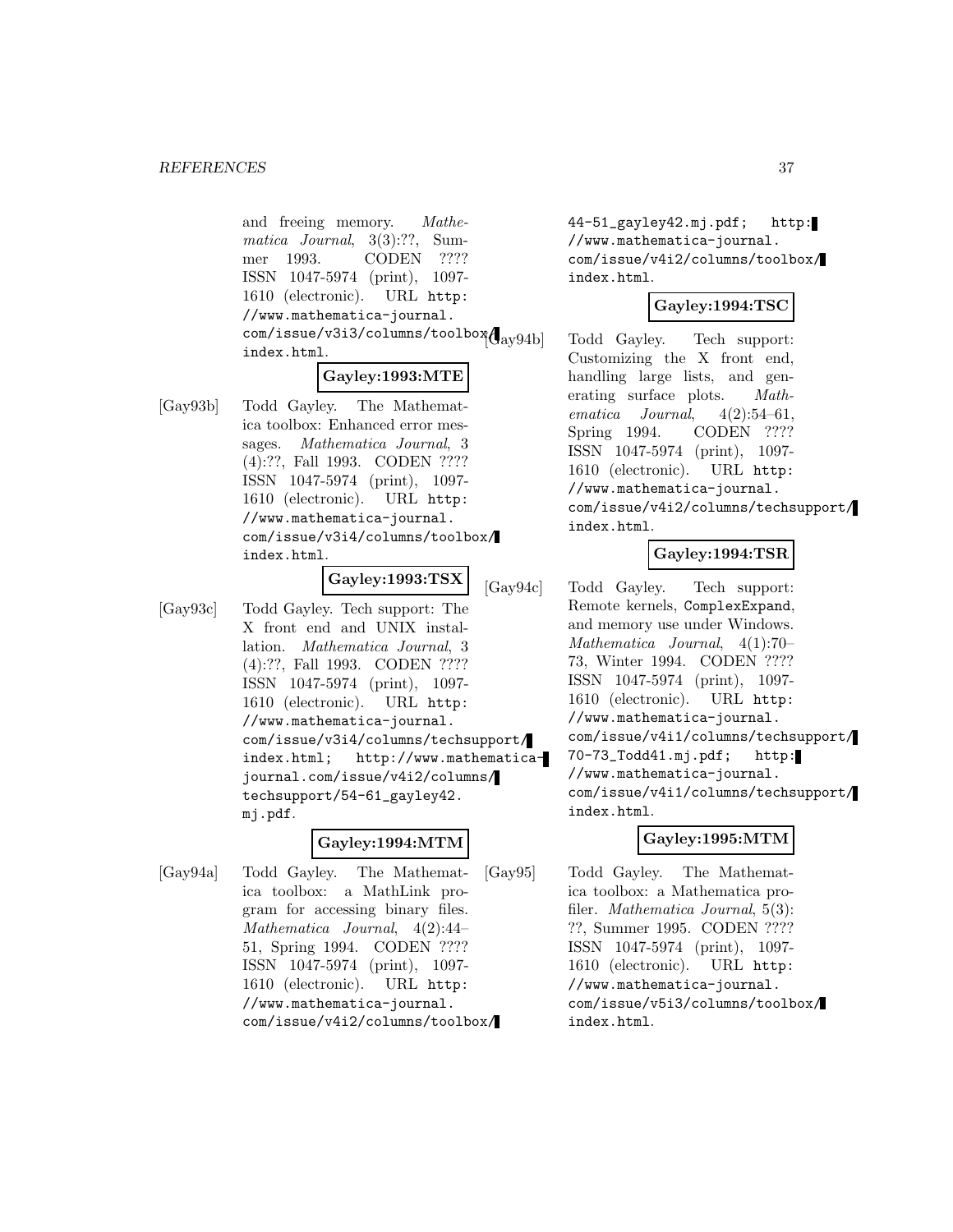and freeing memory. *Mathematica Journal*, 3(3):??, Summer 1993. CODEN ???? ISSN 1047-5974 (print), 1097-1610 (electronic). URL http://www.mathematica-journal.com/issue/v3i3/columns/toolbox/index.html.

**Gayley:1993:MTE**

[Gay93b] Todd Gayley. The Mathematica toolbox: Enhanced error messages. *Mathematica Journal*, 3 (4):??, Fall 1993. CODEN ???? ISSN 1047-5974 (print), 1097-1610 (electronic). URL http://www.mathematica-journal.com/issue/v3i4/columns/toolbox/index.html.

**Gayley:1993:TSX**

[Gay93c] Todd Gayley. Tech support: The X front end and UNIX installation. *Mathematica Journal*, 3 (4):??, Fall 1993. CODEN ???? ISSN 1047-5974 (print), 1097-1610 (electronic). URL http://www.mathematica-journal.com/issue/v3i4/columns/techsupport/index.html; http://www.mathematica-journal.com/issue/v4i2/columns/techsupport/54-61_gayley42.mj.pdf.

**Gayley:1994:MTM**

[Gay94a] Todd Gayley. The Mathematica toolbox: a MathLink program for accessing binary files. *Mathematica Journal*, 4(2):44–51, Spring 1994. CODEN ???? ISSN 1047-5974 (print), 1097-1610 (electronic). URL http://www.mathematica-journal.com/issue/v4i2/columns/toolbox/44-51_gayley42.mj.pdf; http://www.mathematica-journal.com/issue/v4i2/columns/toolbox/index.html.

**Gayley:1994:TSC**

[Gay94b] Todd Gayley. Tech support: Customizing the X front end, handling large lists, and generating surface plots. *Mathematica Journal*, 4(2):54–61, Spring 1994. CODEN ???? ISSN 1047-5974 (print), 1097-1610 (electronic). URL http://www.mathematica-journal.com/issue/v4i2/columns/techsupport/index.html.

**Gayley:1994:TSR**

[Gay94c] Todd Gayley. Tech support: Remote kernels, `ComplexExpand`, and memory use under Windows. *Mathematica Journal*, 4(1):70–73, Winter 1994. CODEN ???? ISSN 1047-5974 (print), 1097-1610 (electronic). URL http://www.mathematica-journal.com/issue/v4i1/columns/techsupport/70-73_Todd41.mj.pdf; http://www.mathematica-journal.com/issue/v4i1/columns/techsupport/index.html.

**Gayley:1995:MTM**

[Gay95] Todd Gayley. The Mathematica toolbox: a Mathematica profiler. *Mathematica Journal*, 5(3):??, Summer 1995. CODEN ???? ISSN 1047-5974 (print), 1097-1610 (electronic). URL http://www.mathematica-journal.com/issue/v5i3/columns/toolbox/index.html.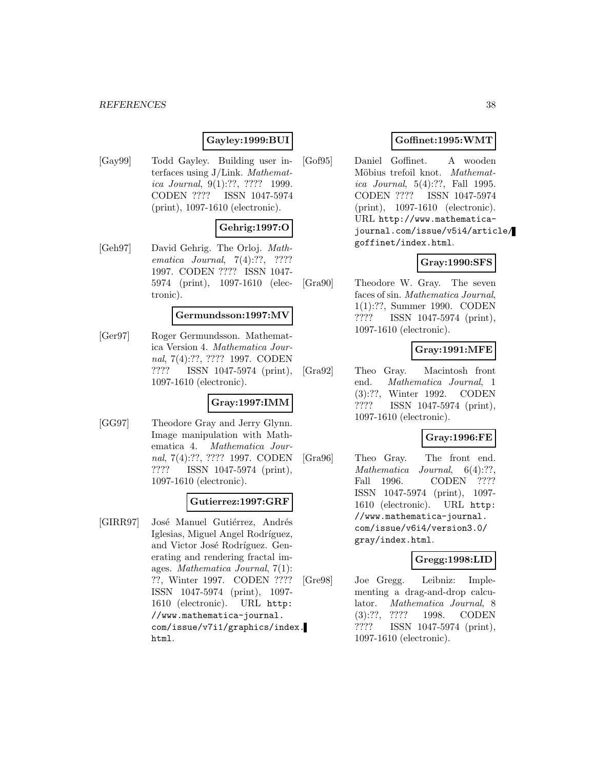**Gayley:1999:BUI**

[Gay99] Todd Gayley. Building user interfaces using J/Link. *Mathematica Journal*, 9(1):??, ???? 1999. CODEN ???? ISSN 1047-5974 (print), 1097-1610 (electronic).

**Gehrig:1997:O**

[Geh97] David Gehrig. The Orloj. *Mathematica Journal*, 7(4):??, ???? 1997. CODEN ???? ISSN 1047-5974 (print), 1097-1610 (electronic).

**Germundsson:1997:MV**

[Ger97] Roger Germundsson. Mathematica Version 4. *Mathematica Journal*, 7(4):??, ???? 1997. CODEN ???? ISSN 1047-5974 (print), 1097-1610 (electronic).

**Gray:1997:IMM**

[GG97] Theodore Gray and Jerry Glynn. Image manipulation with Mathematica 4. *Mathematica Journal*, 7(4):??, ???? 1997. CODEN ???? ISSN 1047-5974 (print), 1097-1610 (electronic).

**Gutierrez:1997:GRF**

[GIRR97] José Manuel Gutiérrez, Andrés Iglesias, Miguel Angel Rodríguez, and Victor José Rodríguez. Generating and rendering fractal images. *Mathematica Journal*, 7(1): ??, Winter 1997. CODEN ???? ISSN 1047-5974 (print), 1097-1610 (electronic). URL http://www.mathematica-journal.com/issue/v7i1/graphics/index.html.

**Goffinet:1995:WMT**

[Gof95] Daniel Goffinet. A wooden Möbius trefoil knot. *Mathematica Journal*, 5(4):??, Fall 1995. CODEN ???? ISSN 1047-5974 (print), 1097-1610 (electronic). URL http://www.mathematica-journal.com/issue/v5i4/article/goffinet/index.html.

**Gray:1990:SFS**

[Gra90] Theodore W. Gray. The seven faces of sin. *Mathematica Journal*, 1(1):??, Summer 1990. CODEN ???? ISSN 1047-5974 (print), 1097-1610 (electronic).

**Gray:1991:MFE**

[Gra92] Theo Gray. Macintosh front end. *Mathematica Journal*, 1 (3):??, Winter 1992. CODEN ???? ISSN 1047-5974 (print), 1097-1610 (electronic).

**Gray:1996:FE**

[Gra96] Theo Gray. The front end. *Mathematica Journal*, 6(4):??, Fall 1996. CODEN ???? ISSN 1047-5974 (print), 1097-1610 (electronic). URL http://www.mathematica-journal.com/issue/v6i4/version3.0/gray/index.html.

**Gregg:1998:LID**

[Gre98] Joe Gregg. Leibniz: Implementing a drag-and-drop calculator. *Mathematica Journal*, 8 (3):??, ???? 1998. CODEN ???? ISSN 1047-5974 (print), 1097-1610 (electronic).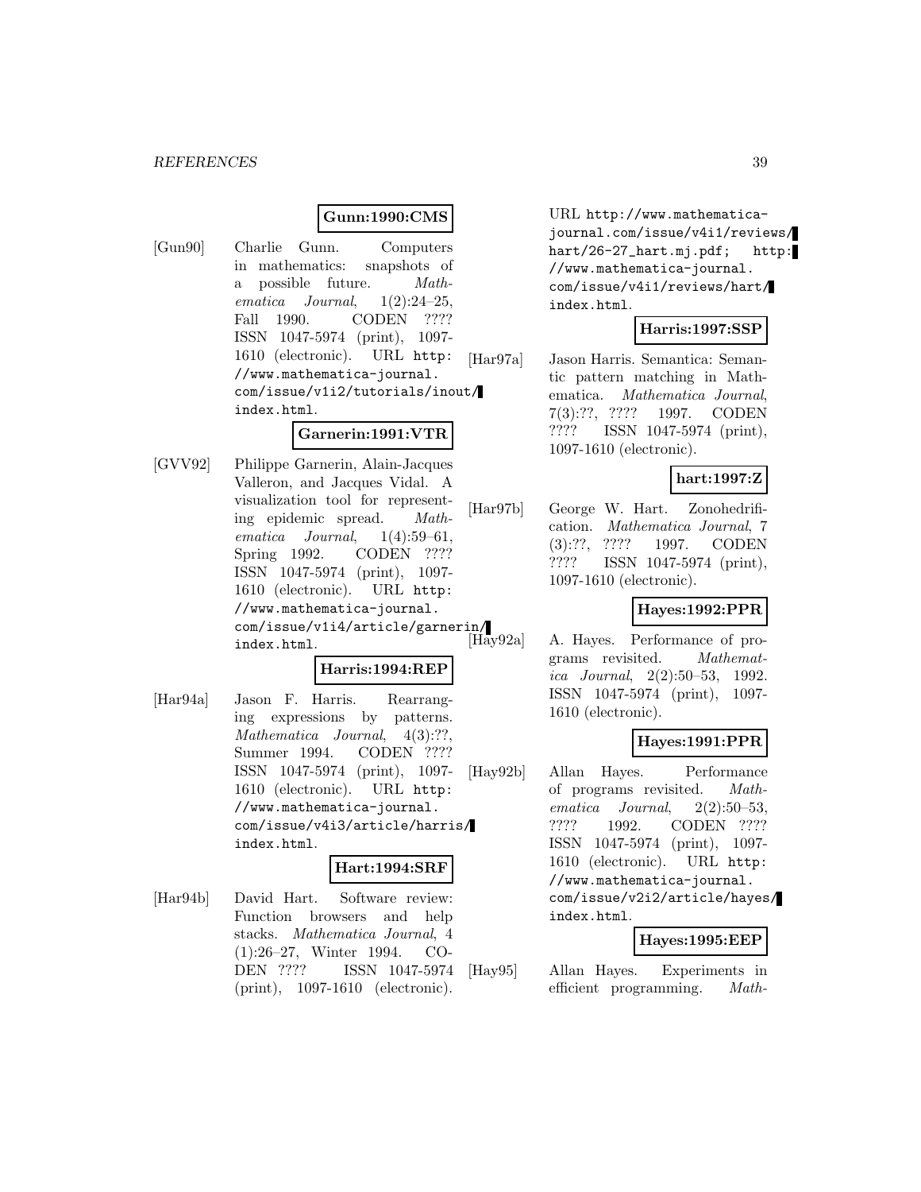**Gunn:1990:CMS**

[Gun90] Charlie Gunn. Computers in mathematics: snapshots of a possible future. *Mathematica Journal*, 1(2):24–25, Fall 1990. CODEN ???? ISSN 1047-5974 (print), 1097-1610 (electronic). URL http://www.mathematica-journal.com/issue/v1i2/tutorials/inout/index.html.

**Garnerin:1991:VTR**

[GVV92] Philippe Garnerin, Alain-Jacques Valleron, and Jacques Vidal. A visualization tool for representing epidemic spread. *Mathematica Journal*, 1(4):59–61, Spring 1992. CODEN ???? ISSN 1047-5974 (print), 1097-1610 (electronic). URL http://www.mathematica-journal.com/issue/v1i4/article/garnerin/index.html.

**Harris:1994:REP**

[Har94a] Jason F. Harris. Rearranging expressions by patterns. *Mathematica Journal*, 4(3):??, Summer 1994. CODEN ???? ISSN 1047-5974 (print), 1097-1610 (electronic). URL http://www.mathematica-journal.com/issue/v4i3/article/harris/index.html.

**Hart:1994:SRF**

[Har94b] David Hart. Software review: Function browsers and help stacks. *Mathematica Journal*, 4 (1):26–27, Winter 1994. CODEN ???? ISSN 1047-5974 (print), 1097-1610 (electronic). URL http://www.mathematica-journal.com/issue/v4i1/reviews/hart/26-27_hart.mj.pdf; http://www.mathematica-journal.com/issue/v4i1/reviews/hart/index.html.

**Harris:1997:SSP**

[Har97a] Jason Harris. Semantica: Semantic pattern matching in Mathematica. *Mathematica Journal*, 7(3):??, ???? 1997. CODEN ???? ISSN 1047-5974 (print), 1097-1610 (electronic).

**hart:1997:Z**

[Har97b] George W. Hart. Zonohedrification. *Mathematica Journal*, 7 (3):??, ???? 1997. CODEN ???? ISSN 1047-5974 (print), 1097-1610 (electronic).

**Hayes:1992:PPR**

[Hay92a] A. Hayes. Performance of programs revisited. *Mathematica Journal*, 2(2):50–53, 1992. ISSN 1047-5974 (print), 1097-1610 (electronic).

**Hayes:1991:PPR**

[Hay92b] Allan Hayes. Performance of programs revisited. *Mathematica Journal*, 2(2):50–53, ???? 1992. CODEN ???? ISSN 1047-5974 (print), 1097-1610 (electronic). URL http://www.mathematica-journal.com/issue/v2i2/article/hayes/index.html.

**Hayes:1995:EEP**

[Hay95] Allan Hayes. Experiments in efficient programming. *Math-*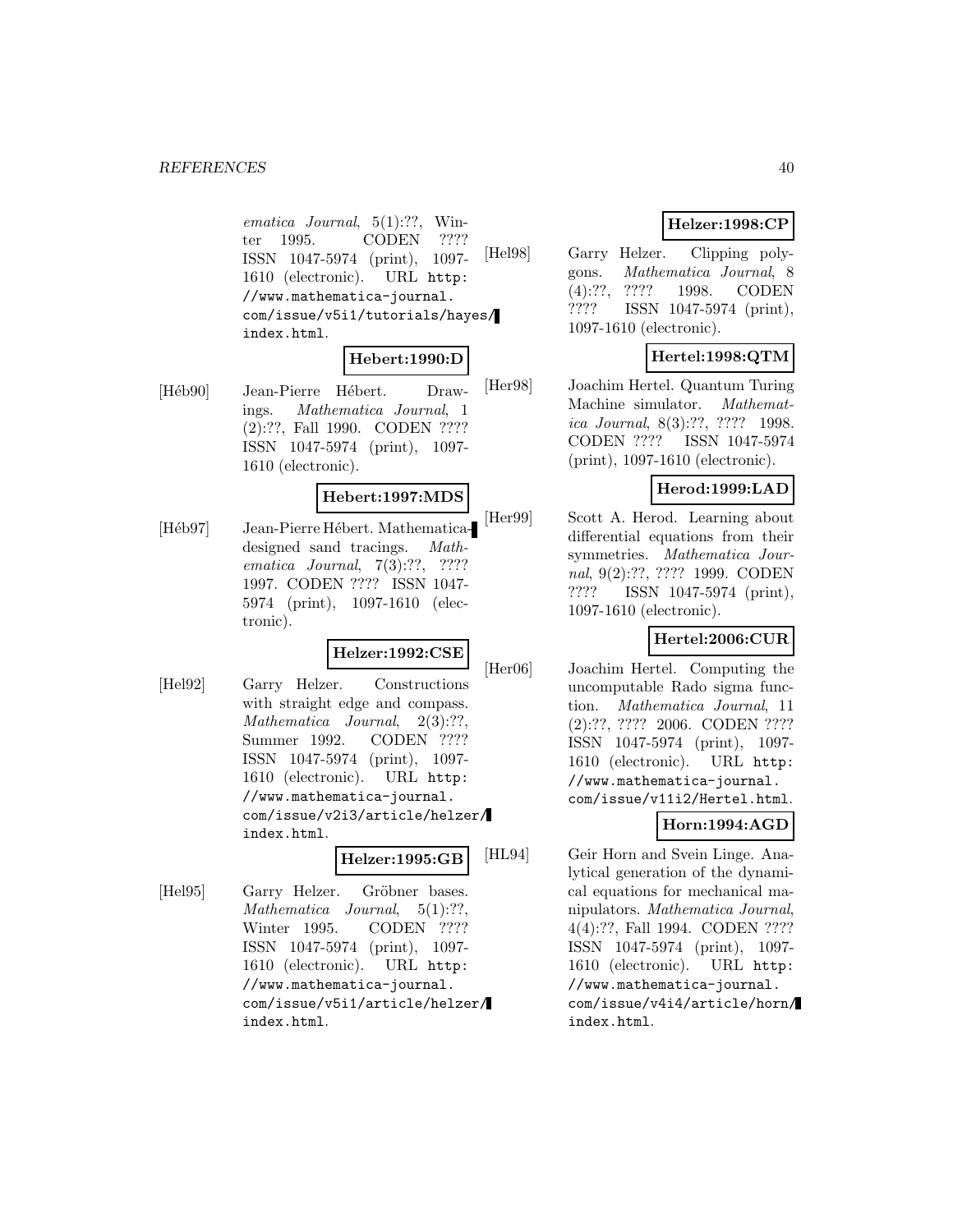*ematica Journal*, 5(1):??, Winter 1995. CODEN ???? ISSN 1047-5974 (print), 1097-1610 (electronic). URL `http://www.mathematica-journal.com/issue/v5i1/tutorials/hayes/index.html`.

**Hebert:1990:D**

[Héb90] Jean-Pierre Hébert. Drawings. *Mathematica Journal*, 1 (2):??, Fall 1990. CODEN ???? ISSN 1047-5974 (print), 1097-1610 (electronic).

**Hebert:1997:MDS**

[Héb97] Jean-Pierre Hébert. Mathematica-designed sand tracings. *Mathematica Journal*, 7(3):??, ???? 1997. CODEN ???? ISSN 1047-5974 (print), 1097-1610 (electronic).

**Helzer:1992:CSE**

[Hel92] Garry Helzer. Constructions with straight edge and compass. *Mathematica Journal*, 2(3):??, Summer 1992. CODEN ???? ISSN 1047-5974 (print), 1097-1610 (electronic). URL `http://www.mathematica-journal.com/issue/v2i3/article/helzer/index.html`.

**Helzer:1995:GB**

[Hel95] Garry Helzer. Gröbner bases. *Mathematica Journal*, 5(1):??, Winter 1995. CODEN ???? ISSN 1047-5974 (print), 1097-1610 (electronic). URL `http://www.mathematica-journal.com/issue/v5i1/article/helzer/index.html`.

**Helzer:1998:CP**

[Hel98] Garry Helzer. Clipping polygons. *Mathematica Journal*, 8 (4):??, ???? 1998. CODEN ???? ISSN 1047-5974 (print), 1097-1610 (electronic).

**Hertel:1998:QTM**

[Her98] Joachim Hertel. Quantum Turing Machine simulator. *Mathematica Journal*, 8(3):??, ???? 1998. CODEN ???? ISSN 1047-5974 (print), 1097-1610 (electronic).

**Herod:1999:LAD**

[Her99] Scott A. Herod. Learning about differential equations from their symmetries. *Mathematica Journal*, 9(2):??, ???? 1999. CODEN ???? ISSN 1047-5974 (print), 1097-1610 (electronic).

**Hertel:2006:CUR**

[Her06] Joachim Hertel. Computing the uncomputable Rado sigma function. *Mathematica Journal*, 11 (2):??, ???? 2006. CODEN ???? ISSN 1047-5974 (print), 1097-1610 (electronic). URL `http://www.mathematica-journal.com/issue/v11i2/Hertel.html`.

**Horn:1994:AGD**

[HL94] Geir Horn and Svein Linge. Analytical generation of the dynamical equations for mechanical manipulators. *Mathematica Journal*, 4(4):??, Fall 1994. CODEN ???? ISSN 1047-5974 (print), 1097-1610 (electronic). URL `http://www.mathematica-journal.com/issue/v4i4/article/horn/index.html`.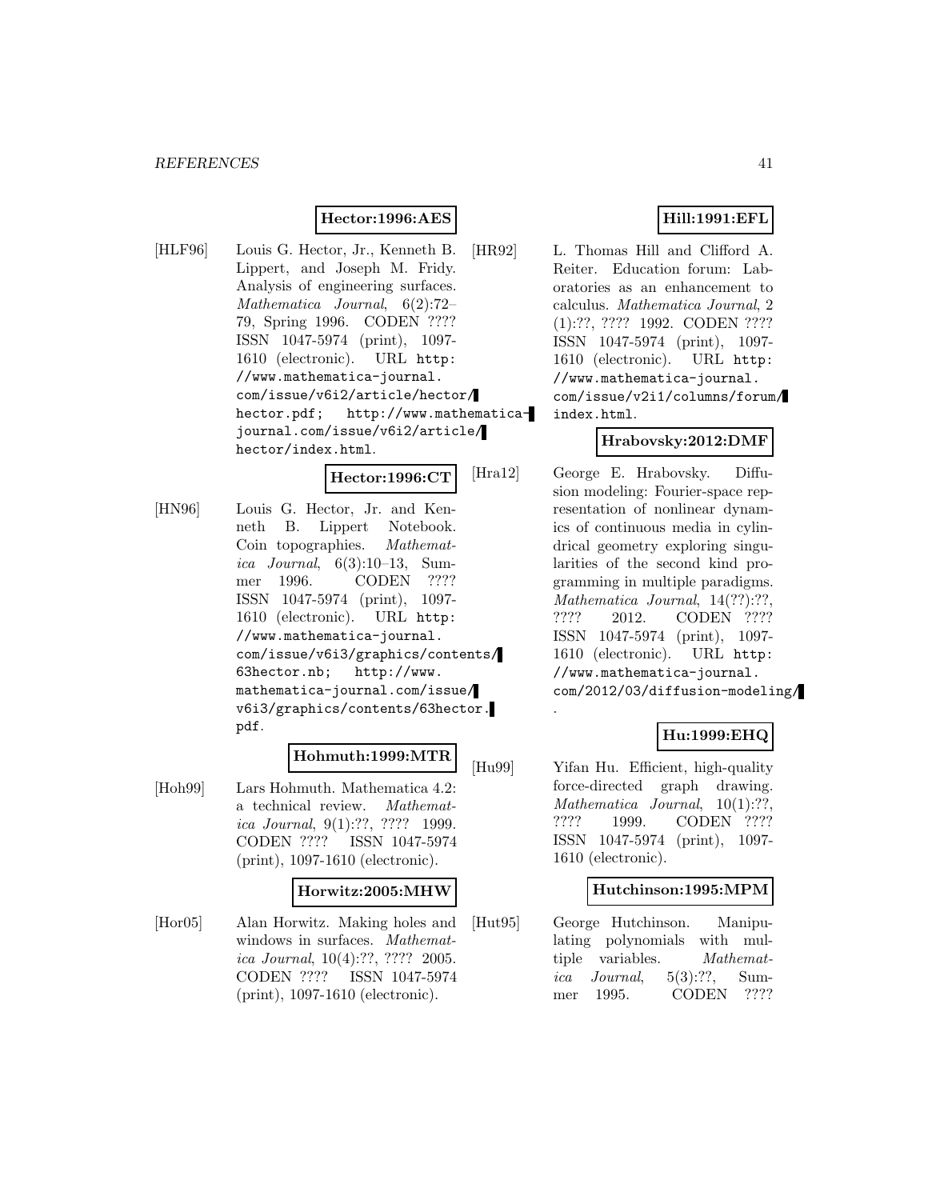**Hector:1996:AES**

[HLF96] Louis G. Hector, Jr., Kenneth B. Lippert, and Joseph M. Fridy. Analysis of engineering surfaces. *Mathematica Journal*, 6(2):72–79, Spring 1996. CODEN ???? ISSN 1047-5974 (print), 1097-1610 (electronic). URL `http://www.mathematica-journal.com/issue/v6i2/article/hector/hector.pdf`; `http://www.mathematica-journal.com/issue/v6i2/article/hector/index.html`.

**Hector:1996:CT**

[HN96] Louis G. Hector, Jr. and Kenneth B. Lippert Notebook. Coin topographies. *Mathematica Journal*, 6(3):10–13, Summer 1996. CODEN ???? ISSN 1047-5974 (print), 1097-1610 (electronic). URL `http://www.mathematica-journal.com/issue/v6i3/graphics/contents/63hector.nb`; `http://www.mathematica-journal.com/issue/v6i3/graphics/contents/63hector.pdf`.

**Hohmuth:1999:MTR**

[Hoh99] Lars Hohmuth. Mathematica 4.2: a technical review. *Mathematica Journal*, 9(1):??, ???? 1999. CODEN ???? ISSN 1047-5974 (print), 1097-1610 (electronic).

**Horwitz:2005:MHW**

[Hor05] Alan Horwitz. Making holes and windows in surfaces. *Mathematica Journal*, 10(4):??, ???? 2005. CODEN ???? ISSN 1047-5974 (print), 1097-1610 (electronic).

**Hill:1991:EFL**

[HR92] L. Thomas Hill and Clifford A. Reiter. Education forum: Laboratories as an enhancement to calculus. *Mathematica Journal*, 2 (1):??, ???? 1992. CODEN ???? ISSN 1047-5974 (print), 1097-1610 (electronic). URL `http://www.mathematica-journal.com/issue/v2i1/columns/forum/index.html`.

**Hrabovsky:2012:DMF**

[Hra12] George E. Hrabovsky. Diffusion modeling: Fourier-space representation of nonlinear dynamics of continuous media in cylindrical geometry exploring singularities of the second kind programming in multiple paradigms. *Mathematica Journal*, 14(??):??, ???? 2012. CODEN ???? ISSN 1047-5974 (print), 1097-1610 (electronic). URL `http://www.mathematica-journal.com/2012/03/diffusion-modeling/`.

**Hu:1999:EHQ**

[Hu99] Yifan Hu. Efficient, high-quality force-directed graph drawing. *Mathematica Journal*, 10(1):??, ???? 1999. CODEN ???? ISSN 1047-5974 (print), 1097-1610 (electronic).

**Hutchinson:1995:MPM**

[Hut95] George Hutchinson. Manipulating polynomials with multiple variables. *Mathematica Journal*, 5(3):??, Summer 1995. CODEN ????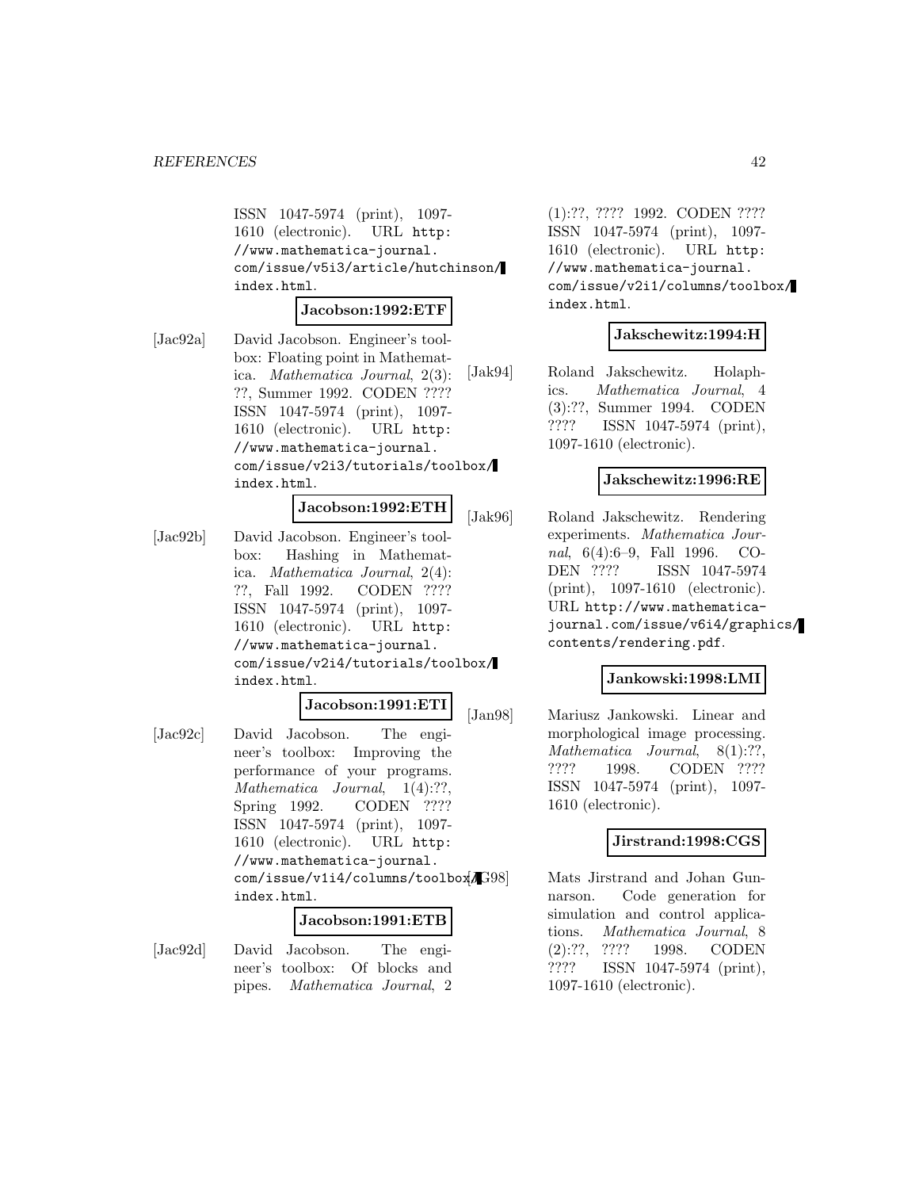ISSN 1047-5974 (print), 1097-1610 (electronic). URL http://www.mathematica-journal.com/issue/v5i3/article/hutchinson/index.html.

**Jacobson:1992:ETF**

[Jac92a] David Jacobson. Engineer's toolbox: Floating point in Mathematica. *Mathematica Journal*, 2(3): ??, Summer 1992. CODEN ???? ISSN 1047-5974 (print), 1097-1610 (electronic). URL http://www.mathematica-journal.com/issue/v2i3/tutorials/toolbox/index.html.

**Jacobson:1992:ETH**

[Jac92b] David Jacobson. Engineer's toolbox: Hashing in Mathematica. *Mathematica Journal*, 2(4): ??, Fall 1992. CODEN ???? ISSN 1047-5974 (print), 1097-1610 (electronic). URL http://www.mathematica-journal.com/issue/v2i4/tutorials/toolbox/index.html.

**Jacobson:1991:ETI**

[Jac92c] David Jacobson. The engineer's toolbox: Improving the performance of your programs. *Mathematica Journal*, 1(4):??, Spring 1992. CODEN ???? ISSN 1047-5974 (print), 1097-1610 (electronic). URL http://www.mathematica-journal.com/issue/v1i4/columns/toolbox/index.html.

**Jacobson:1991:ETB**

[Jac92d] David Jacobson. The engineer's toolbox: Of blocks and pipes. *Mathematica Journal*, 2 (1):??, ???? 1992. CODEN ???? ISSN 1047-5974 (print), 1097-1610 (electronic). URL http://www.mathematica-journal.com/issue/v2i1/columns/toolbox/index.html.

**Jakschewitz:1994:H**

[Jak94] Roland Jakschewitz. Holaphics. *Mathematica Journal*, 4 (3):??, Summer 1994. CODEN ???? ISSN 1047-5974 (print), 1097-1610 (electronic).

**Jakschewitz:1996:RE**

[Jak96] Roland Jakschewitz. Rendering experiments. *Mathematica Journal*, 6(4):6–9, Fall 1996. CODEN ???? ISSN 1047-5974 (print), 1097-1610 (electronic). URL http://www.mathematica-journal.com/issue/v6i4/graphics/contents/rendering.pdf.

**Jankowski:1998:LMI**

[Jan98] Mariusz Jankowski. Linear and morphological image processing. *Mathematica Journal*, 8(1):??, ???? 1998. CODEN ???? ISSN 1047-5974 (print), 1097-1610 (electronic).

**Jirstrand:1998:CGS**

[JG98] Mats Jirstrand and Johan Gunnarson. Code generation for simulation and control applications. *Mathematica Journal*, 8 (2):??, ???? 1998. CODEN ???? ISSN 1047-5974 (print), 1097-1610 (electronic).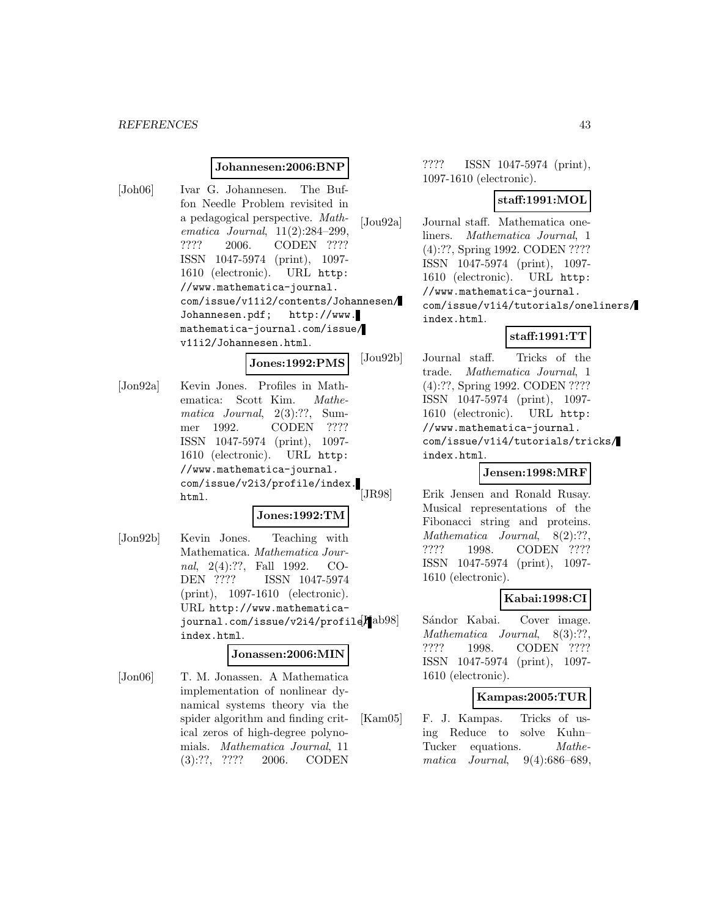**Johannesen:2006:BNP**

[Joh06] Ivar G. Johannesen. The Buffon Needle Problem revisited in a pedagogical perspective. *Mathematica Journal*, 11(2):284–299, ???? 2006. CODEN ???? ISSN 1047-5974 (print), 1097-1610 (electronic). URL `http://www.mathematica-journal.com/issue/v11i2/contents/Johannesen/Johannesen.pdf`; `http://www.mathematica-journal.com/issue/v11i2/Johannesen.html`.

**Jones:1992:PMS**

[Jon92a] Kevin Jones. Profiles in Mathematica: Scott Kim. *Mathematica Journal*, 2(3):??, Summer 1992. CODEN ???? ISSN 1047-5974 (print), 1097-1610 (electronic). URL `http://www.mathematica-journal.com/issue/v2i3/profile/index.html`.

**Jones:1992:TM**

[Jon92b] Kevin Jones. Teaching with Mathematica. *Mathematica Journal*, 2(4):??, Fall 1992. CODEN ???? ISSN 1047-5974 (print), 1097-1610 (electronic). URL `http://www.mathematica-journal.com/issue/v2i4/profile/index.html`.

**Jonassen:2006:MIN**

[Jon06] T. M. Jonassen. A Mathematica implementation of nonlinear dynamical systems theory via the spider algorithm and finding critical zeros of high-degree polynomials. *Mathematica Journal*, 11(3):??, ???? 2006. CODEN ???? ISSN 1047-5974 (print), 1097-1610 (electronic).

**staff:1991:MOL**

[Jou92a] Journal staff. Mathematica one-liners. *Mathematica Journal*, 1(4):??, Spring 1992. CODEN ???? ISSN 1047-5974 (print), 1097-1610 (electronic). URL `http://www.mathematica-journal.com/issue/v1i4/tutorials/oneliners/index.html`.

**staff:1991:TT**

[Jou92b] Journal staff. Tricks of the trade. *Mathematica Journal*, 1(4):??, Spring 1992. CODEN ???? ISSN 1047-5974 (print), 1097-1610 (electronic). URL `http://www.mathematica-journal.com/issue/v1i4/tutorials/tricks/index.html`.

**Jensen:1998:MRF**

[JR98] Erik Jensen and Ronald Rusay. Musical representations of the Fibonacci string and proteins. *Mathematica Journal*, 8(2):??, ???? 1998. CODEN ???? ISSN 1047-5974 (print), 1097-1610 (electronic).

**Kabai:1998:CI**

[Kab98] Sándor Kabai. Cover image. *Mathematica Journal*, 8(3):??, ???? 1998. CODEN ???? ISSN 1047-5974 (print), 1097-1610 (electronic).

**Kampas:2005:TUR**

[Kam05] F. J. Kampas. Tricks of using Reduce to solve Kuhn–Tucker equations. *Mathematica Journal*, 9(4):686–689,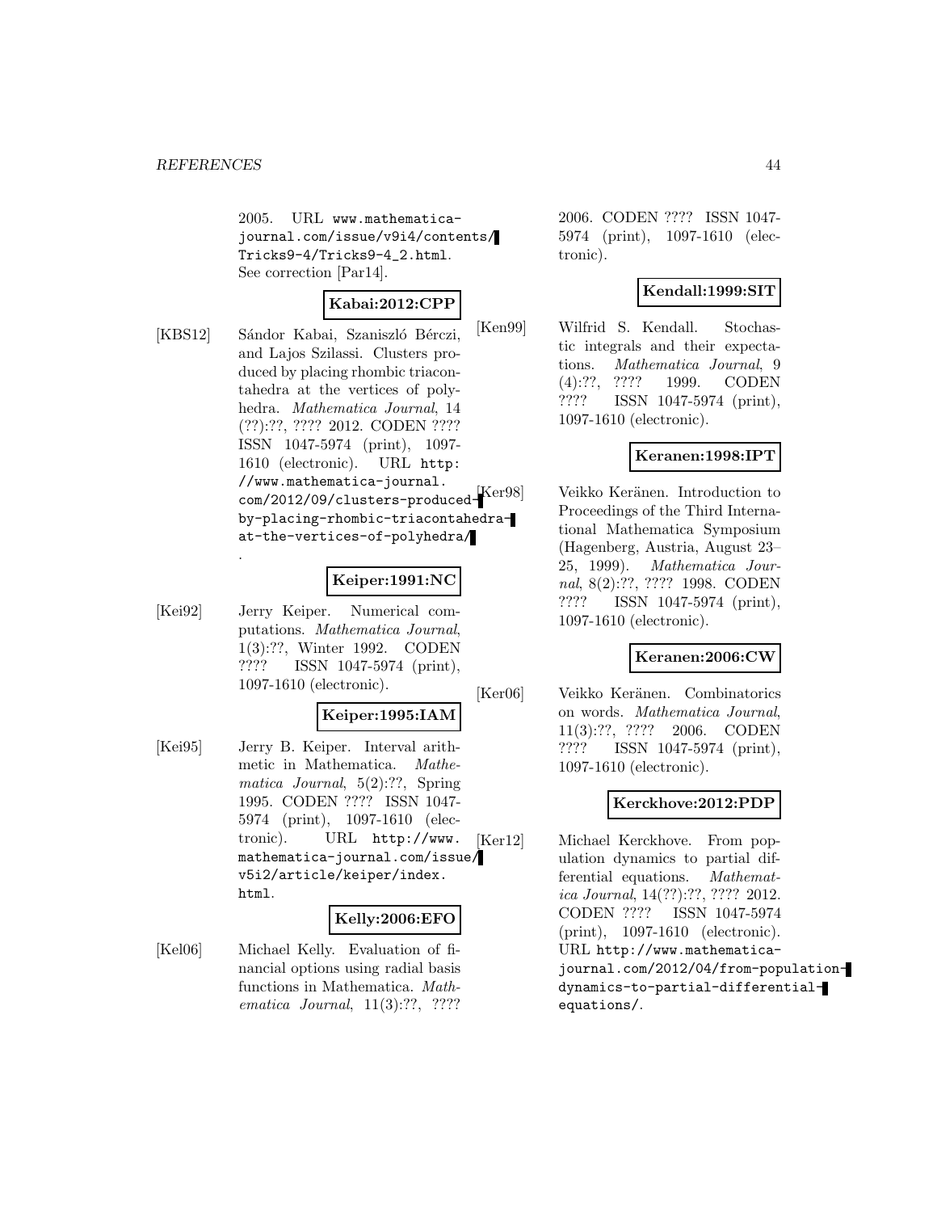2005. URL www.mathematica-journal.com/issue/v9i4/contents/Tricks9-4/Tricks9-4_2.html. See correction [Par14].

**Kabai:2012:CPP**

[KBS12] Sándor Kabai, Szaniszló Bérczi, and Lajos Szilassi. Clusters produced by placing rhombic triacontahedra at the vertices of polyhedra. *Mathematica Journal*, 14 (??):??, ???? 2012. CODEN ???? ISSN 1047-5974 (print), 1097-1610 (electronic). URL http://www.mathematica-journal.com/2012/09/clusters-produced-by-placing-rhombic-triacontahedra-at-the-vertices-of-polyhedra/.

**Keiper:1991:NC**

[Kei92] Jerry Keiper. Numerical computations. *Mathematica Journal*, 1(3):??, Winter 1992. CODEN ???? ISSN 1047-5974 (print), 1097-1610 (electronic).

**Keiper:1995:IAM**

[Kei95] Jerry B. Keiper. Interval arithmetic in Mathematica. *Mathematica Journal*, 5(2):??, Spring 1995. CODEN ???? ISSN 1047-5974 (print), 1097-1610 (electronic). URL http://www.mathematica-journal.com/issue/v5i2/article/keiper/index.html.

**Kelly:2006:EFO**

[Kel06] Michael Kelly. Evaluation of financial options using radial basis functions in Mathematica. *Mathematica Journal*, 11(3):??, ???? 2006. CODEN ???? ISSN 1047-5974 (print), 1097-1610 (electronic).

**Kendall:1999:SIT**

[Ken99] Wilfrid S. Kendall. Stochastic integrals and their expectations. *Mathematica Journal*, 9 (4):??, ???? 1999. CODEN ???? ISSN 1047-5974 (print), 1097-1610 (electronic).

**Keranen:1998:IPT**

[Ker98] Veikko Keränen. Introduction to Proceedings of the Third International Mathematica Symposium (Hagenberg, Austria, August 23–25, 1999). *Mathematica Journal*, 8(2):??, ???? 1998. CODEN ???? ISSN 1047-5974 (print), 1097-1610 (electronic).

**Keranen:2006:CW**

[Ker06] Veikko Keränen. Combinatorics on words. *Mathematica Journal*, 11(3):??, ???? 2006. CODEN ???? ISSN 1047-5974 (print), 1097-1610 (electronic).

**Kerckhove:2012:PDP**

[Ker12] Michael Kerckhove. From population dynamics to partial differential equations. *Mathematica Journal*, 14(??):??, ???? 2012. CODEN ???? ISSN 1047-5974 (print), 1097-1610 (electronic). URL http://www.mathematica-journal.com/2012/04/from-population-dynamics-to-partial-differential-equations/.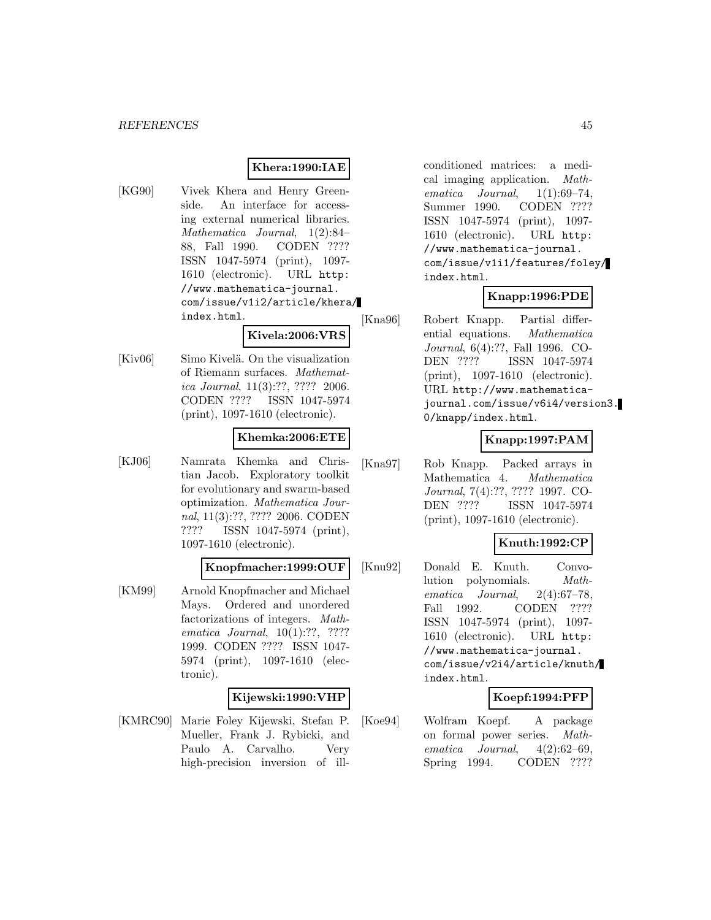**Khera:1990:IAE**

[KG90] Vivek Khera and Henry Greenside. An interface for accessing external numerical libraries. *Mathematica Journal*, 1(2):84–88, Fall 1990. CODEN ???? ISSN 1047-5974 (print), 1097-1610 (electronic). URL `http://www.mathematica-journal.com/issue/v1i2/article/khera/index.html`.

**Kivela:2006:VRS**

[Kiv06] Simo Kivelä. On the visualization of Riemann surfaces. *Mathematica Journal*, 11(3):??, ???? 2006. CODEN ???? ISSN 1047-5974 (print), 1097-1610 (electronic).

**Khemka:2006:ETE**

[KJ06] Namrata Khemka and Christian Jacob. Exploratory toolkit for evolutionary and swarm-based optimization. *Mathematica Journal*, 11(3):??, ???? 2006. CODEN ???? ISSN 1047-5974 (print), 1097-1610 (electronic).

**Knopfmacher:1999:OUF**

[KM99] Arnold Knopfmacher and Michael Mays. Ordered and unordered factorizations of integers. *Mathematica Journal*, 10(1):??, ???? 1999. CODEN ???? ISSN 1047-5974 (print), 1097-1610 (electronic).

**Kijewski:1990:VHP**

[KMRC90] Marie Foley Kijewski, Stefan P. Mueller, Frank J. Rybicki, and Paulo A. Carvalho. Very high-precision inversion of ill-conditioned matrices: a medical imaging application. *Mathematica Journal*, 1(1):69–74, Summer 1990. CODEN ???? ISSN 1047-5974 (print), 1097-1610 (electronic). URL `http://www.mathematica-journal.com/issue/v1i1/features/foley/index.html`.

**Knapp:1996:PDE**

[Kna96] Robert Knapp. Partial differential equations. *Mathematica Journal*, 6(4):??, Fall 1996. CODEN ???? ISSN 1047-5974 (print), 1097-1610 (electronic). URL `http://www.mathematica-journal.com/issue/v6i4/version3.0/knapp/index.html`.

**Knapp:1997:PAM**

[Kna97] Rob Knapp. Packed arrays in Mathematica 4. *Mathematica Journal*, 7(4):??, ???? 1997. CODEN ???? ISSN 1047-5974 (print), 1097-1610 (electronic).

**Knuth:1992:CP**

[Knu92] Donald E. Knuth. Convolution polynomials. *Mathematica Journal*, 2(4):67–78, Fall 1992. CODEN ???? ISSN 1047-5974 (print), 1097-1610 (electronic). URL `http://www.mathematica-journal.com/issue/v2i4/article/knuth/index.html`.

**Koepf:1994:PFP**

[Koe94] Wolfram Koepf. A package on formal power series. *Mathematica Journal*, 4(2):62–69, Spring 1994. CODEN ????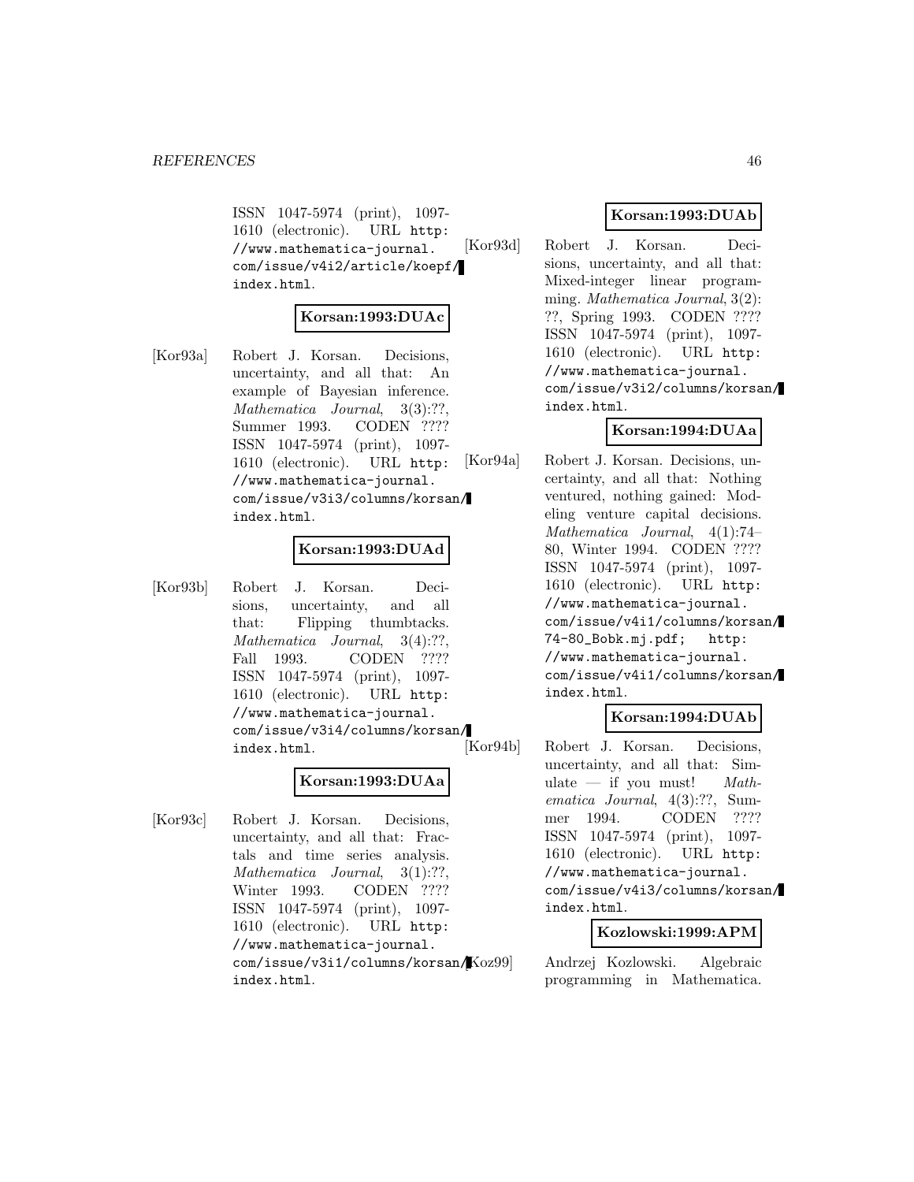ISSN 1047-5974 (print), 1097-1610 (electronic). URL http://www.mathematica-journal.com/issue/v4i2/article/koepf/index.html.

**Korsan:1993:DUAc**

[Kor93a] Robert J. Korsan. Decisions, uncertainty, and all that: An example of Bayesian inference. *Mathematica Journal*, 3(3):??, Summer 1993. CODEN ???? ISSN 1047-5974 (print), 1097-1610 (electronic). URL http://www.mathematica-journal.com/issue/v3i3/columns/korsan/index.html.

**Korsan:1993:DUAd**

[Kor93b] Robert J. Korsan. Decisions, uncertainty, and all that: Flipping thumbtacks. *Mathematica Journal*, 3(4):??, Fall 1993. CODEN ???? ISSN 1047-5974 (print), 1097-1610 (electronic). URL http://www.mathematica-journal.com/issue/v3i4/columns/korsan/index.html.

**Korsan:1993:DUAa**

[Kor93c] Robert J. Korsan. Decisions, uncertainty, and all that: Fractals and time series analysis. *Mathematica Journal*, 3(1):??, Winter 1993. CODEN ???? ISSN 1047-5974 (print), 1097-1610 (electronic). URL http://www.mathematica-journal.com/issue/v3i1/columns/korsan/index.html.

**Korsan:1993:DUAb**

[Kor93d] Robert J. Korsan. Decisions, uncertainty, and all that: Mixed-integer linear programming. *Mathematica Journal*, 3(2):??, Spring 1993. CODEN ???? ISSN 1047-5974 (print), 1097-1610 (electronic). URL http://www.mathematica-journal.com/issue/v3i2/columns/korsan/index.html.

**Korsan:1994:DUAa**

[Kor94a] Robert J. Korsan. Decisions, uncertainty, and all that: Nothing ventured, nothing gained: Modeling venture capital decisions. *Mathematica Journal*, 4(1):74–80, Winter 1994. CODEN ???? ISSN 1047-5974 (print), 1097-1610 (electronic). URL http://www.mathematica-journal.com/issue/v4i1/columns/korsan/74-80_Bobk.mj.pdf; http://www.mathematica-journal.com/issue/v4i1/columns/korsan/index.html.

**Korsan:1994:DUAb**

[Kor94b] Robert J. Korsan. Decisions, uncertainty, and all that: Simulate — if you must! *Mathematica Journal*, 4(3):??, Summer 1994. CODEN ???? ISSN 1047-5974 (print), 1097-1610 (electronic). URL http://www.mathematica-journal.com/issue/v4i3/columns/korsan/index.html.

**Kozlowski:1999:APM**

[Koz99] Andrzej Kozlowski. Algebraic programming in Mathematica.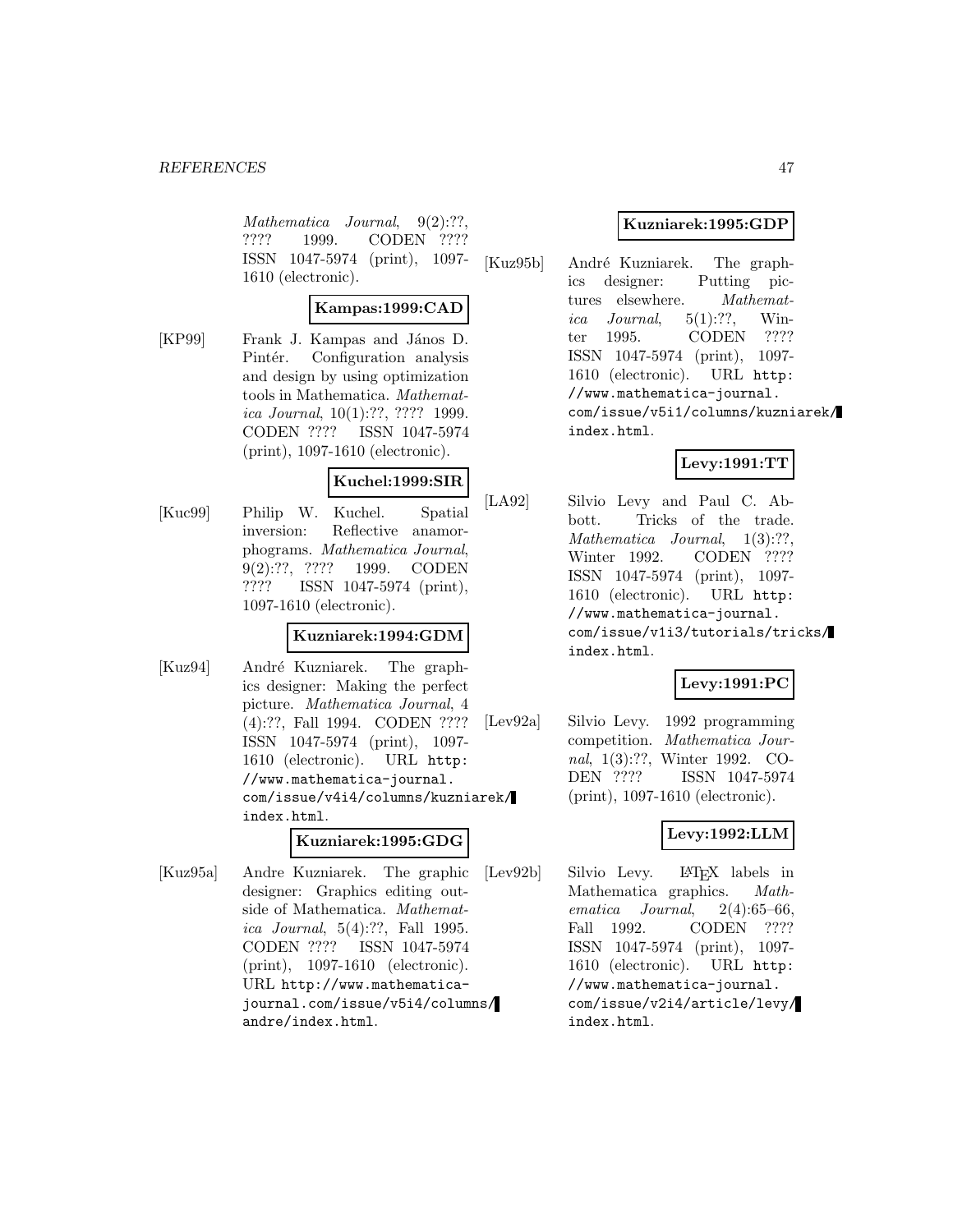*Mathematica Journal*, 9(2):??, ???? 1999. CODEN ???? ISSN 1047-5974 (print), 1097-1610 (electronic).

**Kampas:1999:CAD**

[KP99] Frank J. Kampas and János D. Pintér. Configuration analysis and design by using optimization tools in Mathematica. *Mathematica Journal*, 10(1):??, ???? 1999. CODEN ???? ISSN 1047-5974 (print), 1097-1610 (electronic).

**Kuchel:1999:SIR**

[Kuc99] Philip W. Kuchel. Spatial inversion: Reflective anamorphograms. *Mathematica Journal*, 9(2):??, ???? 1999. CODEN ???? ISSN 1047-5974 (print), 1097-1610 (electronic).

**Kuzniarek:1994:GDM**

[Kuz94] André Kuzniarek. The graphics designer: Making the perfect picture. *Mathematica Journal*, 4 (4):??, Fall 1994. CODEN ???? ISSN 1047-5974 (print), 1097-1610 (electronic). URL `http://www.mathematica-journal.com/issue/v4i4/columns/kuzniarek/index.html`.

**Kuzniarek:1995:GDG**

[Kuz95a] Andre Kuzniarek. The graphic designer: Graphics editing outside of Mathematica. *Mathematica Journal*, 5(4):??, Fall 1995. CODEN ???? ISSN 1047-5974 (print), 1097-1610 (electronic). URL `http://www.mathematica-journal.com/issue/v5i4/columns/andre/index.html`.

**Kuzniarek:1995:GDP**

[Kuz95b] André Kuzniarek. The graphics designer: Putting pictures elsewhere. *Mathematica Journal*, 5(1):??, Winter 1995. CODEN ???? ISSN 1047-5974 (print), 1097-1610 (electronic). URL `http://www.mathematica-journal.com/issue/v5i1/columns/kuzniarek/index.html`.

**Levy:1991:TT**

[LA92] Silvio Levy and Paul C. Abbott. Tricks of the trade. *Mathematica Journal*, 1(3):??, Winter 1992. CODEN ???? ISSN 1047-5974 (print), 1097-1610 (electronic). URL `http://www.mathematica-journal.com/issue/v1i3/tutorials/tricks/index.html`.

**Levy:1991:PC**

[Lev92a] Silvio Levy. 1992 programming competition. *Mathematica Journal*, 1(3):??, Winter 1992. CODEN ???? ISSN 1047-5974 (print), 1097-1610 (electronic).

**Levy:1992:LLM**

[Lev92b] Silvio Levy. LaTeX labels in Mathematica graphics. *Mathematica Journal*, 2(4):65–66, Fall 1992. CODEN ???? ISSN 1047-5974 (print), 1097-1610 (electronic). URL `http://www.mathematica-journal.com/issue/v2i4/article/levy/index.html`.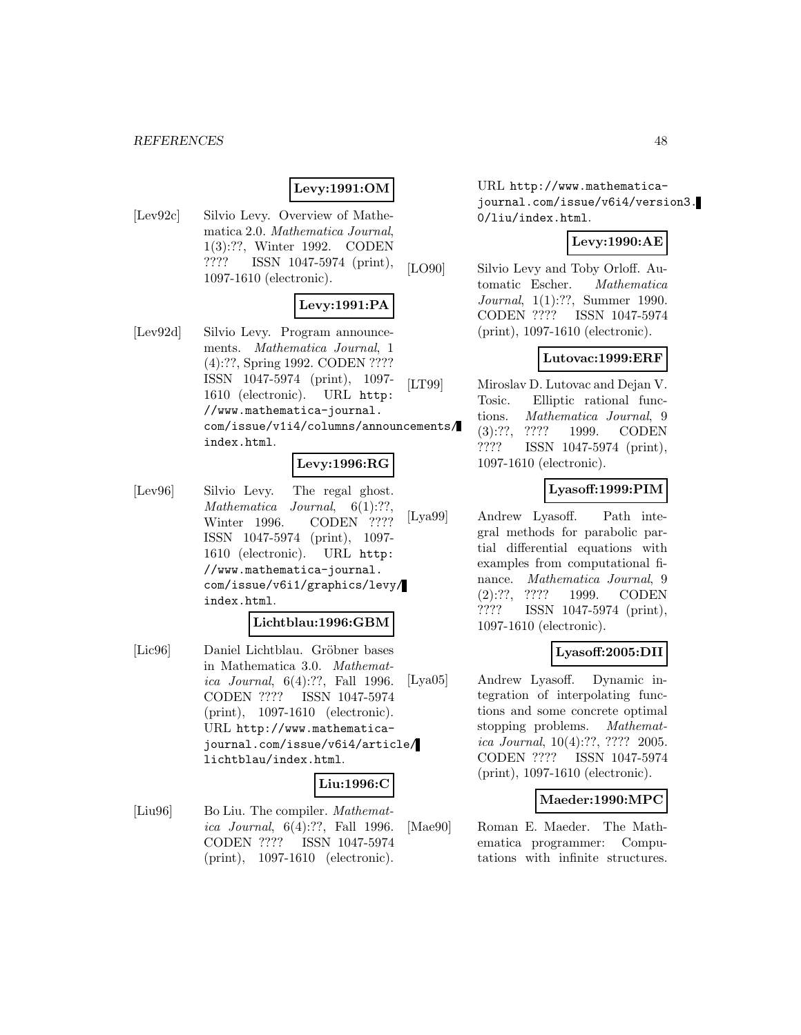**Levy:1991:OM**

[Lev92c] Silvio Levy. Overview of Mathematica 2.0. *Mathematica Journal*, 1(3):??, Winter 1992. CODEN ???? ISSN 1047-5974 (print), 1097-1610 (electronic).

**Levy:1991:PA**

[Lev92d] Silvio Levy. Program announcements. *Mathematica Journal*, 1 (4):??, Spring 1992. CODEN ???? ISSN 1047-5974 (print), 1097-1610 (electronic). URL `http://www.mathematica-journal.com/issue/v1i4/columns/announcements/index.html`.

**Levy:1996:RG**

[Lev96] Silvio Levy. The regal ghost. *Mathematica Journal*, 6(1):??, Winter 1996. CODEN ???? ISSN 1047-5974 (print), 1097-1610 (electronic). URL `http://www.mathematica-journal.com/issue/v6i1/graphics/levy/index.html`.

**Lichtblau:1996:GBM**

[Lic96] Daniel Lichtblau. Gröbner bases in Mathematica 3.0. *Mathematica Journal*, 6(4):??, Fall 1996. CODEN ???? ISSN 1047-5974 (print), 1097-1610 (electronic). URL `http://www.mathematica-journal.com/issue/v6i4/article/lichtblau/index.html`.

**Liu:1996:C**

[Liu96] Bo Liu. The compiler. *Mathematica Journal*, 6(4):??, Fall 1996. CODEN ???? ISSN 1047-5974 (print), 1097-1610 (electronic). URL `http://www.mathematica-journal.com/issue/v6i4/version3.0/liu/index.html`.

**Levy:1990:AE**

[LO90] Silvio Levy and Toby Orloff. Automatic Escher. *Mathematica Journal*, 1(1):??, Summer 1990. CODEN ???? ISSN 1047-5974 (print), 1097-1610 (electronic).

**Lutovac:1999:ERF**

[LT99] Miroslav D. Lutovac and Dejan V. Tosic. Elliptic rational functions. *Mathematica Journal*, 9 (3):??, ???? 1999. CODEN ???? ISSN 1047-5974 (print), 1097-1610 (electronic).

**Lyasoff:1999:PIM**

[Lya99] Andrew Lyasoff. Path integral methods for parabolic partial differential equations with examples from computational finance. *Mathematica Journal*, 9 (2):??, ???? 1999. CODEN ???? ISSN 1047-5974 (print), 1097-1610 (electronic).

**Lyasoff:2005:DII**

[Lya05] Andrew Lyasoff. Dynamic integration of interpolating functions and some concrete optimal stopping problems. *Mathematica Journal*, 10(4):??, ???? 2005. CODEN ???? ISSN 1047-5974 (print), 1097-1610 (electronic).

**Maeder:1990:MPC**

[Mae90] Roman E. Maeder. The Mathematica programmer: Computations with infinite structures.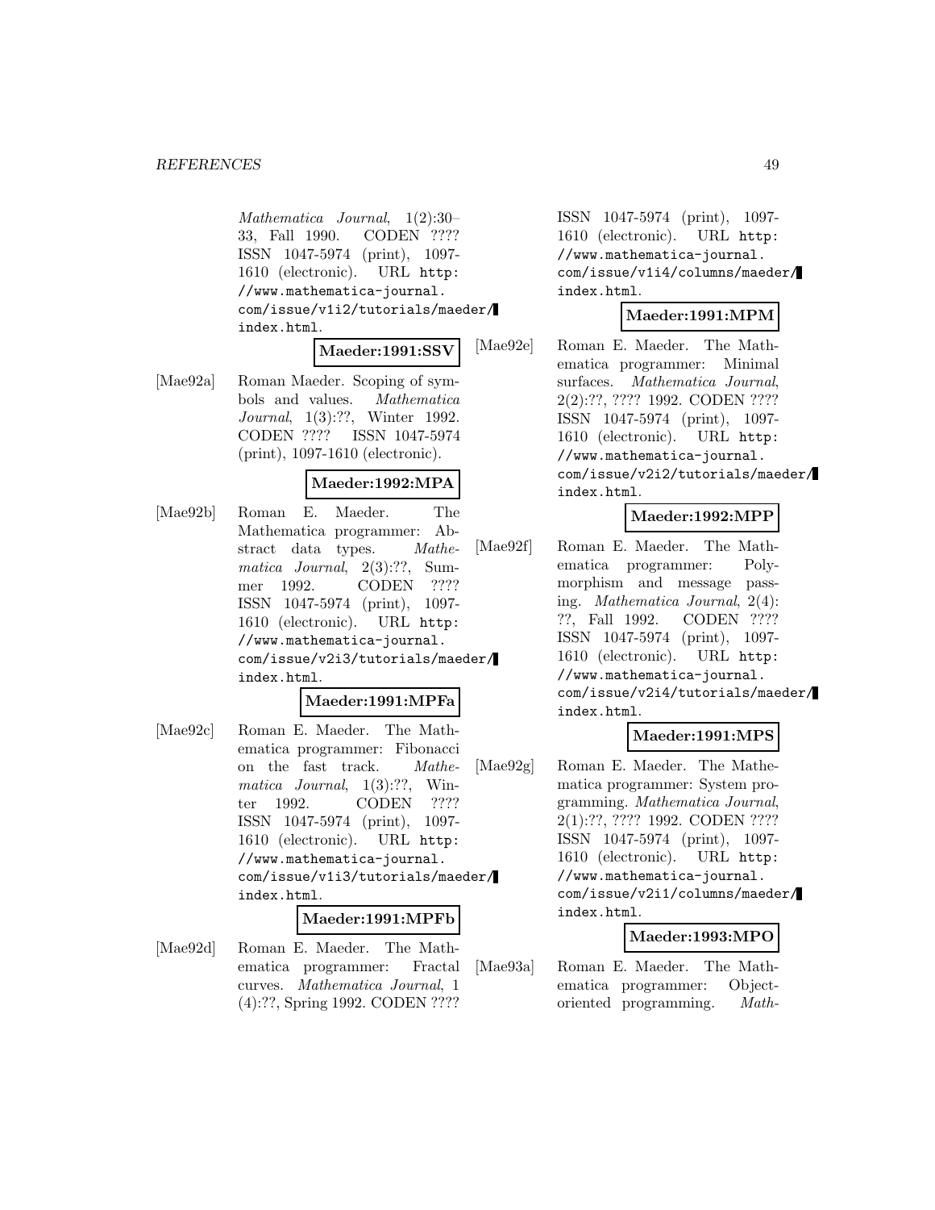*Mathematica Journal*, 1(2):30–33, Fall 1990. CODEN ???? ISSN 1047-5974 (print), 1097-1610 (electronic). URL `http://www.mathematica-journal.com/issue/v1i2/tutorials/maeder/index.html`.

**Maeder:1991:SSV**

[Mae92a] Roman Maeder. Scoping of symbols and values. *Mathematica Journal*, 1(3):??, Winter 1992. CODEN ???? ISSN 1047-5974 (print), 1097-1610 (electronic).

**Maeder:1992:MPA**

[Mae92b] Roman E. Maeder. The Mathematica programmer: Abstract data types. *Mathematica Journal*, 2(3):??, Summer 1992. CODEN ???? ISSN 1047-5974 (print), 1097-1610 (electronic). URL `http://www.mathematica-journal.com/issue/v2i3/tutorials/maeder/index.html`.

**Maeder:1991:MPFa**

[Mae92c] Roman E. Maeder. The Mathematica programmer: Fibonacci on the fast track. *Mathematica Journal*, 1(3):??, Winter 1992. CODEN ???? ISSN 1047-5974 (print), 1097-1610 (electronic). URL `http://www.mathematica-journal.com/issue/v1i3/tutorials/maeder/index.html`.

**Maeder:1991:MPFb**

[Mae92d] Roman E. Maeder. The Mathematica programmer: Fractal curves. *Mathematica Journal*, 1 (4):??, Spring 1992. CODEN ???? ISSN 1047-5974 (print), 1097-1610 (electronic). URL `http://www.mathematica-journal.com/issue/v1i4/columns/maeder/index.html`.

**Maeder:1991:MPM**

[Mae92e] Roman E. Maeder. The Mathematica programmer: Minimal surfaces. *Mathematica Journal*, 2(2):??, ???? 1992. CODEN ???? ISSN 1047-5974 (print), 1097-1610 (electronic). URL `http://www.mathematica-journal.com/issue/v2i2/tutorials/maeder/index.html`.

**Maeder:1992:MPP**

[Mae92f] Roman E. Maeder. The Mathematica programmer: Polymorphism and message passing. *Mathematica Journal*, 2(4): ??, Fall 1992. CODEN ???? ISSN 1047-5974 (print), 1097-1610 (electronic). URL `http://www.mathematica-journal.com/issue/v2i4/tutorials/maeder/index.html`.

**Maeder:1991:MPS**

[Mae92g] Roman E. Maeder. The Mathematica programmer: System programming. *Mathematica Journal*, 2(1):??, ???? 1992. CODEN ???? ISSN 1047-5974 (print), 1097-1610 (electronic). URL `http://www.mathematica-journal.com/issue/v2i1/columns/maeder/index.html`.

**Maeder:1993:MPO**

[Mae93a] Roman E. Maeder. The Mathematica programmer: Object-oriented programming. *Math-*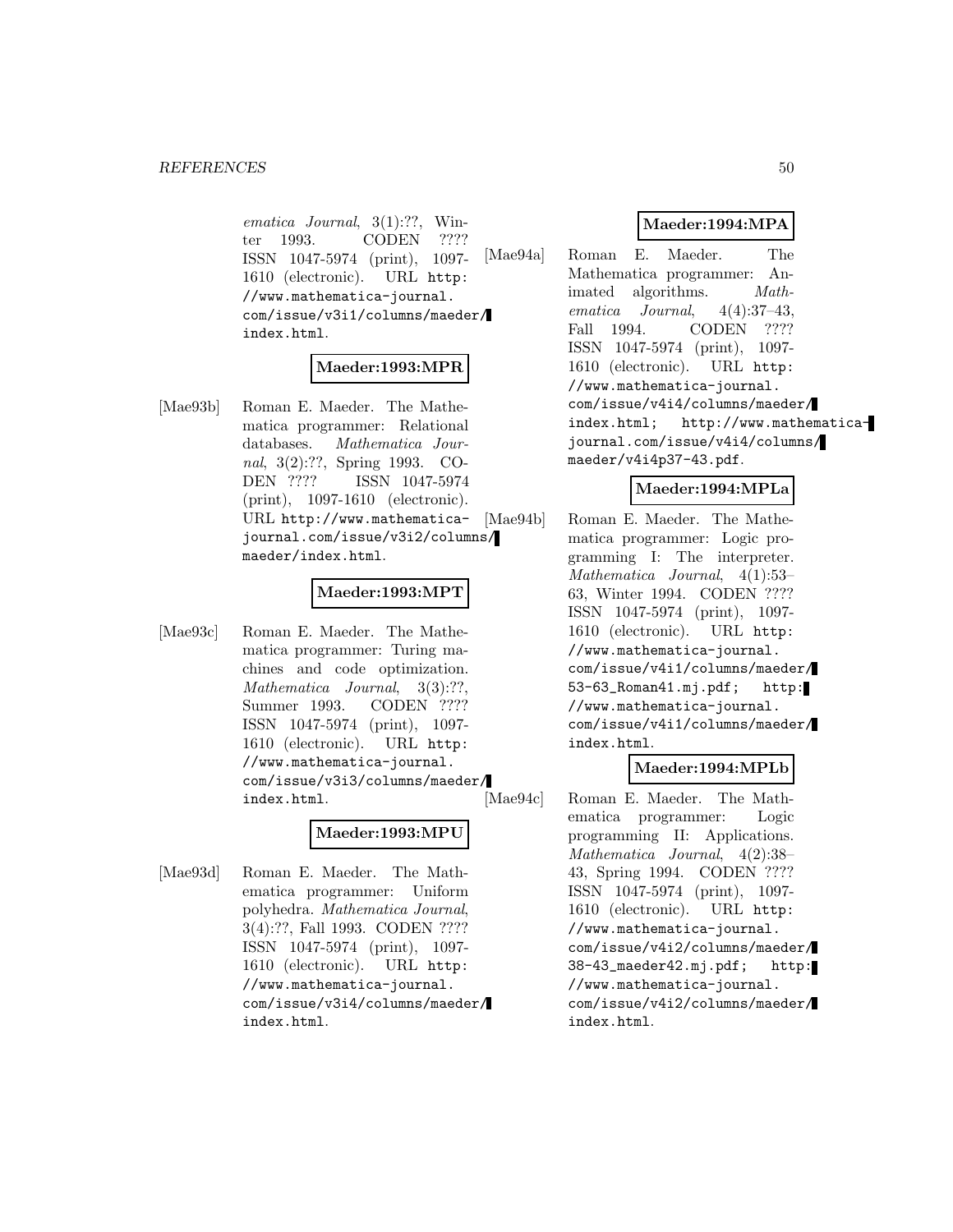*ematica Journal*, 3(1):??, Winter 1993. CODEN ???? ISSN 1047-5974 (print), 1097-1610 (electronic). URL http://www.mathematica-journal.com/issue/v3i1/columns/maeder/index.html.

**Maeder:1993:MPR**

[Mae93b] Roman E. Maeder. The Mathematica programmer: Relational databases. *Mathematica Journal*, 3(2):??, Spring 1993. CODEN ???? ISSN 1047-5974 (print), 1097-1610 (electronic). URL http://www.mathematica-journal.com/issue/v3i2/columns/maeder/index.html.

**Maeder:1993:MPT**

[Mae93c] Roman E. Maeder. The Mathematica programmer: Turing machines and code optimization. *Mathematica Journal*, 3(3):??, Summer 1993. CODEN ???? ISSN 1047-5974 (print), 1097-1610 (electronic). URL http://www.mathematica-journal.com/issue/v3i3/columns/maeder/index.html.

**Maeder:1993:MPU**

[Mae93d] Roman E. Maeder. The Mathematica programmer: Uniform polyhedra. *Mathematica Journal*, 3(4):??, Fall 1993. CODEN ???? ISSN 1047-5974 (print), 1097-1610 (electronic). URL http://www.mathematica-journal.com/issue/v3i4/columns/maeder/index.html.

**Maeder:1994:MPA**

[Mae94a] Roman E. Maeder. The Mathematica programmer: Animated algorithms. *Mathematica Journal*, 4(4):37–43, Fall 1994. CODEN ???? ISSN 1047-5974 (print), 1097-1610 (electronic). URL http://www.mathematica-journal.com/issue/v4i4/columns/maeder/index.html; http://www.mathematica-journal.com/issue/v4i4/columns/maeder/v4i4p37-43.pdf.

**Maeder:1994:MPLa**

[Mae94b] Roman E. Maeder. The Mathematica programmer: Logic programming I: The interpreter. *Mathematica Journal*, 4(1):53–63, Winter 1994. CODEN ???? ISSN 1047-5974 (print), 1097-1610 (electronic). URL http://www.mathematica-journal.com/issue/v4i1/columns/maeder/53-63_Roman41.mj.pdf; http://www.mathematica-journal.com/issue/v4i1/columns/maeder/index.html.

**Maeder:1994:MPLb**

[Mae94c] Roman E. Maeder. The Mathematica programmer: Logic programming II: Applications. *Mathematica Journal*, 4(2):38–43, Spring 1994. CODEN ???? ISSN 1047-5974 (print), 1097-1610 (electronic). URL http://www.mathematica-journal.com/issue/v4i2/columns/maeder/38-43_maeder42.mj.pdf; http://www.mathematica-journal.com/issue/v4i2/columns/maeder/index.html.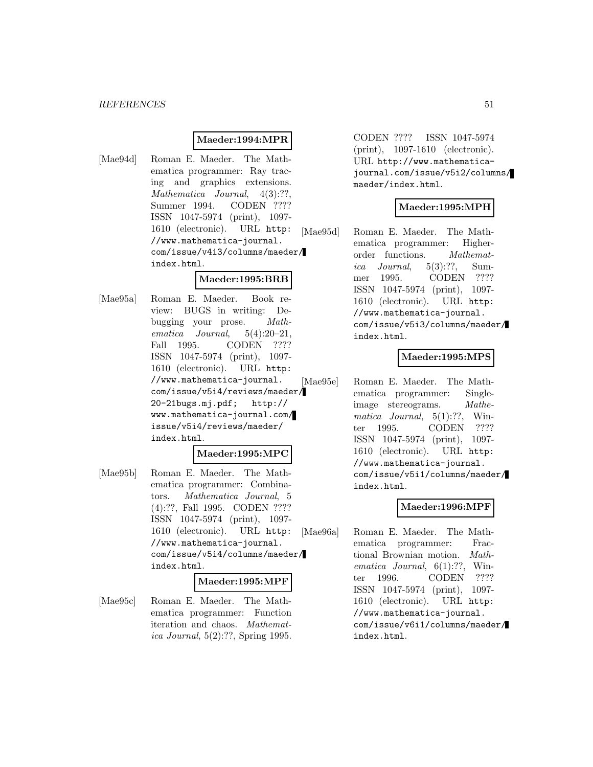**Maeder:1994:MPR**

[Mae94d] Roman E. Maeder. The Mathematica programmer: Ray tracing and graphics extensions. *Mathematica Journal*, 4(3):??, Summer 1994. CODEN ???? ISSN 1047-5974 (print), 1097-1610 (electronic). URL http://www.mathematica-journal.com/issue/v4i3/columns/maeder/index.html.

**Maeder:1995:BRB**

[Mae95a] Roman E. Maeder. Book review: BUGS in writing: Debugging your prose. *Mathematica Journal*, 5(4):20–21, Fall 1995. CODEN ???? ISSN 1047-5974 (print), 1097-1610 (electronic). URL http://www.mathematica-journal.com/issue/v5i4/reviews/maeder/20-21bugs.mj.pdf; http://www.mathematica-journal.com/issue/v5i4/reviews/maeder/index.html.

**Maeder:1995:MPC**

[Mae95b] Roman E. Maeder. The Mathematica programmer: Combinators. *Mathematica Journal*, 5(4):??, Fall 1995. CODEN ???? ISSN 1047-5974 (print), 1097-1610 (electronic). URL http://www.mathematica-journal.com/issue/v5i4/columns/maeder/index.html.

**Maeder:1995:MPF**

[Mae95c] Roman E. Maeder. The Mathematica programmer: Function iteration and chaos. *Mathematica Journal*, 5(2):??, Spring 1995. CODEN ???? ISSN 1047-5974 (print), 1097-1610 (electronic). URL http://www.mathematica-journal.com/issue/v5i2/columns/maeder/index.html.

**Maeder:1995:MPH**

[Mae95d] Roman E. Maeder. The Mathematica programmer: Higher-order functions. *Mathematica Journal*, 5(3):??, Summer 1995. CODEN ???? ISSN 1047-5974 (print), 1097-1610 (electronic). URL http://www.mathematica-journal.com/issue/v5i3/columns/maeder/index.html.

**Maeder:1995:MPS**

[Mae95e] Roman E. Maeder. The Mathematica programmer: Single-image stereograms. *Mathematica Journal*, 5(1):??, Winter 1995. CODEN ???? ISSN 1047-5974 (print), 1097-1610 (electronic). URL http://www.mathematica-journal.com/issue/v5i1/columns/maeder/index.html.

**Maeder:1996:MPF**

[Mae96a] Roman E. Maeder. The Mathematica programmer: Fractional Brownian motion. *Mathematica Journal*, 6(1):??, Winter 1996. CODEN ???? ISSN 1047-5974 (print), 1097-1610 (electronic). URL http://www.mathematica-journal.com/issue/v6i1/columns/maeder/index.html.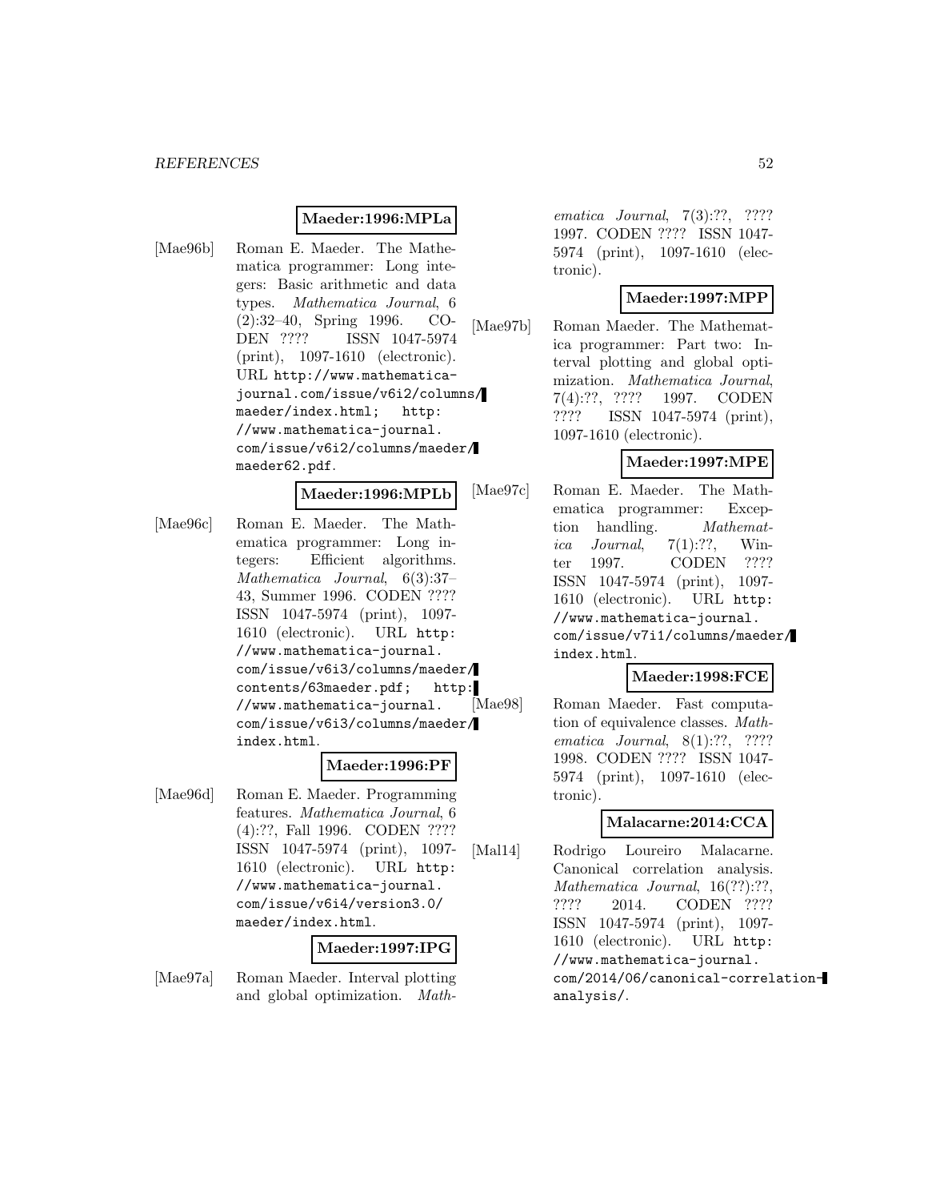**Maeder:1996:MPLa**

[Mae96b] Roman E. Maeder. The Mathematica programmer: Long integers: Basic arithmetic and data types. *Mathematica Journal*, 6 (2):32–40, Spring 1996. CODEN ???? ISSN 1047-5974 (print), 1097-1610 (electronic). URL `http://www.mathematica-journal.com/issue/v6i2/columns/maeder/index.html; http://www.mathematica-journal.com/issue/v6i2/columns/maeder/maeder62.pdf`.

**Maeder:1996:MPLb**

[Mae96c] Roman E. Maeder. The Mathematica programmer: Long integers: Efficient algorithms. *Mathematica Journal*, 6(3):37–43, Summer 1996. CODEN ???? ISSN 1047-5974 (print), 1097-1610 (electronic). URL `http://www.mathematica-journal.com/issue/v6i3/columns/maeder/contents/63maeder.pdf; http://www.mathematica-journal.com/issue/v6i3/columns/maeder/index.html`.

**Maeder:1996:PF**

[Mae96d] Roman E. Maeder. Programming features. *Mathematica Journal*, 6 (4):??, Fall 1996. CODEN ???? ISSN 1047-5974 (print), 1097-1610 (electronic). URL `http://www.mathematica-journal.com/issue/v6i4/version3.0/maeder/index.html`.

**Maeder:1997:IPG**

[Mae97a] Roman Maeder. Interval plotting and global optimization. *Mathematica Journal*, 7(3):??, ???? 1997. CODEN ???? ISSN 1047-5974 (print), 1097-1610 (electronic).

**Maeder:1997:MPP**

[Mae97b] Roman Maeder. The Mathematica programmer: Part two: Interval plotting and global optimization. *Mathematica Journal*, 7(4):??, ???? 1997. CODEN ???? ISSN 1047-5974 (print), 1097-1610 (electronic).

**Maeder:1997:MPE**

[Mae97c] Roman E. Maeder. The Mathematica programmer: Exception handling. *Mathematica Journal*, 7(1):??, Winter 1997. CODEN ???? ISSN 1047-5974 (print), 1097-1610 (electronic). URL `http://www.mathematica-journal.com/issue/v7i1/columns/maeder/index.html`.

**Maeder:1998:FCE**

[Mae98] Roman Maeder. Fast computation of equivalence classes. *Mathematica Journal*, 8(1):??, ???? 1998. CODEN ???? ISSN 1047-5974 (print), 1097-1610 (electronic).

**Malacarne:2014:CCA**

[Mal14] Rodrigo Loureiro Malacarne. Canonical correlation analysis. *Mathematica Journal*, 16(??):??, ???? 2014. CODEN ???? ISSN 1047-5974 (print), 1097-1610 (electronic). URL `http://www.mathematica-journal.com/2014/06/canonical-correlation-analysis/`.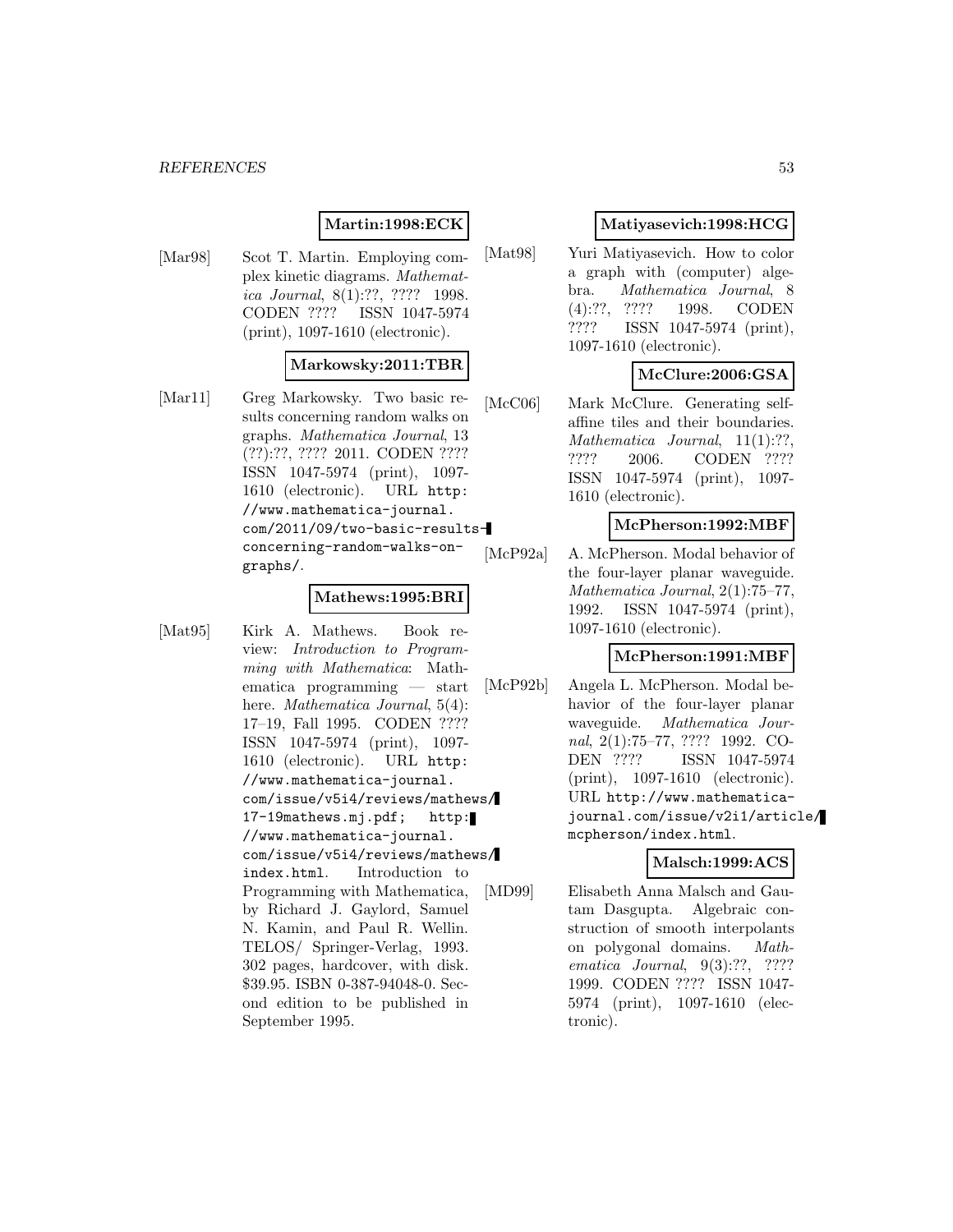**Martin:1998:ECK**

[Mar98] Scot T. Martin. Employing complex kinetic diagrams. *Mathematica Journal*, 8(1):??, ???? 1998. CODEN ???? ISSN 1047-5974 (print), 1097-1610 (electronic).

**Markowsky:2011:TBR**

[Mar11] Greg Markowsky. Two basic results concerning random walks on graphs. *Mathematica Journal*, 13 (??):??, ???? 2011. CODEN ???? ISSN 1047-5974 (print), 1097-1610 (electronic). URL `http://www.mathematica-journal.com/2011/09/two-basic-results-concerning-random-walks-on-graphs/`.

**Mathews:1995:BRI**

[Mat95] Kirk A. Mathews. Book review: *Introduction to Programming with Mathematica*: Mathematica programming — start here. *Mathematica Journal*, 5(4): 17–19, Fall 1995. CODEN ???? ISSN 1047-5974 (print), 1097-1610 (electronic). URL `http://www.mathematica-journal.com/issue/v5i4/reviews/mathews/17-19mathews.mj.pdf`; `http://www.mathematica-journal.com/issue/v5i4/reviews/mathews/index.html`. Introduction to Programming with Mathematica, by Richard J. Gaylord, Samuel N. Kamin, and Paul R. Wellin. TELOS/ Springer-Verlag, 1993. 302 pages, hardcover, with disk. $39.95. ISBN 0-387-94048-0. Second edition to be published in September 1995.

**Matiyasevich:1998:HCG**

[Mat98] Yuri Matiyasevich. How to color a graph with (computer) algebra. *Mathematica Journal*, 8 (4):??, ???? 1998. CODEN ???? ISSN 1047-5974 (print), 1097-1610 (electronic).

**McClure:2006:GSA**

[McC06] Mark McClure. Generating self-affine tiles and their boundaries. *Mathematica Journal*, 11(1):??, ???? 2006. CODEN ???? ISSN 1047-5974 (print), 1097-1610 (electronic).

**McPherson:1992:MBF**

[McP92a] A. McPherson. Modal behavior of the four-layer planar waveguide. *Mathematica Journal*, 2(1):75–77, 1992. ISSN 1047-5974 (print), 1097-1610 (electronic).

**McPherson:1991:MBF**

[McP92b] Angela L. McPherson. Modal behavior of the four-layer planar waveguide. *Mathematica Journal*, 2(1):75–77, ???? 1992. CODEN ???? ISSN 1047-5974 (print), 1097-1610 (electronic). URL `http://www.mathematica-journal.com/issue/v2i1/article/mcpherson/index.html`.

**Malsch:1999:ACS**

[MD99] Elisabeth Anna Malsch and Gautam Dasgupta. Algebraic construction of smooth interpolants on polygonal domains. *Mathematica Journal*, 9(3):??, ???? 1999. CODEN ???? ISSN 1047-5974 (print), 1097-1610 (electronic).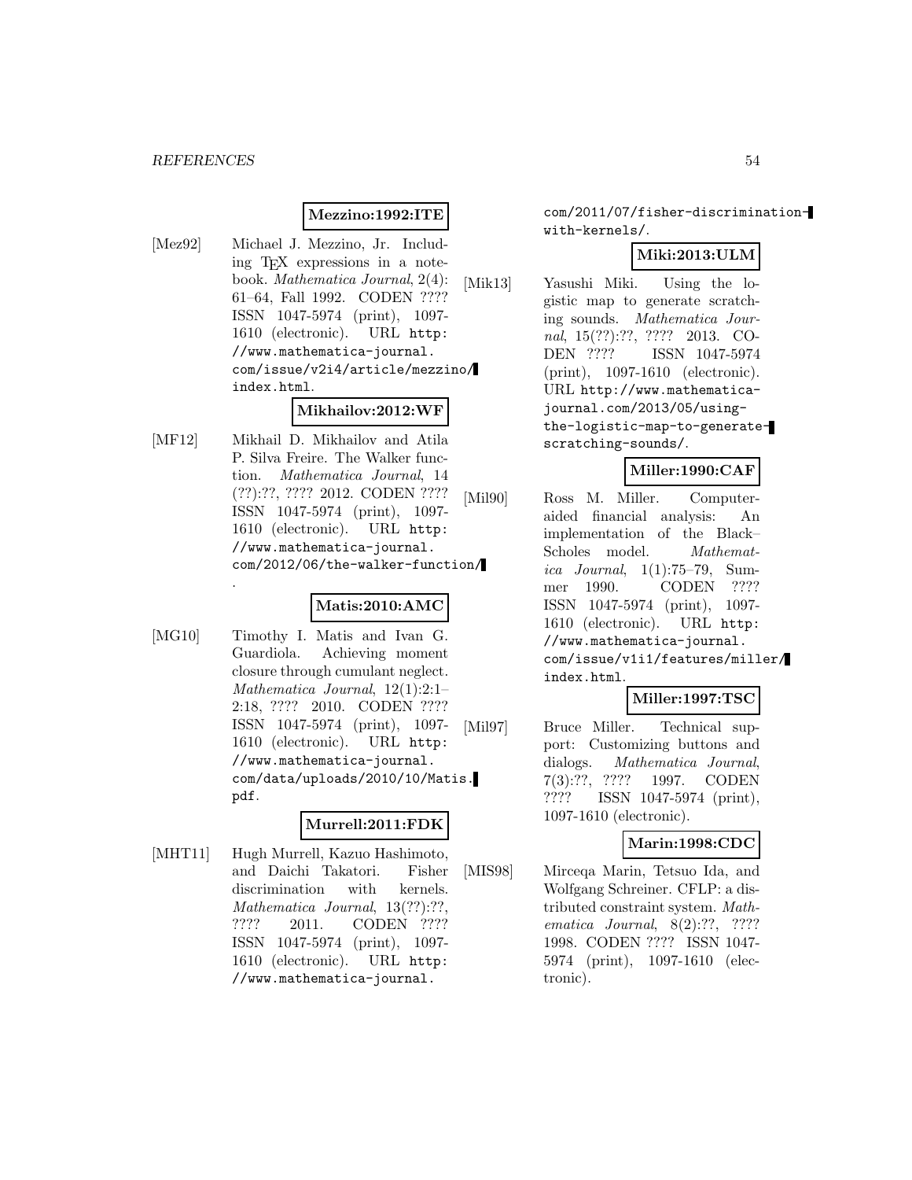**Mezzino:1992:ITE**

[Mez92] Michael J. Mezzino, Jr. Including TEX expressions in a notebook. *Mathematica Journal*, 2(4): 61–64, Fall 1992. CODEN ???? ISSN 1047-5974 (print), 1097-1610 (electronic). URL `http://www.mathematica-journal.com/issue/v2i4/article/mezzino/index.html`.

**Mikhailov:2012:WF**

[MF12] Mikhail D. Mikhailov and Atila P. Silva Freire. The Walker function. *Mathematica Journal*, 14 (??):??, ???? 2012. CODEN ???? ISSN 1047-5974 (print), 1097-1610 (electronic). URL `http://www.mathematica-journal.com/2012/06/the-walker-function/`.

**Matis:2010:AMC**

[MG10] Timothy I. Matis and Ivan G. Guardiola. Achieving moment closure through cumulant neglect. *Mathematica Journal*, 12(1):2:1–2:18, ???? 2010. CODEN ???? ISSN 1047-5974 (print), 1097-1610 (electronic). URL `http://www.mathematica-journal.com/data/uploads/2010/10/Matis.pdf`.

**Murrell:2011:FDK**

[MHT11] Hugh Murrell, Kazuo Hashimoto, and Daichi Takatori. Fisher discrimination with kernels. *Mathematica Journal*, 13(??):??, ???? 2011. CODEN ???? ISSN 1047-5974 (print), 1097-1610 (electronic). URL `http://www.mathematica-journal.com/2011/07/fisher-discrimination-with-kernels/`.

**Miki:2013:ULM**

[Mik13] Yasushi Miki. Using the logistic map to generate scratching sounds. *Mathematica Journal*, 15(??):??, ???? 2013. CODEN ???? ISSN 1047-5974 (print), 1097-1610 (electronic). URL `http://www.mathematica-journal.com/2013/05/using-the-logistic-map-to-generate-scratching-sounds/`.

**Miller:1990:CAF**

[Mil90] Ross M. Miller. Computer-aided financial analysis: An implementation of the Black–Scholes model. *Mathematica Journal*, 1(1):75–79, Summer 1990. CODEN ???? ISSN 1047-5974 (print), 1097-1610 (electronic). URL `http://www.mathematica-journal.com/issue/v1i1/features/miller/index.html`.

**Miller:1997:TSC**

[Mil97] Bruce Miller. Technical support: Customizing buttons and dialogs. *Mathematica Journal*, 7(3):??, ???? 1997. CODEN ???? ISSN 1047-5974 (print), 1097-1610 (electronic).

**Marin:1998:CDC**

[MIS98] Mirceqa Marin, Tetsuo Ida, and Wolfgang Schreiner. CFLP: a distributed constraint system. *Mathematica Journal*, 8(2):??, ???? 1998. CODEN ???? ISSN 1047-5974 (print), 1097-1610 (electronic).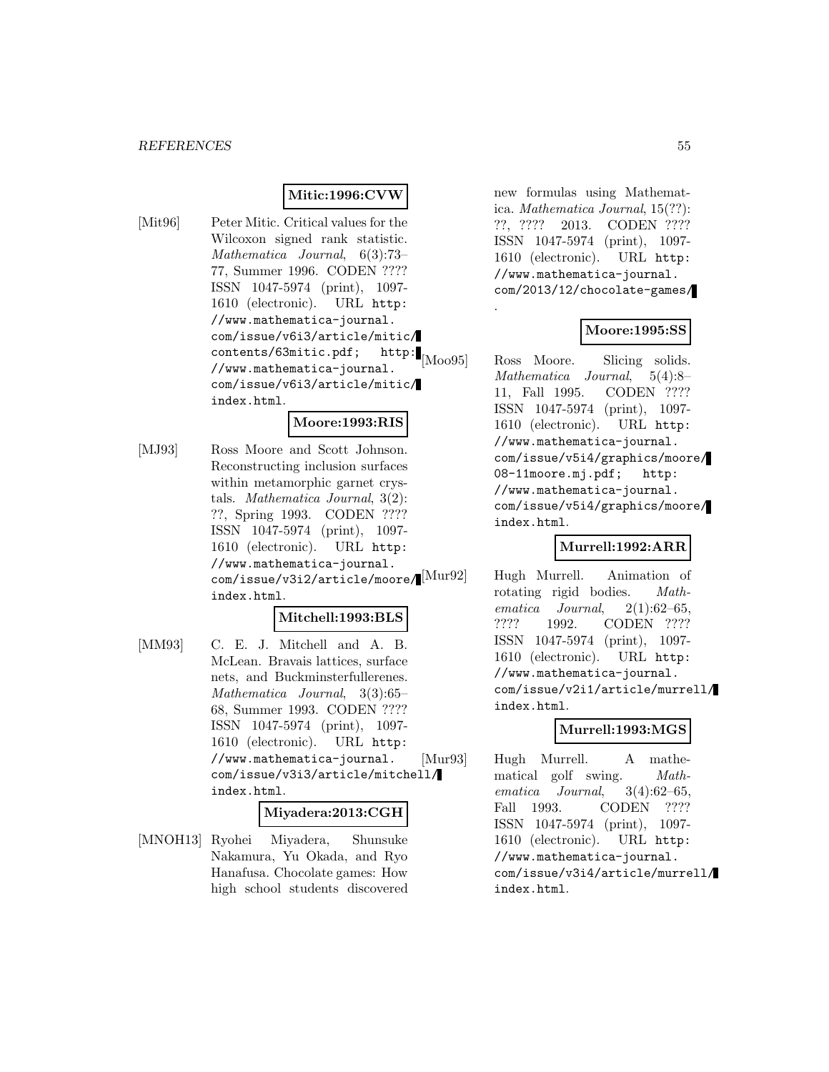**Mitic:1996:CVW**

[Mit96] Peter Mitic. Critical values for the Wilcoxon signed rank statistic. *Mathematica Journal*, 6(3):73–77, Summer 1996. CODEN ???? ISSN 1047-5974 (print), 1097-1610 (electronic). URL `http://www.mathematica-journal.com/issue/v6i3/article/mitic/contents/63mitic.pdf; http://www.mathematica-journal.com/issue/v6i3/article/mitic/index.html`.

**Moore:1993:RIS**

[MJ93] Ross Moore and Scott Johnson. Reconstructing inclusion surfaces within metamorphic garnet crystals. *Mathematica Journal*, 3(2): ??, Spring 1993. CODEN ???? ISSN 1047-5974 (print), 1097-1610 (electronic). URL `http://www.mathematica-journal.com/issue/v3i2/article/moore/index.html`.

**Mitchell:1993:BLS**

[MM93] C. E. J. Mitchell and A. B. McLean. Bravais lattices, surface nets, and Buckminsterfullerenes. *Mathematica Journal*, 3(3):65–68, Summer 1993. CODEN ???? ISSN 1047-5974 (print), 1097-1610 (electronic). URL `http://www.mathematica-journal.com/issue/v3i3/article/mitchell/index.html`.

**Miyadera:2013:CGH**

[MNOH13] Ryohei Miyadera, Shunsuke Nakamura, Yu Okada, and Ryo Hanafusa. Chocolate games: How high school students discovered new formulas using Mathematica. *Mathematica Journal*, 15(??): ??, ???? 2013. CODEN ???? ISSN 1047-5974 (print), 1097-1610 (electronic). URL `http://www.mathematica-journal.com/2013/12/chocolate-games/`.

**Moore:1995:SS**

[Moo95] Ross Moore. Slicing solids. *Mathematica Journal*, 5(4):8–11, Fall 1995. CODEN ???? ISSN 1047-5974 (print), 1097-1610 (electronic). URL `http://www.mathematica-journal.com/issue/v5i4/graphics/moore/08-11moore.mj.pdf; http://www.mathematica-journal.com/issue/v5i4/graphics/moore/index.html`.

**Murrell:1992:ARR**

[Mur92] Hugh Murrell. Animation of rotating rigid bodies. *Mathematica Journal*, 2(1):62–65, ???? 1992. CODEN ???? ISSN 1047-5974 (print), 1097-1610 (electronic). URL `http://www.mathematica-journal.com/issue/v2i1/article/murrell/index.html`.

**Murrell:1993:MGS**

[Mur93] Hugh Murrell. A mathematical golf swing. *Mathematica Journal*, 3(4):62–65, Fall 1993. CODEN ???? ISSN 1047-5974 (print), 1097-1610 (electronic). URL `http://www.mathematica-journal.com/issue/v3i4/article/murrell/index.html`.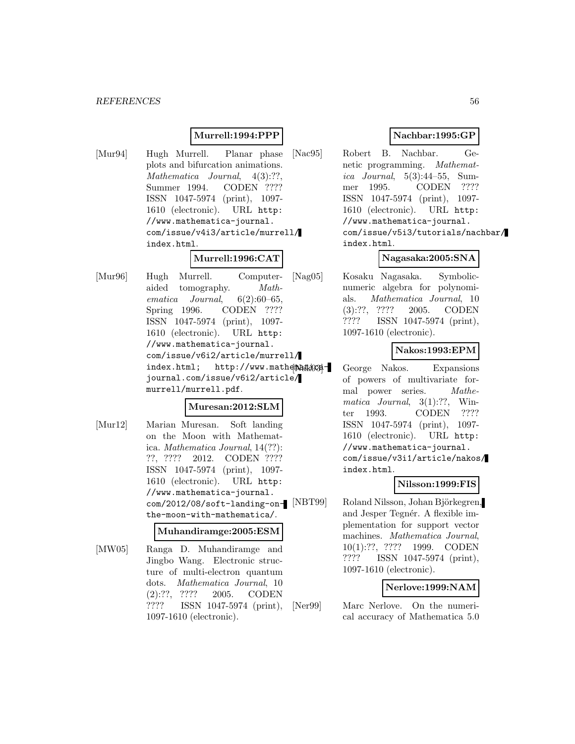**Murrell:1994:PPP**

[Mur94] Hugh Murrell. Planar phase plots and bifurcation animations. *Mathematica Journal*, 4(3):??, Summer 1994. CODEN ???? ISSN 1047-5974 (print), 1097-1610 (electronic). URL `http://www.mathematica-journal.com/issue/v4i3/article/murrell/index.html`.

**Murrell:1996:CAT**

[Mur96] Hugh Murrell. Computer-aided tomography. *Mathematica Journal*, 6(2):60–65, Spring 1996. CODEN ???? ISSN 1047-5974 (print), 1097-1610 (electronic). URL `http://www.mathematica-journal.com/issue/v6i2/article/murrell/index.html`; `http://www.mathematica-journal.com/issue/v6i2/article/murrell/murrell.pdf`.

**Muresan:2012:SLM**

[Mur12] Marian Muresan. Soft landing on the Moon with Mathematica. *Mathematica Journal*, 14(??):??, ???? 2012. CODEN ???? ISSN 1047-5974 (print), 1097-1610 (electronic). URL `http://www.mathematica-journal.com/2012/08/soft-landing-on-the-moon-with-mathematica/`.

**Muhandiramge:2005:ESM**

[MW05] Ranga D. Muhandiramge and Jingbo Wang. Electronic structure of multi-electron quantum dots. *Mathematica Journal*, 10 (2):??, ???? 2005. CODEN ???? ISSN 1047-5974 (print), 1097-1610 (electronic).

**Nachbar:1995:GP**

[Nac95] Robert B. Nachbar. Genetic programming. *Mathematica Journal*, 5(3):44–55, Summer 1995. CODEN ???? ISSN 1047-5974 (print), 1097-1610 (electronic). URL `http://www.mathematica-journal.com/issue/v5i3/tutorials/nachbar/index.html`.

**Nagasaka:2005:SNA**

[Nag05] Kosaku Nagasaka. Symbolic-numeric algebra for polynomials. *Mathematica Journal*, 10 (3):??, ???? 2005. CODEN ???? ISSN 1047-5974 (print), 1097-1610 (electronic).

**Nakos:1993:EPM**

[Nak93] George Nakos. Expansions of powers of multivariate formal power series. *Mathematica Journal*, 3(1):??, Winter 1993. CODEN ???? ISSN 1047-5974 (print), 1097-1610 (electronic). URL `http://www.mathematica-journal.com/issue/v3i1/article/nakos/index.html`.

**Nilsson:1999:FIS**

[NBT99] Roland Nilsson, Johan Björkegren, and Jesper Tegnér. A flexible implementation for support vector machines. *Mathematica Journal*, 10(1):??, ???? 1999. CODEN ???? ISSN 1047-5974 (print), 1097-1610 (electronic).

**Nerlove:1999:NAM**

[Ner99] Marc Nerlove. On the numerical accuracy of Mathematica 5.0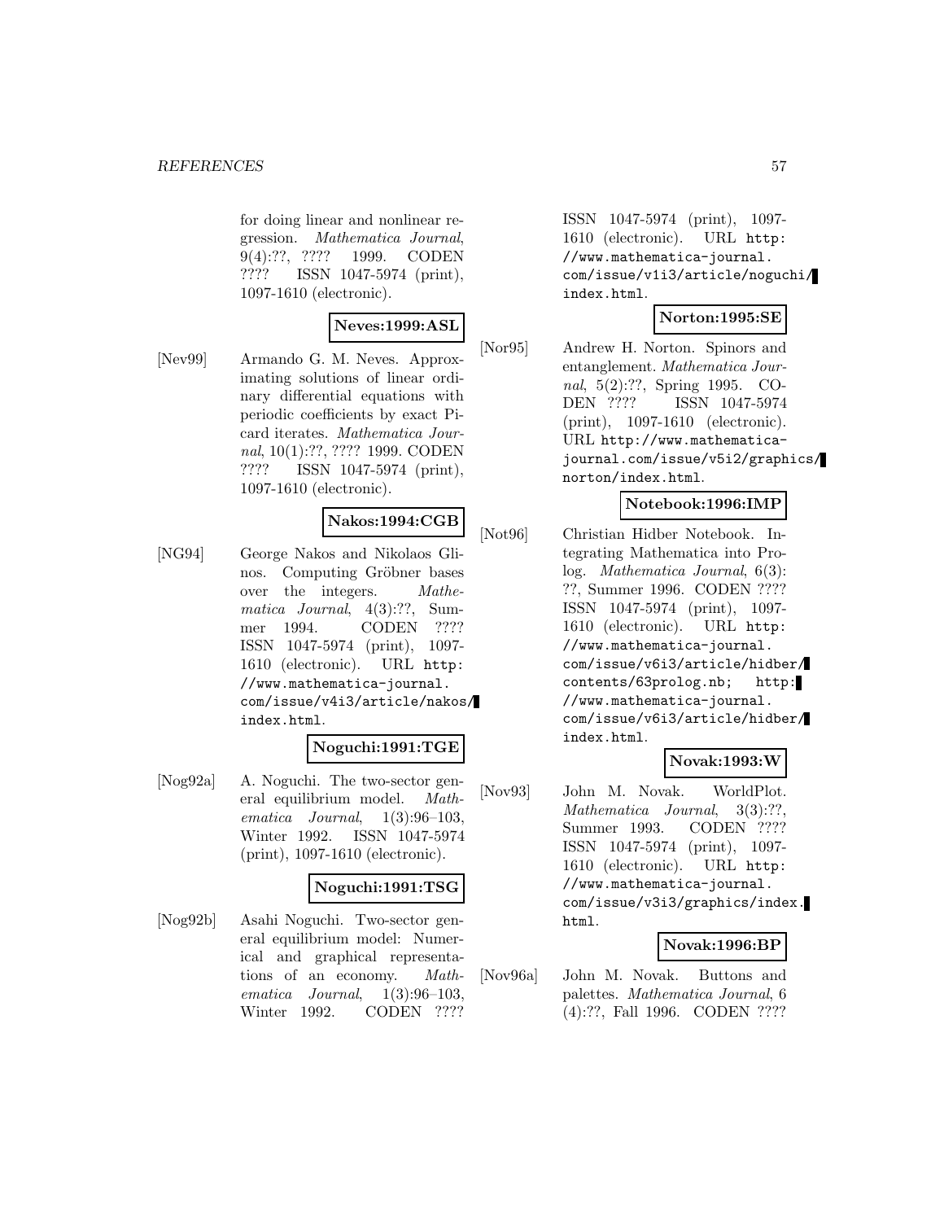for doing linear and nonlinear regression. *Mathematica Journal*, 9(4):??, ???? 1999. CODEN ???? ISSN 1047-5974 (print), 1097-1610 (electronic).

**Neves:1999:ASL**

[Nev99] Armando G. M. Neves. Approximating solutions of linear ordinary differential equations with periodic coefficients by exact Picard iterates. *Mathematica Journal*, 10(1):??, ???? 1999. CODEN ???? ISSN 1047-5974 (print), 1097-1610 (electronic).

**Nakos:1994:CGB**

[NG94] George Nakos and Nikolaos Glinos. Computing Gröbner bases over the integers. *Mathematica Journal*, 4(3):??, Summer 1994. CODEN ???? ISSN 1047-5974 (print), 1097-1610 (electronic). URL http://www.mathematica-journal.com/issue/v4i3/article/nakos/index.html.

**Noguchi:1991:TGE**

[Nog92a] A. Noguchi. The two-sector general equilibrium model. *Mathematica Journal*, 1(3):96–103, Winter 1992. ISSN 1047-5974 (print), 1097-1610 (electronic).

**Noguchi:1991:TSG**

[Nog92b] Asahi Noguchi. Two-sector general equilibrium model: Numerical and graphical representations of an economy. *Mathematica Journal*, 1(3):96–103, Winter 1992. CODEN ???? ISSN 1047-5974 (print), 1097-1610 (electronic). URL http://www.mathematica-journal.com/issue/v1i3/article/noguchi/index.html.

**Norton:1995:SE**

[Nor95] Andrew H. Norton. Spinors and entanglement. *Mathematica Journal*, 5(2):??, Spring 1995. CODEN ???? ISSN 1047-5974 (print), 1097-1610 (electronic). URL http://www.mathematica-journal.com/issue/v5i2/graphics/norton/index.html.

**Notebook:1996:IMP**

[Not96] Christian Hidber Notebook. Integrating Mathematica into Prolog. *Mathematica Journal*, 6(3): ??, Summer 1996. CODEN ???? ISSN 1047-5974 (print), 1097-1610 (electronic). URL http://www.mathematica-journal.com/issue/v6i3/article/hidber/contents/63prolog.nb; http://www.mathematica-journal.com/issue/v6i3/article/hidber/index.html.

**Novak:1993:W**

[Nov93] John M. Novak. WorldPlot. *Mathematica Journal*, 3(3):??, Summer 1993. CODEN ???? ISSN 1047-5974 (print), 1097-1610 (electronic). URL http://www.mathematica-journal.com/issue/v3i3/graphics/index.html.

**Novak:1996:BP**

[Nov96a] John M. Novak. Buttons and palettes. *Mathematica Journal*, 6 (4):??, Fall 1996. CODEN ????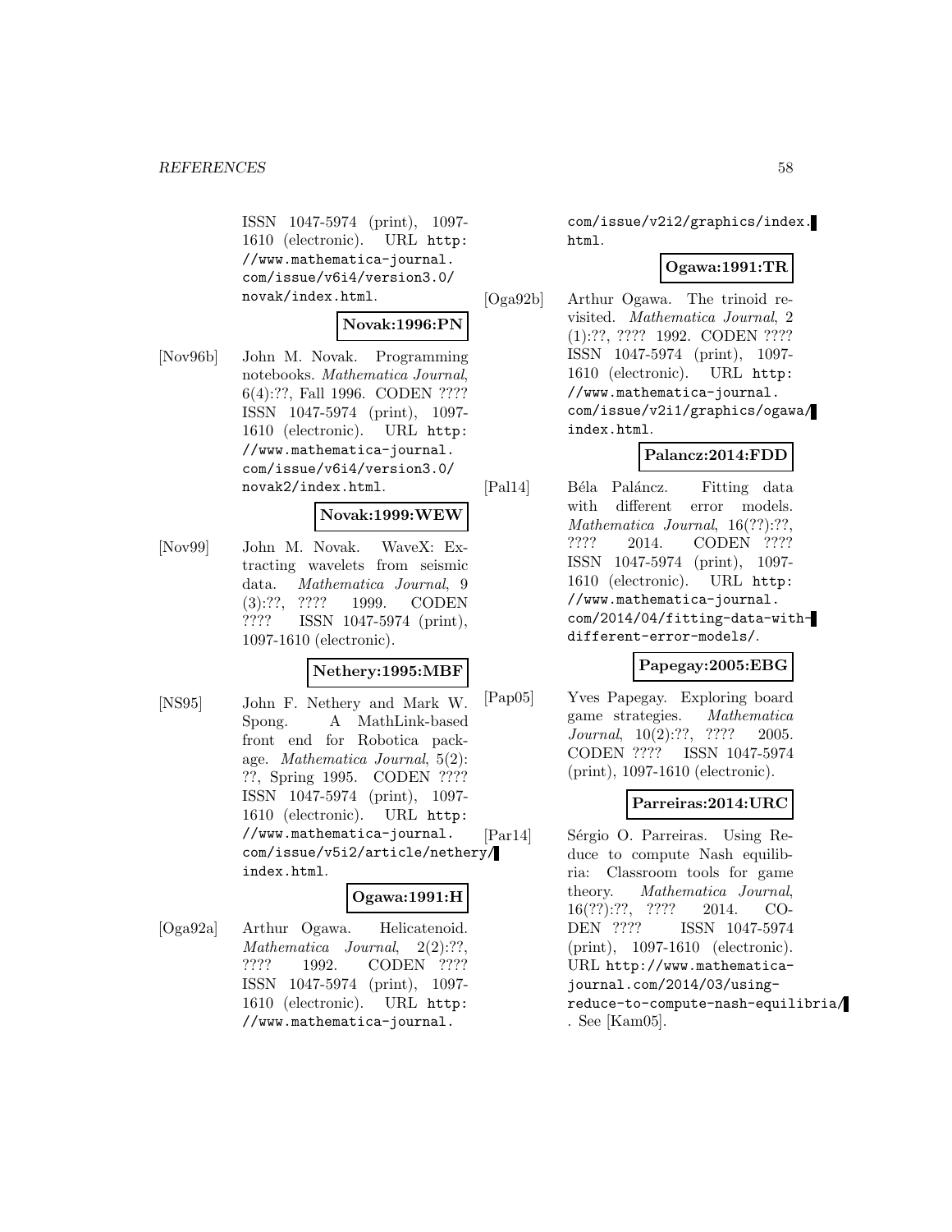ISSN 1047-5974 (print), 1097-1610 (electronic). URL http://www.mathematica-journal.com/issue/v6i4/version3.0/novak/index.html.

**Novak:1996:PN**

[Nov96b] John M. Novak. Programming notebooks. *Mathematica Journal*, 6(4):??, Fall 1996. CODEN ???? ISSN 1047-5974 (print), 1097-1610 (electronic). URL http://www.mathematica-journal.com/issue/v6i4/version3.0/novak2/index.html.

**Novak:1999:WEW**

[Nov99] John M. Novak. WaveX: Extracting wavelets from seismic data. *Mathematica Journal*, 9 (3):??, ???? 1999. CODEN ???? ISSN 1047-5974 (print), 1097-1610 (electronic).

**Nethery:1995:MBF**

[NS95] John F. Nethery and Mark W. Spong. A MathLink-based front end for Robotica package. *Mathematica Journal*, 5(2): ??, Spring 1995. CODEN ???? ISSN 1047-5974 (print), 1097-1610 (electronic). URL http://www.mathematica-journal.com/issue/v5i2/article/nethery/index.html.

**Ogawa:1991:H**

[Oga92a] Arthur Ogawa. Helicatenoid. *Mathematica Journal*, 2(2):??, ???? 1992. CODEN ???? ISSN 1047-5974 (print), 1097-1610 (electronic). URL http://www.mathematica-journal.com/issue/v2i2/graphics/index.html.

**Ogawa:1991:TR**

[Oga92b] Arthur Ogawa. The trinoid revisited. *Mathematica Journal*, 2 (1):??, ???? 1992. CODEN ???? ISSN 1047-5974 (print), 1097-1610 (electronic). URL http://www.mathematica-journal.com/issue/v2i1/graphics/ogawa/index.html.

**Palancz:2014:FDD**

[Pal14] Béla Paláncz. Fitting data with different error models. *Mathematica Journal*, 16(??):??, ???? 2014. CODEN ???? ISSN 1047-5974 (print), 1097-1610 (electronic). URL http://www.mathematica-journal.com/2014/04/fitting-data-with-different-error-models/.

**Papegay:2005:EBG**

[Pap05] Yves Papegay. Exploring board game strategies. *Mathematica Journal*, 10(2):??, ???? 2005. CODEN ???? ISSN 1047-5974 (print), 1097-1610 (electronic).

**Parreiras:2014:URC**

[Par14] Sérgio O. Parreiras. Using Reduce to compute Nash equilibria: Classroom tools for game theory. *Mathematica Journal*, 16(??):??, ???? 2014. CODEN ???? ISSN 1047-5974 (print), 1097-1610 (electronic). URL http://www.mathematica-journal.com/2014/03/using-reduce-to-compute-nash-equilibria/. See [Kam05].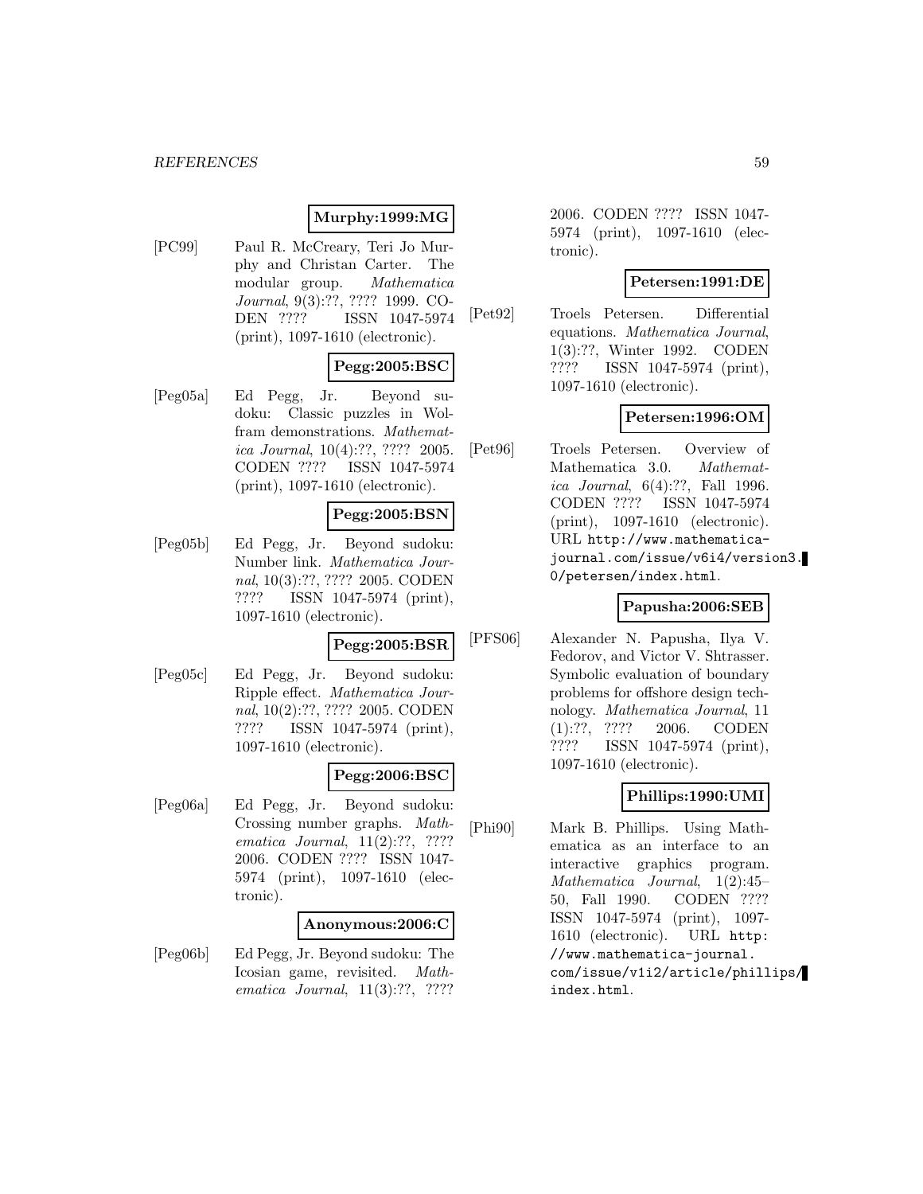**Murphy:1999:MG**

[PC99] Paul R. McCreary, Teri Jo Murphy and Christan Carter. The modular group. *Mathematica Journal*, 9(3):??, ???? 1999. CODEN ???? ISSN 1047-5974 (print), 1097-1610 (electronic).

**Pegg:2005:BSC**

[Peg05a] Ed Pegg, Jr. Beyond sudoku: Classic puzzles in Wolfram demonstrations. *Mathematica Journal*, 10(4):??, ???? 2005. CODEN ???? ISSN 1047-5974 (print), 1097-1610 (electronic).

**Pegg:2005:BSN**

[Peg05b] Ed Pegg, Jr. Beyond sudoku: Number link. *Mathematica Journal*, 10(3):??, ???? 2005. CODEN ???? ISSN 1047-5974 (print), 1097-1610 (electronic).

**Pegg:2005:BSR**

[Peg05c] Ed Pegg, Jr. Beyond sudoku: Ripple effect. *Mathematica Journal*, 10(2):??, ???? 2005. CODEN ???? ISSN 1047-5974 (print), 1097-1610 (electronic).

**Pegg:2006:BSC**

[Peg06a] Ed Pegg, Jr. Beyond sudoku: Crossing number graphs. *Mathematica Journal*, 11(2):??, ???? 2006. CODEN ???? ISSN 1047-5974 (print), 1097-1610 (electronic).

**Anonymous:2006:C**

[Peg06b] Ed Pegg, Jr. Beyond sudoku: The Icosian game, revisited. *Mathematica Journal*, 11(3):??, ???? 2006. CODEN ???? ISSN 1047-5974 (print), 1097-1610 (electronic).

**Petersen:1991:DE**

[Pet92] Troels Petersen. Differential equations. *Mathematica Journal*, 1(3):??, Winter 1992. CODEN ???? ISSN 1047-5974 (print), 1097-1610 (electronic).

**Petersen:1996:OM**

[Pet96] Troels Petersen. Overview of Mathematica 3.0. *Mathematica Journal*, 6(4):??, Fall 1996. CODEN ???? ISSN 1047-5974 (print), 1097-1610 (electronic). URL `http://www.mathematica-journal.com/issue/v6i4/version3.0/petersen/index.html`.

**Papusha:2006:SEB**

[PFS06] Alexander N. Papusha, Ilya V. Fedorov, and Victor V. Shtrasser. Symbolic evaluation of boundary problems for offshore design technology. *Mathematica Journal*, 11 (1):??, ???? 2006. CODEN ???? ISSN 1047-5974 (print), 1097-1610 (electronic).

**Phillips:1990:UMI**

[Phi90] Mark B. Phillips. Using Mathematica as an interface to an interactive graphics program. *Mathematica Journal*, 1(2):45–50, Fall 1990. CODEN ???? ISSN 1047-5974 (print), 1097-1610 (electronic). URL `http://www.mathematica-journal.com/issue/v1i2/article/phillips/index.html`.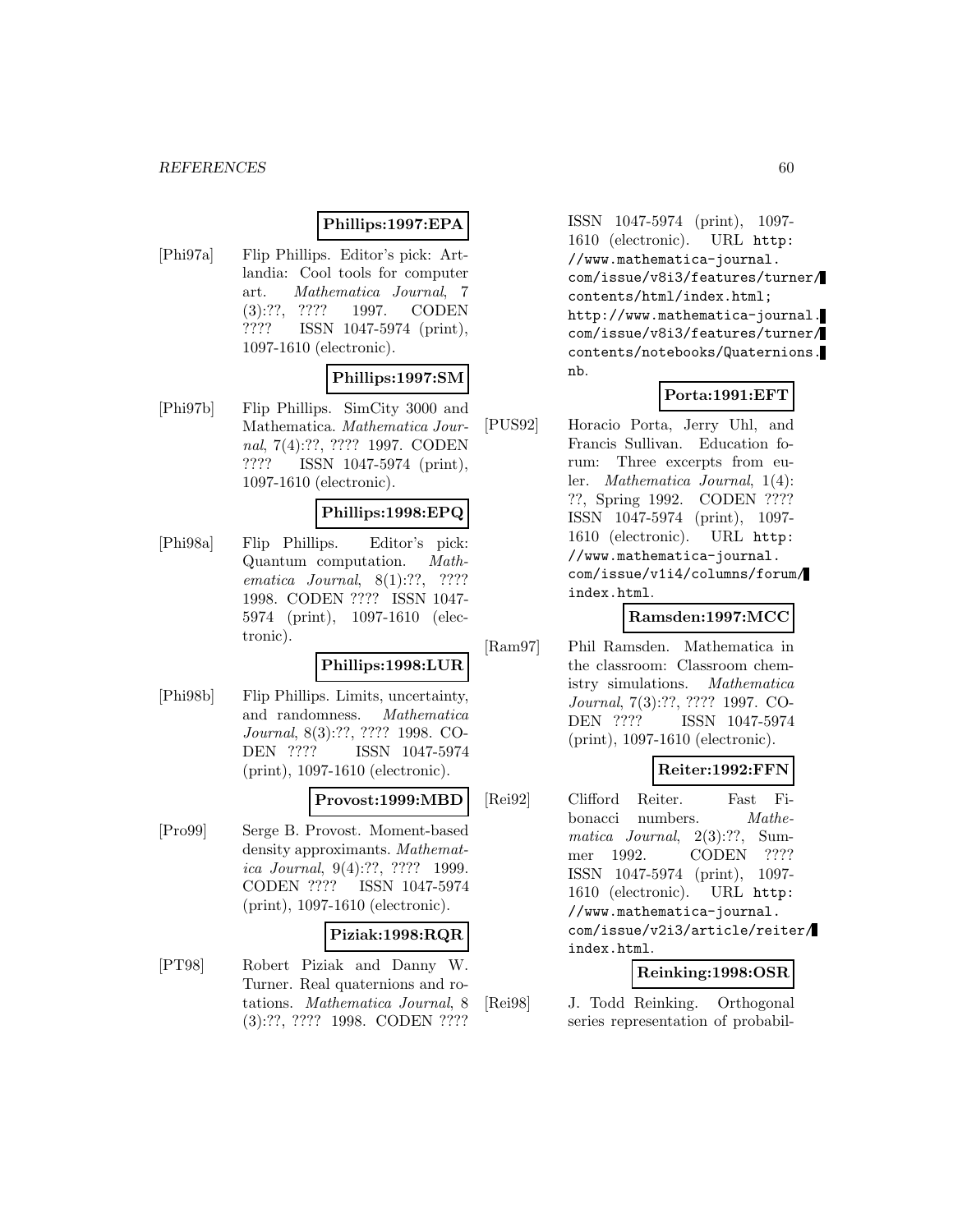**Phillips:1997:EPA**

[Phi97a] Flip Phillips. Editor's pick: Artlandia: Cool tools for computer art. *Mathematica Journal*, 7 (3):??, ???? 1997. CODEN ???? ISSN 1047-5974 (print), 1097-1610 (electronic).

**Phillips:1997:SM**

[Phi97b] Flip Phillips. SimCity 3000 and Mathematica. *Mathematica Journal*, 7(4):??, ???? 1997. CODEN ???? ISSN 1047-5974 (print), 1097-1610 (electronic).

**Phillips:1998:EPQ**

[Phi98a] Flip Phillips. Editor's pick: Quantum computation. *Mathematica Journal*, 8(1):??, ???? 1998. CODEN ???? ISSN 1047-5974 (print), 1097-1610 (electronic).

**Phillips:1998:LUR**

[Phi98b] Flip Phillips. Limits, uncertainty, and randomness. *Mathematica Journal*, 8(3):??, ???? 1998. CODEN ???? ISSN 1047-5974 (print), 1097-1610 (electronic).

**Provost:1999:MBD**

[Pro99] Serge B. Provost. Moment-based density approximants. *Mathematica Journal*, 9(4):??, ???? 1999. CODEN ???? ISSN 1047-5974 (print), 1097-1610 (electronic).

**Piziak:1998:RQR**

[PT98] Robert Piziak and Danny W. Turner. Real quaternions and rotations. *Mathematica Journal*, 8 (3):??, ???? 1998. CODEN ???? ISSN 1047-5974 (print), 1097-1610 (electronic). URL `http://www.mathematica-journal.com/issue/v8i3/features/turner/contents/html/index.html`; `http://www.mathematica-journal.com/issue/v8i3/features/turner/contents/notebooks/Quaternions.nb`.

**Porta:1991:EFT**

[PUS92] Horacio Porta, Jerry Uhl, and Francis Sullivan. Education forum: Three excerpts from euler. *Mathematica Journal*, 1(4): ??, Spring 1992. CODEN ???? ISSN 1047-5974 (print), 1097-1610 (electronic). URL `http://www.mathematica-journal.com/issue/v1i4/columns/forum/index.html`.

**Ramsden:1997:MCC**

[Ram97] Phil Ramsden. Mathematica in the classroom: Classroom chemistry simulations. *Mathematica Journal*, 7(3):??, ???? 1997. CODEN ???? ISSN 1047-5974 (print), 1097-1610 (electronic).

**Reiter:1992:FFN**

[Rei92] Clifford Reiter. Fast Fibonacci numbers. *Mathematica Journal*, 2(3):??, Summer 1992. CODEN ???? ISSN 1047-5974 (print), 1097-1610 (electronic). URL `http://www.mathematica-journal.com/issue/v2i3/article/reiter/index.html`.

**Reinking:1998:OSR**

[Rei98] J. Todd Reinking. Orthogonal series representation of probabil-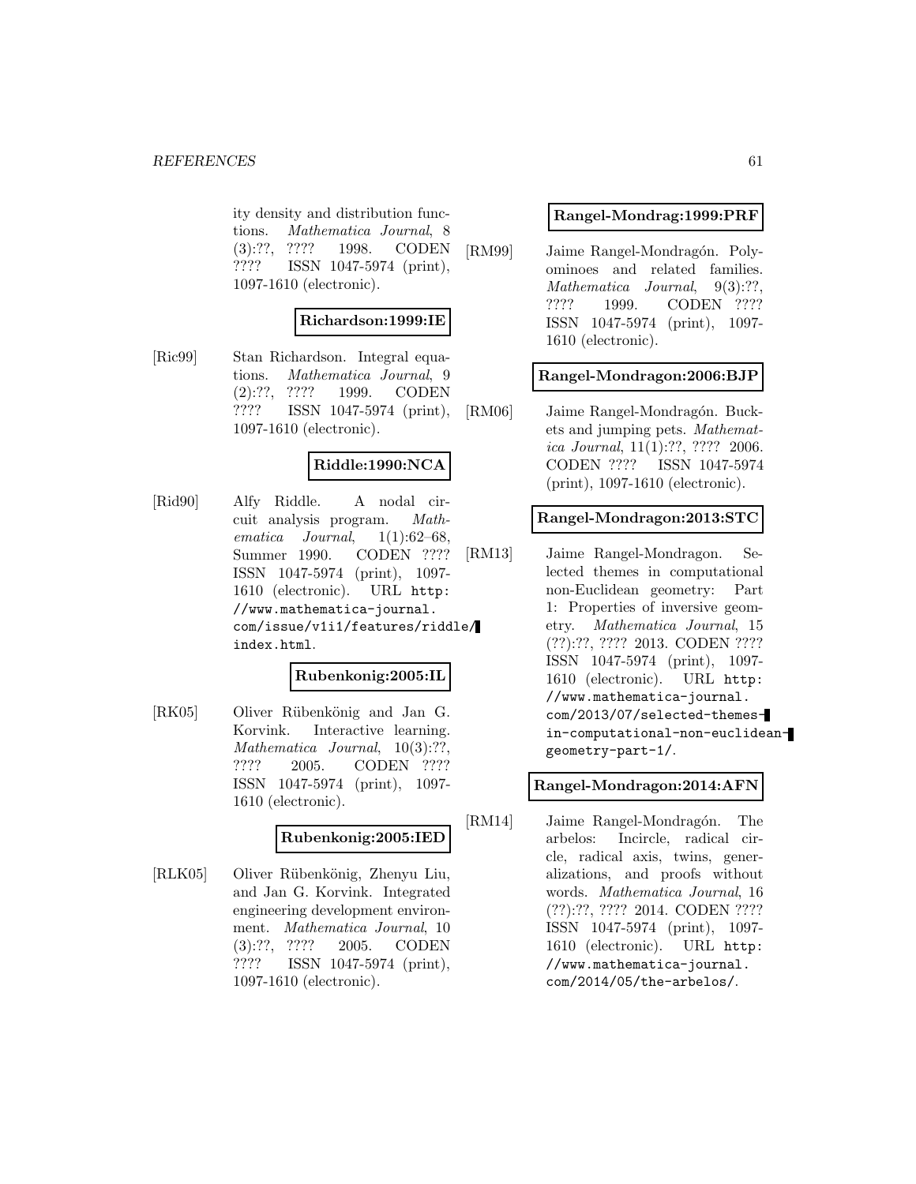ity density and distribution functions. *Mathematica Journal*, 8 (3):??, ???? 1998. CODEN ???? ISSN 1047-5974 (print), 1097-1610 (electronic).

**Richardson:1999:IE**

[Ric99] Stan Richardson. Integral equations. *Mathematica Journal*, 9 (2):??, ???? 1999. CODEN ???? ISSN 1047-5974 (print), 1097-1610 (electronic).

**Riddle:1990:NCA**

[Rid90] Alfy Riddle. A nodal circuit analysis program. *Mathematica Journal*, 1(1):62–68, Summer 1990. CODEN ???? ISSN 1047-5974 (print), 1097-1610 (electronic). URL http://www.mathematica-journal.com/issue/v1i1/features/riddle/index.html.

**Rubenkonig:2005:IL**

[RK05] Oliver Rübenkönig and Jan G. Korvink. Interactive learning. *Mathematica Journal*, 10(3):??, ???? 2005. CODEN ???? ISSN 1047-5974 (print), 1097-1610 (electronic).

**Rubenkonig:2005:IED**

[RLK05] Oliver Rübenkönig, Zhenyu Liu, and Jan G. Korvink. Integrated engineering development environment. *Mathematica Journal*, 10 (3):??, ???? 2005. CODEN ???? ISSN 1047-5974 (print), 1097-1610 (electronic).

**Rangel-Mondrag:1999:PRF**

[RM99] Jaime Rangel-Mondragón. Polyominoes and related families. *Mathematica Journal*, 9(3):??, ???? 1999. CODEN ???? ISSN 1047-5974 (print), 1097-1610 (electronic).

**Rangel-Mondragon:2006:BJP**

[RM06] Jaime Rangel-Mondragón. Buckets and jumping pets. *Mathematica Journal*, 11(1):??, ???? 2006. CODEN ???? ISSN 1047-5974 (print), 1097-1610 (electronic).

**Rangel-Mondragon:2013:STC**

[RM13] Jaime Rangel-Mondragon. Selected themes in computational non-Euclidean geometry: Part 1: Properties of inversive geometry. *Mathematica Journal*, 15 (??):??, ???? 2013. CODEN ???? ISSN 1047-5974 (print), 1097-1610 (electronic). URL http://www.mathematica-journal.com/2013/07/selected-themes-in-computational-non-euclidean-geometry-part-1/.

**Rangel-Mondragon:2014:AFN**

[RM14] Jaime Rangel-Mondragón. The arbelos: Incircle, radical circle, radical axis, twins, generalizations, and proofs without words. *Mathematica Journal*, 16 (??):??, ???? 2014. CODEN ???? ISSN 1047-5974 (print), 1097-1610 (electronic). URL http://www.mathematica-journal.com/2014/05/the-arbelos/.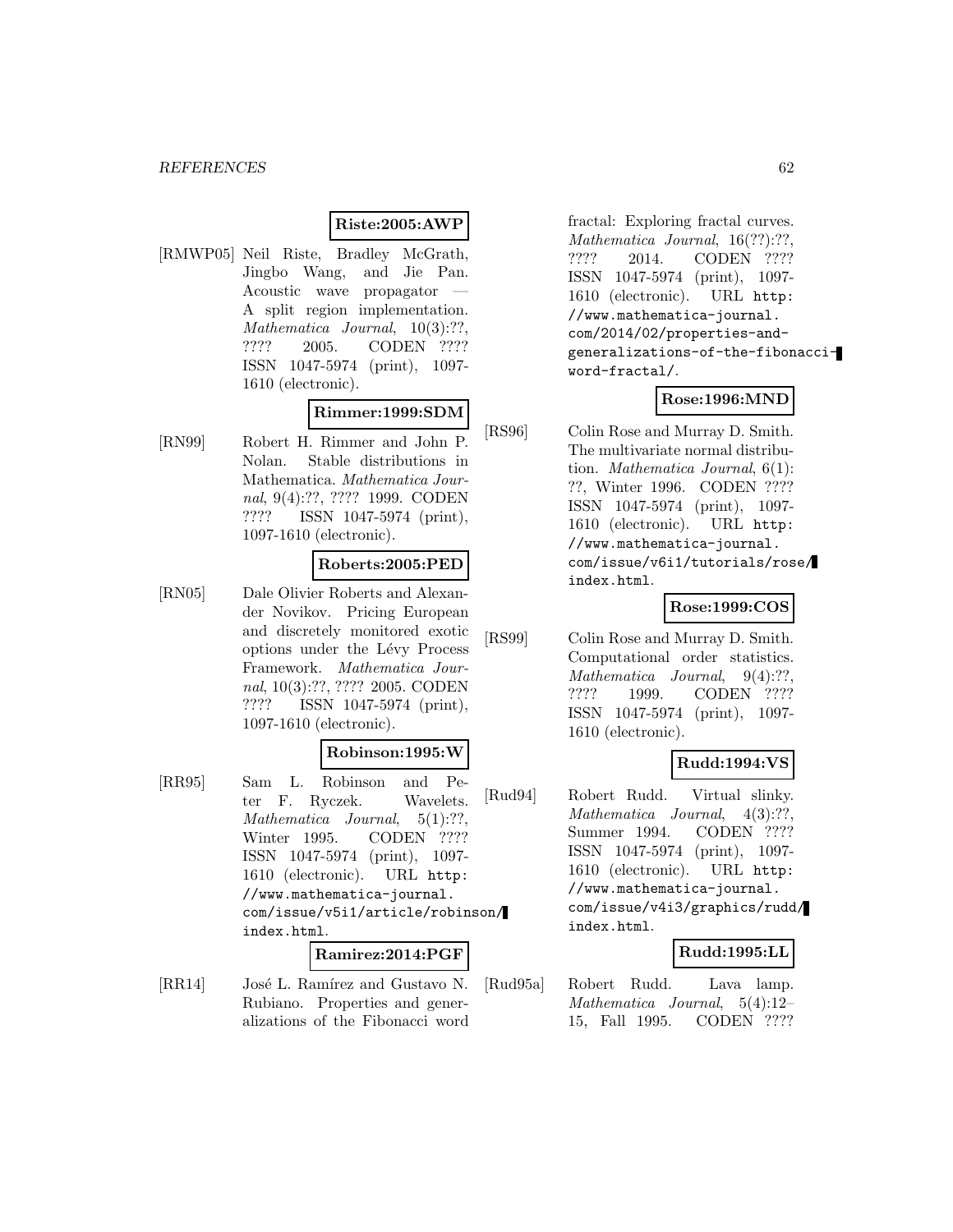**Riste:2005:AWP**

[RMWP05] Neil Riste, Bradley McGrath, Jingbo Wang, and Jie Pan. Acoustic wave propagator — A split region implementation. *Mathematica Journal*, 10(3):??, ???? 2005. CODEN ???? ISSN 1047-5974 (print), 1097-1610 (electronic).

**Rimmer:1999:SDM**

[RN99] Robert H. Rimmer and John P. Nolan. Stable distributions in Mathematica. *Mathematica Journal*, 9(4):??, ???? 1999. CODEN ???? ISSN 1047-5974 (print), 1097-1610 (electronic).

**Roberts:2005:PED**

[RN05] Dale Olivier Roberts and Alexander Novikov. Pricing European and discretely monitored exotic options under the Lévy Process Framework. *Mathematica Journal*, 10(3):??, ???? 2005. CODEN ???? ISSN 1047-5974 (print), 1097-1610 (electronic).

**Robinson:1995:W**

[RR95] Sam L. Robinson and Peter F. Ryczek. Wavelets. *Mathematica Journal*, 5(1):??, Winter 1995. CODEN ???? ISSN 1047-5974 (print), 1097-1610 (electronic). URL http://www.mathematica-journal.com/issue/v5i1/article/robinson/index.html.

**Ramirez:2014:PGF**

[RR14] José L. Ramírez and Gustavo N. Rubiano. Properties and generalizations of the Fibonacci word fractal: Exploring fractal curves. *Mathematica Journal*, 16(??):??, ???? 2014. CODEN ???? ISSN 1047-5974 (print), 1097-1610 (electronic). URL http://www.mathematica-journal.com/2014/02/properties-and-generalizations-of-the-fibonacci-word-fractal/.

**Rose:1996:MND**

[RS96] Colin Rose and Murray D. Smith. The multivariate normal distribution. *Mathematica Journal*, 6(1): ??, Winter 1996. CODEN ???? ISSN 1047-5974 (print), 1097-1610 (electronic). URL http://www.mathematica-journal.com/issue/v6i1/tutorials/rose/index.html.

**Rose:1999:COS**

[RS99] Colin Rose and Murray D. Smith. Computational order statistics. *Mathematica Journal*, 9(4):??, ???? 1999. CODEN ???? ISSN 1047-5974 (print), 1097-1610 (electronic).

**Rudd:1994:VS**

[Rud94] Robert Rudd. Virtual slinky. *Mathematica Journal*, 4(3):??, Summer 1994. CODEN ???? ISSN 1047-5974 (print), 1097-1610 (electronic). URL http://www.mathematica-journal.com/issue/v4i3/graphics/rudd/index.html.

**Rudd:1995:LL**

[Rud95a] Robert Rudd. Lava lamp. *Mathematica Journal*, 5(4):12–15, Fall 1995. CODEN ????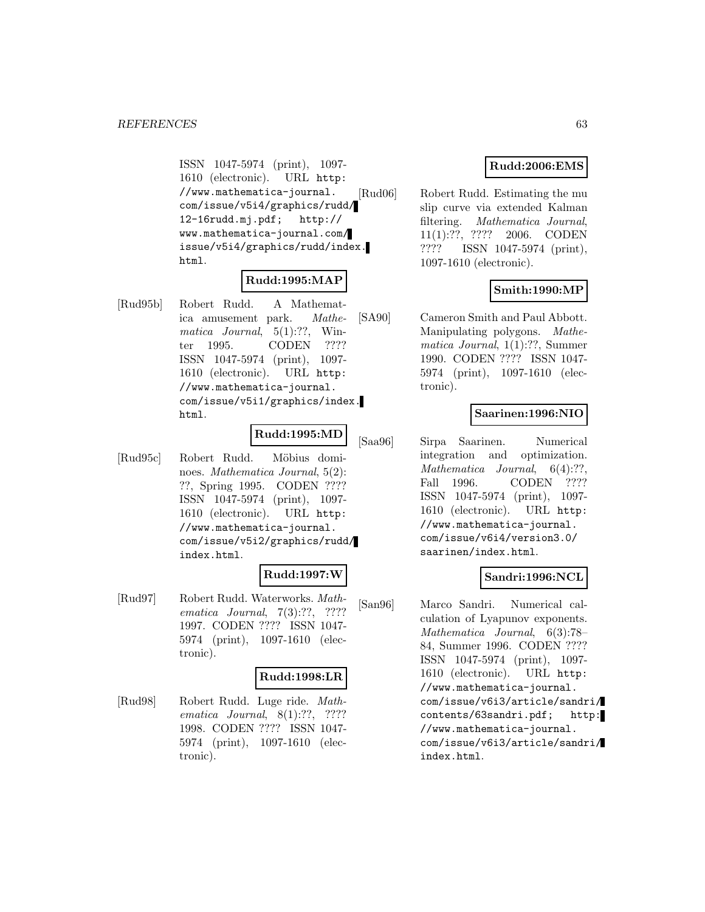ISSN 1047-5974 (print), 1097-1610 (electronic). URL http://www.mathematica-journal.com/issue/v5i4/graphics/rudd/12-16rudd.mj.pdf; http://www.mathematica-journal.com/issue/v5i4/graphics/rudd/index.html.

**Rudd:1995:MAP**

[Rud95b] Robert Rudd. A Mathematica amusement park. *Mathematica Journal*, 5(1):??, Winter 1995. CODEN ???? ISSN 1047-5974 (print), 1097-1610 (electronic). URL http://www.mathematica-journal.com/issue/v5i1/graphics/index.html.

**Rudd:1995:MD**

[Rud95c] Robert Rudd. Möbius dominoes. *Mathematica Journal*, 5(2):??, Spring 1995. CODEN ???? ISSN 1047-5974 (print), 1097-1610 (electronic). URL http://www.mathematica-journal.com/issue/v5i2/graphics/rudd/index.html.

**Rudd:1997:W**

[Rud97] Robert Rudd. Waterworks. *Mathematica Journal*, 7(3):??, ???? 1997. CODEN ???? ISSN 1047-5974 (print), 1097-1610 (electronic).

**Rudd:1998:LR**

[Rud98] Robert Rudd. Luge ride. *Mathematica Journal*, 8(1):??, ???? 1998. CODEN ???? ISSN 1047-5974 (print), 1097-1610 (electronic).

**Rudd:2006:EMS**

[Rud06] Robert Rudd. Estimating the mu slip curve via extended Kalman filtering. *Mathematica Journal*, 11(1):??, ???? 2006. CODEN ???? ISSN 1047-5974 (print), 1097-1610 (electronic).

**Smith:1990:MP**

[SA90] Cameron Smith and Paul Abbott. Manipulating polygons. *Mathematica Journal*, 1(1):??, Summer 1990. CODEN ???? ISSN 1047-5974 (print), 1097-1610 (electronic).

**Saarinen:1996:NIO**

[Saa96] Sirpa Saarinen. Numerical integration and optimization. *Mathematica Journal*, 6(4):??, Fall 1996. CODEN ???? ISSN 1047-5974 (print), 1097-1610 (electronic). URL http://www.mathematica-journal.com/issue/v6i4/version3.0/saarinen/index.html.

**Sandri:1996:NCL**

[San96] Marco Sandri. Numerical calculation of Lyapunov exponents. *Mathematica Journal*, 6(3):78–84, Summer 1996. CODEN ???? ISSN 1047-5974 (print), 1097-1610 (electronic). URL http://www.mathematica-journal.com/issue/v6i3/article/sandri/contents/63sandri.pdf; http://www.mathematica-journal.com/issue/v6i3/article/sandri/index.html.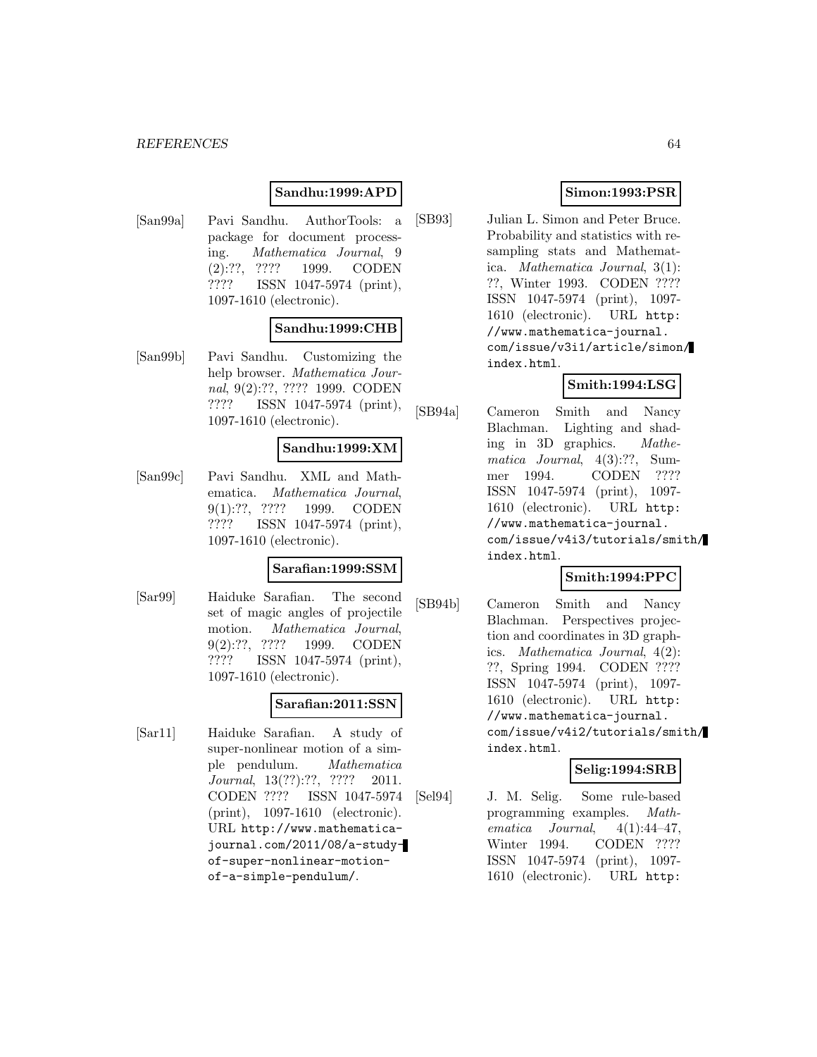**Sandhu:1999:APD**

[San99a] Pavi Sandhu. AuthorTools: a package for document processing. *Mathematica Journal*, 9 (2):??, ???? 1999. CODEN ???? ISSN 1047-5974 (print), 1097-1610 (electronic).

**Sandhu:1999:CHB**

[San99b] Pavi Sandhu. Customizing the help browser. *Mathematica Journal*, 9(2):??, ???? 1999. CODEN ???? ISSN 1047-5974 (print), 1097-1610 (electronic).

**Sandhu:1999:XM**

[San99c] Pavi Sandhu. XML and Mathematica. *Mathematica Journal*, 9(1):??, ???? 1999. CODEN ???? ISSN 1047-5974 (print), 1097-1610 (electronic).

**Sarafian:1999:SSM**

[Sar99] Haiduke Sarafian. The second set of magic angles of projectile motion. *Mathematica Journal*, 9(2):??, ???? 1999. CODEN ???? ISSN 1047-5974 (print), 1097-1610 (electronic).

**Sarafian:2011:SSN**

[Sar11] Haiduke Sarafian. A study of super-nonlinear motion of a simple pendulum. *Mathematica Journal*, 13(??):??, ???? 2011. CODEN ???? ISSN 1047-5974 (print), 1097-1610 (electronic). URL `http://www.mathematica-journal.com/2011/08/a-study-of-super-nonlinear-motion-of-a-simple-pendulum/`.

**Simon:1993:PSR**

[SB93] Julian L. Simon and Peter Bruce. Probability and statistics with resampling stats and Mathematica. *Mathematica Journal*, 3(1): ??, Winter 1993. CODEN ???? ISSN 1047-5974 (print), 1097-1610 (electronic). URL `http://www.mathematica-journal.com/issue/v3i1/article/simon/index.html`.

**Smith:1994:LSG**

[SB94a] Cameron Smith and Nancy Blachman. Lighting and shading in 3D graphics. *Mathematica Journal*, 4(3):??, Summer 1994. CODEN ???? ISSN 1047-5974 (print), 1097-1610 (electronic). URL `http://www.mathematica-journal.com/issue/v4i3/tutorials/smith/index.html`.

**Smith:1994:PPC**

[SB94b] Cameron Smith and Nancy Blachman. Perspectives projection and coordinates in 3D graphics. *Mathematica Journal*, 4(2): ??, Spring 1994. CODEN ???? ISSN 1047-5974 (print), 1097-1610 (electronic). URL `http://www.mathematica-journal.com/issue/v4i2/tutorials/smith/index.html`.

**Selig:1994:SRB**

[Sel94] J. M. Selig. Some rule-based programming examples. *Mathematica Journal*, 4(1):44–47, Winter 1994. CODEN ???? ISSN 1047-5974 (print), 1097-1610 (electronic). URL `http:`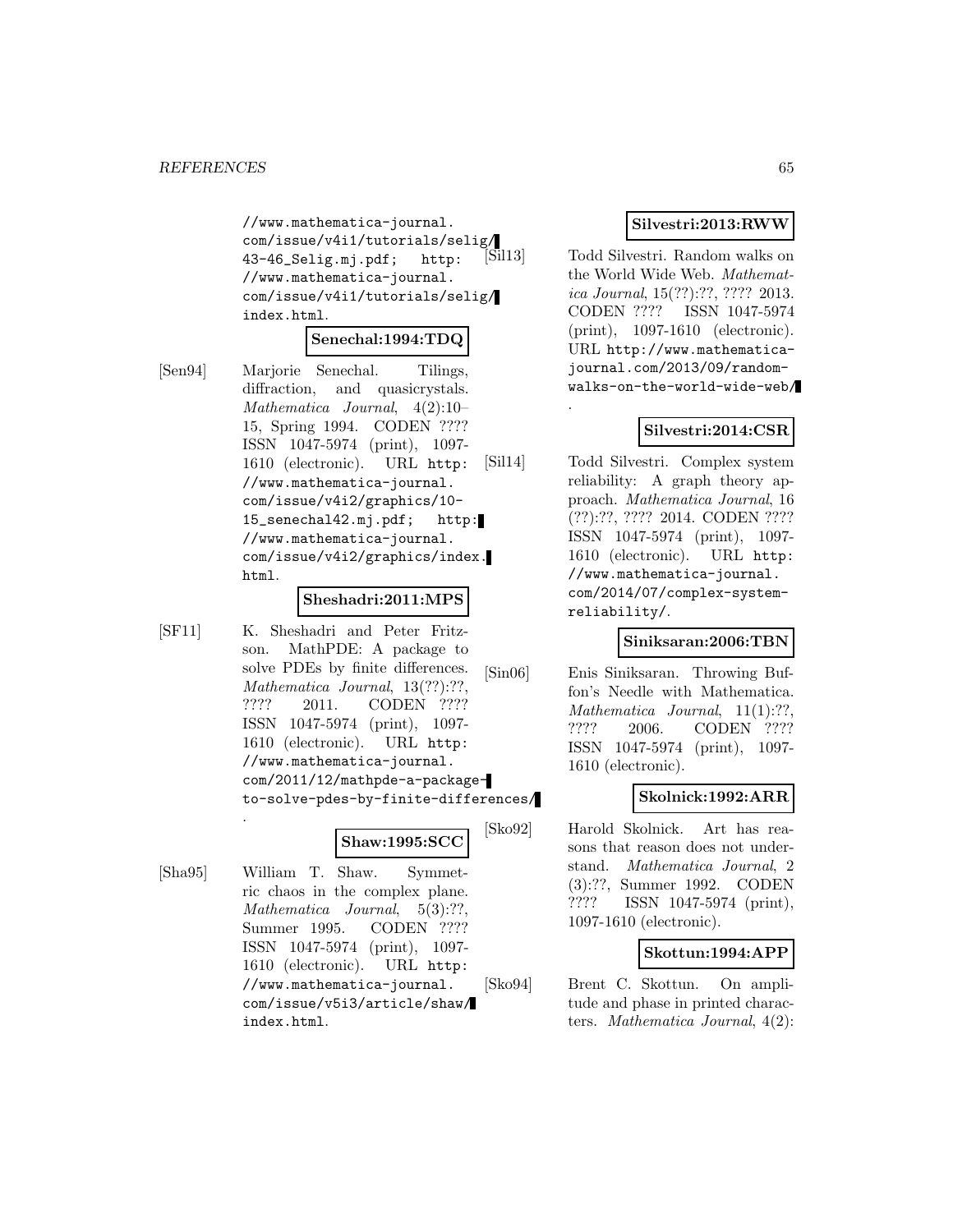//www.mathematica-journal.com/issue/v4i1/tutorials/selig/43-46_Selig.mj.pdf; http://www.mathematica-journal.com/issue/v4i1/tutorials/selig/index.html.

**Senechal:1994:TDQ**

[Sen94] Marjorie Senechal. Tilings, diffraction, and quasicrystals. *Mathematica Journal*, 4(2):10–15, Spring 1994. CODEN ???? ISSN 1047-5974 (print), 1097-1610 (electronic). URL http://www.mathematica-journal.com/issue/v4i2/graphics/10-15_senechal42.mj.pdf; http://www.mathematica-journal.com/issue/v4i2/graphics/index.html.

**Sheshadri:2011:MPS**

[SF11] K. Sheshadri and Peter Fritzson. MathPDE: A package to solve PDEs by finite differences. *Mathematica Journal*, 13(??):??, ???? 2011. CODEN ???? ISSN 1047-5974 (print), 1097-1610 (electronic). URL http://www.mathematica-journal.com/2011/12/mathpde-a-package-to-solve-pdes-by-finite-differences/.

**Shaw:1995:SCC**

[Sha95] William T. Shaw. Symmetric chaos in the complex plane. *Mathematica Journal*, 5(3):??, Summer 1995. CODEN ???? ISSN 1047-5974 (print), 1097-1610 (electronic). URL http://www.mathematica-journal.com/issue/v5i3/article/shaw/index.html.

**Silvestri:2013:RWW**

[Sil13] Todd Silvestri. Random walks on the World Wide Web. *Mathematica Journal*, 15(??):??, ???? 2013. CODEN ???? ISSN 1047-5974 (print), 1097-1610 (electronic). URL http://www.mathematica-journal.com/2013/09/random-walks-on-the-world-wide-web/.

**Silvestri:2014:CSR**

[Sil14] Todd Silvestri. Complex system reliability: A graph theory approach. *Mathematica Journal*, 16 (??):??, ???? 2014. CODEN ???? ISSN 1047-5974 (print), 1097-1610 (electronic). URL http://www.mathematica-journal.com/2014/07/complex-system-reliability/.

**Siniksaran:2006:TBN**

[Sin06] Enis Siniksaran. Throwing Buffon's Needle with Mathematica. *Mathematica Journal*, 11(1):??, ???? 2006. CODEN ???? ISSN 1047-5974 (print), 1097-1610 (electronic).

**Skolnick:1992:ARR**

[Sko92] Harold Skolnick. Art has reasons that reason does not understand. *Mathematica Journal*, 2 (3):??, Summer 1992. CODEN ???? ISSN 1047-5974 (print), 1097-1610 (electronic).

**Skottun:1994:APP**

[Sko94] Brent C. Skottun. On amplitude and phase in printed characters. *Mathematica Journal*, 4(2):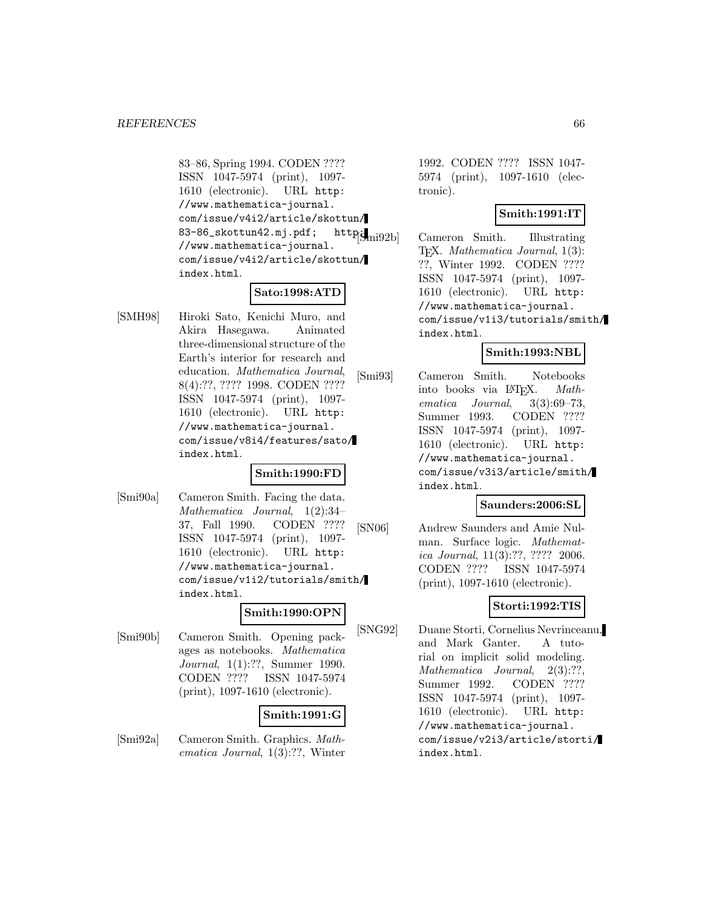83–86, Spring 1994. CODEN ???? ISSN 1047-5974 (print), 1097-1610 (electronic). URL http://www.mathematica-journal.com/issue/v4i2/article/skottun/83-86_skottun42.mj.pdf; http://www.mathematica-journal.com/issue/v4i2/article/skottun/index.html.

**Sato:1998:ATD**

[SMH98] Hiroki Sato, Kenichi Muro, and Akira Hasegawa. Animated three-dimensional structure of the Earth's interior for research and education. *Mathematica Journal*, 8(4):??, ???? 1998. CODEN ???? ISSN 1047-5974 (print), 1097-1610 (electronic). URL http://www.mathematica-journal.com/issue/v8i4/features/sato/index.html.

**Smith:1990:FD**

[Smi90a] Cameron Smith. Facing the data. *Mathematica Journal*, 1(2):34–37, Fall 1990. CODEN ???? ISSN 1047-5974 (print), 1097-1610 (electronic). URL http://www.mathematica-journal.com/issue/v1i2/tutorials/smith/index.html.

**Smith:1990:OPN**

[Smi90b] Cameron Smith. Opening packages as notebooks. *Mathematica Journal*, 1(1):??, Summer 1990. CODEN ???? ISSN 1047-5974 (print), 1097-1610 (electronic).

**Smith:1991:G**

[Smi92a] Cameron Smith. Graphics. *Mathematica Journal*, 1(3):??, Winter 1992. CODEN ???? ISSN 1047-5974 (print), 1097-1610 (electronic).

**Smith:1991:IT**

[Smi92b] Cameron Smith. Illustrating TEX. *Mathematica Journal*, 1(3):??, Winter 1992. CODEN ???? ISSN 1047-5974 (print), 1097-1610 (electronic). URL http://www.mathematica-journal.com/issue/v1i3/tutorials/smith/index.html.

**Smith:1993:NBL**

[Smi93] Cameron Smith. Notebooks into books via LATEX. *Mathematica Journal*, 3(3):69–73, Summer 1993. CODEN ???? ISSN 1047-5974 (print), 1097-1610 (electronic). URL http://www.mathematica-journal.com/issue/v3i3/article/smith/index.html.

**Saunders:2006:SL**

[SN06] Andrew Saunders and Amie Nulman. Surface logic. *Mathematica Journal*, 11(3):??, ???? 2006. CODEN ???? ISSN 1047-5974 (print), 1097-1610 (electronic).

**Storti:1992:TIS**

[SNG92] Duane Storti, Cornelius Nevrinceanu, and Mark Ganter. A tutorial on implicit solid modeling. *Mathematica Journal*, 2(3):??, Summer 1992. CODEN ???? ISSN 1047-5974 (print), 1097-1610 (electronic). URL http://www.mathematica-journal.com/issue/v2i3/article/storti/index.html.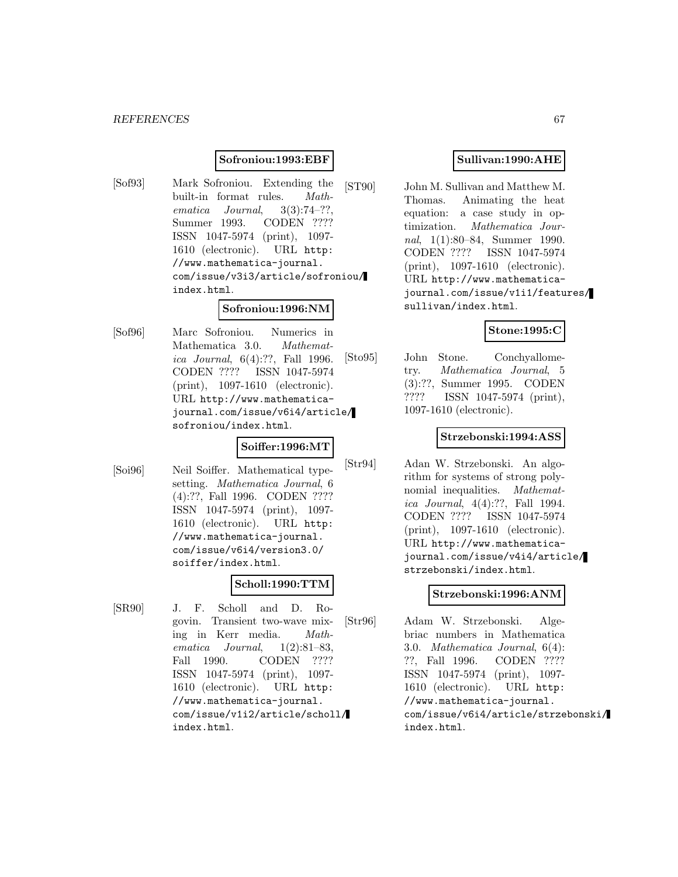**Sofroniou:1993:EBF**

[Sof93] Mark Sofroniou. Extending the built-in format rules. *Mathematica Journal*, 3(3):74–??, Summer 1993. CODEN ???? ISSN 1047-5974 (print), 1097-1610 (electronic). URL http://www.mathematica-journal.com/issue/v3i3/article/sofroniou/index.html.

**Sofroniou:1996:NM**

[Sof96] Marc Sofroniou. Numerics in Mathematica 3.0. *Mathematica Journal*, 6(4):??, Fall 1996. CODEN ???? ISSN 1047-5974 (print), 1097-1610 (electronic). URL http://www.mathematica-journal.com/issue/v6i4/article/sofroniou/index.html.

**Soiffer:1996:MT**

[Soi96] Neil Soiffer. Mathematical typesetting. *Mathematica Journal*, 6 (4):??, Fall 1996. CODEN ???? ISSN 1047-5974 (print), 1097-1610 (electronic). URL http://www.mathematica-journal.com/issue/v6i4/version3.0/soiffer/index.html.

**Scholl:1990:TTM**

[SR90] J. F. Scholl and D. Rogovin. Transient two-wave mixing in Kerr media. *Mathematica Journal*, 1(2):81–83, Fall 1990. CODEN ???? ISSN 1047-5974 (print), 1097-1610 (electronic). URL http://www.mathematica-journal.com/issue/v1i2/article/scholl/index.html.

**Sullivan:1990:AHE**

[ST90] John M. Sullivan and Matthew M. Thomas. Animating the heat equation: a case study in optimization. *Mathematica Journal*, 1(1):80–84, Summer 1990. CODEN ???? ISSN 1047-5974 (print), 1097-1610 (electronic). URL http://www.mathematica-journal.com/issue/v1i1/features/sullivan/index.html.

**Stone:1995:C**

[Sto95] John Stone. Conchyallometry. *Mathematica Journal*, 5 (3):??, Summer 1995. CODEN ???? ISSN 1047-5974 (print), 1097-1610 (electronic).

**Strzebonski:1994:ASS**

[Str94] Adan W. Strzebonski. An algorithm for systems of strong polynomial inequalities. *Mathematica Journal*, 4(4):??, Fall 1994. CODEN ???? ISSN 1047-5974 (print), 1097-1610 (electronic). URL http://www.mathematica-journal.com/issue/v4i4/article/strzebonski/index.html.

**Strzebonski:1996:ANM**

[Str96] Adam W. Strzebonski. Algebriac numbers in Mathematica 3.0. *Mathematica Journal*, 6(4): ??, Fall 1996. CODEN ???? ISSN 1047-5974 (print), 1097-1610 (electronic). URL http://www.mathematica-journal.com/issue/v6i4/article/strzebonski/index.html.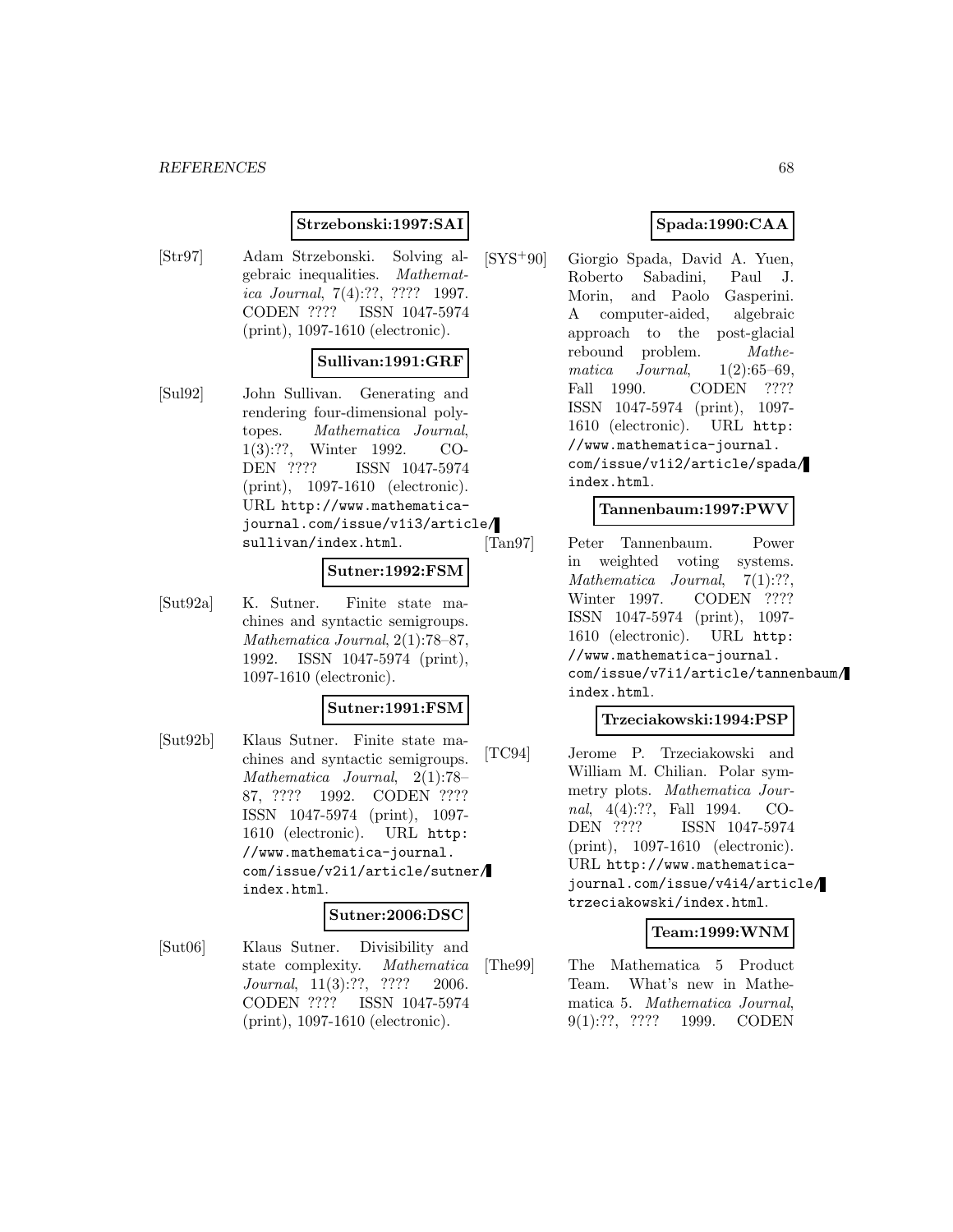**Strzebonski:1997:SAI**

[Str97] Adam Strzebonski. Solving algebraic inequalities. *Mathematica Journal*, 7(4):??, ???? 1997. CODEN ???? ISSN 1047-5974 (print), 1097-1610 (electronic).

**Sullivan:1991:GRF**

[Sul92] John Sullivan. Generating and rendering four-dimensional polytopes. *Mathematica Journal*, 1(3):??, Winter 1992. CODEN ???? ISSN 1047-5974 (print), 1097-1610 (electronic). URL `http://www.mathematica-journal.com/issue/v1i3/article/sullivan/index.html`.

**Sutner:1992:FSM**

[Sut92a] K. Sutner. Finite state machines and syntactic semigroups. *Mathematica Journal*, 2(1):78–87, 1992. ISSN 1047-5974 (print), 1097-1610 (electronic).

**Sutner:1991:FSM**

[Sut92b] Klaus Sutner. Finite state machines and syntactic semigroups. *Mathematica Journal*, 2(1):78–87, ???? 1992. CODEN ???? ISSN 1047-5974 (print), 1097-1610 (electronic). URL `http://www.mathematica-journal.com/issue/v2i1/article/sutner/index.html`.

**Sutner:2006:DSC**

[Sut06] Klaus Sutner. Divisibility and state complexity. *Mathematica Journal*, 11(3):??, ???? 2006. CODEN ???? ISSN 1047-5974 (print), 1097-1610 (electronic).

**Spada:1990:CAA**

[SYS+90] Giorgio Spada, David A. Yuen, Roberto Sabadini, Paul J. Morin, and Paolo Gasperini. A computer-aided, algebraic approach to the post-glacial rebound problem. *Mathematica Journal*, 1(2):65–69, Fall 1990. CODEN ???? ISSN 1047-5974 (print), 1097-1610 (electronic). URL `http://www.mathematica-journal.com/issue/v1i2/article/spada/index.html`.

**Tannenbaum:1997:PWV**

[Tan97] Peter Tannenbaum. Power in weighted voting systems. *Mathematica Journal*, 7(1):??, Winter 1997. CODEN ???? ISSN 1047-5974 (print), 1097-1610 (electronic). URL `http://www.mathematica-journal.com/issue/v7i1/article/tannenbaum/index.html`.

**Trzeciakowski:1994:PSP**

[TC94] Jerome P. Trzeciakowski and William M. Chilian. Polar symmetry plots. *Mathematica Journal*, 4(4):??, Fall 1994. CODEN ???? ISSN 1047-5974 (print), 1097-1610 (electronic). URL `http://www.mathematica-journal.com/issue/v4i4/article/trzeciakowski/index.html`.

**Team:1999:WNM**

[The99] The Mathematica 5 Product Team. What's new in Mathematica 5. *Mathematica Journal*, 9(1):??, ???? 1999. CODEN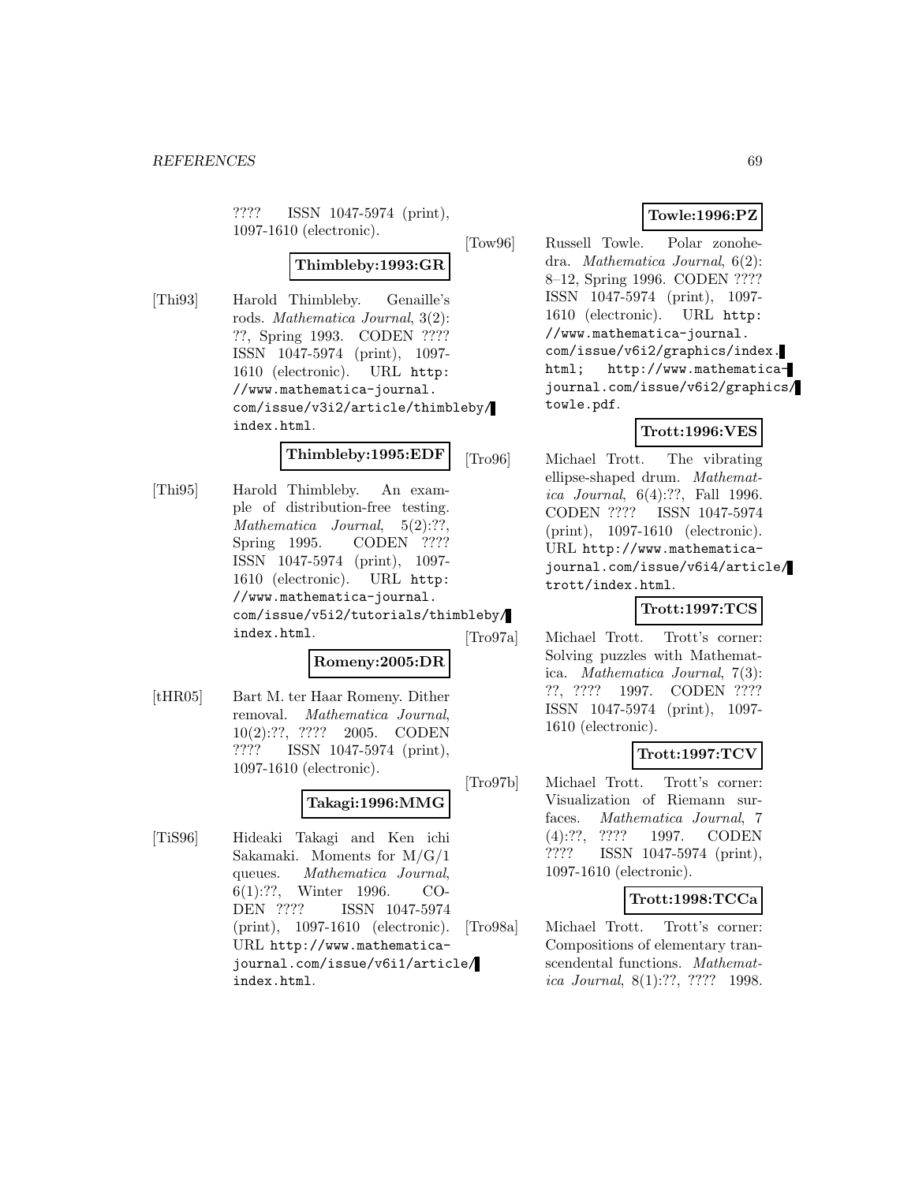???? ISSN 1047-5974 (print), 1097-1610 (electronic).

**Thimbleby:1993:GR**

[Thi93] Harold Thimbleby. Genaille's rods. *Mathematica Journal*, 3(2): ??, Spring 1993. CODEN ???? ISSN 1047-5974 (print), 1097-1610 (electronic). URL `http://www.mathematica-journal.com/issue/v3i2/article/thimbleby/index.html`.

**Thimbleby:1995:EDF**

[Thi95] Harold Thimbleby. An example of distribution-free testing. *Mathematica Journal*, 5(2):??, Spring 1995. CODEN ???? ISSN 1047-5974 (print), 1097-1610 (electronic). URL `http://www.mathematica-journal.com/issue/v5i2/tutorials/thimbleby/index.html`.

**Romeny:2005:DR**

[tHR05] Bart M. ter Haar Romeny. Dither removal. *Mathematica Journal*, 10(2):??, ???? 2005. CODEN ???? ISSN 1047-5974 (print), 1097-1610 (electronic).

**Takagi:1996:MMG**

[TiS96] Hideaki Takagi and Ken ichi Sakamaki. Moments for M/G/1 queues. *Mathematica Journal*, 6(1):??, Winter 1996. CODEN ???? ISSN 1047-5974 (print), 1097-1610 (electronic). URL `http://www.mathematica-journal.com/issue/v6i1/article/index.html`.

**Towle:1996:PZ**

[Tow96] Russell Towle. Polar zonohedra. *Mathematica Journal*, 6(2): 8–12, Spring 1996. CODEN ???? ISSN 1047-5974 (print), 1097-1610 (electronic). URL `http://www.mathematica-journal.com/issue/v6i2/graphics/index.html`; `http://www.mathematica-journal.com/issue/v6i2/graphics/towle.pdf`.

**Trott:1996:VES**

[Tro96] Michael Trott. The vibrating ellipse-shaped drum. *Mathematica Journal*, 6(4):??, Fall 1996. CODEN ???? ISSN 1047-5974 (print), 1097-1610 (electronic). URL `http://www.mathematica-journal.com/issue/v6i4/article/trott/index.html`.

**Trott:1997:TCS**

[Tro97a] Michael Trott. Trott's corner: Solving puzzles with Mathematica. *Mathematica Journal*, 7(3): ??, ???? 1997. CODEN ???? ISSN 1047-5974 (print), 1097-1610 (electronic).

**Trott:1997:TCV**

[Tro97b] Michael Trott. Trott's corner: Visualization of Riemann surfaces. *Mathematica Journal*, 7 (4):??, ???? 1997. CODEN ???? ISSN 1047-5974 (print), 1097-1610 (electronic).

**Trott:1998:TCCa**

[Tro98a] Michael Trott. Trott's corner: Compositions of elementary transcendental functions. *Mathematica Journal*, 8(1):??, ???? 1998.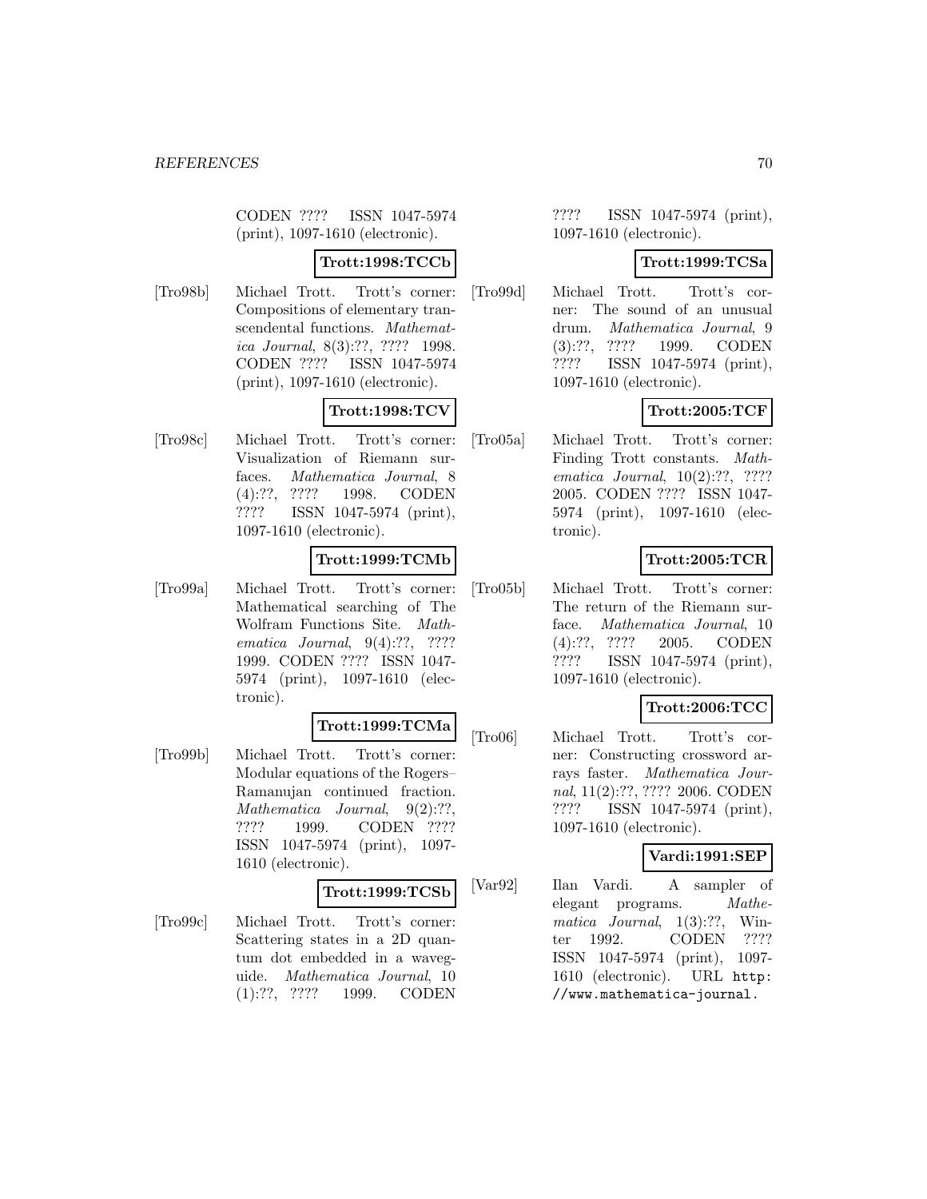CODEN ???? ISSN 1047-5974 (print), 1097-1610 (electronic).

**Trott:1998:TCCb**

[Tro98b] Michael Trott. Trott's corner: Compositions of elementary transcendental functions. *Mathematica Journal*, 8(3):??, ???? 1998. CODEN ???? ISSN 1047-5974 (print), 1097-1610 (electronic).

**Trott:1998:TCV**

[Tro98c] Michael Trott. Trott's corner: Visualization of Riemann surfaces. *Mathematica Journal*, 8 (4):??, ???? 1998. CODEN ???? ISSN 1047-5974 (print), 1097-1610 (electronic).

**Trott:1999:TCMb**

[Tro99a] Michael Trott. Trott's corner: Mathematical searching of The Wolfram Functions Site. *Mathematica Journal*, 9(4):??, ???? 1999. CODEN ???? ISSN 1047-5974 (print), 1097-1610 (electronic).

**Trott:1999:TCMa**

[Tro99b] Michael Trott. Trott's corner: Modular equations of the Rogers–Ramanujan continued fraction. *Mathematica Journal*, 9(2):??, ???? 1999. CODEN ???? ISSN 1047-5974 (print), 1097-1610 (electronic).

**Trott:1999:TCSb**

[Tro99c] Michael Trott. Trott's corner: Scattering states in a 2D quantum dot embedded in a waveguide. *Mathematica Journal*, 10 (1):??, ???? 1999. CODEN ???? ISSN 1047-5974 (print), 1097-1610 (electronic).

**Trott:1999:TCSa**

[Tro99d] Michael Trott. Trott's corner: The sound of an unusual drum. *Mathematica Journal*, 9 (3):??, ???? 1999. CODEN ???? ISSN 1047-5974 (print), 1097-1610 (electronic).

**Trott:2005:TCF**

[Tro05a] Michael Trott. Trott's corner: Finding Trott constants. *Mathematica Journal*, 10(2):??, ???? 2005. CODEN ???? ISSN 1047-5974 (print), 1097-1610 (electronic).

**Trott:2005:TCR**

[Tro05b] Michael Trott. Trott's corner: The return of the Riemann surface. *Mathematica Journal*, 10 (4):??, ???? 2005. CODEN ???? ISSN 1047-5974 (print), 1097-1610 (electronic).

**Trott:2006:TCC**

[Tro06] Michael Trott. Trott's corner: Constructing crossword arrays faster. *Mathematica Journal*, 11(2):??, ???? 2006. CODEN ???? ISSN 1047-5974 (print), 1097-1610 (electronic).

**Vardi:1991:SEP**

[Var92] Ilan Vardi. A sampler of elegant programs. *Mathematica Journal*, 1(3):??, Winter 1992. CODEN ???? ISSN 1047-5974 (print), 1097-1610 (electronic). URL http://www.mathematica-journal.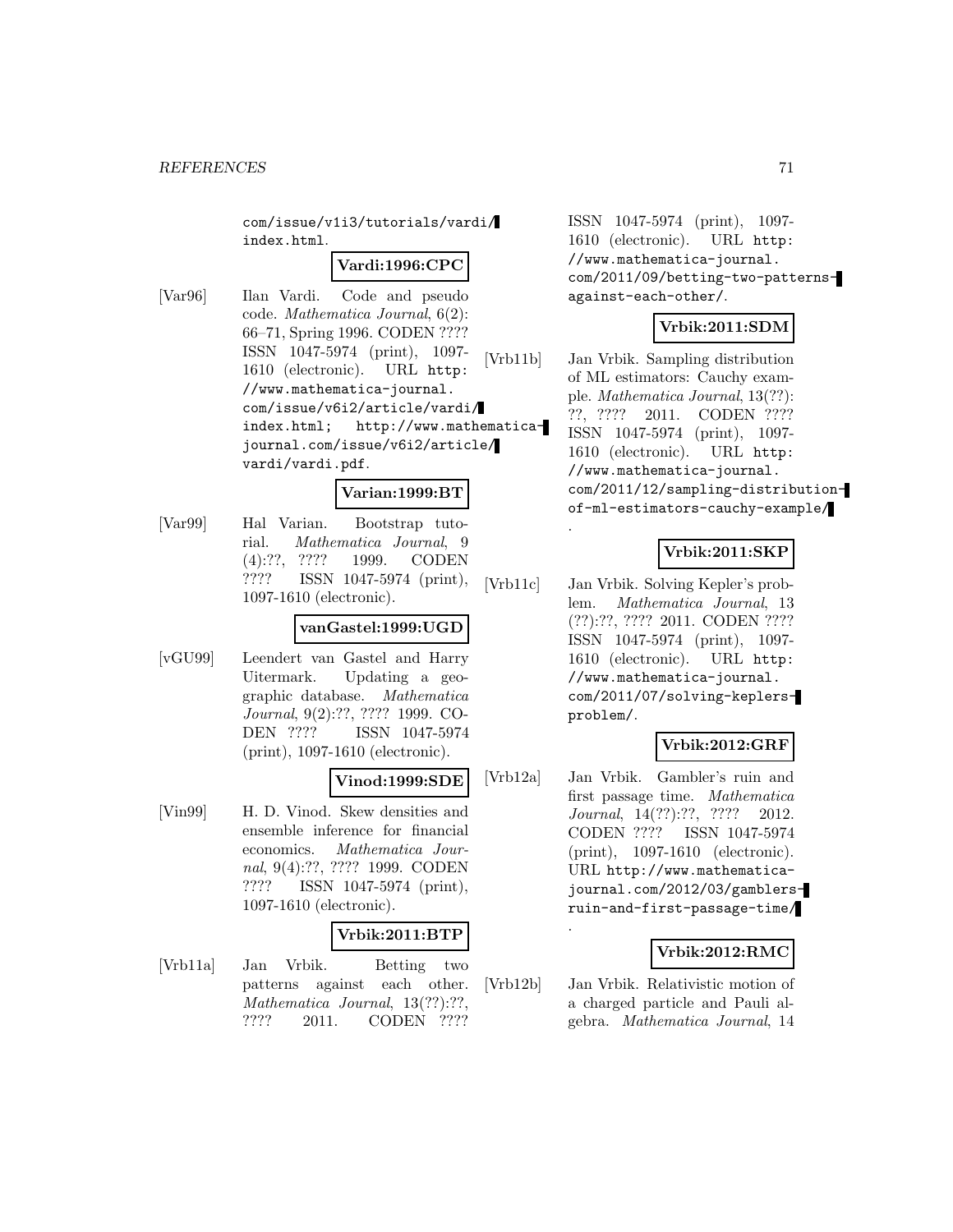com/issue/v1i3/tutorials/vardi/index.html.

**Vardi:1996:CPC**

[Var96] Ilan Vardi. Code and pseudo code. *Mathematica Journal*, 6(2): 66–71, Spring 1996. CODEN ???? ISSN 1047-5974 (print), 1097-1610 (electronic). URL http://www.mathematica-journal.com/issue/v6i2/article/vardi/index.html; http://www.mathematica-journal.com/issue/v6i2/article/vardi/vardi.pdf.

**Varian:1999:BT**

[Var99] Hal Varian. Bootstrap tutorial. *Mathematica Journal*, 9 (4):??, ???? 1999. CODEN ???? ISSN 1047-5974 (print), 1097-1610 (electronic).

**vanGastel:1999:UGD**

[vGU99] Leendert van Gastel and Harry Uitermark. Updating a geographic database. *Mathematica Journal*, 9(2):??, ???? 1999. CODEN ???? ISSN 1047-5974 (print), 1097-1610 (electronic).

**Vinod:1999:SDE**

[Vin99] H. D. Vinod. Skew densities and ensemble inference for financial economics. *Mathematica Journal*, 9(4):??, ???? 1999. CODEN ???? ISSN 1047-5974 (print), 1097-1610 (electronic).

**Vrbik:2011:BTP**

[Vrb11a] Jan Vrbik. Betting two patterns against each other. *Mathematica Journal*, 13(??):??, ???? 2011. CODEN ???? ISSN 1047-5974 (print), 1097-1610 (electronic). URL http://www.mathematica-journal.com/2011/09/betting-two-patterns-against-each-other/.

**Vrbik:2011:SDM**

[Vrb11b] Jan Vrbik. Sampling distribution of ML estimators: Cauchy example. *Mathematica Journal*, 13(??): ??, ???? 2011. CODEN ???? ISSN 1047-5974 (print), 1097-1610 (electronic). URL http://www.mathematica-journal.com/2011/12/sampling-distribution-of-ml-estimators-cauchy-example/.

**Vrbik:2011:SKP**

[Vrb11c] Jan Vrbik. Solving Kepler's problem. *Mathematica Journal*, 13 (??):??, ???? 2011. CODEN ???? ISSN 1047-5974 (print), 1097-1610 (electronic). URL http://www.mathematica-journal.com/2011/07/solving-keplers-problem/.

**Vrbik:2012:GRF**

[Vrb12a] Jan Vrbik. Gambler's ruin and first passage time. *Mathematica Journal*, 14(??):??, ???? 2012. CODEN ???? ISSN 1047-5974 (print), 1097-1610 (electronic). URL http://www.mathematica-journal.com/2012/03/gamblers-ruin-and-first-passage-time/.

**Vrbik:2012:RMC**

[Vrb12b] Jan Vrbik. Relativistic motion of a charged particle and Pauli algebra. *Mathematica Journal*, 14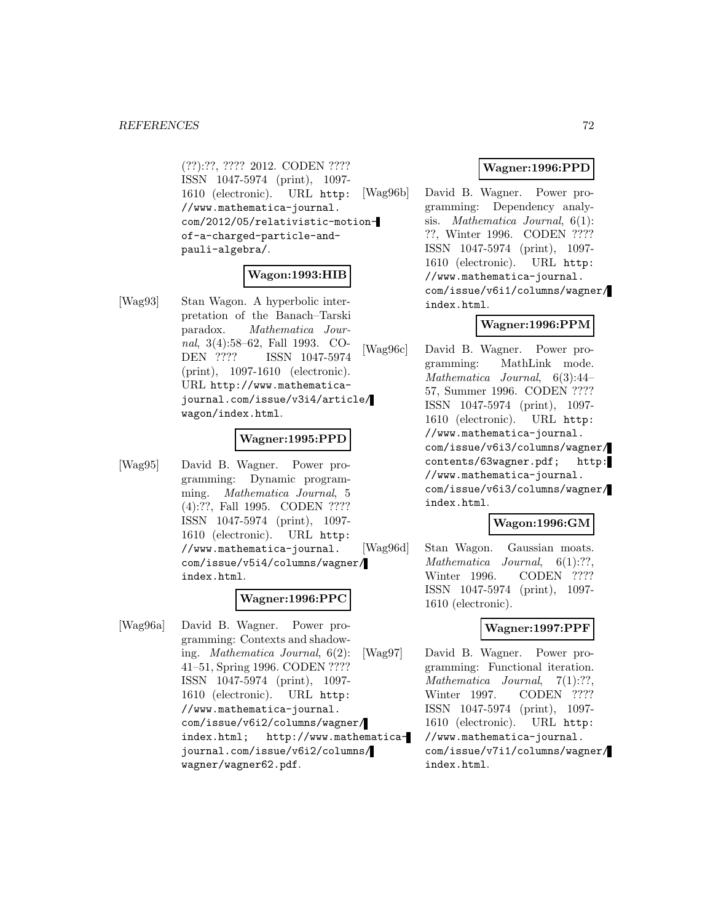(??):??, ???? 2012. CODEN ???? ISSN 1047-5974 (print), 1097-1610 (electronic). URL http://www.mathematica-journal.com/2012/05/relativistic-motion-of-a-charged-particle-and-pauli-algebra/.

**Wagon:1993:HIB**

[Wag93] Stan Wagon. A hyperbolic interpretation of the Banach–Tarski paradox. *Mathematica Journal*, 3(4):58–62, Fall 1993. CODEN ???? ISSN 1047-5974 (print), 1097-1610 (electronic). URL http://www.mathematica-journal.com/issue/v3i4/article/wagon/index.html.

**Wagner:1995:PPD**

[Wag95] David B. Wagner. Power programming: Dynamic programming. *Mathematica Journal*, 5 (4):??, Fall 1995. CODEN ???? ISSN 1047-5974 (print), 1097-1610 (electronic). URL http://www.mathematica-journal.com/issue/v5i4/columns/wagner/index.html.

**Wagner:1996:PPC**

[Wag96a] David B. Wagner. Power programming: Contexts and shadowing. *Mathematica Journal*, 6(2): 41–51, Spring 1996. CODEN ???? ISSN 1047-5974 (print), 1097-1610 (electronic). URL http://www.mathematica-journal.com/issue/v6i2/columns/wagner/index.html; http://www.mathematica-journal.com/issue/v6i2/columns/wagner/wagner62.pdf.

**Wagner:1996:PPD**

[Wag96b] David B. Wagner. Power programming: Dependency analysis. *Mathematica Journal*, 6(1): ??, Winter 1996. CODEN ???? ISSN 1047-5974 (print), 1097-1610 (electronic). URL http://www.mathematica-journal.com/issue/v6i1/columns/wagner/index.html.

**Wagner:1996:PPM**

[Wag96c] David B. Wagner. Power programming: MathLink mode. *Mathematica Journal*, 6(3):44–57, Summer 1996. CODEN ???? ISSN 1047-5974 (print), 1097-1610 (electronic). URL http://www.mathematica-journal.com/issue/v6i3/columns/wagner/contents/63wagner.pdf; http://www.mathematica-journal.com/issue/v6i3/columns/wagner/index.html.

**Wagon:1996:GM**

[Wag96d] Stan Wagon. Gaussian moats. *Mathematica Journal*, 6(1):??, Winter 1996. CODEN ???? ISSN 1047-5974 (print), 1097-1610 (electronic).

**Wagner:1997:PPF**

[Wag97] David B. Wagner. Power programming: Functional iteration. *Mathematica Journal*, 7(1):??, Winter 1997. CODEN ???? ISSN 1047-5974 (print), 1097-1610 (electronic). URL http://www.mathematica-journal.com/issue/v7i1/columns/wagner/index.html.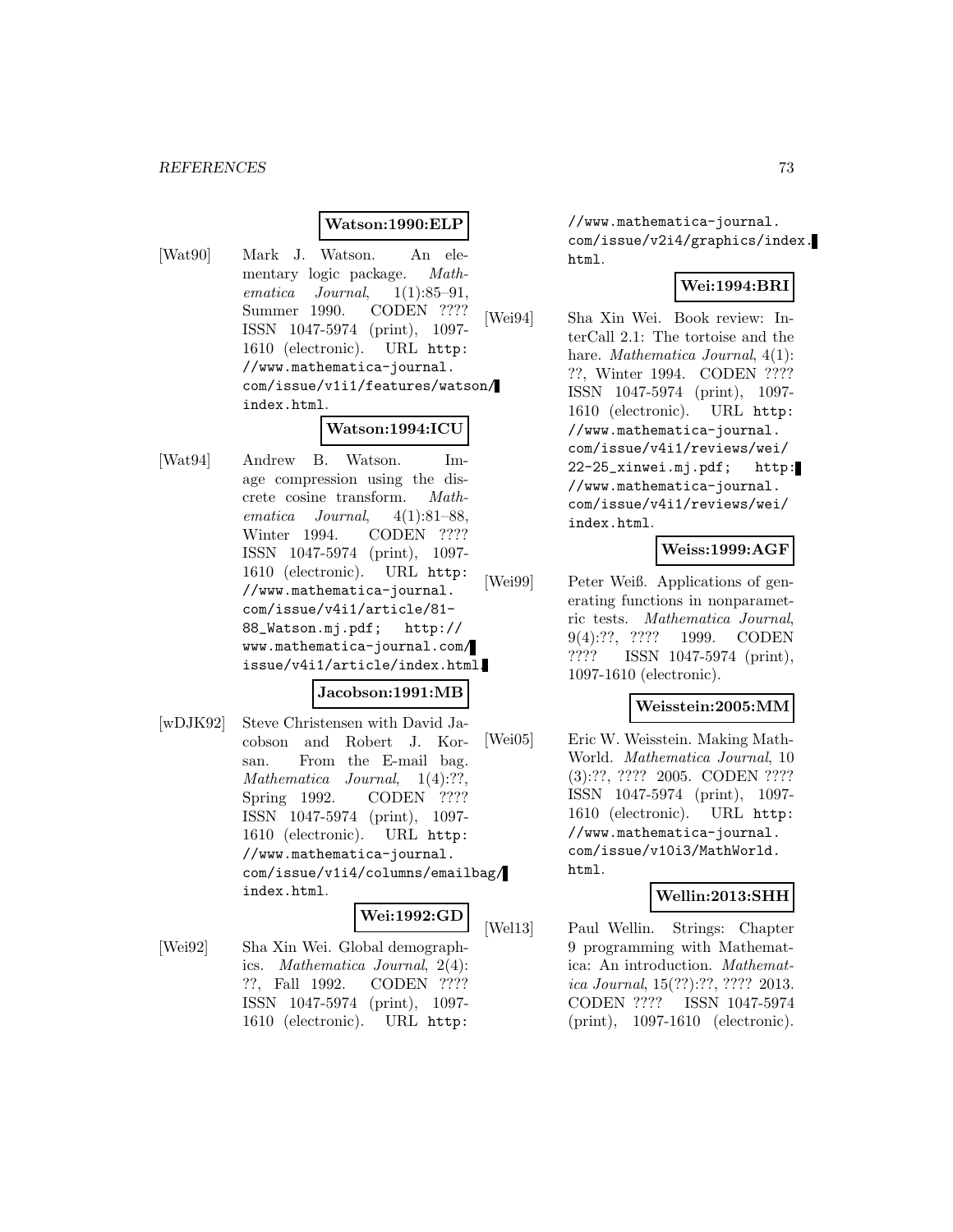**Watson:1990:ELP**

[Wat90] Mark J. Watson. An elementary logic package. *Mathematica Journal*, 1(1):85–91, Summer 1990. CODEN ???? ISSN 1047-5974 (print), 1097-1610 (electronic). URL `http://www.mathematica-journal.com/issue/v1i1/features/watson/index.html`.

**Watson:1994:ICU**

[Wat94] Andrew B. Watson. Image compression using the discrete cosine transform. *Mathematica Journal*, 4(1):81–88, Winter 1994. CODEN ???? ISSN 1047-5974 (print), 1097-1610 (electronic). URL `http://www.mathematica-journal.com/issue/v4i1/article/81-88_Watson.mj.pdf`; `http://www.mathematica-journal.com/issue/v4i1/article/index.html`.

**Jacobson:1991:MB**

[wDJK92] Steve Christensen with David Jacobson and Robert J. Korsan. From the E-mail bag. *Mathematica Journal*, 1(4):??, Spring 1992. CODEN ???? ISSN 1047-5974 (print), 1097-1610 (electronic). URL `http://www.mathematica-journal.com/issue/v1i4/columns/emailbag/index.html`.

**Wei:1992:GD**

[Wei92] Sha Xin Wei. Global demographics. *Mathematica Journal*, 2(4):??, Fall 1992. CODEN ???? ISSN 1047-5974 (print), 1097-1610 (electronic). URL `http://www.mathematica-journal.com/issue/v2i4/graphics/index.html`.

**Wei:1994:BRI**

[Wei94] Sha Xin Wei. Book review: InterCall 2.1: The tortoise and the hare. *Mathematica Journal*, 4(1):??, Winter 1994. CODEN ???? ISSN 1047-5974 (print), 1097-1610 (electronic). URL `http://www.mathematica-journal.com/issue/v4i1/reviews/wei/22-25_xinwei.mj.pdf`; `http://www.mathematica-journal.com/issue/v4i1/reviews/wei/index.html`.

**Weiss:1999:AGF**

[Wei99] Peter Weiß. Applications of generating functions in nonparametric tests. *Mathematica Journal*, 9(4):??, ???? 1999. CODEN ???? ISSN 1047-5974 (print), 1097-1610 (electronic).

**Weisstein:2005:MM**

[Wei05] Eric W. Weisstein. Making MathWorld. *Mathematica Journal*, 10(3):??, ???? 2005. CODEN ???? ISSN 1047-5974 (print), 1097-1610 (electronic). URL `http://www.mathematica-journal.com/issue/v10i3/MathWorld.html`.

**Wellin:2013:SHH**

[Wel13] Paul Wellin. Strings: Chapter 9 programming with Mathematica: An introduction. *Mathematica Journal*, 15(??):??, ???? 2013. CODEN ???? ISSN 1047-5974 (print), 1097-1610 (electronic).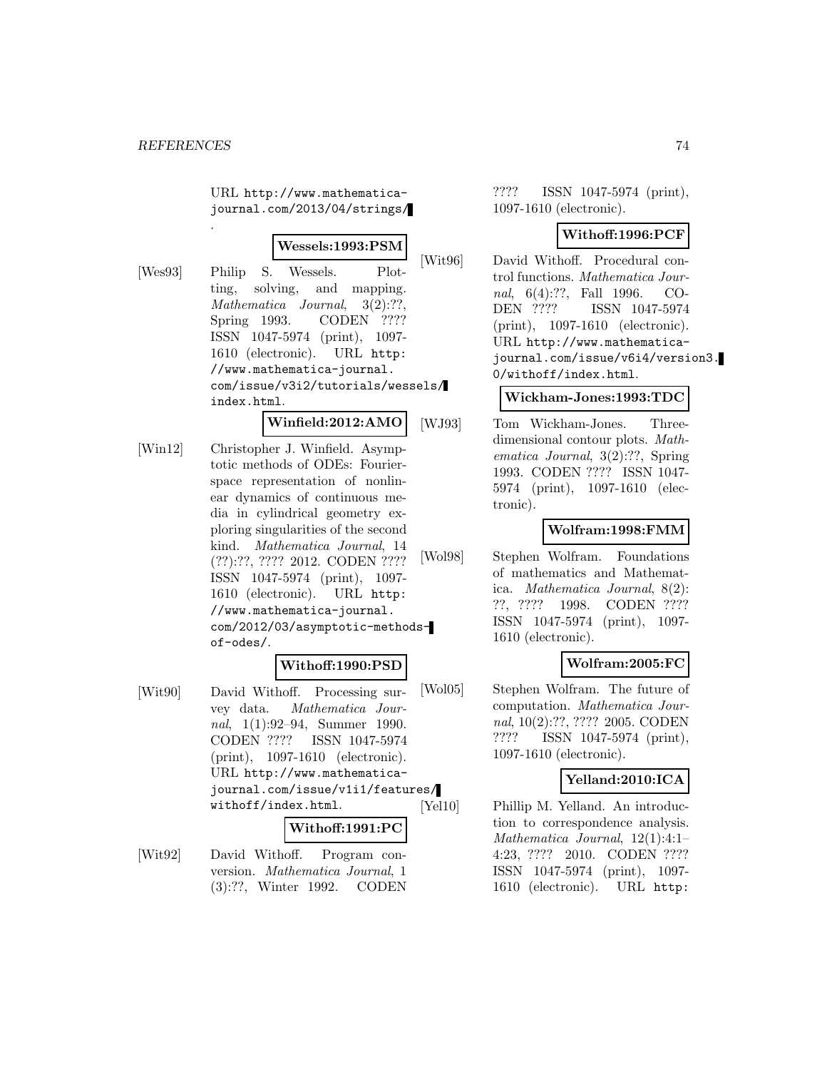URL http://www.mathematica-journal.com/2013/04/strings/.

**Wessels:1993:PSM**

[Wes93] Philip S. Wessels. Plotting, solving, and mapping. *Mathematica Journal*, 3(2):??, Spring 1993. CODEN ???? ISSN 1047-5974 (print), 1097-1610 (electronic). URL http://www.mathematica-journal.com/issue/v3i2/tutorials/wessels/index.html.

**Winfield:2012:AMO**

[Win12] Christopher J. Winfield. Asymptotic methods of ODEs: Fourier-space representation of nonlinear dynamics of continuous media in cylindrical geometry exploring singularities of the second kind. *Mathematica Journal*, 14 (??):??, ???? 2012. CODEN ???? ISSN 1047-5974 (print), 1097-1610 (electronic). URL http://www.mathematica-journal.com/2012/03/asymptotic-methods-of-odes/.

**Withoff:1990:PSD**

[Wit90] David Withoff. Processing survey data. *Mathematica Journal*, 1(1):92–94, Summer 1990. CODEN ???? ISSN 1047-5974 (print), 1097-1610 (electronic). URL http://www.mathematica-journal.com/issue/v1i1/features/withoff/index.html.

**Withoff:1991:PC**

[Wit92] David Withoff. Program conversion. *Mathematica Journal*, 1 (3):??, Winter 1992. CODEN ???? ISSN 1047-5974 (print), 1097-1610 (electronic).

**Withoff:1996:PCF**

[Wit96] David Withoff. Procedural control functions. *Mathematica Journal*, 6(4):??, Fall 1996. CODEN ???? ISSN 1047-5974 (print), 1097-1610 (electronic). URL http://www.mathematica-journal.com/issue/v6i4/version3.0/withoff/index.html.

**Wickham-Jones:1993:TDC**

[WJ93] Tom Wickham-Jones. Three-dimensional contour plots. *Mathematica Journal*, 3(2):??, Spring 1993. CODEN ???? ISSN 1047-5974 (print), 1097-1610 (electronic).

**Wolfram:1998:FMM**

[Wol98] Stephen Wolfram. Foundations of mathematics and Mathematica. *Mathematica Journal*, 8(2): ??, ???? 1998. CODEN ???? ISSN 1047-5974 (print), 1097-1610 (electronic).

**Wolfram:2005:FC**

[Wol05] Stephen Wolfram. The future of computation. *Mathematica Journal*, 10(2):??, ???? 2005. CODEN ???? ISSN 1047-5974 (print), 1097-1610 (electronic).

**Yelland:2010:ICA**

[Yel10] Phillip M. Yelland. An introduction to correspondence analysis. *Mathematica Journal*, 12(1):4:1–4:23, ???? 2010. CODEN ???? ISSN 1047-5974 (print), 1097-1610 (electronic). URL http: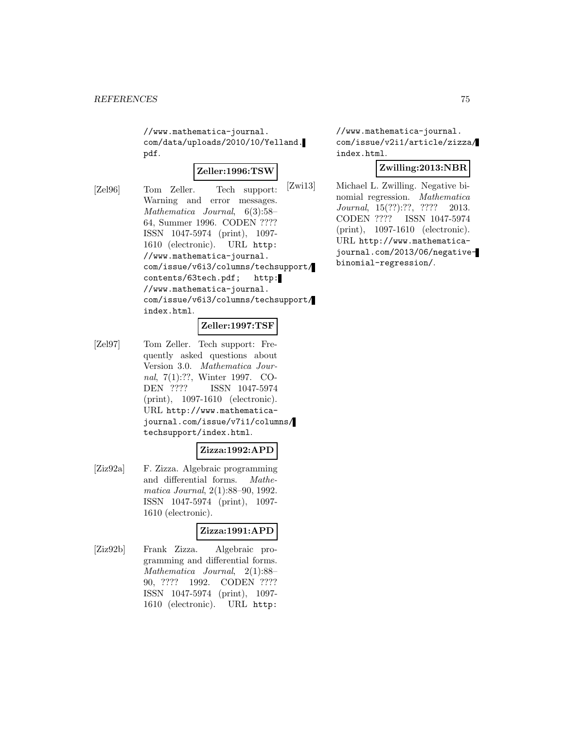//www.mathematica-journal.com/data/uploads/2010/10/Yelland.pdf.

**Zeller:1996:TSW**

[Zel96] Tom Zeller. Tech support: Warning and error messages. *Mathematica Journal*, 6(3):58–64, Summer 1996. CODEN ???? ISSN 1047-5974 (print), 1097-1610 (electronic). URL `http://www.mathematica-journal.com/issue/v6i3/columns/techsupport/contents/63tech.pdf`; `http://www.mathematica-journal.com/issue/v6i3/columns/techsupport/index.html`.

**Zeller:1997:TSF**

[Zel97] Tom Zeller. Tech support: Frequently asked questions about Version 3.0. *Mathematica Journal*, 7(1):??, Winter 1997. CODEN ???? ISSN 1047-5974 (print), 1097-1610 (electronic). URL `http://www.mathematica-journal.com/issue/v7i1/columns/techsupport/index.html`.

**Zizza:1992:APD**

[Ziz92a] F. Zizza. Algebraic programming and differential forms. *Mathematica Journal*, 2(1):88–90, 1992. ISSN 1047-5974 (print), 1097-1610 (electronic).

**Zizza:1991:APD**

[Ziz92b] Frank Zizza. Algebraic programming and differential forms. *Mathematica Journal*, 2(1):88–90, ???? 1992. CODEN ???? ISSN 1047-5974 (print), 1097-1610 (electronic). URL `http://www.mathematica-journal.com/issue/v2i1/article/zizza/index.html`.

**Zwilling:2013:NBR**

[Zwi13] Michael L. Zwilling. Negative binomial regression. *Mathematica Journal*, 15(??):??, ???? 2013. CODEN ???? ISSN 1047-5974 (print), 1097-1610 (electronic). URL `http://www.mathematica-journal.com/2013/06/negative-binomial-regression/`.